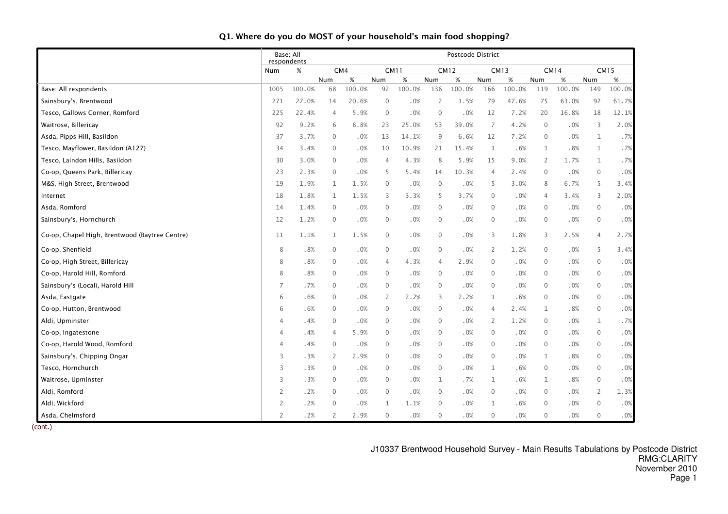## Q1. Where do you do MOST of your household's main food shopping?

| | Base: All respondents | | Postcode District | | | | | | | | | | | |
|---|---|---|---|---|---|---|---|---|---|---|---|---|---|---|
| | | | CM4 | | CM11 | | CM12 | | CM13 | | CM14 | | CM15 | |
| | Num | % | Num | % | Num | % | Num | % | Num | % | Num | % | Num | % |
| Base: All respondents | 1005 | 100.0% | 68 | 100.0% | 92 | 100.0% | 136 | 100.0% | 166 | 100.0% | 119 | 100.0% | 149 | 100.0% |
| Sainsbury's, Brentwood | 271 | 27.0% | 14 | 20.6% | 0 | .0% | 2 | 1.5% | 79 | 47.6% | 75 | 63.0% | 92 | 61.7% |
| Tesco, Gallows Corner, Romford | 225 | 22.4% | 4 | 5.9% | 0 | .0% | 0 | .0% | 12 | 7.2% | 20 | 16.8% | 18 | 12.1% |
| Waitrose, Billericay | 92 | 9.2% | 6 | 8.8% | 23 | 25.0% | 53 | 39.0% | 7 | 4.2% | 0 | .0% | 3 | 2.0% |
| Asda, Pipps Hill, Basildon | 37 | 3.7% | 0 | .0% | 13 | 14.1% | 9 | 6.6% | 12 | 7.2% | 0 | .0% | 1 | .7% |
| Tesco, Mayflower, Basildon (A127) | 34 | 3.4% | 0 | .0% | 10 | 10.9% | 21 | 15.4% | 1 | .6% | 1 | .8% | 1 | .7% |
| Tesco, Laindon Hills, Basildon | 30 | 3.0% | 0 | .0% | 4 | 4.3% | 8 | 5.9% | 15 | 9.0% | 2 | 1.7% | 1 | .7% |
| Co-op, Queens Park, Billericay | 23 | 2.3% | 0 | .0% | 5 | 5.4% | 14 | 10.3% | 4 | 2.4% | 0 | .0% | 0 | .0% |
| M&S, High Street, Brentwood | 19 | 1.9% | 1 | 1.5% | 0 | .0% | 0 | .0% | 5 | 3.0% | 8 | 6.7% | 5 | 3.4% |
| Internet | 18 | 1.8% | 1 | 1.5% | 3 | 3.3% | 5 | 3.7% | 0 | .0% | 4 | 3.4% | 3 | 2.0% |
| Asda, Romford | 14 | 1.4% | 0 | .0% | 0 | .0% | 0 | .0% | 0 | .0% | 0 | .0% | 0 | .0% |
| Sainsbury's, Hornchurch | 12 | 1.2% | 0 | .0% | 0 | .0% | 0 | .0% | 0 | .0% | 0 | .0% | 0 | .0% |
| Co-op, Chapel High, Brentwood (Baytree Centre) | 11 | 1.1% | 1 | 1.5% | 0 | .0% | 0 | .0% | 3 | 1.8% | 3 | 2.5% | 4 | 2.7% |
| Co-op, Shenfield | 8 | .8% | 0 | .0% | 0 | .0% | 0 | .0% | 2 | 1.2% | 0 | .0% | 5 | 3.4% |
| Co-op, High Street, Billericay | 8 | .8% | 0 | .0% | 4 | 4.3% | 4 | 2.9% | 0 | .0% | 0 | .0% | 0 | .0% |
| Co-op, Harold Hill, Romford | 8 | .8% | 0 | .0% | 0 | .0% | 0 | .0% | 0 | .0% | 0 | .0% | 0 | .0% |
| Sainsbury's (Local), Harold Hill | 7 | .7% | 0 | .0% | 0 | .0% | 0 | .0% | 0 | .0% | 0 | .0% | 0 | .0% |
| Asda, Eastgate | 6 | .6% | 0 | .0% | 2 | 2.2% | 3 | 2.2% | 1 | .6% | 0 | .0% | 0 | .0% |
| Co-op, Hutton, Brentwood | 6 | .6% | 0 | .0% | 0 | .0% | 0 | .0% | 4 | 2.4% | 1 | .8% | 0 | .0% |
| Aldi, Upminster | 4 | .4% | 0 | .0% | 0 | .0% | 0 | .0% | 2 | 1.2% | 0 | .0% | 1 | .7% |
| Co-op, Ingatestone | 4 | .4% | 4 | 5.9% | 0 | .0% | 0 | .0% | 0 | .0% | 0 | .0% | 0 | .0% |
| Co-op, Harold Wood, Romford | 4 | .4% | 0 | .0% | 0 | .0% | 0 | .0% | 0 | .0% | 0 | .0% | 0 | .0% |
| Sainsbury's, Chipping Ongar | 3 | .3% | 2 | 2.9% | 0 | .0% | 0 | .0% | 0 | .0% | 1 | .8% | 0 | .0% |
| Tesco, Hornchurch | 3 | .3% | 0 | .0% | 0 | .0% | 0 | .0% | 1 | .6% | 0 | .0% | 0 | .0% |
| Waitrose, Upminster | 3 | .3% | 0 | .0% | 0 | .0% | 1 | .7% | 1 | .6% | 1 | .8% | 0 | .0% |
| Aldi, Romford | 2 | .2% | 0 | .0% | 0 | .0% | 0 | .0% | 0 | .0% | 0 | .0% | 2 | 1.3% |
| Aldi, Wickford | 2 | .2% | 0 | .0% | 1 | 1.1% | 0 | .0% | 1 | .6% | 0 | .0% | 0 | .0% |
| Asda, Chelmsford | 2 | .2% | 2 | 2.9% | 0 | .0% | 0 | .0% | 0 | .0% | 0 | .0% | 0 | .0% |

(cont.)

J10337 Brentwood Household Survey - Main Results Tabulations by Postcode District
RMG:CLARITY
November 2010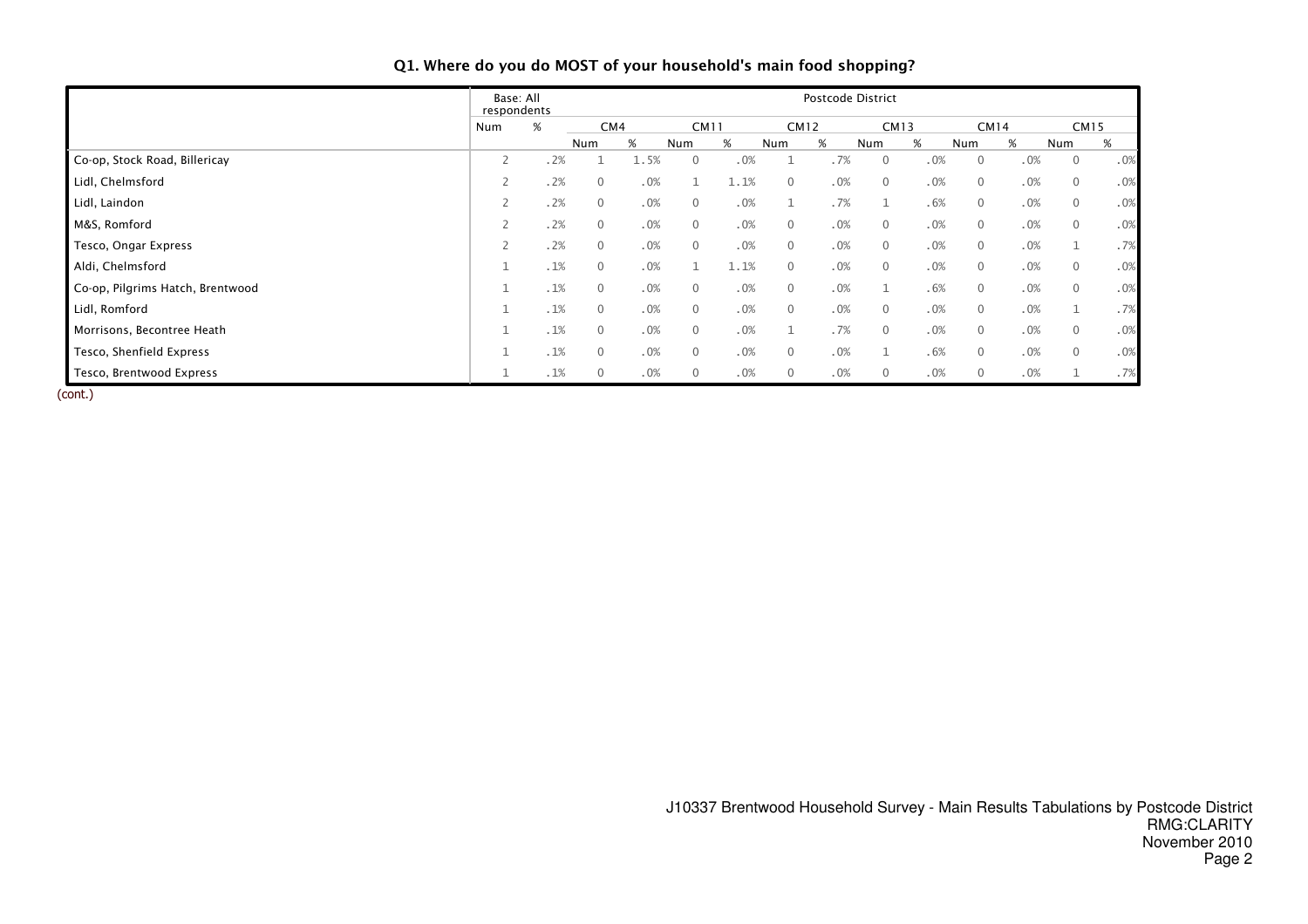## Q1. Where do you do MOST of your household's main food shopping?

| | Base: All respondents | | Postcode District | | | | | | | | | | | |
|---|---|---|---|---|---|---|---|---|---|---|---|---|---|---|
| | | | CM4 | | CM11 | | CM12 | | CM13 | | CM14 | | CM15 | |
| | Num | % | Num | % | Num | % | Num | % | Num | % | Num | % | Num | % |
| Co-op, Stock Road, Billericay | 2 | .2% | 1 | 1.5% | 0 | .0% | 1 | .7% | 0 | .0% | 0 | .0% | 0 | .0% |
| Lidl, Chelmsford | 2 | .2% | 0 | .0% | 1 | 1.1% | 0 | .0% | 0 | .0% | 0 | .0% | 0 | .0% |
| Lidl, Laindon | 2 | .2% | 0 | .0% | 0 | .0% | 1 | .7% | 1 | .6% | 0 | .0% | 0 | .0% |
| M&S, Romford | 2 | .2% | 0 | .0% | 0 | .0% | 0 | .0% | 0 | .0% | 0 | .0% | 0 | .0% |
| Tesco, Ongar Express | 2 | .2% | 0 | .0% | 0 | .0% | 0 | .0% | 0 | .0% | 0 | .0% | 1 | .7% |
| Aldi, Chelmsford | 1 | .1% | 0 | .0% | 1 | 1.1% | 0 | .0% | 0 | .0% | 0 | .0% | 0 | .0% |
| Co-op, Pilgrims Hatch, Brentwood | 1 | .1% | 0 | .0% | 0 | .0% | 0 | .0% | 1 | .6% | 0 | .0% | 0 | .0% |
| Lidl, Romford | 1 | .1% | 0 | .0% | 0 | .0% | 0 | .0% | 0 | .0% | 0 | .0% | 1 | .7% |
| Morrisons, Becontree Heath | 1 | .1% | 0 | .0% | 0 | .0% | 1 | .7% | 0 | .0% | 0 | .0% | 0 | .0% |
| Tesco, Shenfield Express | 1 | .1% | 0 | .0% | 0 | .0% | 0 | .0% | 1 | .6% | 0 | .0% | 0 | .0% |
| Tesco, Brentwood Express | 1 | .1% | 0 | .0% | 0 | .0% | 0 | .0% | 0 | .0% | 0 | .0% | 1 | .7% |

(cont.)

J10337 Brentwood Household Survey - Main Results Tabulations by Postcode District
RMG:CLARITY
November 2010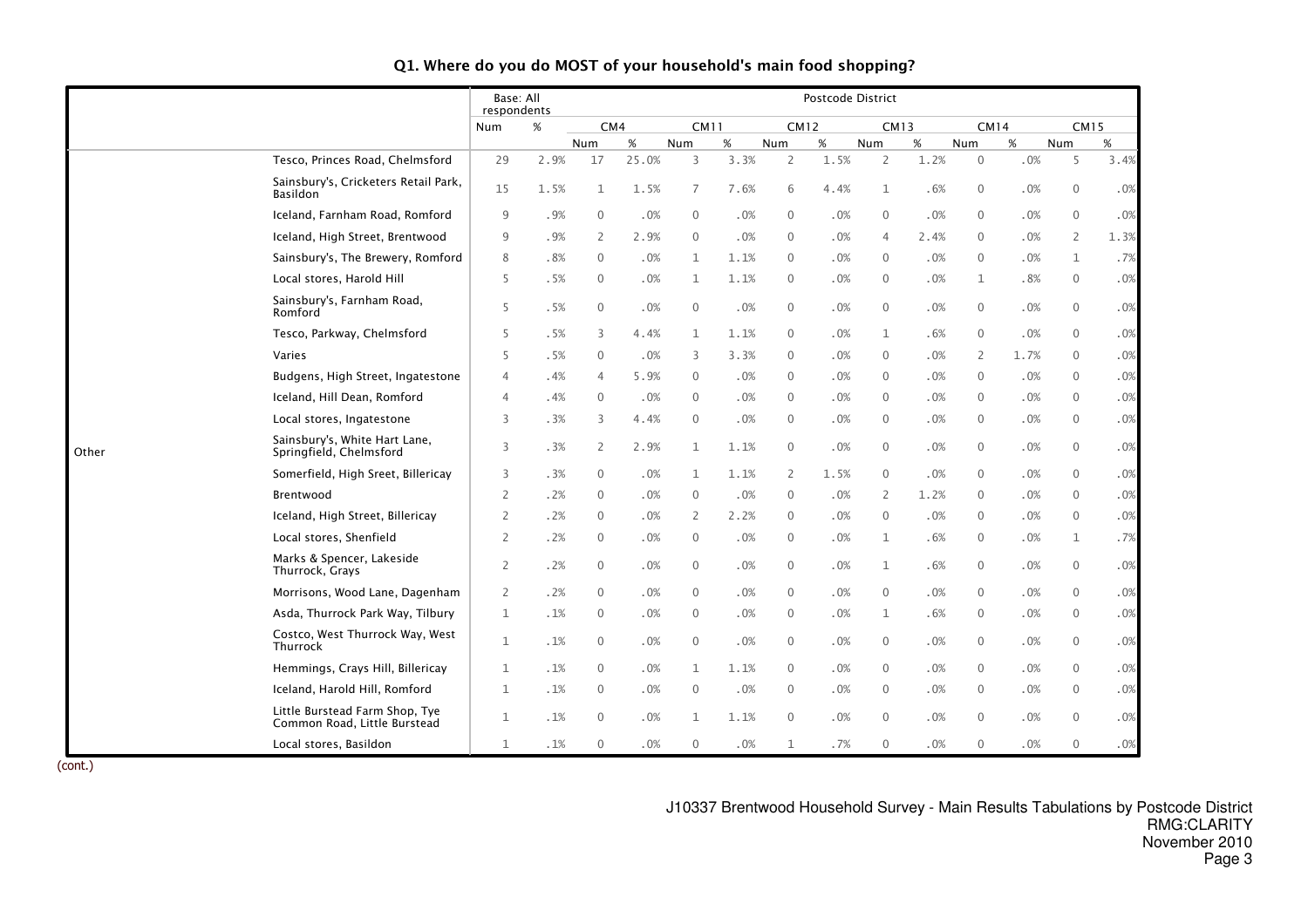## Q1. Where do you do MOST of your household's main food shopping?

| | | Base: All respondents | | Postcode District | | | | | | | | | | | |
|---|---|---|---|---|---|---|---|---|---|---|---|---|---|---|---|
| | | | | CM4 | | CM11 | | CM12 | | CM13 | | CM14 | | CM15 | |
| | | Num | % | Num | % | Num | % | Num | % | Num | % | Num | % | Num | % |
| Other | Tesco, Princes Road, Chelmsford | 29 | 2.9% | 17 | 25.0% | 3 | 3.3% | 2 | 1.5% | 2 | 1.2% | 0 | .0% | 5 | 3.4% |
| | Sainsbury's, Cricketers Retail Park, Basildon | 15 | 1.5% | 1 | 1.5% | 7 | 7.6% | 6 | 4.4% | 1 | .6% | 0 | .0% | 0 | .0% |
| | Iceland, Farnham Road, Romford | 9 | .9% | 0 | .0% | 0 | .0% | 0 | .0% | 0 | .0% | 0 | .0% | 0 | .0% |
| | Iceland, High Street, Brentwood | 9 | .9% | 2 | 2.9% | 0 | .0% | 0 | .0% | 4 | 2.4% | 0 | .0% | 2 | 1.3% |
| | Sainsbury's, The Brewery, Romford | 8 | .8% | 0 | .0% | 1 | 1.1% | 0 | .0% | 0 | .0% | 0 | .0% | 1 | .7% |
| | Local stores, Harold Hill | 5 | .5% | 0 | .0% | 1 | 1.1% | 0 | .0% | 0 | .0% | 1 | .8% | 0 | .0% |
| | Sainsbury's, Farnham Road, Romford | 5 | .5% | 0 | .0% | 0 | .0% | 0 | .0% | 0 | .0% | 0 | .0% | 0 | .0% |
| | Tesco, Parkway, Chelmsford | 5 | .5% | 3 | 4.4% | 1 | 1.1% | 0 | .0% | 1 | .6% | 0 | .0% | 0 | .0% |
| | Varies | 5 | .5% | 0 | .0% | 3 | 3.3% | 0 | .0% | 0 | .0% | 2 | 1.7% | 0 | .0% |
| | Budgens, High Street, Ingatestone | 4 | .4% | 4 | 5.9% | 0 | .0% | 0 | .0% | 0 | .0% | 0 | .0% | 0 | .0% |
| | Iceland, Hill Dean, Romford | 4 | .4% | 0 | .0% | 0 | .0% | 0 | .0% | 0 | .0% | 0 | .0% | 0 | .0% |
| | Local stores, Ingatestone | 3 | .3% | 3 | 4.4% | 0 | .0% | 0 | .0% | 0 | .0% | 0 | .0% | 0 | .0% |
| | Sainsbury's, White Hart Lane, Springfield, Chelmsford | 3 | .3% | 2 | 2.9% | 1 | 1.1% | 0 | .0% | 0 | .0% | 0 | .0% | 0 | .0% |
| | Somerfield, High Sreet, Billericay | 3 | .3% | 0 | .0% | 1 | 1.1% | 2 | 1.5% | 0 | .0% | 0 | .0% | 0 | .0% |
| | Brentwood | 2 | .2% | 0 | .0% | 0 | .0% | 0 | .0% | 2 | 1.2% | 0 | .0% | 0 | .0% |
| | Iceland, High Street, Billericay | 2 | .2% | 0 | .0% | 2 | 2.2% | 0 | .0% | 0 | .0% | 0 | .0% | 0 | .0% |
| | Local stores, Shenfield | 2 | .2% | 0 | .0% | 0 | .0% | 0 | .0% | 1 | .6% | 0 | .0% | 1 | .7% |
| | Marks & Spencer, Lakeside Thurrock, Grays | 2 | .2% | 0 | .0% | 0 | .0% | 0 | .0% | 1 | .6% | 0 | .0% | 0 | .0% |
| | Morrisons, Wood Lane, Dagenham | 2 | .2% | 0 | .0% | 0 | .0% | 0 | .0% | 0 | .0% | 0 | .0% | 0 | .0% |
| | Asda, Thurrock Park Way, Tilbury | 1 | .1% | 0 | .0% | 0 | .0% | 0 | .0% | 1 | .6% | 0 | .0% | 0 | .0% |
| | Costco, West Thurrock Way, West Thurrock | 1 | .1% | 0 | .0% | 0 | .0% | 0 | .0% | 0 | .0% | 0 | .0% | 0 | .0% |
| | Hemmings, Crays Hill, Billericay | 1 | .1% | 0 | .0% | 1 | 1.1% | 0 | .0% | 0 | .0% | 0 | .0% | 0 | .0% |
| | Iceland, Harold Hill, Romford | 1 | .1% | 0 | .0% | 0 | .0% | 0 | .0% | 0 | .0% | 0 | .0% | 0 | .0% |
| | Little Burstead Farm Shop, Tye Common Road, Little Burstead | 1 | .1% | 0 | .0% | 1 | 1.1% | 0 | .0% | 0 | .0% | 0 | .0% | 0 | .0% |
| | Local stores, Basildon | 1 | .1% | 0 | .0% | 0 | .0% | 1 | .7% | 0 | .0% | 0 | .0% | 0 | .0% |

(cont.)

J10337 Brentwood Household Survey - Main Results Tabulations by Postcode District
RMG:CLARITY
November 2010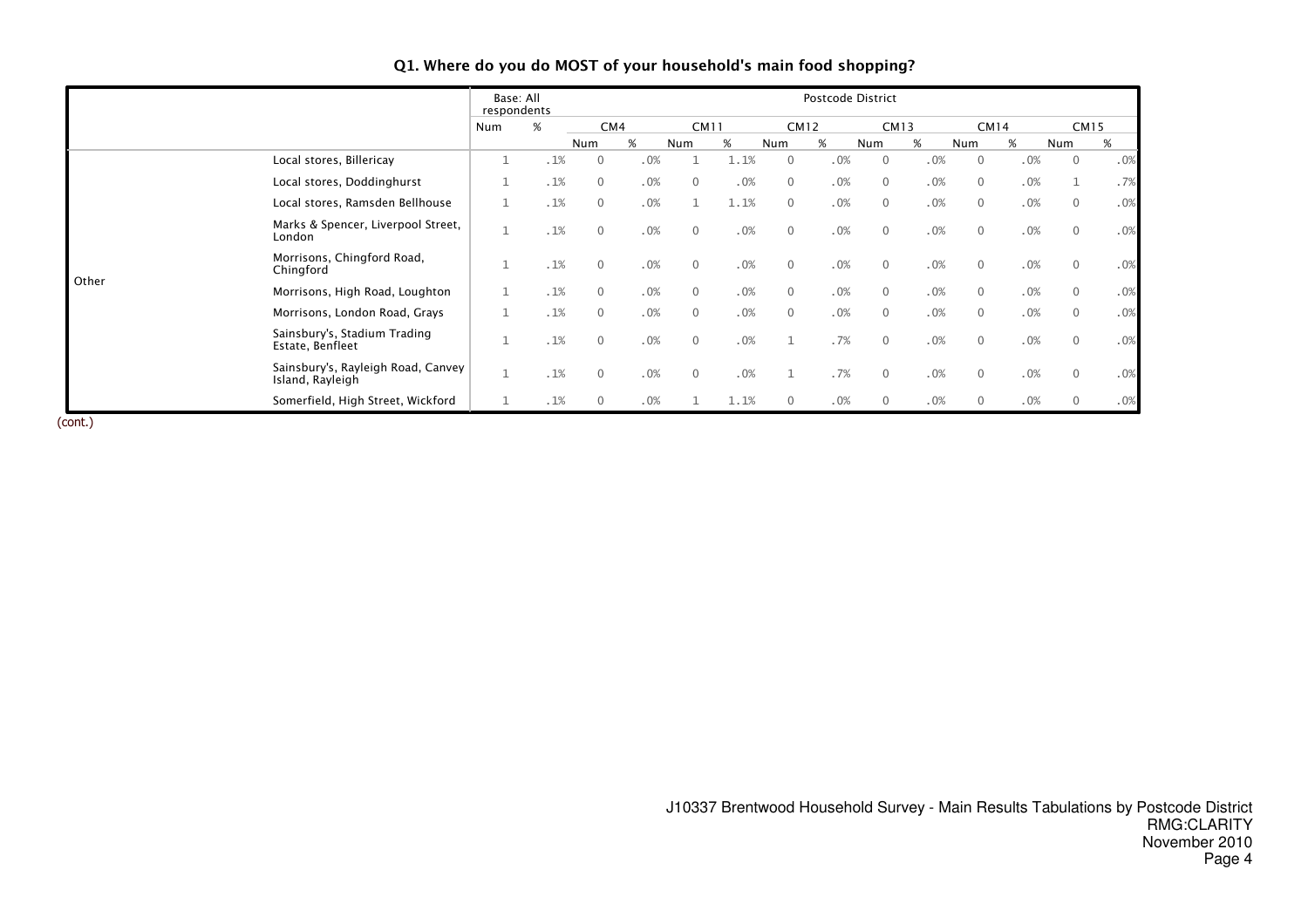## Q1. Where do you do MOST of your household's main food shopping?

| | | Base: All respondents | | Postcode District | | | | | | | | | | | |
|---|---|---|---|---|---|---|---|---|---|---|---|---|---|---|---|
| | | | | CM4 | | CM11 | | CM12 | | CM13 | | CM14 | | CM15 | |
| | | Num | % | Num | % | Num | % | Num | % | Num | % | Num | % | Num | % |
| Other | Local stores, Billericay | 1 | .1% | 0 | .0% | 1 | 1.1% | 0 | .0% | 0 | .0% | 0 | .0% | 0 | .0% |
| | Local stores, Doddinghurst | 1 | .1% | 0 | .0% | 0 | .0% | 0 | .0% | 0 | .0% | 0 | .0% | 1 | .7% |
| | Local stores, Ramsden Bellhouse | 1 | .1% | 0 | .0% | 1 | 1.1% | 0 | .0% | 0 | .0% | 0 | .0% | 0 | .0% |
| | Marks & Spencer, Liverpool Street, London | 1 | .1% | 0 | .0% | 0 | .0% | 0 | .0% | 0 | .0% | 0 | .0% | 0 | .0% |
| | Morrisons, Chingford Road, Chingford | 1 | .1% | 0 | .0% | 0 | .0% | 0 | .0% | 0 | .0% | 0 | .0% | 0 | .0% |
| | Morrisons, High Road, Loughton | 1 | .1% | 0 | .0% | 0 | .0% | 0 | .0% | 0 | .0% | 0 | .0% | 0 | .0% |
| | Morrisons, London Road, Grays | 1 | .1% | 0 | .0% | 0 | .0% | 0 | .0% | 0 | .0% | 0 | .0% | 0 | .0% |
| | Sainsbury's, Stadium Trading Estate, Benfleet | 1 | .1% | 0 | .0% | 0 | .0% | 1 | .7% | 0 | .0% | 0 | .0% | 0 | .0% |
| | Sainsbury's, Rayleigh Road, Canvey Island, Rayleigh | 1 | .1% | 0 | .0% | 0 | .0% | 1 | .7% | 0 | .0% | 0 | .0% | 0 | .0% |
| | Somerfield, High Street, Wickford | 1 | .1% | 0 | .0% | 1 | 1.1% | 0 | .0% | 0 | .0% | 0 | .0% | 0 | .0% |

(cont.)

J10337 Brentwood Household Survey - Main Results Tabulations by Postcode District
RMG:CLARITY
November 2010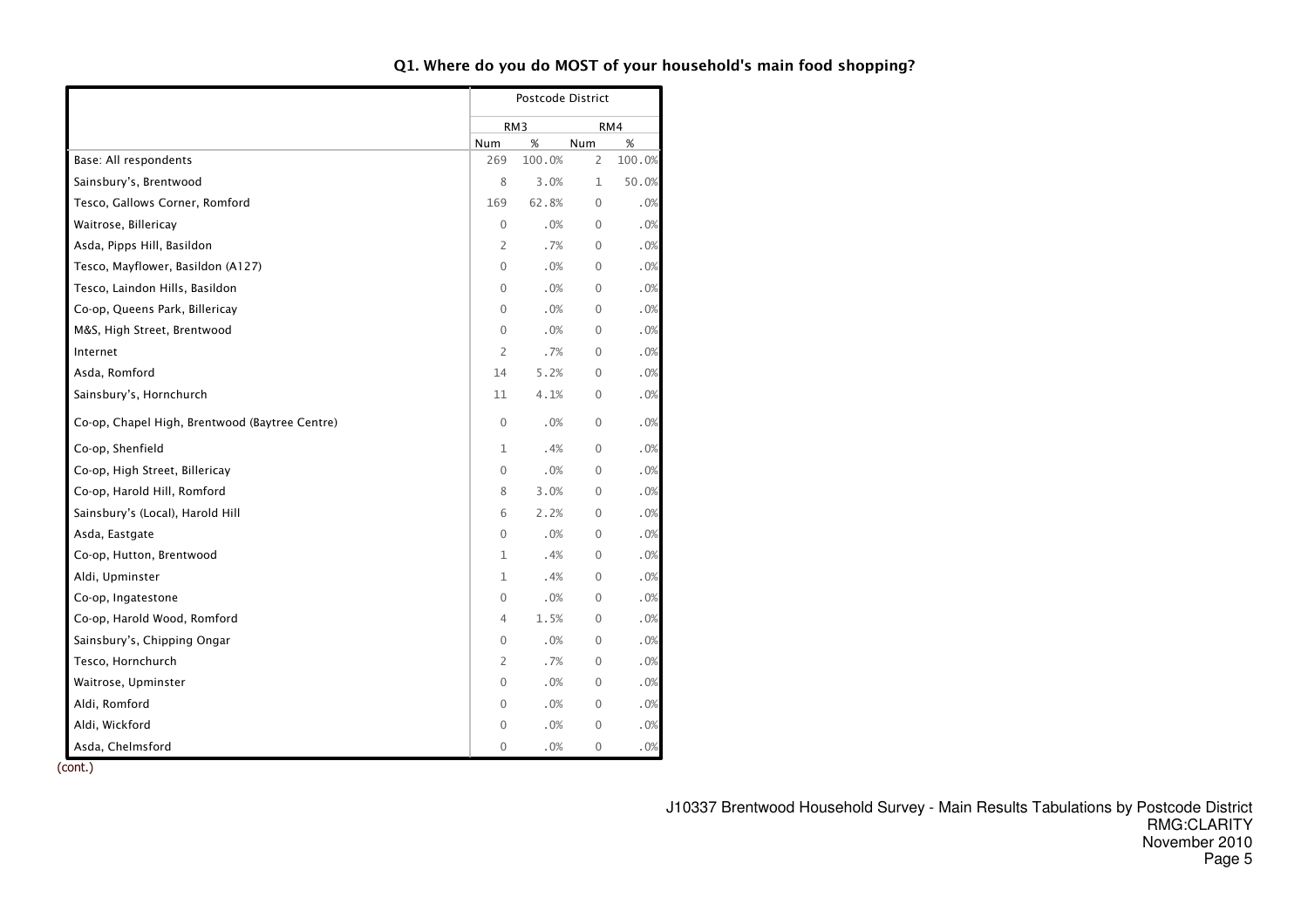## Q1. Where do you do MOST of your household's main food shopping?

| | Postcode District | | | |
|---|---|---|---|---|
| | RM3 | | RM4 | |
| | Num | % | Num | % |
| Base: All respondents | 269 | 100.0% | 2 | 100.0% |
| Sainsbury's, Brentwood | 8 | 3.0% | 1 | 50.0% |
| Tesco, Gallows Corner, Romford | 169 | 62.8% | 0 | .0% |
| Waitrose, Billericay | 0 | .0% | 0 | .0% |
| Asda, Pipps Hill, Basildon | 2 | .7% | 0 | .0% |
| Tesco, Mayflower, Basildon (A127) | 0 | .0% | 0 | .0% |
| Tesco, Laindon Hills, Basildon | 0 | .0% | 0 | .0% |
| Co-op, Queens Park, Billericay | 0 | .0% | 0 | .0% |
| M&S, High Street, Brentwood | 0 | .0% | 0 | .0% |
| Internet | 2 | .7% | 0 | .0% |
| Asda, Romford | 14 | 5.2% | 0 | .0% |
| Sainsbury's, Hornchurch | 11 | 4.1% | 0 | .0% |
| Co-op, Chapel High, Brentwood (Baytree Centre) | 0 | .0% | 0 | .0% |
| Co-op, Shenfield | 1 | .4% | 0 | .0% |
| Co-op, High Street, Billericay | 0 | .0% | 0 | .0% |
| Co-op, Harold Hill, Romford | 8 | 3.0% | 0 | .0% |
| Sainsbury's (Local), Harold Hill | 6 | 2.2% | 0 | .0% |
| Asda, Eastgate | 0 | .0% | 0 | .0% |
| Co-op, Hutton, Brentwood | 1 | .4% | 0 | .0% |
| Aldi, Upminster | 1 | .4% | 0 | .0% |
| Co-op, Ingatestone | 0 | .0% | 0 | .0% |
| Co-op, Harold Wood, Romford | 4 | 1.5% | 0 | .0% |
| Sainsbury's, Chipping Ongar | 0 | .0% | 0 | .0% |
| Tesco, Hornchurch | 2 | .7% | 0 | .0% |
| Waitrose, Upminster | 0 | .0% | 0 | .0% |
| Aldi, Romford | 0 | .0% | 0 | .0% |
| Aldi, Wickford | 0 | .0% | 0 | .0% |
| Asda, Chelmsford | 0 | .0% | 0 | .0% |

(cont.)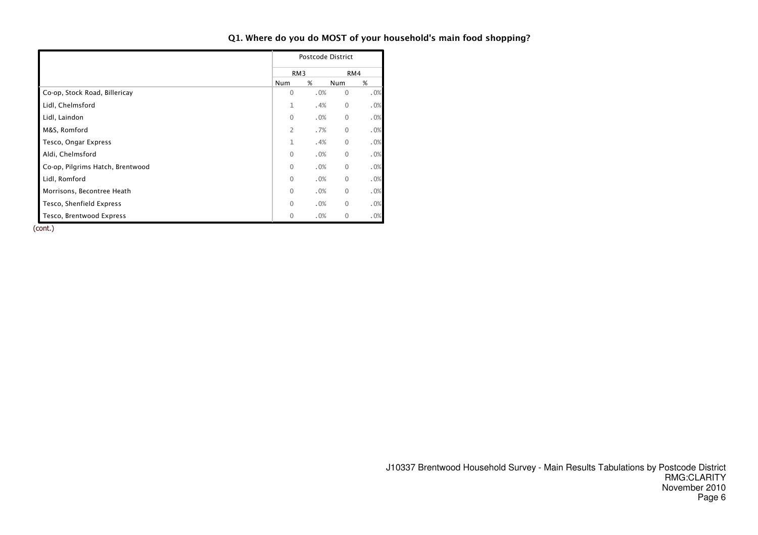## Q1. Where do you do MOST of your household's main food shopping?

| | Postcode District | | | |
|---|---|---|---|---|
| | RM3 | | RM4 | |
| | Num | % | Num | % |
| Co-op, Stock Road, Billericay | 0 | .0% | 0 | .0% |
| Lidl, Chelmsford | 1 | .4% | 0 | .0% |
| Lidl, Laindon | 0 | .0% | 0 | .0% |
| M&S, Romford | 2 | .7% | 0 | .0% |
| Tesco, Ongar Express | 1 | .4% | 0 | .0% |
| Aldi, Chelmsford | 0 | .0% | 0 | .0% |
| Co-op, Pilgrims Hatch, Brentwood | 0 | .0% | 0 | .0% |
| Lidl, Romford | 0 | .0% | 0 | .0% |
| Morrisons, Becontree Heath | 0 | .0% | 0 | .0% |
| Tesco, Shenfield Express | 0 | .0% | 0 | .0% |
| Tesco, Brentwood Express | 0 | .0% | 0 | .0% |

(cont.)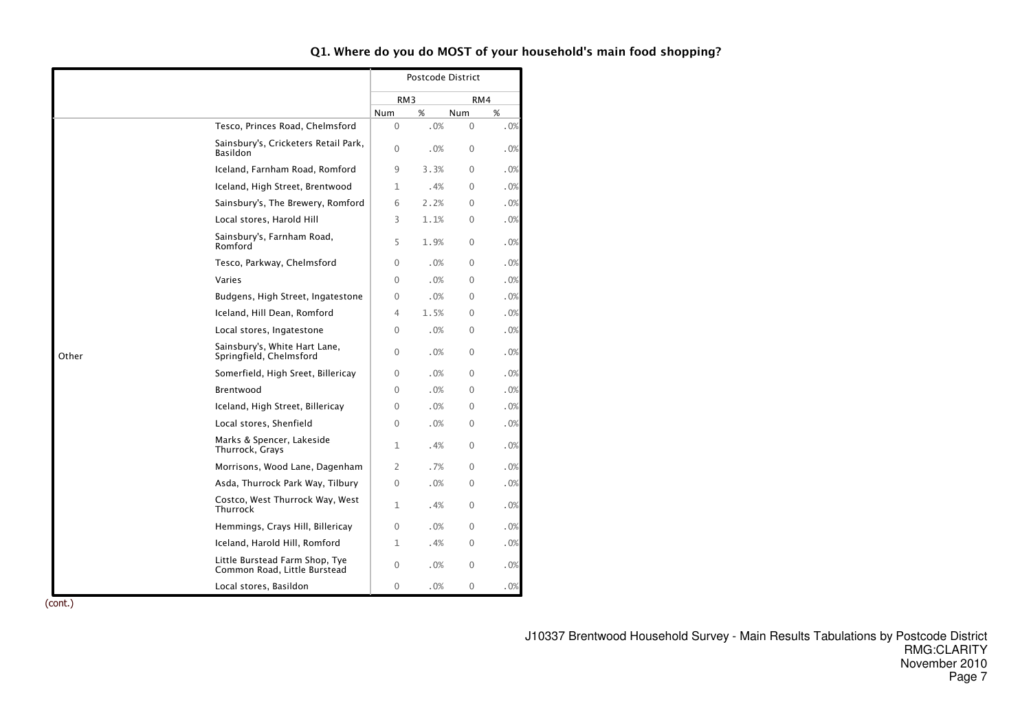## Q1. Where do you do MOST of your household's main food shopping?

| | | Postcode District | | | |
|---|---|---|---|---|---|
| | | RM3 | | RM4 | |
| | | Num | % | Num | % |
| Other | Tesco, Princes Road, Chelmsford | 0 | .0% | 0 | .0% |
| | Sainsbury's, Cricketers Retail Park, Basildon | 0 | .0% | 0 | .0% |
| | Iceland, Farnham Road, Romford | 9 | 3.3% | 0 | .0% |
| | Iceland, High Street, Brentwood | 1 | .4% | 0 | .0% |
| | Sainsbury's, The Brewery, Romford | 6 | 2.2% | 0 | .0% |
| | Local stores, Harold Hill | 3 | 1.1% | 0 | .0% |
| | Sainsbury's, Farnham Road, Romford | 5 | 1.9% | 0 | .0% |
| | Tesco, Parkway, Chelmsford | 0 | .0% | 0 | .0% |
| | Varies | 0 | .0% | 0 | .0% |
| | Budgens, High Street, Ingatestone | 0 | .0% | 0 | .0% |
| | Iceland, Hill Dean, Romford | 4 | 1.5% | 0 | .0% |
| | Local stores, Ingatestone | 0 | .0% | 0 | .0% |
| | Sainsbury's, White Hart Lane, Springfield, Chelmsford | 0 | .0% | 0 | .0% |
| | Somerfield, High Sreet, Billericay | 0 | .0% | 0 | .0% |
| | Brentwood | 0 | .0% | 0 | .0% |
| | Iceland, High Street, Billericay | 0 | .0% | 0 | .0% |
| | Local stores, Shenfield | 0 | .0% | 0 | .0% |
| | Marks & Spencer, Lakeside Thurrock, Grays | 1 | .4% | 0 | .0% |
| | Morrisons, Wood Lane, Dagenham | 2 | .7% | 0 | .0% |
| | Asda, Thurrock Park Way, Tilbury | 0 | .0% | 0 | .0% |
| | Costco, West Thurrock Way, West Thurrock | 1 | .4% | 0 | .0% |
| | Hemmings, Crays Hill, Billericay | 0 | .0% | 0 | .0% |
| | Iceland, Harold Hill, Romford | 1 | .4% | 0 | .0% |
| | Little Burstead Farm Shop, Tye Common Road, Little Burstead | 0 | .0% | 0 | .0% |
| | Local stores, Basildon | 0 | .0% | 0 | .0% |

(cont.)

J10337 Brentwood Household Survey - Main Results Tabulations by Postcode District
RMG:CLARITY
November 2010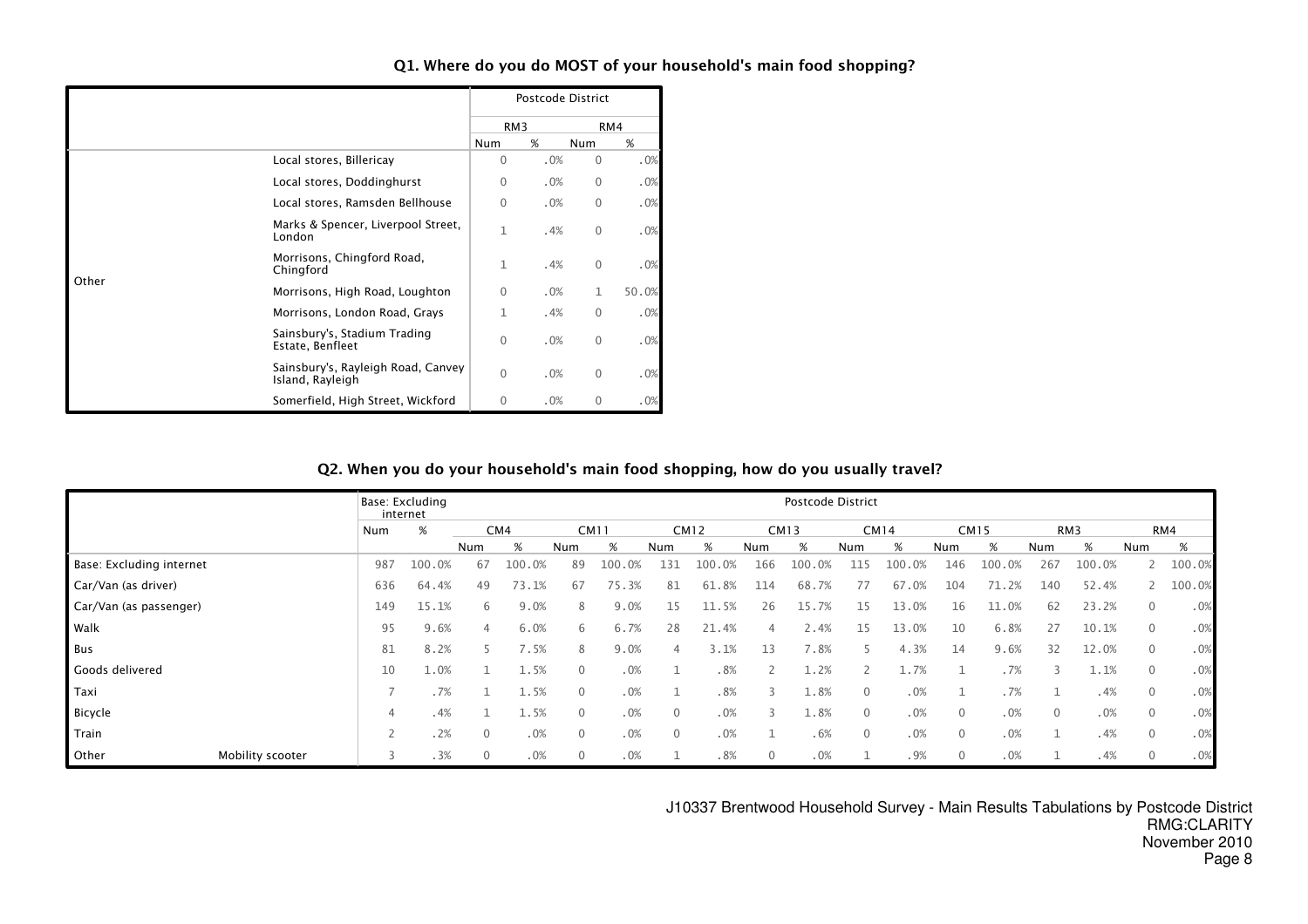### Q1. Where do you do MOST of your household's main food shopping?

| | | Postcode District | | | |
|---|---|---|---|---|---|
| | | RM3 | | RM4 | |
| | | Num | % | Num | % |
| Other | Local stores, Billericay | 0 | .0% | 0 | .0% |
| | Local stores, Doddinghurst | 0 | .0% | 0 | .0% |
| | Local stores, Ramsden Bellhouse | 0 | .0% | 0 | .0% |
| | Marks & Spencer, Liverpool Street, London | 1 | .4% | 0 | .0% |
| | Morrisons, Chingford Road, Chingford | 1 | .4% | 0 | .0% |
| | Morrisons, High Road, Loughton | 0 | .0% | 1 | 50.0% |
| | Morrisons, London Road, Grays | 1 | .4% | 0 | .0% |
| | Sainsbury's, Stadium Trading Estate, Benfleet | 0 | .0% | 0 | .0% |
| | Sainsbury's, Rayleigh Road, Canvey Island, Rayleigh | 0 | .0% | 0 | .0% |
| | Somerfield, High Street, Wickford | 0 | .0% | 0 | .0% |

### Q2. When you do your household's main food shopping, how do you usually travel?

| | | Base: Excluding internet | | Postcode District | | | | | | | | | | | | | | | |
|---|---|---|---|---|---|---|---|---|---|---|---|---|---|---|---|---|---|---|---|
| | | | | CM4 | | CM11 | | CM12 | | CM13 | | CM14 | | CM15 | | RM3 | | RM4 | |
| | | Num | % | Num | % | Num | % | Num | % | Num | % | Num | % | Num | % | Num | % | Num | % |
| Base: Excluding internet | | 987 | 100.0% | 67 | 100.0% | 89 | 100.0% | 131 | 100.0% | 166 | 100.0% | 115 | 100.0% | 146 | 100.0% | 267 | 100.0% | 2 | 100.0% |
| Car/Van (as driver) | | 636 | 64.4% | 49 | 73.1% | 67 | 75.3% | 81 | 61.8% | 114 | 68.7% | 77 | 67.0% | 104 | 71.2% | 140 | 52.4% | 2 | 100.0% |
| Car/Van (as passenger) | | 149 | 15.1% | 6 | 9.0% | 8 | 9.0% | 15 | 11.5% | 26 | 15.7% | 15 | 13.0% | 16 | 11.0% | 62 | 23.2% | 0 | .0% |
| Walk | | 95 | 9.6% | 4 | 6.0% | 6 | 6.7% | 28 | 21.4% | 4 | 2.4% | 15 | 13.0% | 10 | 6.8% | 27 | 10.1% | 0 | .0% |
| Bus | | 81 | 8.2% | 5 | 7.5% | 8 | 9.0% | 4 | 3.1% | 13 | 7.8% | 5 | 4.3% | 14 | 9.6% | 32 | 12.0% | 0 | .0% |
| Goods delivered | | 10 | 1.0% | 1 | 1.5% | 0 | .0% | 1 | .8% | 2 | 1.2% | 2 | 1.7% | 1 | .7% | 3 | 1.1% | 0 | .0% |
| Taxi | | 7 | .7% | 1 | 1.5% | 0 | .0% | 1 | .8% | 3 | 1.8% | 0 | .0% | 1 | .7% | 1 | .4% | 0 | .0% |
| Bicycle | | 4 | .4% | 1 | 1.5% | 0 | .0% | 0 | .0% | 3 | 1.8% | 0 | .0% | 0 | .0% | 0 | .0% | 0 | .0% |
| Train | | 2 | .2% | 0 | .0% | 0 | .0% | 0 | .0% | 1 | .6% | 0 | .0% | 0 | .0% | 1 | .4% | 0 | .0% |
| Other | Mobility scooter | 3 | .3% | 0 | .0% | 0 | .0% | 1 | .8% | 0 | .0% | 1 | .9% | 0 | .0% | 1 | .4% | 0 | .0% |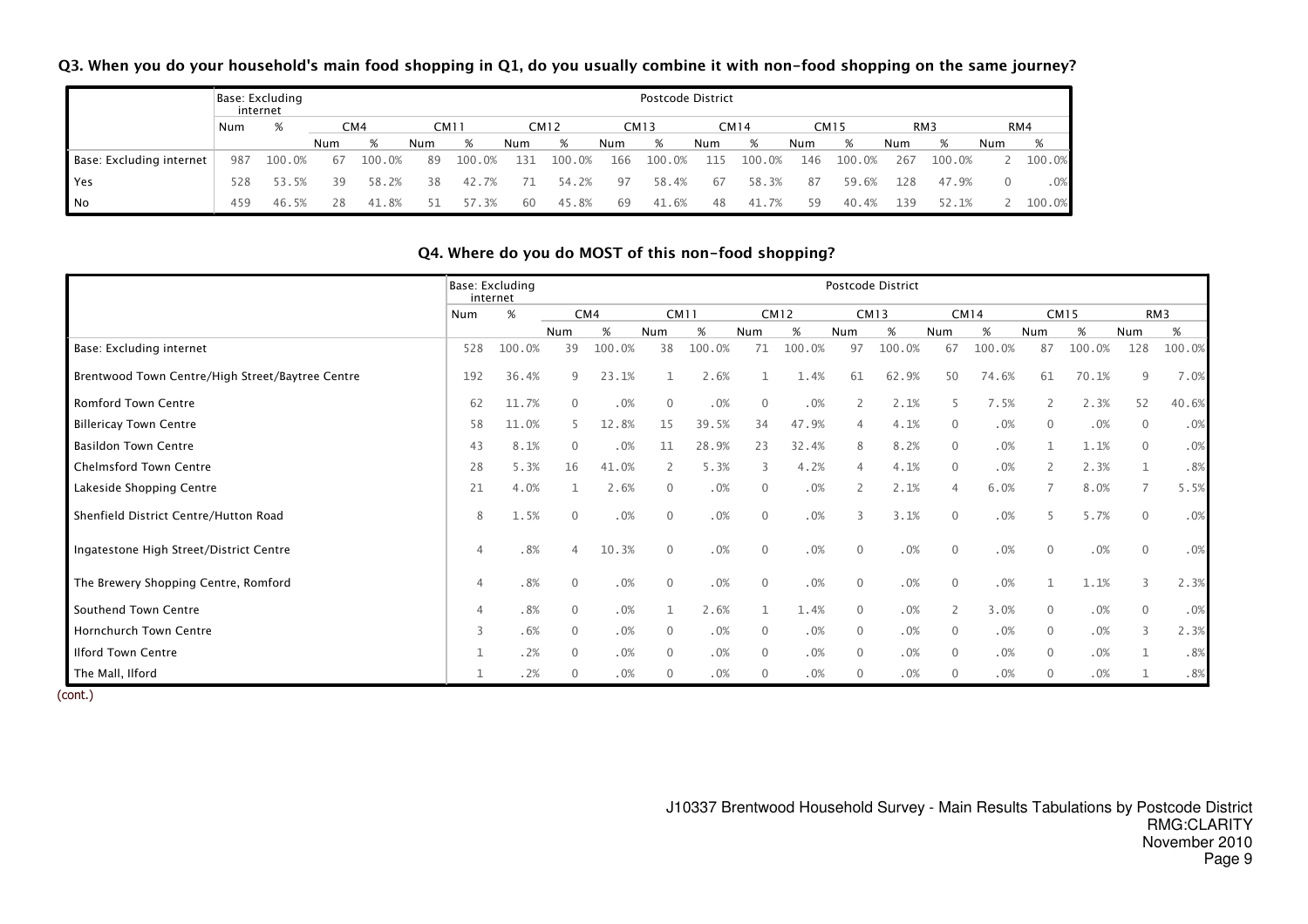**Q3. When you do your household's main food shopping in Q1, do you usually combine it with non-food shopping on the same journey?**

| | Base: Excluding internet | | Postcode District | | | | | | | | | | | | | | | |
|---|---|---|---|---|---|---|---|---|---|---|---|---|---|---|---|---|---|---|
| | | | CM4 | | CM11 | | CM12 | | CM13 | | CM14 | | CM15 | | RM3 | | RM4 | |
| | Num | % | Num | % | Num | % | Num | % | Num | % | Num | % | Num | % | Num | % | Num | % |
| Base: Excluding internet | 987 | 100.0% | 67 | 100.0% | 89 | 100.0% | 131 | 100.0% | 166 | 100.0% | 115 | 100.0% | 146 | 100.0% | 267 | 100.0% | 2 | 100.0% |
| Yes | 528 | 53.5% | 39 | 58.2% | 38 | 42.7% | 71 | 54.2% | 97 | 58.4% | 67 | 58.3% | 87 | 59.6% | 128 | 47.9% | 0 | .0% |
| No | 459 | 46.5% | 28 | 41.8% | 51 | 57.3% | 60 | 45.8% | 69 | 41.6% | 48 | 41.7% | 59 | 40.4% | 139 | 52.1% | 2 | 100.0% |

**Q4. Where do you do MOST of this non-food shopping?**

| | Base: Excluding internet | | Postcode District | | | | | | | | | | | | | |
|---|---|---|---|---|---|---|---|---|---|---|---|---|---|---|---|---|
| | | | CM4 | | CM11 | | CM12 | | CM13 | | CM14 | | CM15 | | RM3 | |
| | Num | % | Num | % | Num | % | Num | % | Num | % | Num | % | Num | % | Num | % |
| Base: Excluding internet | 528 | 100.0% | 39 | 100.0% | 38 | 100.0% | 71 | 100.0% | 97 | 100.0% | 67 | 100.0% | 87 | 100.0% | 128 | 100.0% |
| Brentwood Town Centre/High Street/Baytree Centre | 192 | 36.4% | 9 | 23.1% | 1 | 2.6% | 1 | 1.4% | 61 | 62.9% | 50 | 74.6% | 61 | 70.1% | 9 | 7.0% |
| Romford Town Centre | 62 | 11.7% | 0 | .0% | 0 | .0% | 0 | .0% | 2 | 2.1% | 5 | 7.5% | 2 | 2.3% | 52 | 40.6% |
| Billericay Town Centre | 58 | 11.0% | 5 | 12.8% | 15 | 39.5% | 34 | 47.9% | 4 | 4.1% | 0 | .0% | 0 | .0% | 0 | .0% |
| Basildon Town Centre | 43 | 8.1% | 0 | .0% | 11 | 28.9% | 23 | 32.4% | 8 | 8.2% | 0 | .0% | 1 | 1.1% | 0 | .0% |
| Chelmsford Town Centre | 28 | 5.3% | 16 | 41.0% | 2 | 5.3% | 3 | 4.2% | 4 | 4.1% | 0 | .0% | 2 | 2.3% | 1 | .8% |
| Lakeside Shopping Centre | 21 | 4.0% | 1 | 2.6% | 0 | .0% | 0 | .0% | 2 | 2.1% | 4 | 6.0% | 7 | 8.0% | 7 | 5.5% |
| Shenfield District Centre/Hutton Road | 8 | 1.5% | 0 | .0% | 0 | .0% | 0 | .0% | 3 | 3.1% | 0 | .0% | 5 | 5.7% | 0 | .0% |
| Ingatestone High Street/District Centre | 4 | .8% | 4 | 10.3% | 0 | .0% | 0 | .0% | 0 | .0% | 0 | .0% | 0 | .0% | 0 | .0% |
| The Brewery Shopping Centre, Romford | 4 | .8% | 0 | .0% | 0 | .0% | 0 | .0% | 0 | .0% | 0 | .0% | 1 | 1.1% | 3 | 2.3% |
| Southend Town Centre | 4 | .8% | 0 | .0% | 1 | 2.6% | 1 | 1.4% | 0 | .0% | 2 | 3.0% | 0 | .0% | 0 | .0% |
| Hornchurch Town Centre | 3 | .6% | 0 | .0% | 0 | .0% | 0 | .0% | 0 | .0% | 0 | .0% | 0 | .0% | 3 | 2.3% |
| Ilford Town Centre | 1 | .2% | 0 | .0% | 0 | .0% | 0 | .0% | 0 | .0% | 0 | .0% | 0 | .0% | 1 | .8% |
| The Mall, Ilford | 1 | .2% | 0 | .0% | 0 | .0% | 0 | .0% | 0 | .0% | 0 | .0% | 0 | .0% | 1 | .8% |

(cont.)

J10337 Brentwood Household Survey - Main Results Tabulations by Postcode District
RMG:CLARITY
November 2010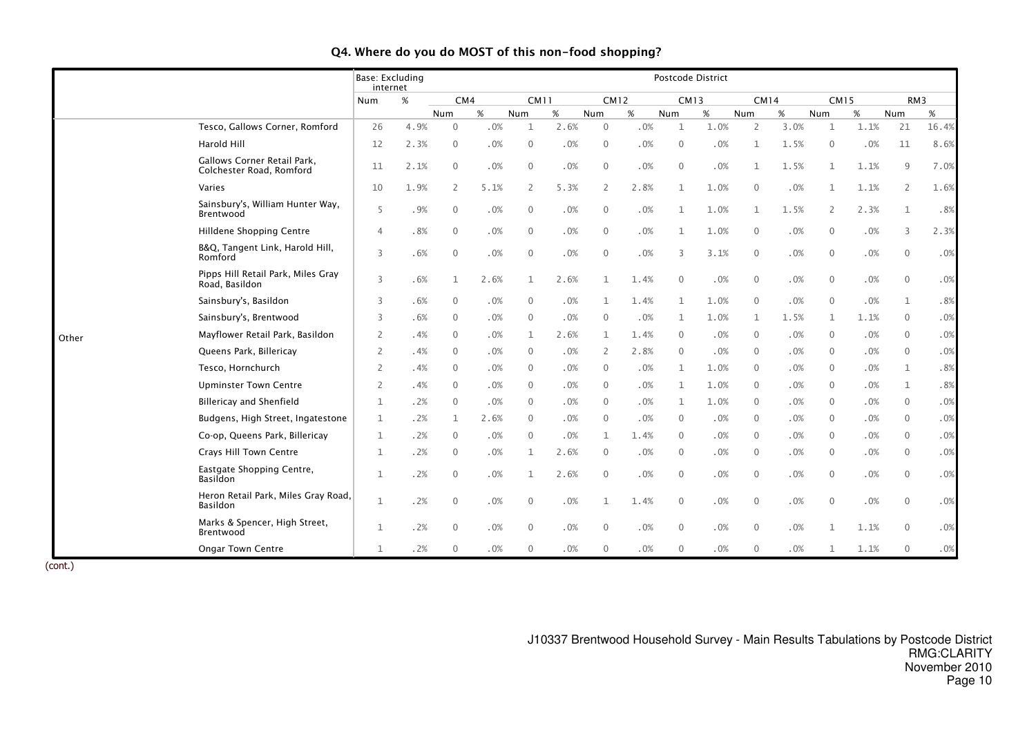## Q4. Where do you do MOST of this non-food shopping?

| | | Base: Excluding internet | | Postcode District | | | | | | | | | | | | | |
|---|---|---|---|---|---|---|---|---|---|---|---|---|---|---|---|---|---|
| | | | | CM4 | | CM11 | | CM12 | | CM13 | | CM14 | | CM15 | | RM3 | |
| | | Num | % | Num | % | Num | % | Num | % | Num | % | Num | % | Num | % | Num | % |
| Other | Tesco, Gallows Corner, Romford | 26 | 4.9% | 0 | .0% | 1 | 2.6% | 0 | .0% | 1 | 1.0% | 2 | 3.0% | 1 | 1.1% | 21 | 16.4% |
| | Harold Hill | 12 | 2.3% | 0 | .0% | 0 | .0% | 0 | .0% | 0 | .0% | 1 | 1.5% | 0 | .0% | 11 | 8.6% |
| | Gallows Corner Retail Park, Colchester Road, Romford | 11 | 2.1% | 0 | .0% | 0 | .0% | 0 | .0% | 0 | .0% | 1 | 1.5% | 1 | 1.1% | 9 | 7.0% |
| | Varies | 10 | 1.9% | 2 | 5.1% | 2 | 5.3% | 2 | 2.8% | 1 | 1.0% | 0 | .0% | 1 | 1.1% | 2 | 1.6% |
| | Sainsbury's, William Hunter Way, Brentwood | 5 | .9% | 0 | .0% | 0 | .0% | 0 | .0% | 1 | 1.0% | 1 | 1.5% | 2 | 2.3% | 1 | .8% |
| | Hilldene Shopping Centre | 4 | .8% | 0 | .0% | 0 | .0% | 0 | .0% | 1 | 1.0% | 0 | .0% | 0 | .0% | 3 | 2.3% |
| | B&Q, Tangent Link, Harold Hill, Romford | 3 | .6% | 0 | .0% | 0 | .0% | 0 | .0% | 3 | 3.1% | 0 | .0% | 0 | .0% | 0 | .0% |
| | Pipps Hill Retail Park, Miles Gray Road, Basildon | 3 | .6% | 1 | 2.6% | 1 | 2.6% | 1 | 1.4% | 0 | .0% | 0 | .0% | 0 | .0% | 0 | .0% |
| | Sainsbury's, Basildon | 3 | .6% | 0 | .0% | 0 | .0% | 1 | 1.4% | 1 | 1.0% | 0 | .0% | 0 | .0% | 1 | .8% |
| | Sainsbury's, Brentwood | 3 | .6% | 0 | .0% | 0 | .0% | 0 | .0% | 1 | 1.0% | 1 | 1.5% | 1 | 1.1% | 0 | .0% |
| | Mayflower Retail Park, Basildon | 2 | .4% | 0 | .0% | 1 | 2.6% | 1 | 1.4% | 0 | .0% | 0 | .0% | 0 | .0% | 0 | .0% |
| | Queens Park, Billericay | 2 | .4% | 0 | .0% | 0 | .0% | 2 | 2.8% | 0 | .0% | 0 | .0% | 0 | .0% | 0 | .0% |
| | Tesco, Hornchurch | 2 | .4% | 0 | .0% | 0 | .0% | 0 | .0% | 1 | 1.0% | 0 | .0% | 0 | .0% | 1 | .8% |
| | Upminster Town Centre | 2 | .4% | 0 | .0% | 0 | .0% | 0 | .0% | 1 | 1.0% | 0 | .0% | 0 | .0% | 1 | .8% |
| | Billericay and Shenfield | 1 | .2% | 0 | .0% | 0 | .0% | 0 | .0% | 1 | 1.0% | 0 | .0% | 0 | .0% | 0 | .0% |
| | Budgens, High Street, Ingatestone | 1 | .2% | 1 | 2.6% | 0 | .0% | 0 | .0% | 0 | .0% | 0 | .0% | 0 | .0% | 0 | .0% |
| | Co-op, Queens Park, Billericay | 1 | .2% | 0 | .0% | 0 | .0% | 1 | 1.4% | 0 | .0% | 0 | .0% | 0 | .0% | 0 | .0% |
| | Crays Hill Town Centre | 1 | .2% | 0 | .0% | 1 | 2.6% | 0 | .0% | 0 | .0% | 0 | .0% | 0 | .0% | 0 | .0% |
| | Eastgate Shopping Centre, Basildon | 1 | .2% | 0 | .0% | 1 | 2.6% | 0 | .0% | 0 | .0% | 0 | .0% | 0 | .0% | 0 | .0% |
| | Heron Retail Park, Miles Gray Road, Basildon | 1 | .2% | 0 | .0% | 0 | .0% | 1 | 1.4% | 0 | .0% | 0 | .0% | 0 | .0% | 0 | .0% |
| | Marks & Spencer, High Street, Brentwood | 1 | .2% | 0 | .0% | 0 | .0% | 0 | .0% | 0 | .0% | 0 | .0% | 1 | 1.1% | 0 | .0% |
| | Ongar Town Centre | 1 | .2% | 0 | .0% | 0 | .0% | 0 | .0% | 0 | .0% | 0 | .0% | 1 | 1.1% | 0 | .0% |

(cont.)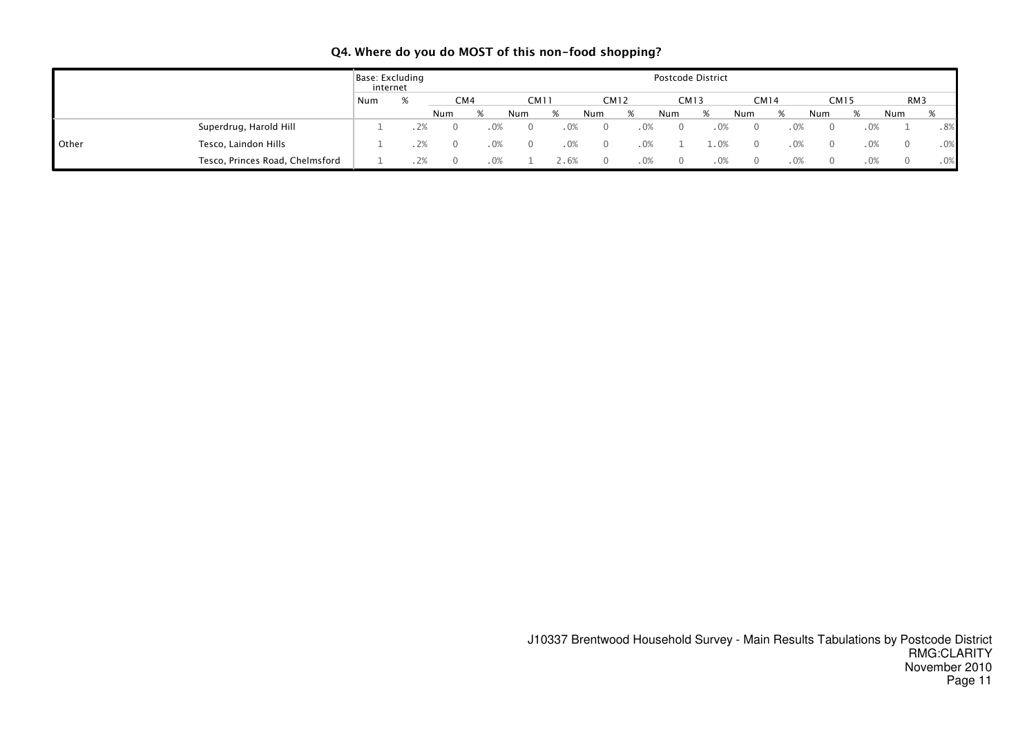### Q4. Where do you do MOST of this non-food shopping?

| | | Base: Excluding internet | | Postcode District | | | | | | | | | | | | | |
|---|---|---|---|---|---|---|---|---|---|---|---|---|---|---|---|---|---|
| | | Num | % | CM4 | | CM11 | | CM12 | | CM13 | | CM14 | | CM15 | | RM3 | |
| | | | | Num | % | Num | % | Num | % | Num | % | Num | % | Num | % | Num | % |
| | Superdrug, Harold Hill | 1 | .2% | 0 | .0% | 0 | .0% | 0 | .0% | 0 | .0% | 0 | .0% | 0 | .0% | 1 | .8% |
| Other | Tesco, Laindon Hills | 1 | .2% | 0 | .0% | 0 | .0% | 0 | .0% | 1 | 1.0% | 0 | .0% | 0 | .0% | 0 | .0% |
| | Tesco, Princes Road, Chelmsford | 1 | .2% | 0 | .0% | 1 | 2.6% | 0 | .0% | 0 | .0% | 0 | .0% | 0 | .0% | 0 | .0% |

J10337 Brentwood Household Survey - Main Results Tabulations by Postcode District
RMG:CLARITY
November 2010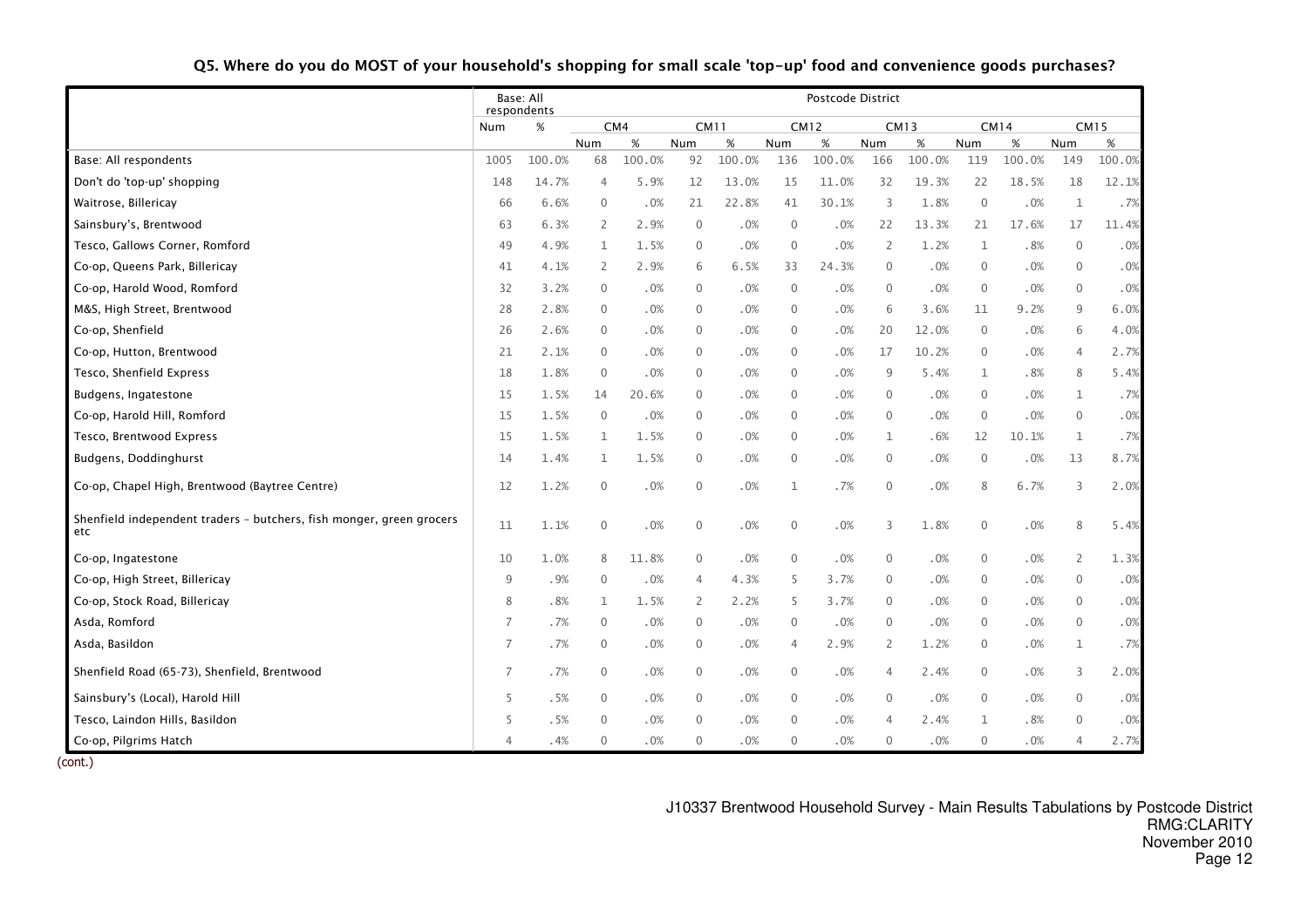### Q5. Where do you do MOST of your household's shopping for small scale 'top-up' food and convenience goods purchases?

| | Base: All respondents | | Postcode District | | | | | | | | | | | |
|---|---|---|---|---|---|---|---|---|---|---|---|---|---|---|
| | | | CM4 | | CM11 | | CM12 | | CM13 | | CM14 | | CM15 | |
| | Num | % | Num | % | Num | % | Num | % | Num | % | Num | % | Num | % |
| Base: All respondents | 1005 | 100.0% | 68 | 100.0% | 92 | 100.0% | 136 | 100.0% | 166 | 100.0% | 119 | 100.0% | 149 | 100.0% |
| Don't do 'top-up' shopping | 148 | 14.7% | 4 | 5.9% | 12 | 13.0% | 15 | 11.0% | 32 | 19.3% | 22 | 18.5% | 18 | 12.1% |
| Waitrose, Billericay | 66 | 6.6% | 0 | .0% | 21 | 22.8% | 41 | 30.1% | 3 | 1.8% | 0 | .0% | 1 | .7% |
| Sainsbury's, Brentwood | 63 | 6.3% | 2 | 2.9% | 0 | .0% | 0 | .0% | 22 | 13.3% | 21 | 17.6% | 17 | 11.4% |
| Tesco, Gallows Corner, Romford | 49 | 4.9% | 1 | 1.5% | 0 | .0% | 0 | .0% | 2 | 1.2% | 1 | .8% | 0 | .0% |
| Co-op, Queens Park, Billericay | 41 | 4.1% | 2 | 2.9% | 6 | 6.5% | 33 | 24.3% | 0 | .0% | 0 | .0% | 0 | .0% |
| Co-op, Harold Wood, Romford | 32 | 3.2% | 0 | .0% | 0 | .0% | 0 | .0% | 0 | .0% | 0 | .0% | 0 | .0% |
| M&S, High Street, Brentwood | 28 | 2.8% | 0 | .0% | 0 | .0% | 0 | .0% | 6 | 3.6% | 11 | 9.2% | 9 | 6.0% |
| Co-op, Shenfield | 26 | 2.6% | 0 | .0% | 0 | .0% | 0 | .0% | 20 | 12.0% | 0 | .0% | 6 | 4.0% |
| Co-op, Hutton, Brentwood | 21 | 2.1% | 0 | .0% | 0 | .0% | 0 | .0% | 17 | 10.2% | 0 | .0% | 4 | 2.7% |
| Tesco, Shenfield Express | 18 | 1.8% | 0 | .0% | 0 | .0% | 0 | .0% | 9 | 5.4% | 1 | .8% | 8 | 5.4% |
| Budgens, Ingatestone | 15 | 1.5% | 14 | 20.6% | 0 | .0% | 0 | .0% | 0 | .0% | 0 | .0% | 1 | .7% |
| Co-op, Harold Hill, Romford | 15 | 1.5% | 0 | .0% | 0 | .0% | 0 | .0% | 0 | .0% | 0 | .0% | 0 | .0% |
| Tesco, Brentwood Express | 15 | 1.5% | 1 | 1.5% | 0 | .0% | 0 | .0% | 1 | .6% | 12 | 10.1% | 1 | .7% |
| Budgens, Doddinghurst | 14 | 1.4% | 1 | 1.5% | 0 | .0% | 0 | .0% | 0 | .0% | 0 | .0% | 13 | 8.7% |
| Co-op, Chapel High, Brentwood (Baytree Centre) | 12 | 1.2% | 0 | .0% | 0 | .0% | 1 | .7% | 0 | .0% | 8 | 6.7% | 3 | 2.0% |
| Shenfield independent traders - butchers, fish monger, green grocers etc | 11 | 1.1% | 0 | .0% | 0 | .0% | 0 | .0% | 3 | 1.8% | 0 | .0% | 8 | 5.4% |
| Co-op, Ingatestone | 10 | 1.0% | 8 | 11.8% | 0 | .0% | 0 | .0% | 0 | .0% | 0 | .0% | 2 | 1.3% |
| Co-op, High Street, Billericay | 9 | .9% | 0 | .0% | 4 | 4.3% | 5 | 3.7% | 0 | .0% | 0 | .0% | 0 | .0% |
| Co-op, Stock Road, Billericay | 8 | .8% | 1 | 1.5% | 2 | 2.2% | 5 | 3.7% | 0 | .0% | 0 | .0% | 0 | .0% |
| Asda, Romford | 7 | .7% | 0 | .0% | 0 | .0% | 0 | .0% | 0 | .0% | 0 | .0% | 0 | .0% |
| Asda, Basildon | 7 | .7% | 0 | .0% | 0 | .0% | 4 | 2.9% | 2 | 1.2% | 0 | .0% | 1 | .7% |
| Shenfield Road (65-73), Shenfield, Brentwood | 7 | .7% | 0 | .0% | 0 | .0% | 0 | .0% | 4 | 2.4% | 0 | .0% | 3 | 2.0% |
| Sainsbury's (Local), Harold Hill | 5 | .5% | 0 | .0% | 0 | .0% | 0 | .0% | 0 | .0% | 0 | .0% | 0 | .0% |
| Tesco, Laindon Hills, Basildon | 5 | .5% | 0 | .0% | 0 | .0% | 0 | .0% | 4 | 2.4% | 1 | .8% | 0 | .0% |
| Co-op, Pilgrims Hatch | 4 | .4% | 0 | .0% | 0 | .0% | 0 | .0% | 0 | .0% | 0 | .0% | 4 | 2.7% |

(cont.)

J10337 Brentwood Household Survey - Main Results Tabulations by Postcode District
RMG:CLARITY
November 2010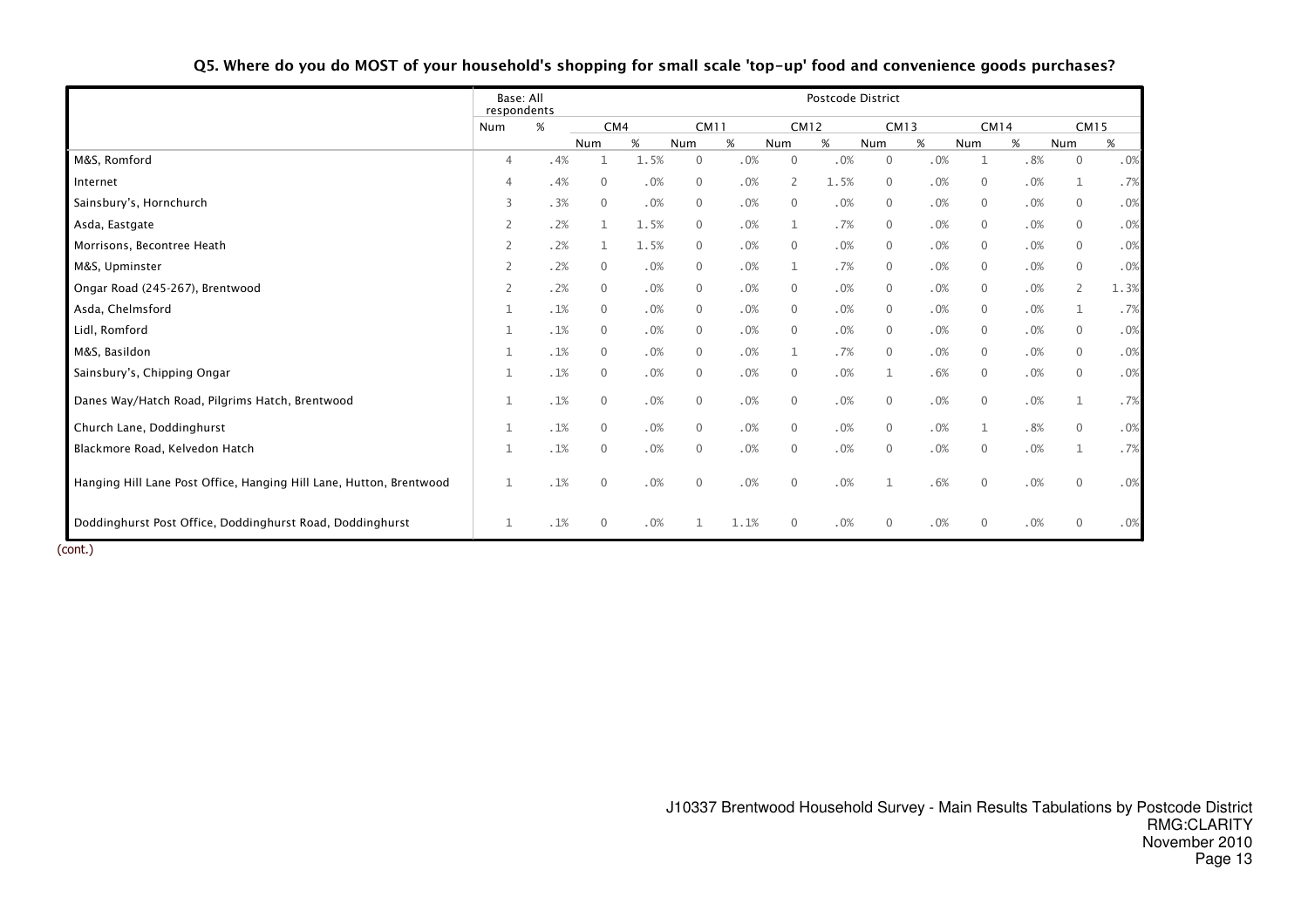**Q5. Where do you do MOST of your household's shopping for small scale 'top-up' food and convenience goods purchases?**

| | Base: All respondents | | Postcode District | | | | | | | | | | | |
|---|---|---|---|---|---|---|---|---|---|---|---|---|---|---|
| | | | CM4 | | CM11 | | CM12 | | CM13 | | CM14 | | CM15 | |
| | Num | % | Num | % | Num | % | Num | % | Num | % | Num | % | Num | % |
| M&S, Romford | 4 | .4% | 1 | 1.5% | 0 | .0% | 0 | .0% | 0 | .0% | 1 | .8% | 0 | .0% |
| Internet | 4 | .4% | 0 | .0% | 0 | .0% | 2 | 1.5% | 0 | .0% | 0 | .0% | 1 | .7% |
| Sainsbury's, Hornchurch | 3 | .3% | 0 | .0% | 0 | .0% | 0 | .0% | 0 | .0% | 0 | .0% | 0 | .0% |
| Asda, Eastgate | 2 | .2% | 1 | 1.5% | 0 | .0% | 1 | .7% | 0 | .0% | 0 | .0% | 0 | .0% |
| Morrisons, Becontree Heath | 2 | .2% | 1 | 1.5% | 0 | .0% | 0 | .0% | 0 | .0% | 0 | .0% | 0 | .0% |
| M&S, Upminster | 2 | .2% | 0 | .0% | 0 | .0% | 1 | .7% | 0 | .0% | 0 | .0% | 0 | .0% |
| Ongar Road (245-267), Brentwood | 2 | .2% | 0 | .0% | 0 | .0% | 0 | .0% | 0 | .0% | 0 | .0% | 2 | 1.3% |
| Asda, Chelmsford | 1 | .1% | 0 | .0% | 0 | .0% | 0 | .0% | 0 | .0% | 0 | .0% | 1 | .7% |
| Lidl, Romford | 1 | .1% | 0 | .0% | 0 | .0% | 0 | .0% | 0 | .0% | 0 | .0% | 0 | .0% |
| M&S, Basildon | 1 | .1% | 0 | .0% | 0 | .0% | 1 | .7% | 0 | .0% | 0 | .0% | 0 | .0% |
| Sainsbury's, Chipping Ongar | 1 | .1% | 0 | .0% | 0 | .0% | 0 | .0% | 1 | .6% | 0 | .0% | 0 | .0% |
| Danes Way/Hatch Road, Pilgrims Hatch, Brentwood | 1 | .1% | 0 | .0% | 0 | .0% | 0 | .0% | 0 | .0% | 0 | .0% | 1 | .7% |
| Church Lane, Doddinghurst | 1 | .1% | 0 | .0% | 0 | .0% | 0 | .0% | 0 | .0% | 1 | .8% | 0 | .0% |
| Blackmore Road, Kelvedon Hatch | 1 | .1% | 0 | .0% | 0 | .0% | 0 | .0% | 0 | .0% | 0 | .0% | 1 | .7% |
| Hanging Hill Lane Post Office, Hanging Hill Lane, Hutton, Brentwood | 1 | .1% | 0 | .0% | 0 | .0% | 0 | .0% | 1 | .6% | 0 | .0% | 0 | .0% |
| Doddinghurst Post Office, Doddinghurst Road, Doddinghurst | 1 | .1% | 0 | .0% | 1 | 1.1% | 0 | .0% | 0 | .0% | 0 | .0% | 0 | .0% |

(cont.)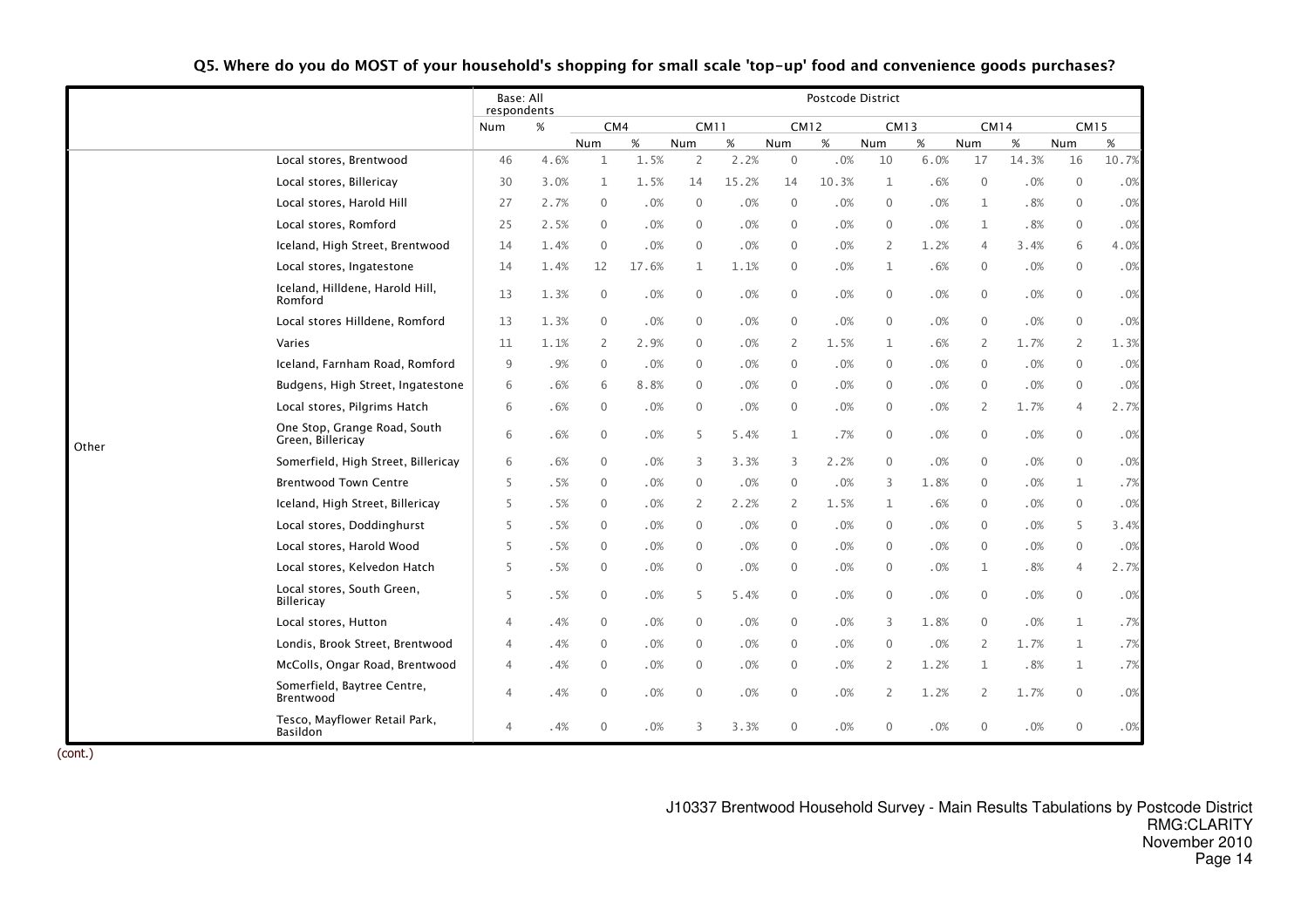## Q5. Where do you do MOST of your household's shopping for small scale 'top-up' food and convenience goods purchases?

| | | Base: All respondents | | Postcode District | | | | | | | | | | | |
|---|---|---|---|---|---|---|---|---|---|---|---|---|---|---|---|
| | | | | CM4 | | CM11 | | CM12 | | CM13 | | CM14 | | CM15 | |
| | | Num | % | Num | % | Num | % | Num | % | Num | % | Num | % | Num | % |
| Other | Local stores, Brentwood | 46 | 4.6% | 1 | 1.5% | 2 | 2.2% | 0 | .0% | 10 | 6.0% | 17 | 14.3% | 16 | 10.7% |
| | Local stores, Billericay | 30 | 3.0% | 1 | 1.5% | 14 | 15.2% | 14 | 10.3% | 1 | .6% | 0 | .0% | 0 | .0% |
| | Local stores, Harold Hill | 27 | 2.7% | 0 | .0% | 0 | .0% | 0 | .0% | 0 | .0% | 1 | .8% | 0 | .0% |
| | Local stores, Romford | 25 | 2.5% | 0 | .0% | 0 | .0% | 0 | .0% | 0 | .0% | 1 | .8% | 0 | .0% |
| | Iceland, High Street, Brentwood | 14 | 1.4% | 0 | .0% | 0 | .0% | 0 | .0% | 2 | 1.2% | 4 | 3.4% | 6 | 4.0% |
| | Local stores, Ingatestone | 14 | 1.4% | 12 | 17.6% | 1 | 1.1% | 0 | .0% | 1 | .6% | 0 | .0% | 0 | .0% |
| | Iceland, Hilldene, Harold Hill, Romford | 13 | 1.3% | 0 | .0% | 0 | .0% | 0 | .0% | 0 | .0% | 0 | .0% | 0 | .0% |
| | Local stores Hilldene, Romford | 13 | 1.3% | 0 | .0% | 0 | .0% | 0 | .0% | 0 | .0% | 0 | .0% | 0 | .0% |
| | Varies | 11 | 1.1% | 2 | 2.9% | 0 | .0% | 2 | 1.5% | 1 | .6% | 2 | 1.7% | 2 | 1.3% |
| | Iceland, Farnham Road, Romford | 9 | .9% | 0 | .0% | 0 | .0% | 0 | .0% | 0 | .0% | 0 | .0% | 0 | .0% |
| | Budgens, High Street, Ingatestone | 6 | .6% | 6 | 8.8% | 0 | .0% | 0 | .0% | 0 | .0% | 0 | .0% | 0 | .0% |
| | Local stores, Pilgrims Hatch | 6 | .6% | 0 | .0% | 0 | .0% | 0 | .0% | 0 | .0% | 2 | 1.7% | 4 | 2.7% |
| | One Stop, Grange Road, South Green, Billericay | 6 | .6% | 0 | .0% | 5 | 5.4% | 1 | .7% | 0 | .0% | 0 | .0% | 0 | .0% |
| | Somerfield, High Street, Billericay | 6 | .6% | 0 | .0% | 3 | 3.3% | 3 | 2.2% | 0 | .0% | 0 | .0% | 0 | .0% |
| | Brentwood Town Centre | 5 | .5% | 0 | .0% | 0 | .0% | 0 | .0% | 3 | 1.8% | 0 | .0% | 1 | .7% |
| | Iceland, High Street, Billericay | 5 | .5% | 0 | .0% | 2 | 2.2% | 2 | 1.5% | 1 | .6% | 0 | .0% | 0 | .0% |
| | Local stores, Doddinghurst | 5 | .5% | 0 | .0% | 0 | .0% | 0 | .0% | 0 | .0% | 0 | .0% | 5 | 3.4% |
| | Local stores, Harold Wood | 5 | .5% | 0 | .0% | 0 | .0% | 0 | .0% | 0 | .0% | 0 | .0% | 0 | .0% |
| | Local stores, Kelvedon Hatch | 5 | .5% | 0 | .0% | 0 | .0% | 0 | .0% | 0 | .0% | 1 | .8% | 4 | 2.7% |
| | Local stores, South Green, Billericay | 5 | .5% | 0 | .0% | 5 | 5.4% | 0 | .0% | 0 | .0% | 0 | .0% | 0 | .0% |
| | Local stores, Hutton | 4 | .4% | 0 | .0% | 0 | .0% | 0 | .0% | 3 | 1.8% | 0 | .0% | 1 | .7% |
| | Londis, Brook Street, Brentwood | 4 | .4% | 0 | .0% | 0 | .0% | 0 | .0% | 0 | .0% | 2 | 1.7% | 1 | .7% |
| | McColls, Ongar Road, Brentwood | 4 | .4% | 0 | .0% | 0 | .0% | 0 | .0% | 2 | 1.2% | 1 | .8% | 1 | .7% |
| | Somerfield, Baytree Centre, Brentwood | 4 | .4% | 0 | .0% | 0 | .0% | 0 | .0% | 2 | 1.2% | 2 | 1.7% | 0 | .0% |
| | Tesco, Mayflower Retail Park, Basildon | 4 | .4% | 0 | .0% | 3 | 3.3% | 0 | .0% | 0 | .0% | 0 | .0% | 0 | .0% |

(cont.)

J10337 Brentwood Household Survey - Main Results Tabulations by Postcode District
RMG:CLARITY
November 2010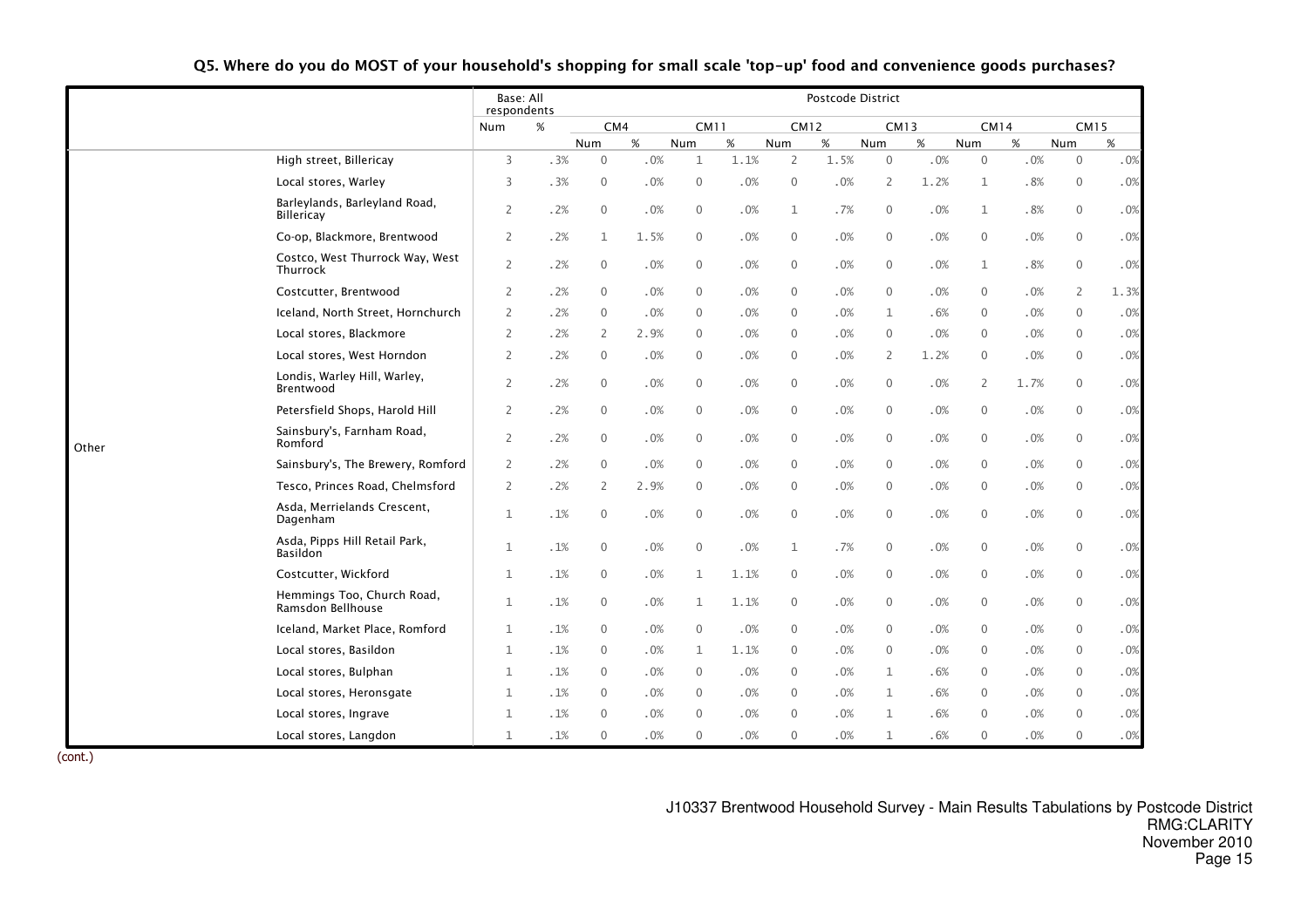## Q5. Where do you do MOST of your household's shopping for small scale 'top-up' food and convenience goods purchases?

| | | Base: All respondents | | Postcode District | | | | | | | | | | | |
|---|---|---|---|---|---|---|---|---|---|---|---|---|---|---|---|
| | | Num | % | CM4 | | CM11 | | CM12 | | CM13 | | CM14 | | CM15 | |
| | | | | Num | % | Num | % | Num | % | Num | % | Num | % | Num | % |
| Other | High street, Billericay | 3 | .3% | 0 | .0% | 1 | 1.1% | 2 | 1.5% | 0 | .0% | 0 | .0% | 0 | .0% |
| | Local stores, Warley | 3 | .3% | 0 | .0% | 0 | .0% | 0 | .0% | 2 | 1.2% | 1 | .8% | 0 | .0% |
| | Barleylands, Barleyland Road, Billericay | 2 | .2% | 0 | .0% | 0 | .0% | 1 | .7% | 0 | .0% | 1 | .8% | 0 | .0% |
| | Co-op, Blackmore, Brentwood | 2 | .2% | 1 | 1.5% | 0 | .0% | 0 | .0% | 0 | .0% | 0 | .0% | 0 | .0% |
| | Costco, West Thurrock Way, West Thurrock | 2 | .2% | 0 | .0% | 0 | .0% | 0 | .0% | 0 | .0% | 1 | .8% | 0 | .0% |
| | Costcutter, Brentwood | 2 | .2% | 0 | .0% | 0 | .0% | 0 | .0% | 0 | .0% | 0 | .0% | 2 | 1.3% |
| | Iceland, North Street, Hornchurch | 2 | .2% | 0 | .0% | 0 | .0% | 0 | .0% | 1 | .6% | 0 | .0% | 0 | .0% |
| | Local stores, Blackmore | 2 | .2% | 2 | 2.9% | 0 | .0% | 0 | .0% | 0 | .0% | 0 | .0% | 0 | .0% |
| | Local stores, West Horndon | 2 | .2% | 0 | .0% | 0 | .0% | 0 | .0% | 2 | 1.2% | 0 | .0% | 0 | .0% |
| | Londis, Warley Hill, Warley, Brentwood | 2 | .2% | 0 | .0% | 0 | .0% | 0 | .0% | 0 | .0% | 2 | 1.7% | 0 | .0% |
| | Petersfield Shops, Harold Hill | 2 | .2% | 0 | .0% | 0 | .0% | 0 | .0% | 0 | .0% | 0 | .0% | 0 | .0% |
| | Sainsbury's, Farnham Road, Romford | 2 | .2% | 0 | .0% | 0 | .0% | 0 | .0% | 0 | .0% | 0 | .0% | 0 | .0% |
| | Sainsbury's, The Brewery, Romford | 2 | .2% | 0 | .0% | 0 | .0% | 0 | .0% | 0 | .0% | 0 | .0% | 0 | .0% |
| | Tesco, Princes Road, Chelmsford | 2 | .2% | 2 | 2.9% | 0 | .0% | 0 | .0% | 0 | .0% | 0 | .0% | 0 | .0% |
| | Asda, Merrielands Crescent, Dagenham | 1 | .1% | 0 | .0% | 0 | .0% | 0 | .0% | 0 | .0% | 0 | .0% | 0 | .0% |
| | Asda, Pipps Hill Retail Park, Basildon | 1 | .1% | 0 | .0% | 0 | .0% | 1 | .7% | 0 | .0% | 0 | .0% | 0 | .0% |
| | Costcutter, Wickford | 1 | .1% | 0 | .0% | 1 | 1.1% | 0 | .0% | 0 | .0% | 0 | .0% | 0 | .0% |
| | Hemmings Too, Church Road, Ramsdon Bellhouse | 1 | .1% | 0 | .0% | 1 | 1.1% | 0 | .0% | 0 | .0% | 0 | .0% | 0 | .0% |
| | Iceland, Market Place, Romford | 1 | .1% | 0 | .0% | 0 | .0% | 0 | .0% | 0 | .0% | 0 | .0% | 0 | .0% |
| | Local stores, Basildon | 1 | .1% | 0 | .0% | 1 | 1.1% | 0 | .0% | 0 | .0% | 0 | .0% | 0 | .0% |
| | Local stores, Bulphan | 1 | .1% | 0 | .0% | 0 | .0% | 0 | .0% | 1 | .6% | 0 | .0% | 0 | .0% |
| | Local stores, Heronsgate | 1 | .1% | 0 | .0% | 0 | .0% | 0 | .0% | 1 | .6% | 0 | .0% | 0 | .0% |
| | Local stores, Ingrave | 1 | .1% | 0 | .0% | 0 | .0% | 0 | .0% | 1 | .6% | 0 | .0% | 0 | .0% |
| | Local stores, Langdon | 1 | .1% | 0 | .0% | 0 | .0% | 0 | .0% | 1 | .6% | 0 | .0% | 0 | .0% |

(cont.)

J10337 Brentwood Household Survey - Main Results Tabulations by Postcode District
RMG:CLARITY
November 2010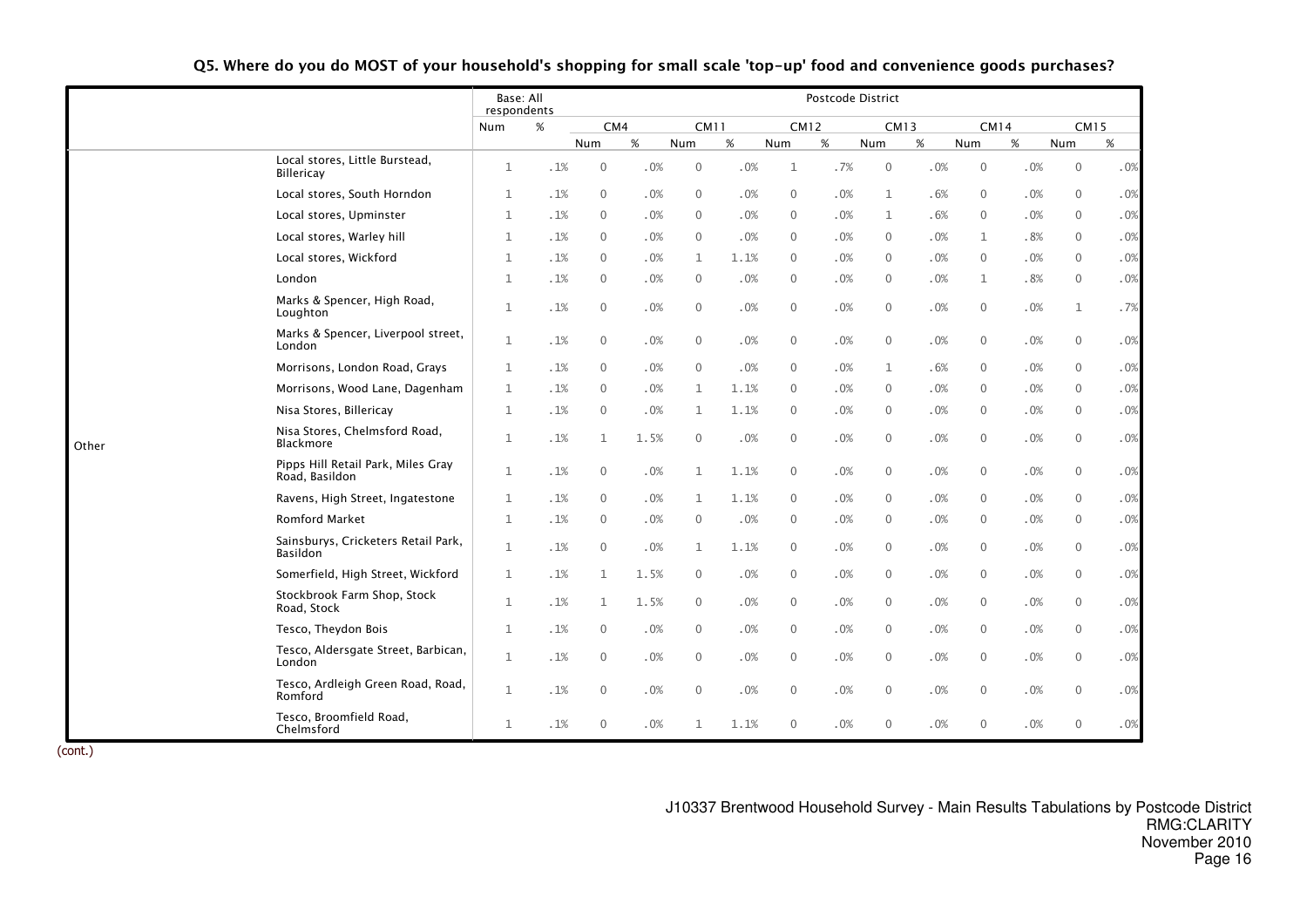## Q5. Where do you do MOST of your household's shopping for small scale 'top-up' food and convenience goods purchases?

| | | Base: All respondents | | Postcode District | | | | | | | | | | | |
|---|---|---|---|---|---|---|---|---|---|---|---|---|---|---|---|
| | | | | CM4 | | CM11 | | CM12 | | CM13 | | CM14 | | CM15 | |
| | | Num | % | Num | % | Num | % | Num | % | Num | % | Num | % | Num | % |
| Other | Local stores, Little Burstead, Billericay | 1 | .1% | 0 | .0% | 0 | .0% | 1 | .7% | 0 | .0% | 0 | .0% | 0 | .0% |
| | Local stores, South Horndon | 1 | .1% | 0 | .0% | 0 | .0% | 0 | .0% | 1 | .6% | 0 | .0% | 0 | .0% |
| | Local stores, Upminster | 1 | .1% | 0 | .0% | 0 | .0% | 0 | .0% | 1 | .6% | 0 | .0% | 0 | .0% |
| | Local stores, Warley hill | 1 | .1% | 0 | .0% | 0 | .0% | 0 | .0% | 0 | .0% | 1 | .8% | 0 | .0% |
| | Local stores, Wickford | 1 | .1% | 0 | .0% | 1 | 1.1% | 0 | .0% | 0 | .0% | 0 | .0% | 0 | .0% |
| | London | 1 | .1% | 0 | .0% | 0 | .0% | 0 | .0% | 0 | .0% | 1 | .8% | 0 | .0% |
| | Marks & Spencer, High Road, Loughton | 1 | .1% | 0 | .0% | 0 | .0% | 0 | .0% | 0 | .0% | 0 | .0% | 1 | .7% |
| | Marks & Spencer, Liverpool street, London | 1 | .1% | 0 | .0% | 0 | .0% | 0 | .0% | 0 | .0% | 0 | .0% | 0 | .0% |
| | Morrisons, London Road, Grays | 1 | .1% | 0 | .0% | 0 | .0% | 0 | .0% | 1 | .6% | 0 | .0% | 0 | .0% |
| | Morrisons, Wood Lane, Dagenham | 1 | .1% | 0 | .0% | 1 | 1.1% | 0 | .0% | 0 | .0% | 0 | .0% | 0 | .0% |
| | Nisa Stores, Billericay | 1 | .1% | 0 | .0% | 1 | 1.1% | 0 | .0% | 0 | .0% | 0 | .0% | 0 | .0% |
| | Nisa Stores, Chelmsford Road, Blackmore | 1 | .1% | 1 | 1.5% | 0 | .0% | 0 | .0% | 0 | .0% | 0 | .0% | 0 | .0% |
| | Pipps Hill Retail Park, Miles Gray Road, Basildon | 1 | .1% | 0 | .0% | 1 | 1.1% | 0 | .0% | 0 | .0% | 0 | .0% | 0 | .0% |
| | Ravens, High Street, Ingatestone | 1 | .1% | 0 | .0% | 1 | 1.1% | 0 | .0% | 0 | .0% | 0 | .0% | 0 | .0% |
| | Romford Market | 1 | .1% | 0 | .0% | 0 | .0% | 0 | .0% | 0 | .0% | 0 | .0% | 0 | .0% |
| | Sainsburys, Cricketers Retail Park, Basildon | 1 | .1% | 0 | .0% | 1 | 1.1% | 0 | .0% | 0 | .0% | 0 | .0% | 0 | .0% |
| | Somerfield, High Street, Wickford | 1 | .1% | 1 | 1.5% | 0 | .0% | 0 | .0% | 0 | .0% | 0 | .0% | 0 | .0% |
| | Stockbrook Farm Shop, Stock Road, Stock | 1 | .1% | 1 | 1.5% | 0 | .0% | 0 | .0% | 0 | .0% | 0 | .0% | 0 | .0% |
| | Tesco, Theydon Bois | 1 | .1% | 0 | .0% | 0 | .0% | 0 | .0% | 0 | .0% | 0 | .0% | 0 | .0% |
| | Tesco, Aldersgate Street, Barbican, London | 1 | .1% | 0 | .0% | 0 | .0% | 0 | .0% | 0 | .0% | 0 | .0% | 0 | .0% |
| | Tesco, Ardleigh Green Road, Road, Romford | 1 | .1% | 0 | .0% | 0 | .0% | 0 | .0% | 0 | .0% | 0 | .0% | 0 | .0% |
| | Tesco, Broomfield Road, Chelmsford | 1 | .1% | 0 | .0% | 1 | 1.1% | 0 | .0% | 0 | .0% | 0 | .0% | 0 | .0% |

(cont.)

J10337 Brentwood Household Survey - Main Results Tabulations by Postcode District
RMG:CLARITY
November 2010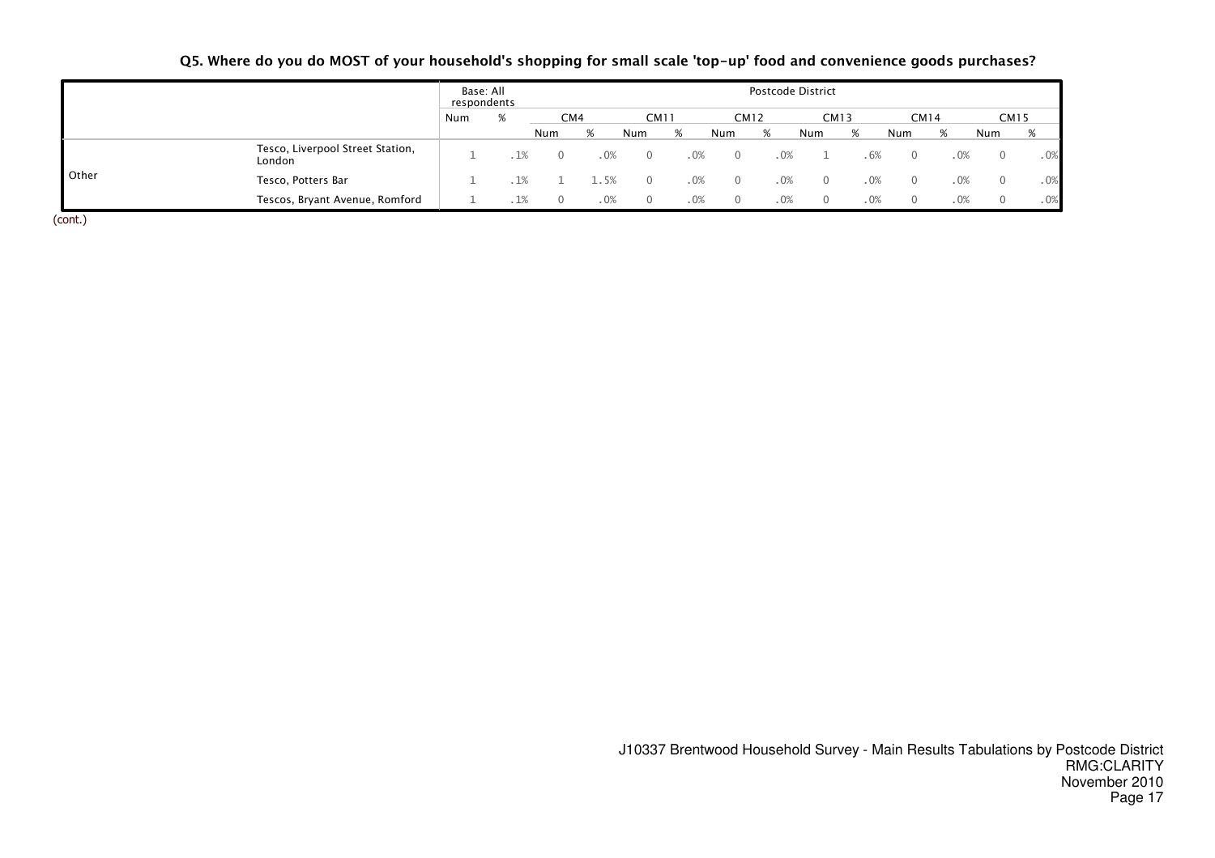**Q5. Where do you do MOST of your household's shopping for small scale 'top-up' food and convenience goods purchases?**

| | | Base: All respondents | | Postcode District | | | | | | | | | | | |
|---|---|---|---|---|---|---|---|---|---|---|---|---|---|---|---|
| | | | | CM4 | | CM11 | | CM12 | | CM13 | | CM14 | | CM15 | |
| | | Num | % | Num | % | Num | % | Num | % | Num | % | Num | % | Num | % |
| Other | Tesco, Liverpool Street Station, London | 1 | .1% | 0 | .0% | 0 | .0% | 0 | .0% | 1 | .6% | 0 | .0% | 0 | .0% |
| | Tesco, Potters Bar | 1 | .1% | 1 | 1.5% | 0 | .0% | 0 | .0% | 0 | .0% | 0 | .0% | 0 | .0% |
| | Tescos, Bryant Avenue, Romford | 1 | .1% | 0 | .0% | 0 | .0% | 0 | .0% | 0 | .0% | 0 | .0% | 0 | .0% |

(cont.)

J10337 Brentwood Household Survey - Main Results Tabulations by Postcode District
RMG:CLARITY
November 2010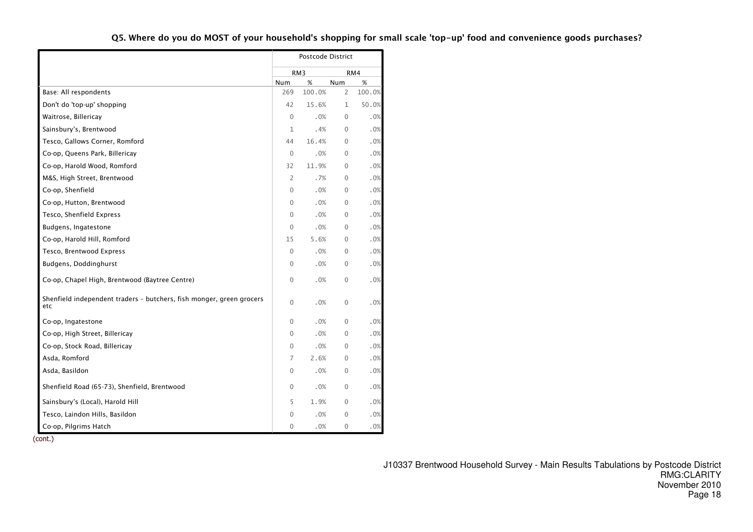### Q5. Where do you do MOST of your household's shopping for small scale 'top-up' food and convenience goods purchases?

| | Postcode District | | | |
|---|---|---|---|---|
| | RM3 | | RM4 | |
| | Num | % | Num | % |
| Base: All respondents | 269 | 100.0% | 2 | 100.0% |
| Don't do 'top-up' shopping | 42 | 15.6% | 1 | 50.0% |
| Waitrose, Billericay | 0 | .0% | 0 | .0% |
| Sainsbury's, Brentwood | 1 | .4% | 0 | .0% |
| Tesco, Gallows Corner, Romford | 44 | 16.4% | 0 | .0% |
| Co-op, Queens Park, Billericay | 0 | .0% | 0 | .0% |
| Co-op, Harold Wood, Romford | 32 | 11.9% | 0 | .0% |
| M&S, High Street, Brentwood | 2 | .7% | 0 | .0% |
| Co-op, Shenfield | 0 | .0% | 0 | .0% |
| Co-op, Hutton, Brentwood | 0 | .0% | 0 | .0% |
| Tesco, Shenfield Express | 0 | .0% | 0 | .0% |
| Budgens, Ingatestone | 0 | .0% | 0 | .0% |
| Co-op, Harold Hill, Romford | 15 | 5.6% | 0 | .0% |
| Tesco, Brentwood Express | 0 | .0% | 0 | .0% |
| Budgens, Doddinghurst | 0 | .0% | 0 | .0% |
| Co-op, Chapel High, Brentwood (Baytree Centre) | 0 | .0% | 0 | .0% |
| Shenfield independent traders - butchers, fish monger, green grocers etc | 0 | .0% | 0 | .0% |
| Co-op, Ingatestone | 0 | .0% | 0 | .0% |
| Co-op, High Street, Billericay | 0 | .0% | 0 | .0% |
| Co-op, Stock Road, Billericay | 0 | .0% | 0 | .0% |
| Asda, Romford | 7 | 2.6% | 0 | .0% |
| Asda, Basildon | 0 | .0% | 0 | .0% |
| Shenfield Road (65-73), Shenfield, Brentwood | 0 | .0% | 0 | .0% |
| Sainsbury's (Local), Harold Hill | 5 | 1.9% | 0 | .0% |
| Tesco, Laindon Hills, Basildon | 0 | .0% | 0 | .0% |
| Co-op, Pilgrims Hatch | 0 | .0% | 0 | .0% |

(cont.)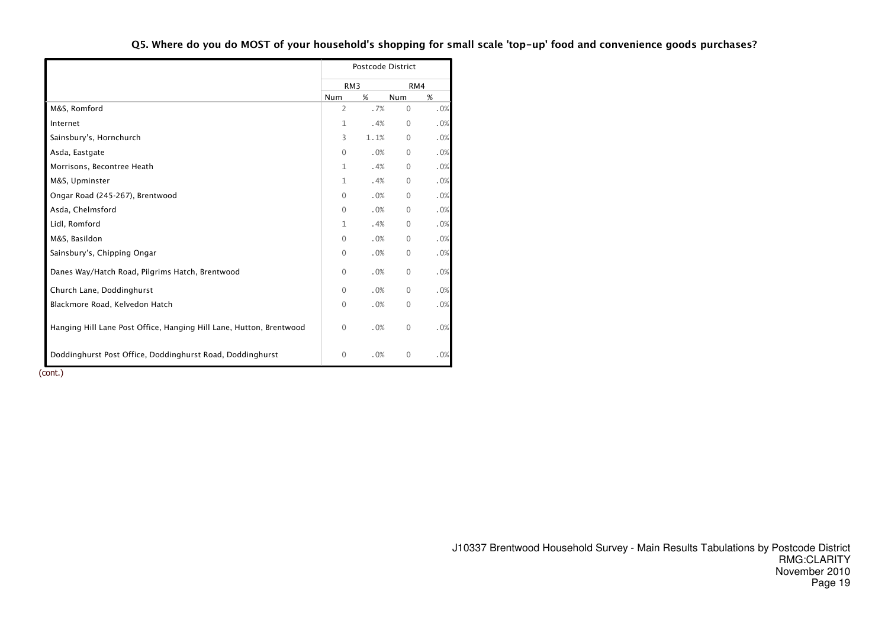**Q5. Where do you do MOST of your household's shopping for small scale 'top-up' food and convenience goods purchases?**

| | Postcode District | | | |
|---|---|---|---|---|
| | RM3 | | RM4 | |
| | Num | % | Num | % |
| M&S, Romford | 2 | .7% | 0 | .0% |
| Internet | 1 | .4% | 0 | .0% |
| Sainsbury's, Hornchurch | 3 | 1.1% | 0 | .0% |
| Asda, Eastgate | 0 | .0% | 0 | .0% |
| Morrisons, Becontree Heath | 1 | .4% | 0 | .0% |
| M&S, Upminster | 1 | .4% | 0 | .0% |
| Ongar Road (245-267), Brentwood | 0 | .0% | 0 | .0% |
| Asda, Chelmsford | 0 | .0% | 0 | .0% |
| Lidl, Romford | 1 | .4% | 0 | .0% |
| M&S, Basildon | 0 | .0% | 0 | .0% |
| Sainsbury's, Chipping Ongar | 0 | .0% | 0 | .0% |
| Danes Way/Hatch Road, Pilgrims Hatch, Brentwood | 0 | .0% | 0 | .0% |
| Church Lane, Doddinghurst | 0 | .0% | 0 | .0% |
| Blackmore Road, Kelvedon Hatch | 0 | .0% | 0 | .0% |
| Hanging Hill Lane Post Office, Hanging Hill Lane, Hutton, Brentwood | 0 | .0% | 0 | .0% |
| Doddinghurst Post Office, Doddinghurst Road, Doddinghurst | 0 | .0% | 0 | .0% |

(cont.)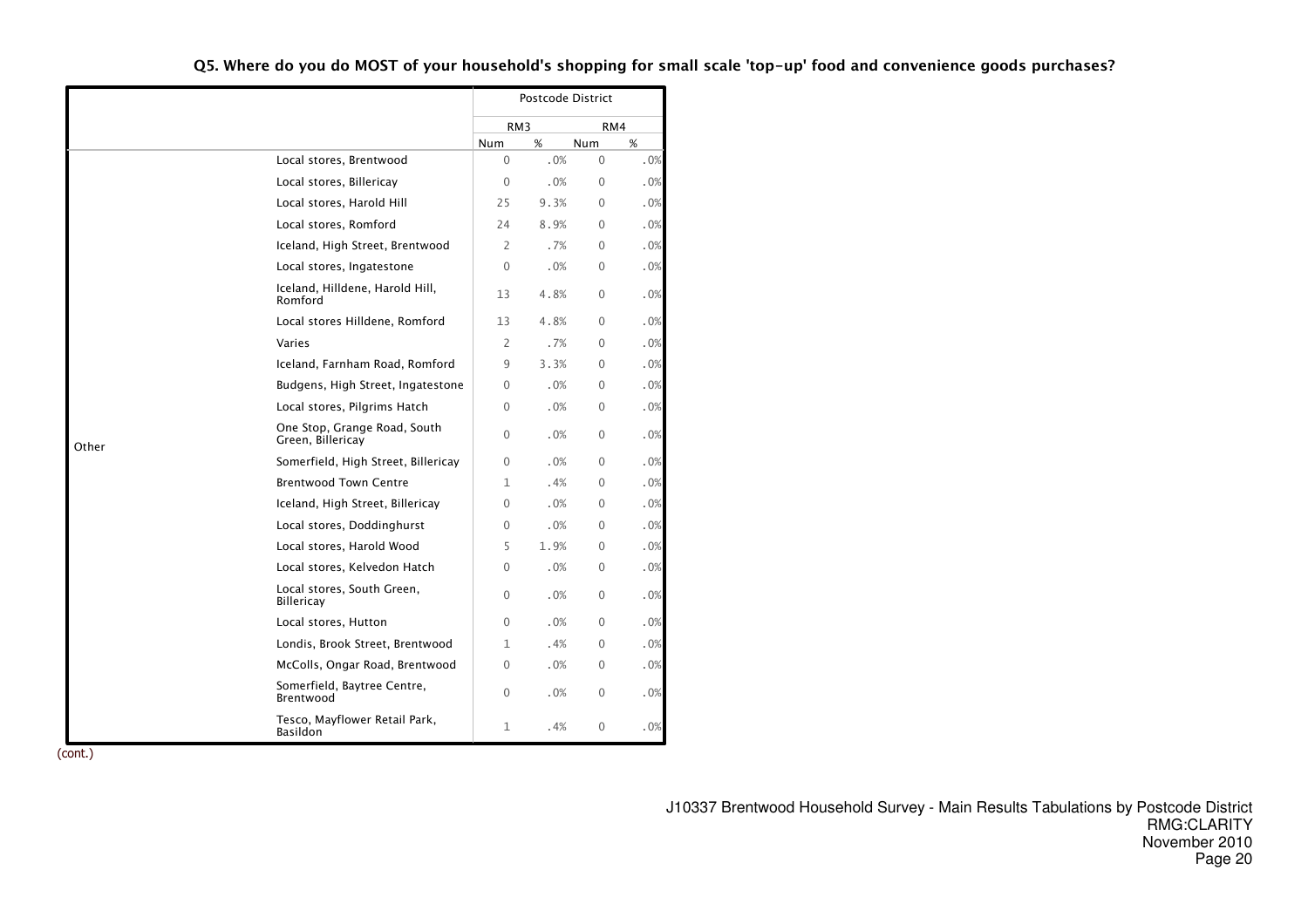**Q5. Where do you do MOST of your household's shopping for small scale 'top-up' food and convenience goods purchases?**

| | | Postcode District | | | |
|---|---|---|---|---|---|
| | | RM3 | | RM4 | |
| | | Num | % | Num | % |
| Other | Local stores, Brentwood | 0 | .0% | 0 | .0% |
| | Local stores, Billericay | 0 | .0% | 0 | .0% |
| | Local stores, Harold Hill | 25 | 9.3% | 0 | .0% |
| | Local stores, Romford | 24 | 8.9% | 0 | .0% |
| | Iceland, High Street, Brentwood | 2 | .7% | 0 | .0% |
| | Local stores, Ingatestone | 0 | .0% | 0 | .0% |
| | Iceland, Hilldene, Harold Hill, Romford | 13 | 4.8% | 0 | .0% |
| | Local stores Hilldene, Romford | 13 | 4.8% | 0 | .0% |
| | Varies | 2 | .7% | 0 | .0% |
| | Iceland, Farnham Road, Romford | 9 | 3.3% | 0 | .0% |
| | Budgens, High Street, Ingatestone | 0 | .0% | 0 | .0% |
| | Local stores, Pilgrims Hatch | 0 | .0% | 0 | .0% |
| | One Stop, Grange Road, South Green, Billericay | 0 | .0% | 0 | .0% |
| | Somerfield, High Street, Billericay | 0 | .0% | 0 | .0% |
| | Brentwood Town Centre | 1 | .4% | 0 | .0% |
| | Iceland, High Street, Billericay | 0 | .0% | 0 | .0% |
| | Local stores, Doddinghurst | 0 | .0% | 0 | .0% |
| | Local stores, Harold Wood | 5 | 1.9% | 0 | .0% |
| | Local stores, Kelvedon Hatch | 0 | .0% | 0 | .0% |
| | Local stores, South Green, Billericay | 0 | .0% | 0 | .0% |
| | Local stores, Hutton | 0 | .0% | 0 | .0% |
| | Londis, Brook Street, Brentwood | 1 | .4% | 0 | .0% |
| | McColls, Ongar Road, Brentwood | 0 | .0% | 0 | .0% |
| | Somerfield, Baytree Centre, Brentwood | 0 | .0% | 0 | .0% |
| | Tesco, Mayflower Retail Park, Basildon | 1 | .4% | 0 | .0% |

(cont.)

J10337 Brentwood Household Survey - Main Results Tabulations by Postcode District
RMG:CLARITY
November 2010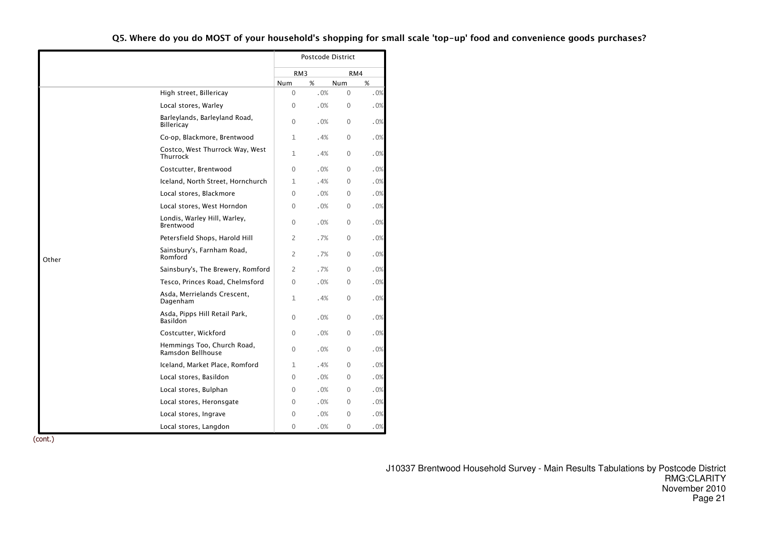**Q5. Where do you do MOST of your household's shopping for small scale 'top-up' food and convenience goods purchases?**

| | | Postcode District | | | |
|---|---|---|---|---|---|
| | | RM3 | | RM4 | |
| | | Num | % | Num | % |
| Other | High street, Billericay | 0 | .0% | 0 | .0% |
| | Local stores, Warley | 0 | .0% | 0 | .0% |
| | Barleylands, Barleyland Road, Billericay | 0 | .0% | 0 | .0% |
| | Co-op, Blackmore, Brentwood | 1 | .4% | 0 | .0% |
| | Costco, West Thurrock Way, West Thurrock | 1 | .4% | 0 | .0% |
| | Costcutter, Brentwood | 0 | .0% | 0 | .0% |
| | Iceland, North Street, Hornchurch | 1 | .4% | 0 | .0% |
| | Local stores, Blackmore | 0 | .0% | 0 | .0% |
| | Local stores, West Horndon | 0 | .0% | 0 | .0% |
| | Londis, Warley Hill, Warley, Brentwood | 0 | .0% | 0 | .0% |
| | Petersfield Shops, Harold Hill | 2 | .7% | 0 | .0% |
| | Sainsbury's, Farnham Road, Romford | 2 | .7% | 0 | .0% |
| | Sainsbury's, The Brewery, Romford | 2 | .7% | 0 | .0% |
| | Tesco, Princes Road, Chelmsford | 0 | .0% | 0 | .0% |
| | Asda, Merrielands Crescent, Dagenham | 1 | .4% | 0 | .0% |
| | Asda, Pipps Hill Retail Park, Basildon | 0 | .0% | 0 | .0% |
| | Costcutter, Wickford | 0 | .0% | 0 | .0% |
| | Hemmings Too, Church Road, Ramsdon Bellhouse | 0 | .0% | 0 | .0% |
| | Iceland, Market Place, Romford | 1 | .4% | 0 | .0% |
| | Local stores, Basildon | 0 | .0% | 0 | .0% |
| | Local stores, Bulphan | 0 | .0% | 0 | .0% |
| | Local stores, Heronsgate | 0 | .0% | 0 | .0% |
| | Local stores, Ingrave | 0 | .0% | 0 | .0% |
| | Local stores, Langdon | 0 | .0% | 0 | .0% |

(cont.)

J10337 Brentwood Household Survey - Main Results Tabulations by Postcode District
RMG:CLARITY
November 2010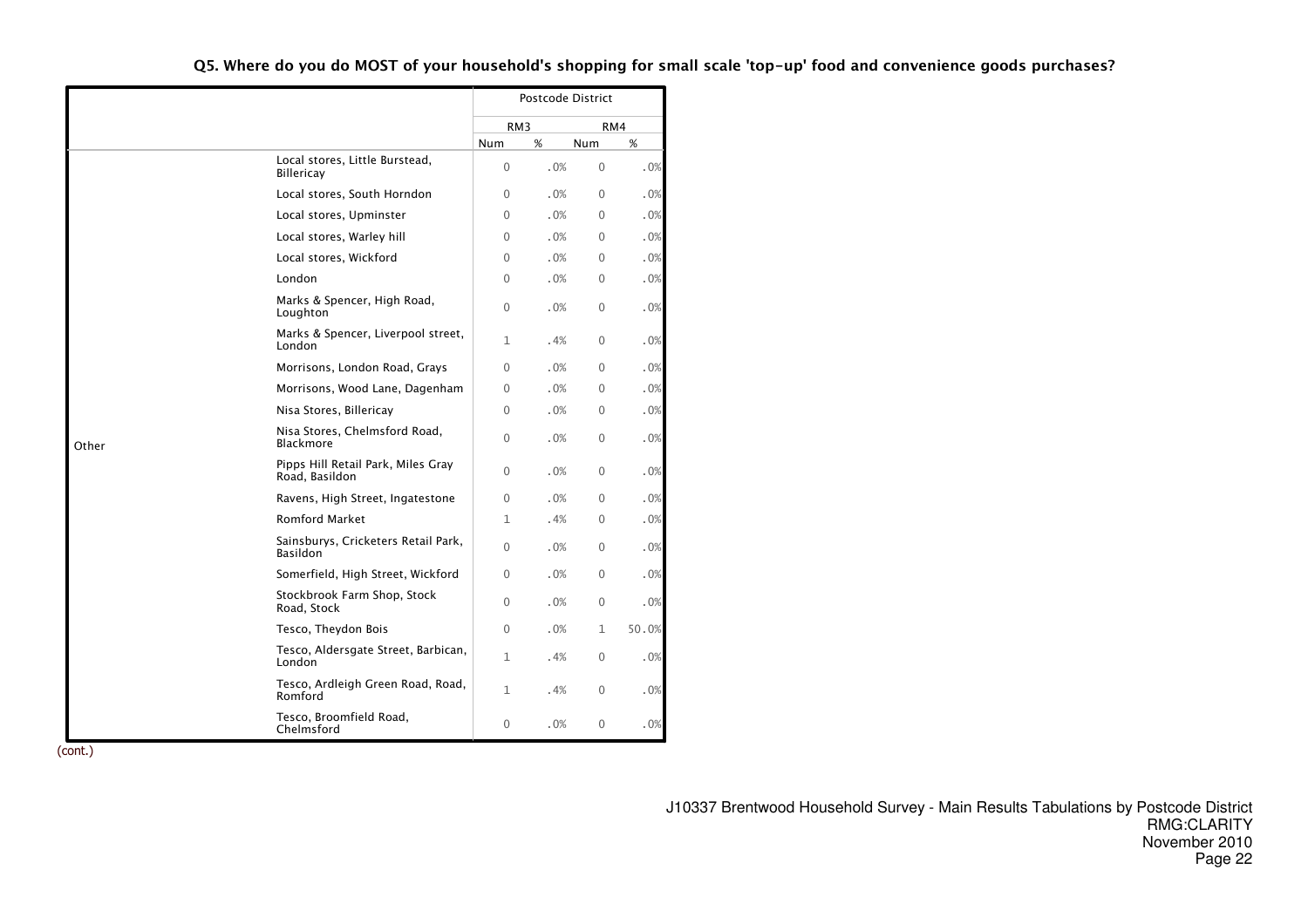**Q5. Where do you do MOST of your household's shopping for small scale 'top-up' food and convenience goods purchases?**

| | | Postcode District | | | |
|---|---|---|---|---|---|
| | | RM3 | | RM4 | |
| | | Num | % | Num | % |
| Other | Local stores, Little Burstead, Billericay | 0 | .0% | 0 | .0% |
| | Local stores, South Horndon | 0 | .0% | 0 | .0% |
| | Local stores, Upminster | 0 | .0% | 0 | .0% |
| | Local stores, Warley hill | 0 | .0% | 0 | .0% |
| | Local stores, Wickford | 0 | .0% | 0 | .0% |
| | London | 0 | .0% | 0 | .0% |
| | Marks & Spencer, High Road, Loughton | 0 | .0% | 0 | .0% |
| | Marks & Spencer, Liverpool street, London | 1 | .4% | 0 | .0% |
| | Morrisons, London Road, Grays | 0 | .0% | 0 | .0% |
| | Morrisons, Wood Lane, Dagenham | 0 | .0% | 0 | .0% |
| | Nisa Stores, Billericay | 0 | .0% | 0 | .0% |
| | Nisa Stores, Chelmsford Road, Blackmore | 0 | .0% | 0 | .0% |
| | Pipps Hill Retail Park, Miles Gray Road, Basildon | 0 | .0% | 0 | .0% |
| | Ravens, High Street, Ingatestone | 0 | .0% | 0 | .0% |
| | Romford Market | 1 | .4% | 0 | .0% |
| | Sainsburys, Cricketers Retail Park, Basildon | 0 | .0% | 0 | .0% |
| | Somerfield, High Street, Wickford | 0 | .0% | 0 | .0% |
| | Stockbrook Farm Shop, Stock Road, Stock | 0 | .0% | 0 | .0% |
| | Tesco, Theydon Bois | 0 | .0% | 1 | 50.0% |
| | Tesco, Aldersgate Street, Barbican, London | 1 | .4% | 0 | .0% |
| | Tesco, Ardleigh Green Road, Road, Romford | 1 | .4% | 0 | .0% |
| | Tesco, Broomfield Road, Chelmsford | 0 | .0% | 0 | .0% |

(cont.)

J10337 Brentwood Household Survey - Main Results Tabulations by Postcode District
RMG:CLARITY
November 2010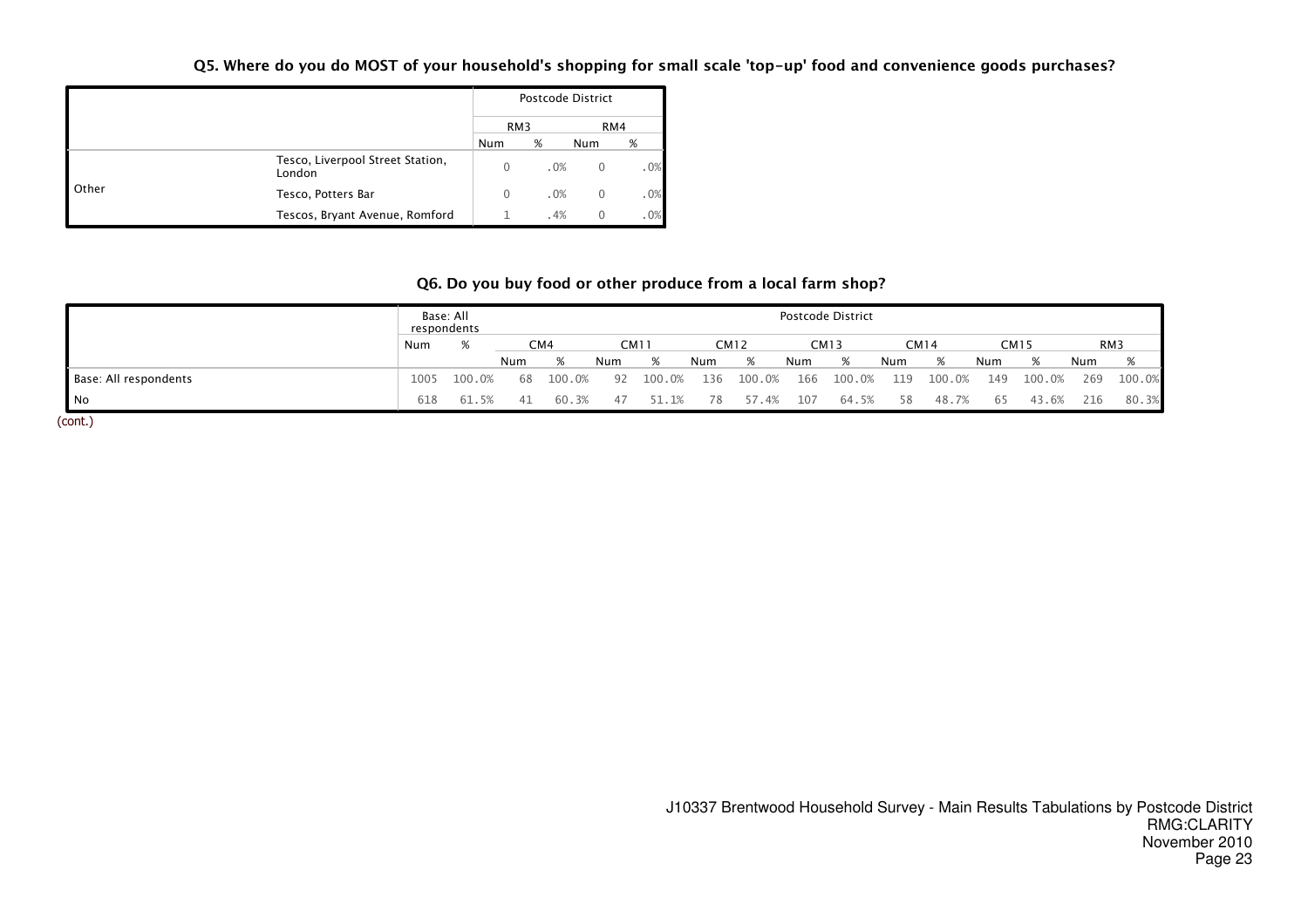### Q5. Where do you do MOST of your household's shopping for small scale 'top-up' food and convenience goods purchases?

| | | Postcode District | | | |
|---|---|---|---|---|---|
| | | RM3 | | RM4 | |
| | | Num | % | Num | % |
| Other | Tesco, Liverpool Street Station, London | 0 | .0% | 0 | .0% |
| | Tesco, Potters Bar | 0 | .0% | 0 | .0% |
| | Tescos, Bryant Avenue, Romford | 1 | .4% | 0 | .0% |

### Q6. Do you buy food or other produce from a local farm shop?

| | Base: All respondents | | Postcode District | | | | | | | | | | | | | |
|---|---|---|---|---|---|---|---|---|---|---|---|---|---|---|---|---|
| | | | CM4 | | CM11 | | CM12 | | CM13 | | CM14 | | CM15 | | RM3 | |
| | Num | % | Num | % | Num | % | Num | % | Num | % | Num | % | Num | % | Num | % |
| Base: All respondents | 1005 | 100.0% | 68 | 100.0% | 92 | 100.0% | 136 | 100.0% | 166 | 100.0% | 119 | 100.0% | 149 | 100.0% | 269 | 100.0% |
| No | 618 | 61.5% | 41 | 60.3% | 47 | 51.1% | 78 | 57.4% | 107 | 64.5% | 58 | 48.7% | 65 | 43.6% | 216 | 80.3% |

(cont.)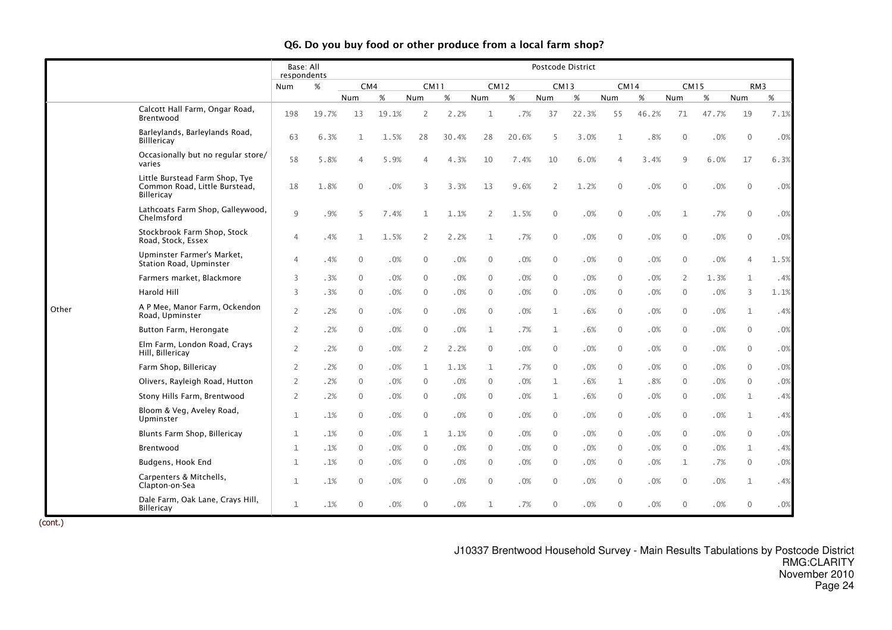## Q6. Do you buy food or other produce from a local farm shop?

| | | Base: All respondents | | Postcode District | | | | | | | | | | | | | |
|---|---|---|---|---|---|---|---|---|---|---|---|---|---|---|---|---|---|
| | | | | CM4 | | CM11 | | CM12 | | CM13 | | CM14 | | CM15 | | RM3 | |
| | | Num | % | Num | % | Num | % | Num | % | Num | % | Num | % | Num | % | Num | % |
| Other | Calcott Hall Farm, Ongar Road, Brentwood | 198 | 19.7% | 13 | 19.1% | 2 | 2.2% | 1 | .7% | 37 | 22.3% | 55 | 46.2% | 71 | 47.7% | 19 | 7.1% |
| | Barleylands, Barleylands Road, Billlericay | 63 | 6.3% | 1 | 1.5% | 28 | 30.4% | 28 | 20.6% | 5 | 3.0% | 1 | .8% | 0 | .0% | 0 | .0% |
| | Occasionally but no regular store/ varies | 58 | 5.8% | 4 | 5.9% | 4 | 4.3% | 10 | 7.4% | 10 | 6.0% | 4 | 3.4% | 9 | 6.0% | 17 | 6.3% |
| | Little Burstead Farm Shop, Tye Common Road, Little Burstead, Billericay | 18 | 1.8% | 0 | .0% | 3 | 3.3% | 13 | 9.6% | 2 | 1.2% | 0 | .0% | 0 | .0% | 0 | .0% |
| | Lathcoats Farm Shop, Galleywood, Chelmsford | 9 | .9% | 5 | 7.4% | 1 | 1.1% | 2 | 1.5% | 0 | .0% | 0 | .0% | 1 | .7% | 0 | .0% |
| | Stockbrook Farm Shop, Stock Road, Stock, Essex | 4 | .4% | 1 | 1.5% | 2 | 2.2% | 1 | .7% | 0 | .0% | 0 | .0% | 0 | .0% | 0 | .0% |
| | Upminster Farmer's Market, Station Road, Upminster | 4 | .4% | 0 | .0% | 0 | .0% | 0 | .0% | 0 | .0% | 0 | .0% | 0 | .0% | 4 | 1.5% |
| | Farmers market, Blackmore | 3 | .3% | 0 | .0% | 0 | .0% | 0 | .0% | 0 | .0% | 0 | .0% | 2 | 1.3% | 1 | .4% |
| | Harold Hill | 3 | .3% | 0 | .0% | 0 | .0% | 0 | .0% | 0 | .0% | 0 | .0% | 0 | .0% | 3 | 1.1% |
| | A P Mee, Manor Farm, Ockendon Road, Upminster | 2 | .2% | 0 | .0% | 0 | .0% | 0 | .0% | 1 | .6% | 0 | .0% | 0 | .0% | 1 | .4% |
| | Button Farm, Herongate | 2 | .2% | 0 | .0% | 0 | .0% | 1 | .7% | 1 | .6% | 0 | .0% | 0 | .0% | 0 | .0% |
| | Elm Farm, London Road, Crays Hill, Billericay | 2 | .2% | 0 | .0% | 2 | 2.2% | 0 | .0% | 0 | .0% | 0 | .0% | 0 | .0% | 0 | .0% |
| | Farm Shop, Billericay | 2 | .2% | 0 | .0% | 1 | 1.1% | 1 | .7% | 0 | .0% | 0 | .0% | 0 | .0% | 0 | .0% |
| | Olivers, Rayleigh Road, Hutton | 2 | .2% | 0 | .0% | 0 | .0% | 0 | .0% | 1 | .6% | 1 | .8% | 0 | .0% | 0 | .0% |
| | Stony Hills Farm, Brentwood | 2 | .2% | 0 | .0% | 0 | .0% | 0 | .0% | 1 | .6% | 0 | .0% | 0 | .0% | 1 | .4% |
| | Bloom & Veg, Aveley Road, Upminster | 1 | .1% | 0 | .0% | 0 | .0% | 0 | .0% | 0 | .0% | 0 | .0% | 0 | .0% | 1 | .4% |
| | Blunts Farm Shop, Billericay | 1 | .1% | 0 | .0% | 1 | 1.1% | 0 | .0% | 0 | .0% | 0 | .0% | 0 | .0% | 0 | .0% |
| | Brentwood | 1 | .1% | 0 | .0% | 0 | .0% | 0 | .0% | 0 | .0% | 0 | .0% | 0 | .0% | 1 | .4% |
| | Budgens, Hook End | 1 | .1% | 0 | .0% | 0 | .0% | 0 | .0% | 0 | .0% | 0 | .0% | 1 | .7% | 0 | .0% |
| | Carpenters & Mitchells, Clapton-on-Sea | 1 | .1% | 0 | .0% | 0 | .0% | 0 | .0% | 0 | .0% | 0 | .0% | 0 | .0% | 1 | .4% |
| | Dale Farm, Oak Lane, Crays Hill, Billericay | 1 | .1% | 0 | .0% | 0 | .0% | 1 | .7% | 0 | .0% | 0 | .0% | 0 | .0% | 0 | .0% |

(cont.)

J10337 Brentwood Household Survey - Main Results Tabulations by Postcode District
RMG:CLARITY
November 2010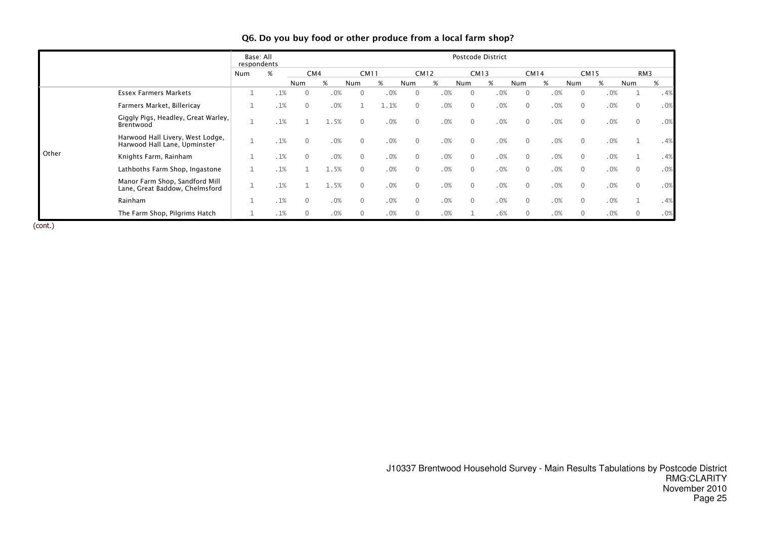## Q6. Do you buy food or other produce from a local farm shop?

| | | Base: All respondents | | Postcode District | | | | | | | | | | | | | |
|---|---|---|---|---|---|---|---|---|---|---|---|---|---|---|---|---|---|
| | | | | CM4 | | CM11 | | CM12 | | CM13 | | CM14 | | CM15 | | RM3 | |
| | | Num | % | Num | % | Num | % | Num | % | Num | % | Num | % | Num | % | Num | % |
| Other | Essex Farmers Markets | 1 | .1% | 0 | .0% | 0 | .0% | 0 | .0% | 0 | .0% | 0 | .0% | 0 | .0% | 1 | .4% |
| | Farmers Market, Billericay | 1 | .1% | 0 | .0% | 1 | 1.1% | 0 | .0% | 0 | .0% | 0 | .0% | 0 | .0% | 0 | .0% |
| | Giggly Pigs, Headley, Great Warley, Brentwood | 1 | .1% | 1 | 1.5% | 0 | .0% | 0 | .0% | 0 | .0% | 0 | .0% | 0 | .0% | 0 | .0% |
| | Harwood Hall Livery, West Lodge, Harwood Hall Lane, Upminster | 1 | .1% | 0 | .0% | 0 | .0% | 0 | .0% | 0 | .0% | 0 | .0% | 0 | .0% | 1 | .4% |
| | Knights Farm, Rainham | 1 | .1% | 0 | .0% | 0 | .0% | 0 | .0% | 0 | .0% | 0 | .0% | 0 | .0% | 1 | .4% |
| | Lathboths Farm Shop, Ingastone | 1 | .1% | 1 | 1.5% | 0 | .0% | 0 | .0% | 0 | .0% | 0 | .0% | 0 | .0% | 0 | .0% |
| | Manor Farm Shop, Sandford Mill Lane, Great Baddow, Chelmsford | 1 | .1% | 1 | 1.5% | 0 | .0% | 0 | .0% | 0 | .0% | 0 | .0% | 0 | .0% | 0 | .0% |
| | Rainham | 1 | .1% | 0 | .0% | 0 | .0% | 0 | .0% | 0 | .0% | 0 | .0% | 0 | .0% | 1 | .4% |
| | The Farm Shop, Pilgrims Hatch | 1 | .1% | 0 | .0% | 0 | .0% | 0 | .0% | 1 | .6% | 0 | .0% | 0 | .0% | 0 | .0% |

(cont.)

J10337 Brentwood Household Survey - Main Results Tabulations by Postcode District
RMG:CLARITY
November 2010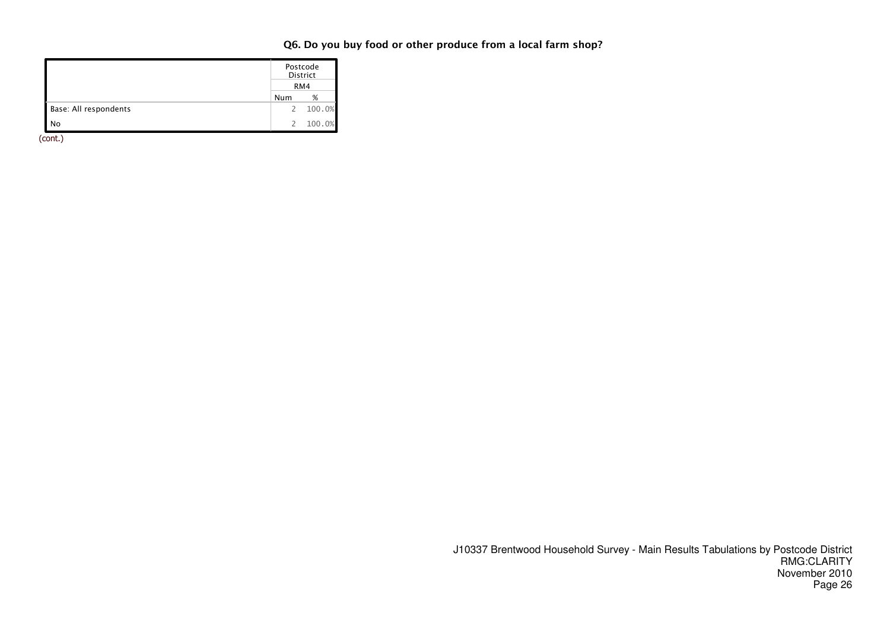### Q6. Do you buy food or other produce from a local farm shop?

| | Postcode District | |
|---|---|---|
| | RM4 | |
| | Num | % |
| Base: All respondents | 2 | 100.0% |
| No | 2 | 100.0% |

(cont.)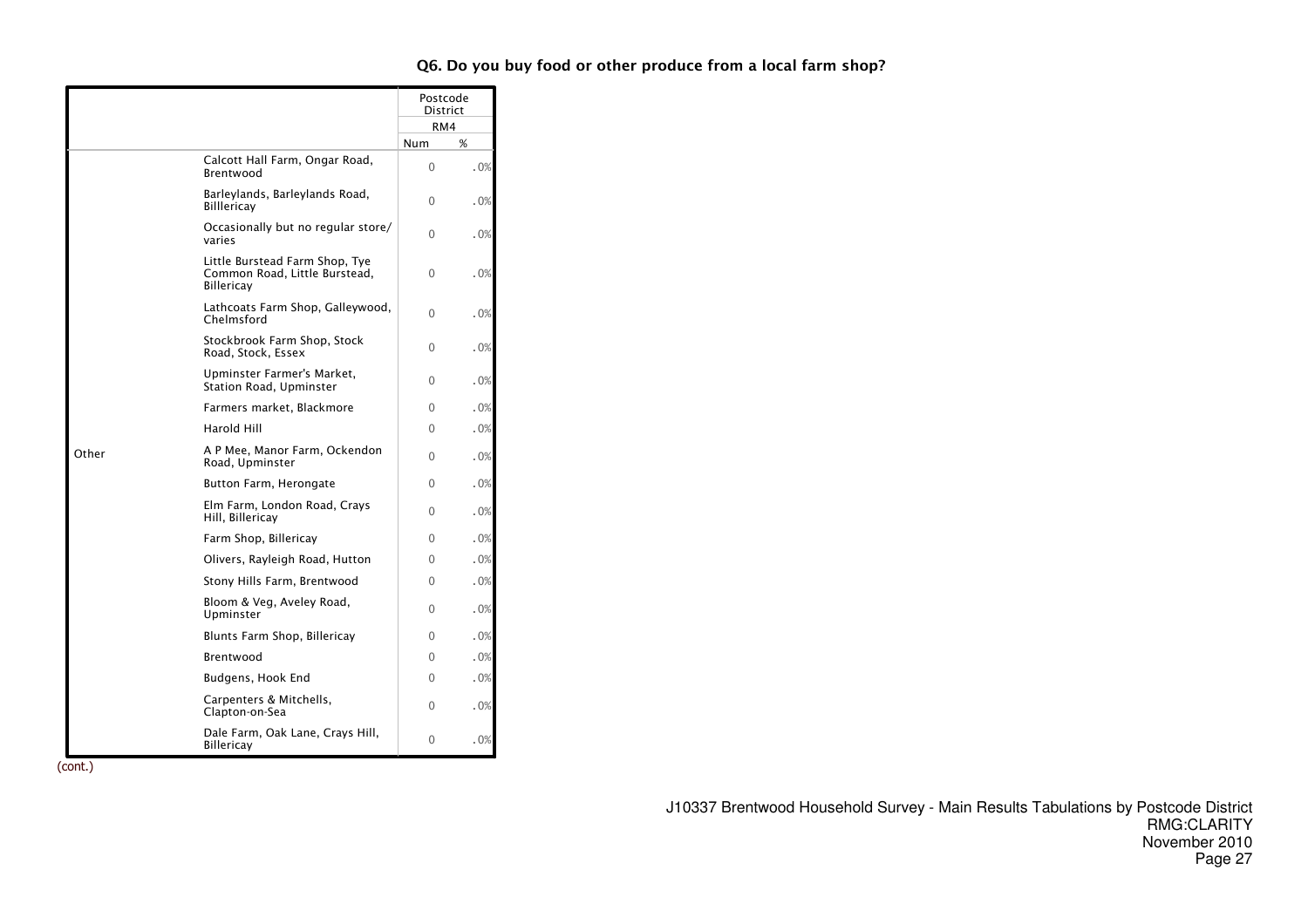### Q6. Do you buy food or other produce from a local farm shop?

| | | Postcode District | |
|---|---|---|---|
| | | RM4 | |
| | | Num | % |
| Other | Calcott Hall Farm, Ongar Road, Brentwood | 0 | .0% |
| | Barleylands, Barleylands Road, Billlericay | 0 | .0% |
| | Occasionally but no regular store/ varies | 0 | .0% |
| | Little Burstead Farm Shop, Tye Common Road, Little Burstead, Billericay | 0 | .0% |
| | Lathcoats Farm Shop, Galleywood, Chelmsford | 0 | .0% |
| | Stockbrook Farm Shop, Stock Road, Stock, Essex | 0 | .0% |
| | Upminster Farmer's Market, Station Road, Upminster | 0 | .0% |
| | Farmers market, Blackmore | 0 | .0% |
| | Harold Hill | 0 | .0% |
| | A P Mee, Manor Farm, Ockendon Road, Upminster | 0 | .0% |
| | Button Farm, Herongate | 0 | .0% |
| | Elm Farm, London Road, Crays Hill, Billericay | 0 | .0% |
| | Farm Shop, Billericay | 0 | .0% |
| | Olivers, Rayleigh Road, Hutton | 0 | .0% |
| | Stony Hills Farm, Brentwood | 0 | .0% |
| | Bloom & Veg, Aveley Road, Upminster | 0 | .0% |
| | Blunts Farm Shop, Billericay | 0 | .0% |
| | Brentwood | 0 | .0% |
| | Budgens, Hook End | 0 | .0% |
| | Carpenters & Mitchells, Clapton-on-Sea | 0 | .0% |
| | Dale Farm, Oak Lane, Crays Hill, Billericay | 0 | .0% |

(cont.)

J10337 Brentwood Household Survey - Main Results Tabulations by Postcode District
RMG:CLARITY
November 2010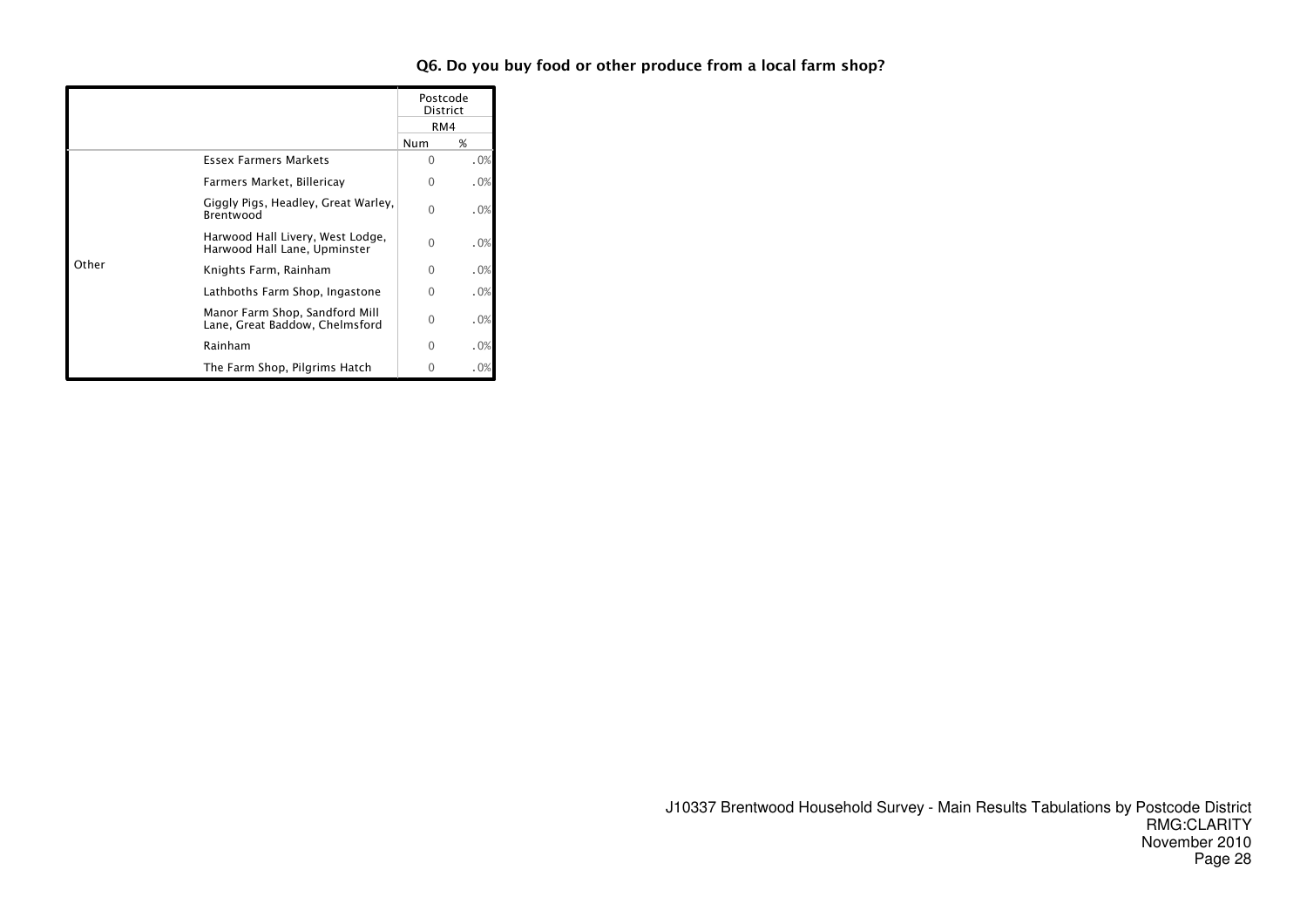## Q6. Do you buy food or other produce from a local farm shop?

| | | Postcode District | |
|---|---|---|---|
| | | RM4 | |
| | | Num | % |
| Other | Essex Farmers Markets | 0 | .0% |
| | Farmers Market, Billericay | 0 | .0% |
| | Giggly Pigs, Headley, Great Warley, Brentwood | 0 | .0% |
| | Harwood Hall Livery, West Lodge, Harwood Hall Lane, Upminster | 0 | .0% |
| | Knights Farm, Rainham | 0 | .0% |
| | Lathboths Farm Shop, Ingastone | 0 | .0% |
| | Manor Farm Shop, Sandford Mill Lane, Great Baddow, Chelmsford | 0 | .0% |
| | Rainham | 0 | .0% |
| | The Farm Shop, Pilgrims Hatch | 0 | .0% |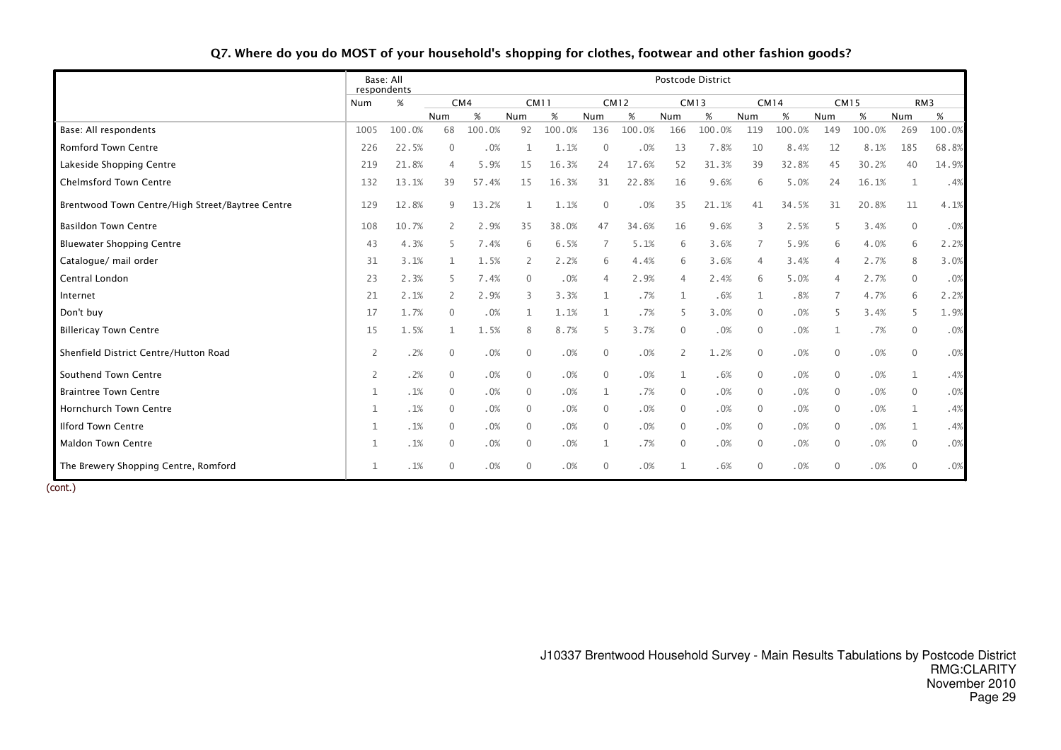## Q7. Where do you do MOST of your household's shopping for clothes, footwear and other fashion goods?

| | Base: All respondents | | Postcode District | | | | | | | | | | | | | |
|---|---|---|---|---|---|---|---|---|---|---|---|---|---|---|---|---|
| | | | CM4 | | CM11 | | CM12 | | CM13 | | CM14 | | CM15 | | RM3 | |
| | Num | % | Num | % | Num | % | Num | % | Num | % | Num | % | Num | % | Num | % |
| Base: All respondents | 1005 | 100.0% | 68 | 100.0% | 92 | 100.0% | 136 | 100.0% | 166 | 100.0% | 119 | 100.0% | 149 | 100.0% | 269 | 100.0% |
| Romford Town Centre | 226 | 22.5% | 0 | .0% | 1 | 1.1% | 0 | .0% | 13 | 7.8% | 10 | 8.4% | 12 | 8.1% | 185 | 68.8% |
| Lakeside Shopping Centre | 219 | 21.8% | 4 | 5.9% | 15 | 16.3% | 24 | 17.6% | 52 | 31.3% | 39 | 32.8% | 45 | 30.2% | 40 | 14.9% |
| Chelmsford Town Centre | 132 | 13.1% | 39 | 57.4% | 15 | 16.3% | 31 | 22.8% | 16 | 9.6% | 6 | 5.0% | 24 | 16.1% | 1 | .4% |
| Brentwood Town Centre/High Street/Baytree Centre | 129 | 12.8% | 9 | 13.2% | 1 | 1.1% | 0 | .0% | 35 | 21.1% | 41 | 34.5% | 31 | 20.8% | 11 | 4.1% |
| Basildon Town Centre | 108 | 10.7% | 2 | 2.9% | 35 | 38.0% | 47 | 34.6% | 16 | 9.6% | 3 | 2.5% | 5 | 3.4% | 0 | .0% |
| Bluewater Shopping Centre | 43 | 4.3% | 5 | 7.4% | 6 | 6.5% | 7 | 5.1% | 6 | 3.6% | 7 | 5.9% | 6 | 4.0% | 6 | 2.2% |
| Catalogue/ mail order | 31 | 3.1% | 1 | 1.5% | 2 | 2.2% | 6 | 4.4% | 6 | 3.6% | 4 | 3.4% | 4 | 2.7% | 8 | 3.0% |
| Central London | 23 | 2.3% | 5 | 7.4% | 0 | .0% | 4 | 2.9% | 4 | 2.4% | 6 | 5.0% | 4 | 2.7% | 0 | .0% |
| Internet | 21 | 2.1% | 2 | 2.9% | 3 | 3.3% | 1 | .7% | 1 | .6% | 1 | .8% | 7 | 4.7% | 6 | 2.2% |
| Don't buy | 17 | 1.7% | 0 | .0% | 1 | 1.1% | 1 | .7% | 5 | 3.0% | 0 | .0% | 5 | 3.4% | 5 | 1.9% |
| Billericay Town Centre | 15 | 1.5% | 1 | 1.5% | 8 | 8.7% | 5 | 3.7% | 0 | .0% | 0 | .0% | 1 | .7% | 0 | .0% |
| Shenfield District Centre/Hutton Road | 2 | .2% | 0 | .0% | 0 | .0% | 0 | .0% | 2 | 1.2% | 0 | .0% | 0 | .0% | 0 | .0% |
| Southend Town Centre | 2 | .2% | 0 | .0% | 0 | .0% | 0 | .0% | 1 | .6% | 0 | .0% | 0 | .0% | 1 | .4% |
| Braintree Town Centre | 1 | .1% | 0 | .0% | 0 | .0% | 1 | .7% | 0 | .0% | 0 | .0% | 0 | .0% | 0 | .0% |
| Hornchurch Town Centre | 1 | .1% | 0 | .0% | 0 | .0% | 0 | .0% | 0 | .0% | 0 | .0% | 0 | .0% | 1 | .4% |
| Ilford Town Centre | 1 | .1% | 0 | .0% | 0 | .0% | 0 | .0% | 0 | .0% | 0 | .0% | 0 | .0% | 1 | .4% |
| Maldon Town Centre | 1 | .1% | 0 | .0% | 0 | .0% | 1 | .7% | 0 | .0% | 0 | .0% | 0 | .0% | 0 | .0% |
| The Brewery Shopping Centre, Romford | 1 | .1% | 0 | .0% | 0 | .0% | 0 | .0% | 1 | .6% | 0 | .0% | 0 | .0% | 0 | .0% |

(cont.)

J10337 Brentwood Household Survey - Main Results Tabulations by Postcode District
RMG:CLARITY
November 2010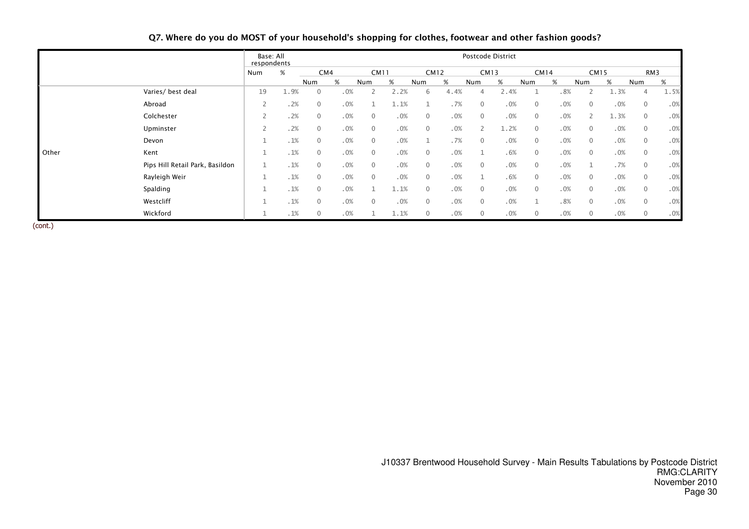**Q7. Where do you do MOST of your household's shopping for clothes, footwear and other fashion goods?**

| | | Base: All respondents | | Postcode District | | | | | | | | | | | | | |
|---|---|---|---|---|---|---|---|---|---|---|---|---|---|---|---|---|---|
| | | | | CM4 | | CM11 | | CM12 | | CM13 | | CM14 | | CM15 | | RM3 | |
| | | Num | % | Num | % | Num | % | Num | % | Num | % | Num | % | Num | % | Num | % |
| Other | Varies/ best deal | 19 | 1.9% | 0 | .0% | 2 | 2.2% | 6 | 4.4% | 4 | 2.4% | 1 | .8% | 2 | 1.3% | 4 | 1.5% |
| | Abroad | 2 | .2% | 0 | .0% | 1 | 1.1% | 1 | .7% | 0 | .0% | 0 | .0% | 0 | .0% | 0 | .0% |
| | Colchester | 2 | .2% | 0 | .0% | 0 | .0% | 0 | .0% | 0 | .0% | 0 | .0% | 2 | 1.3% | 0 | .0% |
| | Upminster | 2 | .2% | 0 | .0% | 0 | .0% | 0 | .0% | 2 | 1.2% | 0 | .0% | 0 | .0% | 0 | .0% |
| | Devon | 1 | .1% | 0 | .0% | 0 | .0% | 1 | .7% | 0 | .0% | 0 | .0% | 0 | .0% | 0 | .0% |
| | Kent | 1 | .1% | 0 | .0% | 0 | .0% | 0 | .0% | 1 | .6% | 0 | .0% | 0 | .0% | 0 | .0% |
| | Pips Hill Retail Park, Basildon | 1 | .1% | 0 | .0% | 0 | .0% | 0 | .0% | 0 | .0% | 0 | .0% | 1 | .7% | 0 | .0% |
| | Rayleigh Weir | 1 | .1% | 0 | .0% | 0 | .0% | 0 | .0% | 1 | .6% | 0 | .0% | 0 | .0% | 0 | .0% |
| | Spalding | 1 | .1% | 0 | .0% | 1 | 1.1% | 0 | .0% | 0 | .0% | 0 | .0% | 0 | .0% | 0 | .0% |
| | Westcliff | 1 | .1% | 0 | .0% | 0 | .0% | 0 | .0% | 0 | .0% | 1 | .8% | 0 | .0% | 0 | .0% |
| | Wickford | 1 | .1% | 0 | .0% | 1 | 1.1% | 0 | .0% | 0 | .0% | 0 | .0% | 0 | .0% | 0 | .0% |

(cont.)

J10337 Brentwood Household Survey - Main Results Tabulations by Postcode District
RMG:CLARITY
November 2010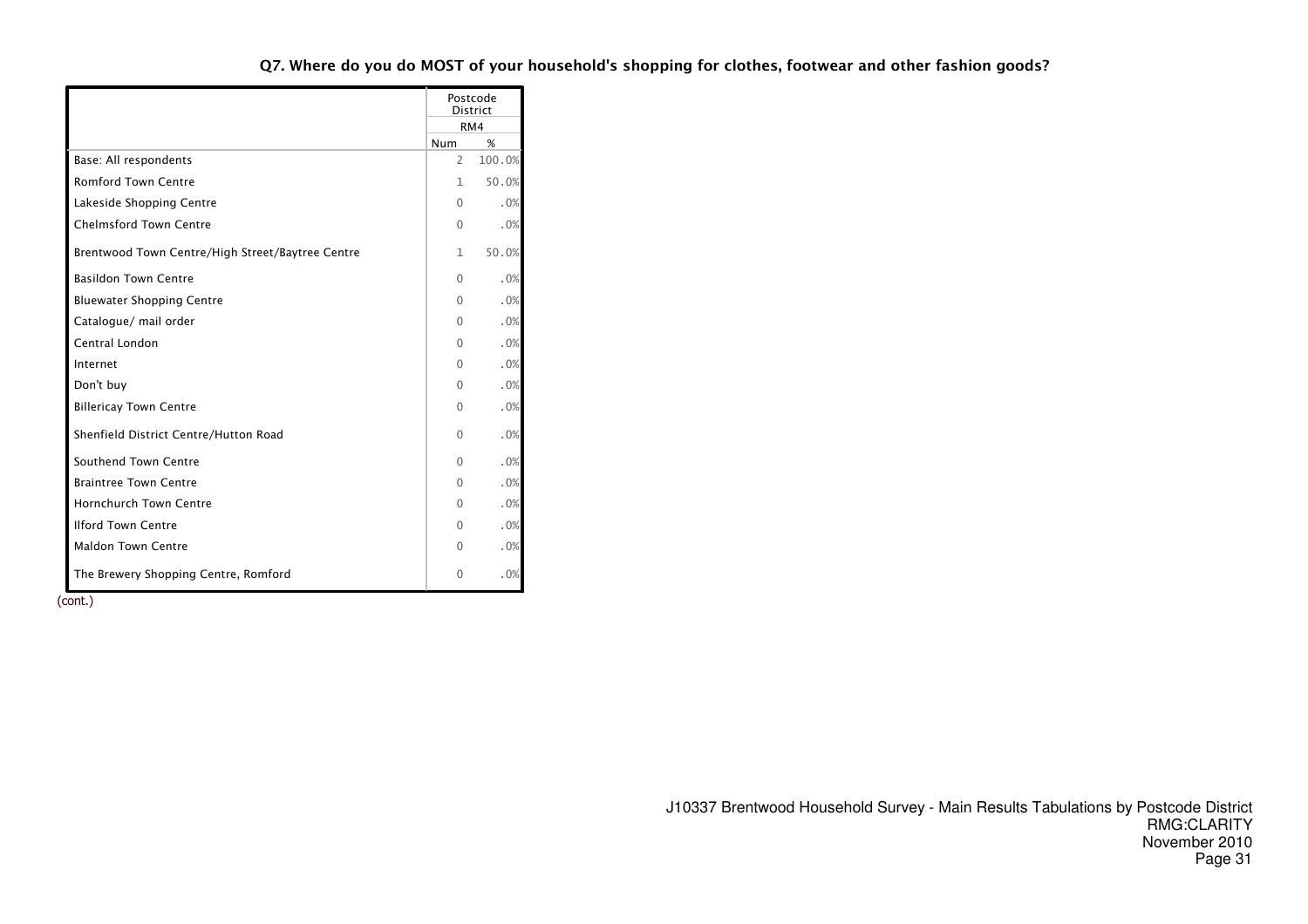## Q7. Where do you do MOST of your household's shopping for clothes, footwear and other fashion goods?

| | Postcode District | |
|---|---|---|
| | RM4 | |
| | Num | % |
| Base: All respondents | 2 | 100.0% |
| Romford Town Centre | 1 | 50.0% |
| Lakeside Shopping Centre | 0 | .0% |
| Chelmsford Town Centre | 0 | .0% |
| Brentwood Town Centre/High Street/Baytree Centre | 1 | 50.0% |
| Basildon Town Centre | 0 | .0% |
| Bluewater Shopping Centre | 0 | .0% |
| Catalogue/ mail order | 0 | .0% |
| Central London | 0 | .0% |
| Internet | 0 | .0% |
| Don't buy | 0 | .0% |
| Billericay Town Centre | 0 | .0% |
| Shenfield District Centre/Hutton Road | 0 | .0% |
| Southend Town Centre | 0 | .0% |
| Braintree Town Centre | 0 | .0% |
| Hornchurch Town Centre | 0 | .0% |
| Ilford Town Centre | 0 | .0% |
| Maldon Town Centre | 0 | .0% |
| The Brewery Shopping Centre, Romford | 0 | .0% |

(cont.)

J10337 Brentwood Household Survey - Main Results Tabulations by Postcode District
RMG:CLARITY
November 2010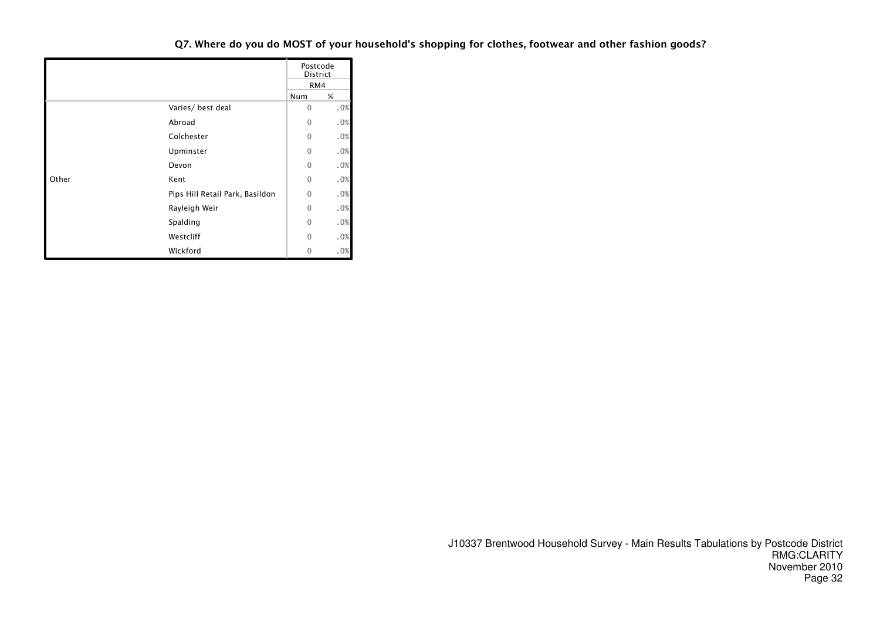## Q7. Where do you do MOST of your household's shopping for clothes, footwear and other fashion goods?

| | | Postcode District | |
|---|---|---|---|
| | | RM4 | |
| | | Num | % |
| Other | Varies/ best deal | 0 | .0% |
| | Abroad | 0 | .0% |
| | Colchester | 0 | .0% |
| | Upminster | 0 | .0% |
| | Devon | 0 | .0% |
| | Kent | 0 | .0% |
| | Pips Hill Retail Park, Basildon | 0 | .0% |
| | Rayleigh Weir | 0 | .0% |
| | Spalding | 0 | .0% |
| | Westcliff | 0 | .0% |
| | Wickford | 0 | .0% |

J10337 Brentwood Household Survey - Main Results Tabulations by Postcode District
RMG:CLARITY
November 2010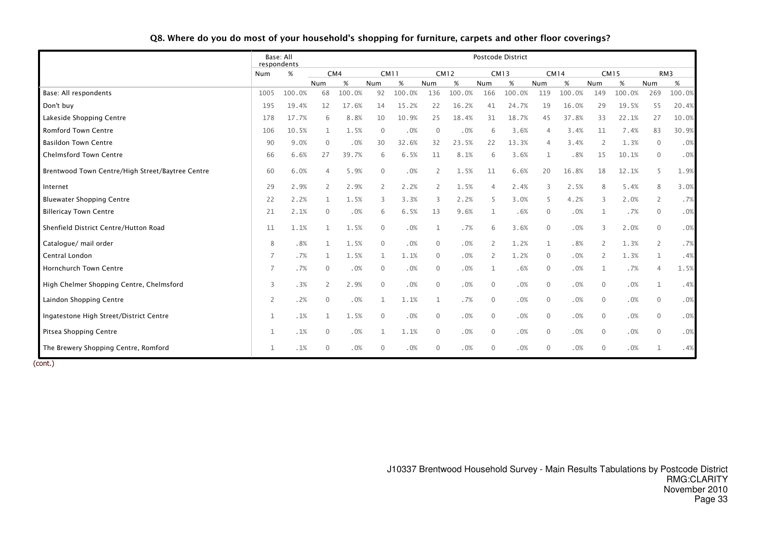## Q8. Where do you do most of your household's shopping for furniture, carpets and other floor coverings?

| | Base: All respondents | | Postcode District | | | | | | | | | | | | | |
|---|---|---|---|---|---|---|---|---|---|---|---|---|---|---|---|---|
| | | | CM4 | | CM11 | | CM12 | | CM13 | | CM14 | | CM15 | | RM3 | |
| | Num | % | Num | % | Num | % | Num | % | Num | % | Num | % | Num | % | Num | % |
| Base: All respondents | 1005 | 100.0% | 68 | 100.0% | 92 | 100.0% | 136 | 100.0% | 166 | 100.0% | 119 | 100.0% | 149 | 100.0% | 269 | 100.0% |
| Don't buy | 195 | 19.4% | 12 | 17.6% | 14 | 15.2% | 22 | 16.2% | 41 | 24.7% | 19 | 16.0% | 29 | 19.5% | 55 | 20.4% |
| Lakeside Shopping Centre | 178 | 17.7% | 6 | 8.8% | 10 | 10.9% | 25 | 18.4% | 31 | 18.7% | 45 | 37.8% | 33 | 22.1% | 27 | 10.0% |
| Romford Town Centre | 106 | 10.5% | 1 | 1.5% | 0 | .0% | 0 | .0% | 6 | 3.6% | 4 | 3.4% | 11 | 7.4% | 83 | 30.9% |
| Basildon Town Centre | 90 | 9.0% | 0 | .0% | 30 | 32.6% | 32 | 23.5% | 22 | 13.3% | 4 | 3.4% | 2 | 1.3% | 0 | .0% |
| Chelmsford Town Centre | 66 | 6.6% | 27 | 39.7% | 6 | 6.5% | 11 | 8.1% | 6 | 3.6% | 1 | .8% | 15 | 10.1% | 0 | .0% |
| Brentwood Town Centre/High Street/Baytree Centre | 60 | 6.0% | 4 | 5.9% | 0 | .0% | 2 | 1.5% | 11 | 6.6% | 20 | 16.8% | 18 | 12.1% | 5 | 1.9% |
| Internet | 29 | 2.9% | 2 | 2.9% | 2 | 2.2% | 2 | 1.5% | 4 | 2.4% | 3 | 2.5% | 8 | 5.4% | 8 | 3.0% |
| Bluewater Shopping Centre | 22 | 2.2% | 1 | 1.5% | 3 | 3.3% | 3 | 2.2% | 5 | 3.0% | 5 | 4.2% | 3 | 2.0% | 2 | .7% |
| Billericay Town Centre | 21 | 2.1% | 0 | .0% | 6 | 6.5% | 13 | 9.6% | 1 | .6% | 0 | .0% | 1 | .7% | 0 | .0% |
| Shenfield District Centre/Hutton Road | 11 | 1.1% | 1 | 1.5% | 0 | .0% | 1 | .7% | 6 | 3.6% | 0 | .0% | 3 | 2.0% | 0 | .0% |
| Catalogue/ mail order | 8 | .8% | 1 | 1.5% | 0 | .0% | 0 | .0% | 2 | 1.2% | 1 | .8% | 2 | 1.3% | 2 | .7% |
| Central London | 7 | .7% | 1 | 1.5% | 1 | 1.1% | 0 | .0% | 2 | 1.2% | 0 | .0% | 2 | 1.3% | 1 | .4% |
| Hornchurch Town Centre | 7 | .7% | 0 | .0% | 0 | .0% | 0 | .0% | 1 | .6% | 0 | .0% | 1 | .7% | 4 | 1.5% |
| High Chelmer Shopping Centre, Chelmsford | 3 | .3% | 2 | 2.9% | 0 | .0% | 0 | .0% | 0 | .0% | 0 | .0% | 0 | .0% | 1 | .4% |
| Laindon Shopping Centre | 2 | .2% | 0 | .0% | 1 | 1.1% | 1 | .7% | 0 | .0% | 0 | .0% | 0 | .0% | 0 | .0% |
| Ingatestone High Street/District Centre | 1 | .1% | 1 | 1.5% | 0 | .0% | 0 | .0% | 0 | .0% | 0 | .0% | 0 | .0% | 0 | .0% |
| Pitsea Shopping Centre | 1 | .1% | 0 | .0% | 1 | 1.1% | 0 | .0% | 0 | .0% | 0 | .0% | 0 | .0% | 0 | .0% |
| The Brewery Shopping Centre, Romford | 1 | .1% | 0 | .0% | 0 | .0% | 0 | .0% | 0 | .0% | 0 | .0% | 0 | .0% | 1 | .4% |

(cont.)

J10337 Brentwood Household Survey - Main Results Tabulations by Postcode District
RMG:CLARITY
November 2010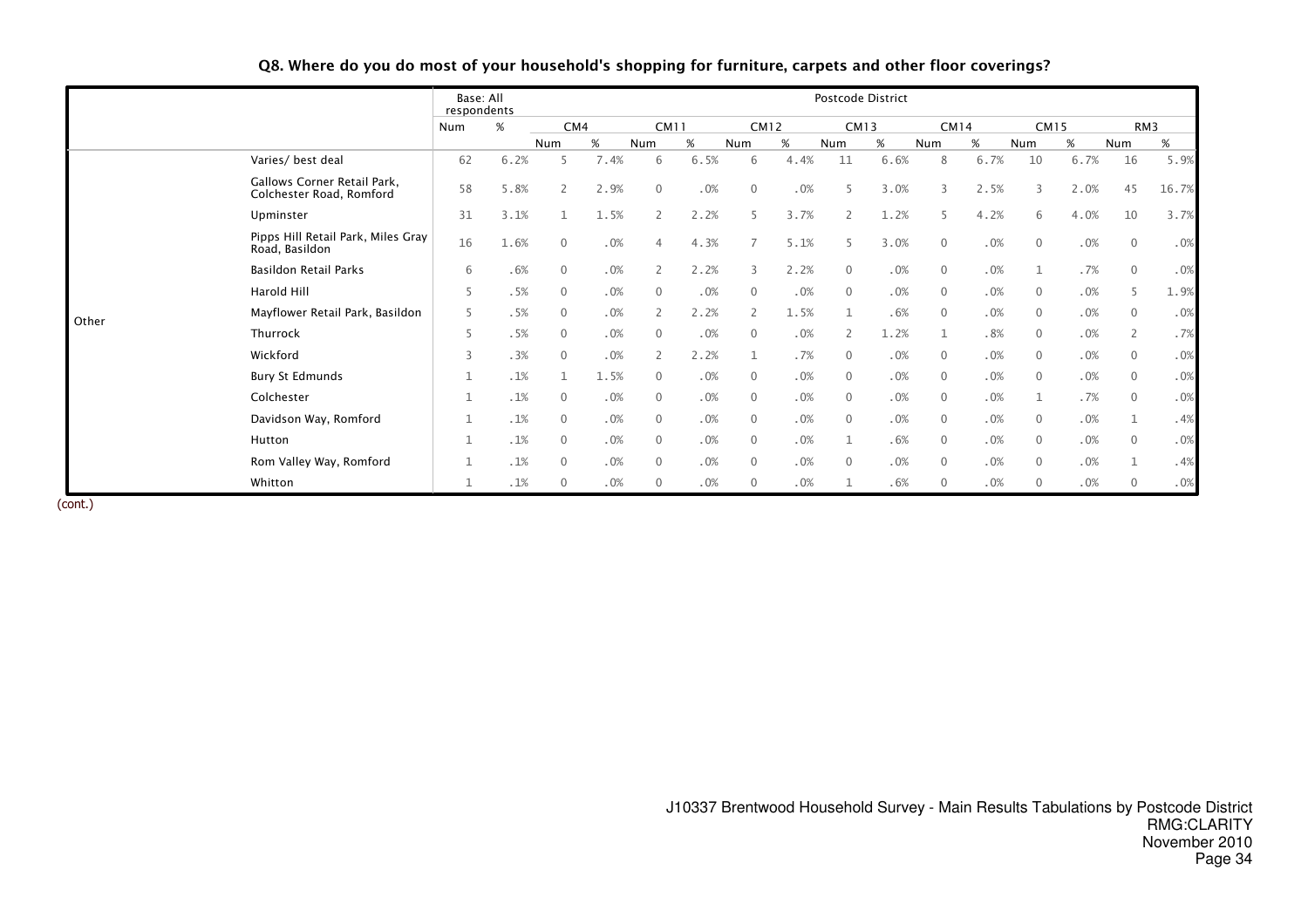## Q8. Where do you do most of your household's shopping for furniture, carpets and other floor coverings?

| | | Base: All respondents | | Postcode District | | | | | | | | | | | | | |
|---|---|---|---|---|---|---|---|---|---|---|---|---|---|---|---|---|---|
| | | Num | % | CM4 | | CM11 | | CM12 | | CM13 | | CM14 | | CM15 | | RM3 | |
| | | | | Num | % | Num | % | Num | % | Num | % | Num | % | Num | % | Num | % |
| Other | Varies/ best deal | 62 | 6.2% | 5 | 7.4% | 6 | 6.5% | 6 | 4.4% | 11 | 6.6% | 8 | 6.7% | 10 | 6.7% | 16 | 5.9% |
| | Gallows Corner Retail Park, Colchester Road, Romford | 58 | 5.8% | 2 | 2.9% | 0 | .0% | 0 | .0% | 5 | 3.0% | 3 | 2.5% | 3 | 2.0% | 45 | 16.7% |
| | Upminster | 31 | 3.1% | 1 | 1.5% | 2 | 2.2% | 5 | 3.7% | 2 | 1.2% | 5 | 4.2% | 6 | 4.0% | 10 | 3.7% |
| | Pipps Hill Retail Park, Miles Gray Road, Basildon | 16 | 1.6% | 0 | .0% | 4 | 4.3% | 7 | 5.1% | 5 | 3.0% | 0 | .0% | 0 | .0% | 0 | .0% |
| | Basildon Retail Parks | 6 | .6% | 0 | .0% | 2 | 2.2% | 3 | 2.2% | 0 | .0% | 0 | .0% | 1 | .7% | 0 | .0% |
| | Harold Hill | 5 | .5% | 0 | .0% | 0 | .0% | 0 | .0% | 0 | .0% | 0 | .0% | 0 | .0% | 5 | 1.9% |
| | Mayflower Retail Park, Basildon | 5 | .5% | 0 | .0% | 2 | 2.2% | 2 | 1.5% | 1 | .6% | 0 | .0% | 0 | .0% | 0 | .0% |
| | Thurrock | 5 | .5% | 0 | .0% | 0 | .0% | 0 | .0% | 2 | 1.2% | 1 | .8% | 0 | .0% | 2 | .7% |
| | Wickford | 3 | .3% | 0 | .0% | 2 | 2.2% | 1 | .7% | 0 | .0% | 0 | .0% | 0 | .0% | 0 | .0% |
| | Bury St Edmunds | 1 | .1% | 1 | 1.5% | 0 | .0% | 0 | .0% | 0 | .0% | 0 | .0% | 0 | .0% | 0 | .0% |
| | Colchester | 1 | .1% | 0 | .0% | 0 | .0% | 0 | .0% | 0 | .0% | 0 | .0% | 1 | .7% | 0 | .0% |
| | Davidson Way, Romford | 1 | .1% | 0 | .0% | 0 | .0% | 0 | .0% | 0 | .0% | 0 | .0% | 0 | .0% | 1 | .4% |
| | Hutton | 1 | .1% | 0 | .0% | 0 | .0% | 0 | .0% | 1 | .6% | 0 | .0% | 0 | .0% | 0 | .0% |
| | Rom Valley Way, Romford | 1 | .1% | 0 | .0% | 0 | .0% | 0 | .0% | 0 | .0% | 0 | .0% | 0 | .0% | 1 | .4% |
| | Whitton | 1 | .1% | 0 | .0% | 0 | .0% | 0 | .0% | 1 | .6% | 0 | .0% | 0 | .0% | 0 | .0% |

(cont.)

J10337 Brentwood Household Survey - Main Results Tabulations by Postcode District
RMG:CLARITY
November 2010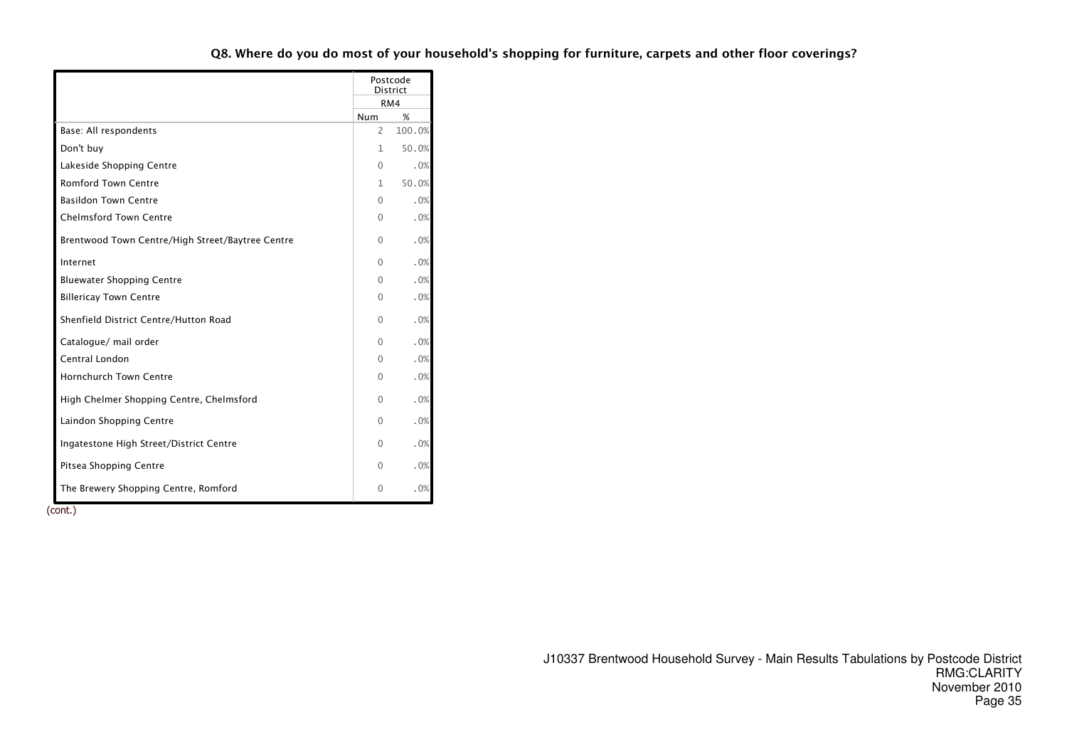### Q8. Where do you do most of your household's shopping for furniture, carpets and other floor coverings?

| | Postcode District | |
|---|---|---|
| | RM4 | |
| | Num | % |
| Base: All respondents | 2 | 100.0% |
| Don't buy | 1 | 50.0% |
| Lakeside Shopping Centre | 0 | .0% |
| Romford Town Centre | 1 | 50.0% |
| Basildon Town Centre | 0 | .0% |
| Chelmsford Town Centre | 0 | .0% |
| Brentwood Town Centre/High Street/Baytree Centre | 0 | .0% |
| Internet | 0 | .0% |
| Bluewater Shopping Centre | 0 | .0% |
| Billericay Town Centre | 0 | .0% |
| Shenfield District Centre/Hutton Road | 0 | .0% |
| Catalogue/ mail order | 0 | .0% |
| Central London | 0 | .0% |
| Hornchurch Town Centre | 0 | .0% |
| High Chelmer Shopping Centre, Chelmsford | 0 | .0% |
| Laindon Shopping Centre | 0 | .0% |
| Ingatestone High Street/District Centre | 0 | .0% |
| Pitsea Shopping Centre | 0 | .0% |
| The Brewery Shopping Centre, Romford | 0 | .0% |

(cont.)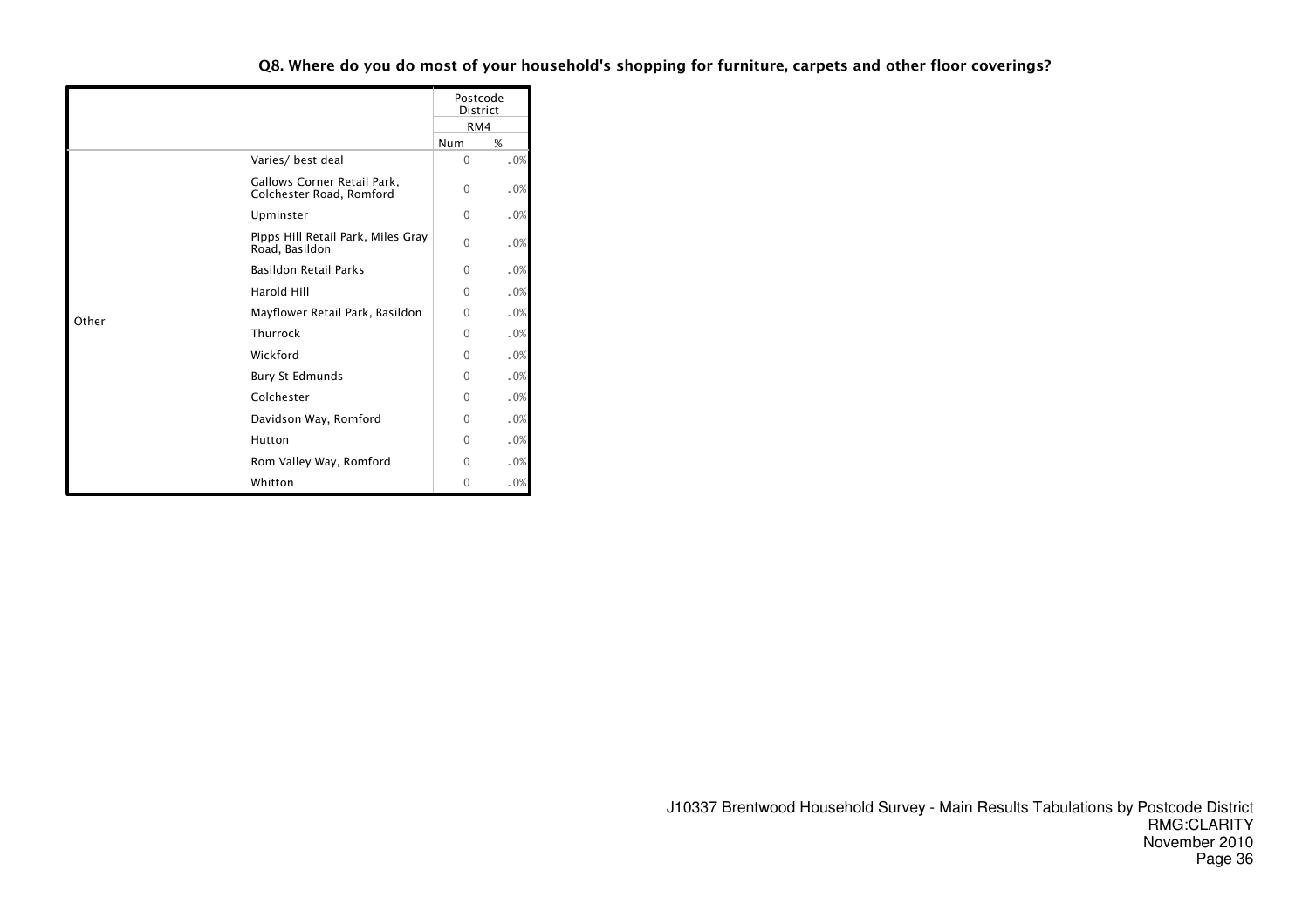### Q8. Where do you do most of your household's shopping for furniture, carpets and other floor coverings?

| | | Postcode District | |
|---|---|---|---|
| | | RM4 | |
| | | Num | % |
| Other | Varies/ best deal | 0 | .0% |
| | Gallows Corner Retail Park, Colchester Road, Romford | 0 | .0% |
| | Upminster | 0 | .0% |
| | Pipps Hill Retail Park, Miles Gray Road, Basildon | 0 | .0% |
| | Basildon Retail Parks | 0 | .0% |
| | Harold Hill | 0 | .0% |
| | Mayflower Retail Park, Basildon | 0 | .0% |
| | Thurrock | 0 | .0% |
| | Wickford | 0 | .0% |
| | Bury St Edmunds | 0 | .0% |
| | Colchester | 0 | .0% |
| | Davidson Way, Romford | 0 | .0% |
| | Hutton | 0 | .0% |
| | Rom Valley Way, Romford | 0 | .0% |
| | Whitton | 0 | .0% |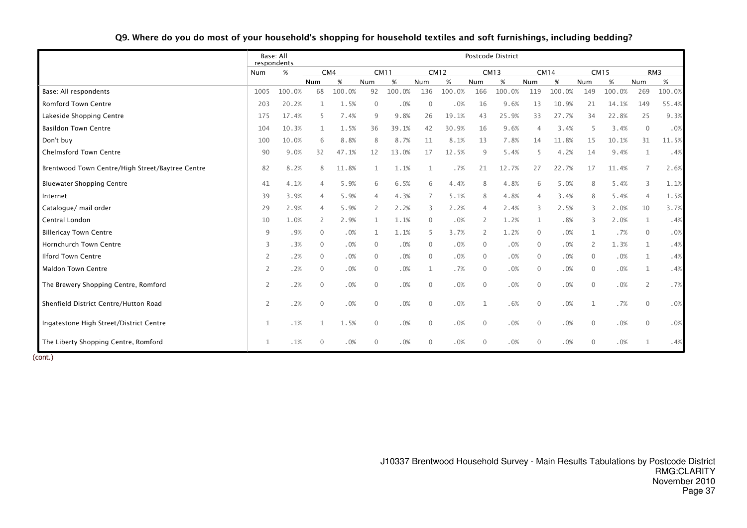## Q9. Where do you do most of your household's shopping for household textiles and soft furnishings, including bedding?

| | Base: All respondents | | Postcode District | | | | | | | | | | | | | |
|---|---|---|---|---|---|---|---|---|---|---|---|---|---|---|---|---|
| | | | CM4 | | CM11 | | CM12 | | CM13 | | CM14 | | CM15 | | RM3 | |
| | Num | % | Num | % | Num | % | Num | % | Num | % | Num | % | Num | % | Num | % |
| Base: All respondents | 1005 | 100.0% | 68 | 100.0% | 92 | 100.0% | 136 | 100.0% | 166 | 100.0% | 119 | 100.0% | 149 | 100.0% | 269 | 100.0% |
| Romford Town Centre | 203 | 20.2% | 1 | 1.5% | 0 | .0% | 0 | .0% | 16 | 9.6% | 13 | 10.9% | 21 | 14.1% | 149 | 55.4% |
| Lakeside Shopping Centre | 175 | 17.4% | 5 | 7.4% | 9 | 9.8% | 26 | 19.1% | 43 | 25.9% | 33 | 27.7% | 34 | 22.8% | 25 | 9.3% |
| Basildon Town Centre | 104 | 10.3% | 1 | 1.5% | 36 | 39.1% | 42 | 30.9% | 16 | 9.6% | 4 | 3.4% | 5 | 3.4% | 0 | .0% |
| Don't buy | 100 | 10.0% | 6 | 8.8% | 8 | 8.7% | 11 | 8.1% | 13 | 7.8% | 14 | 11.8% | 15 | 10.1% | 31 | 11.5% |
| Chelmsford Town Centre | 90 | 9.0% | 32 | 47.1% | 12 | 13.0% | 17 | 12.5% | 9 | 5.4% | 5 | 4.2% | 14 | 9.4% | 1 | .4% |
| Brentwood Town Centre/High Street/Baytree Centre | 82 | 8.2% | 8 | 11.8% | 1 | 1.1% | 1 | .7% | 21 | 12.7% | 27 | 22.7% | 17 | 11.4% | 7 | 2.6% |
| Bluewater Shopping Centre | 41 | 4.1% | 4 | 5.9% | 6 | 6.5% | 6 | 4.4% | 8 | 4.8% | 6 | 5.0% | 8 | 5.4% | 3 | 1.1% |
| Internet | 39 | 3.9% | 4 | 5.9% | 4 | 4.3% | 7 | 5.1% | 8 | 4.8% | 4 | 3.4% | 8 | 5.4% | 4 | 1.5% |
| Catalogue/ mail order | 29 | 2.9% | 4 | 5.9% | 2 | 2.2% | 3 | 2.2% | 4 | 2.4% | 3 | 2.5% | 3 | 2.0% | 10 | 3.7% |
| Central London | 10 | 1.0% | 2 | 2.9% | 1 | 1.1% | 0 | .0% | 2 | 1.2% | 1 | .8% | 3 | 2.0% | 1 | .4% |
| Billericay Town Centre | 9 | .9% | 0 | .0% | 1 | 1.1% | 5 | 3.7% | 2 | 1.2% | 0 | .0% | 1 | .7% | 0 | .0% |
| Hornchurch Town Centre | 3 | .3% | 0 | .0% | 0 | .0% | 0 | .0% | 0 | .0% | 0 | .0% | 2 | 1.3% | 1 | .4% |
| Ilford Town Centre | 2 | .2% | 0 | .0% | 0 | .0% | 0 | .0% | 0 | .0% | 0 | .0% | 0 | .0% | 1 | .4% |
| Maldon Town Centre | 2 | .2% | 0 | .0% | 0 | .0% | 1 | .7% | 0 | .0% | 0 | .0% | 0 | .0% | 1 | .4% |
| The Brewery Shopping Centre, Romford | 2 | .2% | 0 | .0% | 0 | .0% | 0 | .0% | 0 | .0% | 0 | .0% | 0 | .0% | 2 | .7% |
| Shenfield District Centre/Hutton Road | 2 | .2% | 0 | .0% | 0 | .0% | 0 | .0% | 1 | .6% | 0 | .0% | 1 | .7% | 0 | .0% |
| Ingatestone High Street/District Centre | 1 | .1% | 1 | 1.5% | 0 | .0% | 0 | .0% | 0 | .0% | 0 | .0% | 0 | .0% | 0 | .0% |
| The Liberty Shopping Centre, Romford | 1 | .1% | 0 | .0% | 0 | .0% | 0 | .0% | 0 | .0% | 0 | .0% | 0 | .0% | 1 | .4% |

(cont.)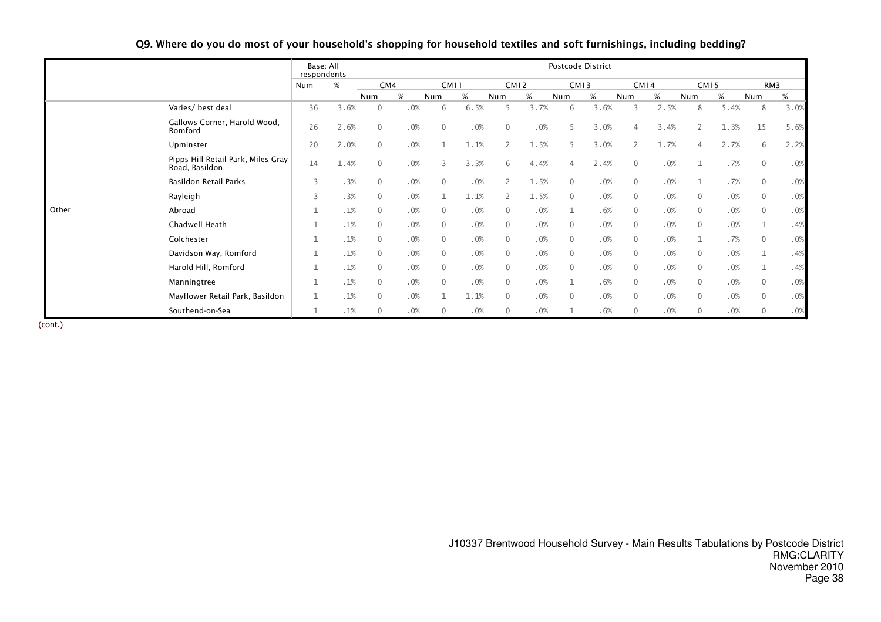## Q9. Where do you do most of your household's shopping for household textiles and soft furnishings, including bedding?

| | | Base: All respondents | | Postcode District | | | | | | | | | | | | | |
|---|---|---|---|---|---|---|---|---|---|---|---|---|---|---|---|---|---|
| | | | | CM4 | | CM11 | | CM12 | | CM13 | | CM14 | | CM15 | | RM3 | |
| | | Num | % | Num | % | Num | % | Num | % | Num | % | Num | % | Num | % | Num | % |
| | Varies/ best deal | 36 | 3.6% | 0 | .0% | 6 | 6.5% | 5 | 3.7% | 6 | 3.6% | 3 | 2.5% | 8 | 5.4% | 8 | 3.0% |
| | Gallows Corner, Harold Wood, Romford | 26 | 2.6% | 0 | .0% | 0 | .0% | 0 | .0% | 5 | 3.0% | 4 | 3.4% | 2 | 1.3% | 15 | 5.6% |
| | Upminster | 20 | 2.0% | 0 | .0% | 1 | 1.1% | 2 | 1.5% | 5 | 3.0% | 2 | 1.7% | 4 | 2.7% | 6 | 2.2% |
| | Pipps Hill Retail Park, Miles Gray Road, Basildon | 14 | 1.4% | 0 | .0% | 3 | 3.3% | 6 | 4.4% | 4 | 2.4% | 0 | .0% | 1 | .7% | 0 | .0% |
| | Basildon Retail Parks | 3 | .3% | 0 | .0% | 0 | .0% | 2 | 1.5% | 0 | .0% | 0 | .0% | 1 | .7% | 0 | .0% |
| | Rayleigh | 3 | .3% | 0 | .0% | 1 | 1.1% | 2 | 1.5% | 0 | .0% | 0 | .0% | 0 | .0% | 0 | .0% |
| Other | Abroad | 1 | .1% | 0 | .0% | 0 | .0% | 0 | .0% | 1 | .6% | 0 | .0% | 0 | .0% | 0 | .0% |
| | Chadwell Heath | 1 | .1% | 0 | .0% | 0 | .0% | 0 | .0% | 0 | .0% | 0 | .0% | 0 | .0% | 1 | .4% |
| | Colchester | 1 | .1% | 0 | .0% | 0 | .0% | 0 | .0% | 0 | .0% | 0 | .0% | 1 | .7% | 0 | .0% |
| | Davidson Way, Romford | 1 | .1% | 0 | .0% | 0 | .0% | 0 | .0% | 0 | .0% | 0 | .0% | 0 | .0% | 1 | .4% |
| | Harold Hill, Romford | 1 | .1% | 0 | .0% | 0 | .0% | 0 | .0% | 0 | .0% | 0 | .0% | 0 | .0% | 1 | .4% |
| | Manningtree | 1 | .1% | 0 | .0% | 0 | .0% | 0 | .0% | 1 | .6% | 0 | .0% | 0 | .0% | 0 | .0% |
| | Mayflower Retail Park, Basildon | 1 | .1% | 0 | .0% | 1 | 1.1% | 0 | .0% | 0 | .0% | 0 | .0% | 0 | .0% | 0 | .0% |
| | Southend-on-Sea | 1 | .1% | 0 | .0% | 0 | .0% | 0 | .0% | 1 | .6% | 0 | .0% | 0 | .0% | 0 | .0% |

(cont.)

J10337 Brentwood Household Survey - Main Results Tabulations by Postcode District
RMG:CLARITY
November 2010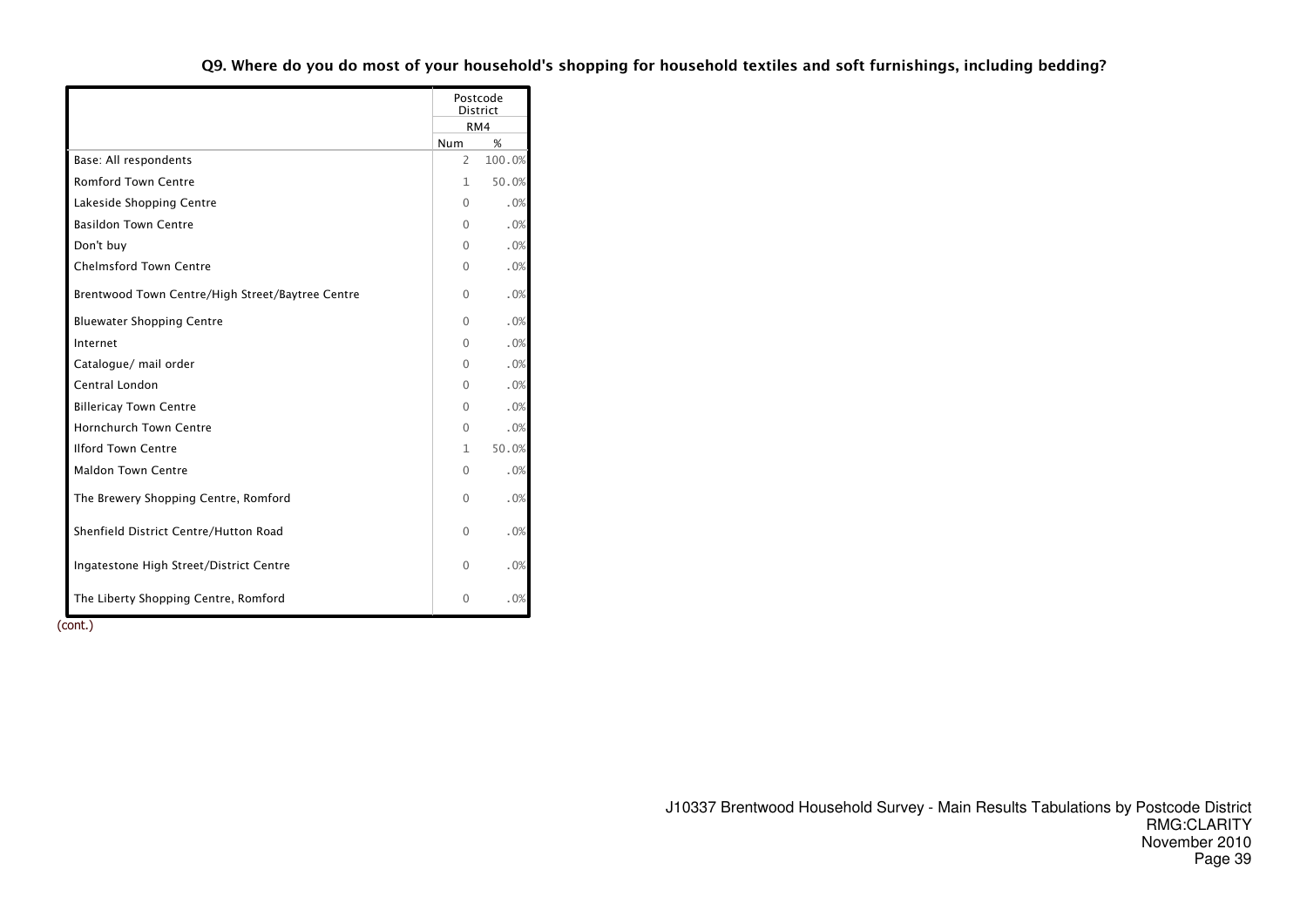### Q9. Where do you do most of your household's shopping for household textiles and soft furnishings, including bedding?

| | Postcode District | |
|---|---|---|
| | RM4 | |
| | Num | % |
| Base: All respondents | 2 | 100.0% |
| Romford Town Centre | 1 | 50.0% |
| Lakeside Shopping Centre | 0 | .0% |
| Basildon Town Centre | 0 | .0% |
| Don't buy | 0 | .0% |
| Chelmsford Town Centre | 0 | .0% |
| Brentwood Town Centre/High Street/Baytree Centre | 0 | .0% |
| Bluewater Shopping Centre | 0 | .0% |
| Internet | 0 | .0% |
| Catalogue/ mail order | 0 | .0% |
| Central London | 0 | .0% |
| Billericay Town Centre | 0 | .0% |
| Hornchurch Town Centre | 0 | .0% |
| Ilford Town Centre | 1 | 50.0% |
| Maldon Town Centre | 0 | .0% |
| The Brewery Shopping Centre, Romford | 0 | .0% |
| Shenfield District Centre/Hutton Road | 0 | .0% |
| Ingatestone High Street/District Centre | 0 | .0% |
| The Liberty Shopping Centre, Romford | 0 | .0% |

(cont.)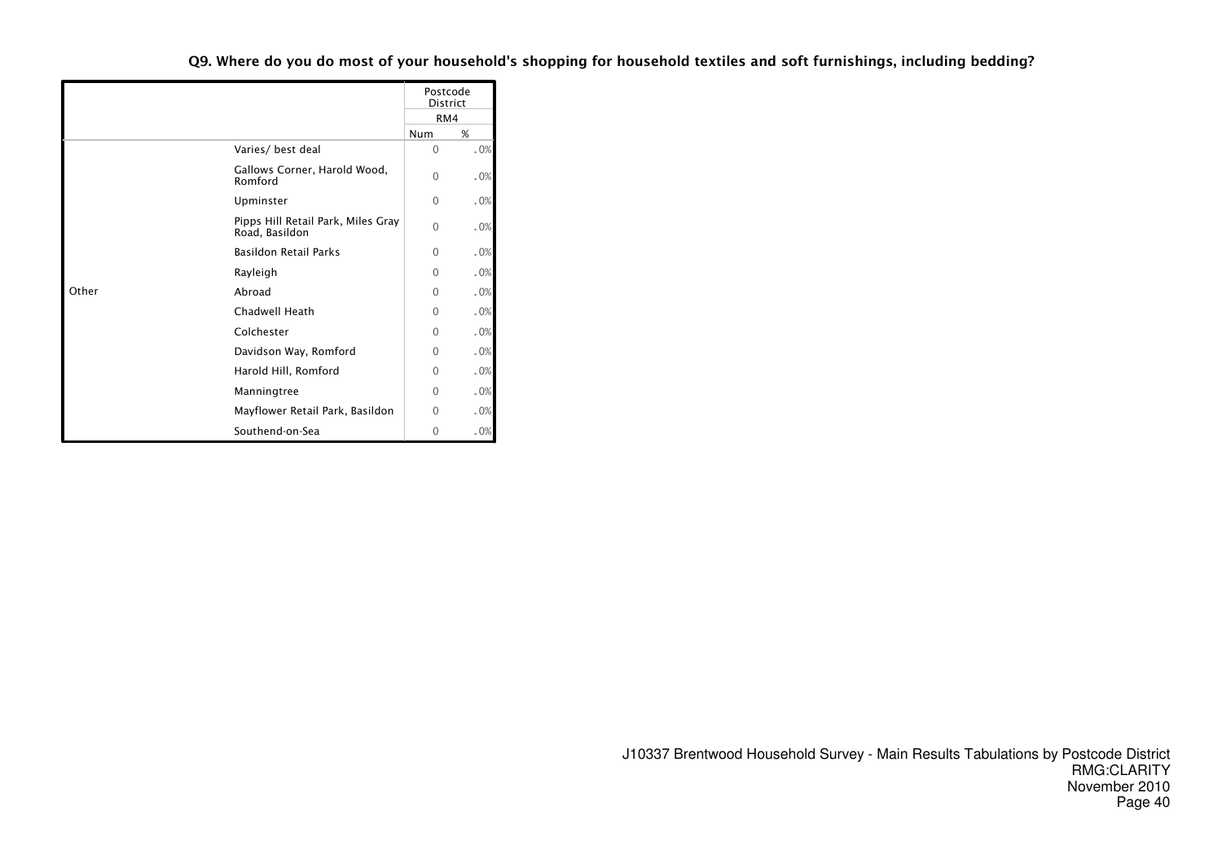**Q9. Where do you do most of your household's shopping for household textiles and soft furnishings, including bedding?**

| | | Postcode District | |
|---|---|---|---|
| | | RM4 | |
| | | Num | % |
| Other | Varies/ best deal | 0 | .0% |
| | Gallows Corner, Harold Wood, Romford | 0 | .0% |
| | Upminster | 0 | .0% |
| | Pipps Hill Retail Park, Miles Gray Road, Basildon | 0 | .0% |
| | Basildon Retail Parks | 0 | .0% |
| | Rayleigh | 0 | .0% |
| | Abroad | 0 | .0% |
| | Chadwell Heath | 0 | .0% |
| | Colchester | 0 | .0% |
| | Davidson Way, Romford | 0 | .0% |
| | Harold Hill, Romford | 0 | .0% |
| | Manningtree | 0 | .0% |
| | Mayflower Retail Park, Basildon | 0 | .0% |
| | Southend-on-Sea | 0 | .0% |

J10337 Brentwood Household Survey - Main Results Tabulations by Postcode District
RMG:CLARITY
November 2010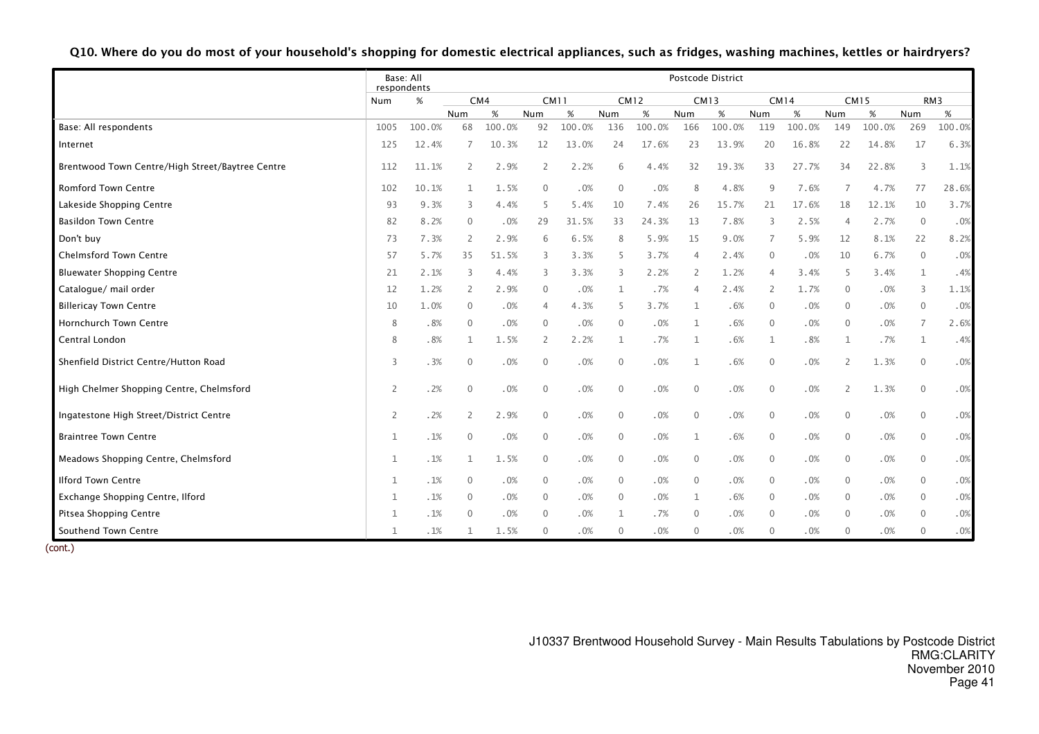**Q10. Where do you do most of your household's shopping for domestic electrical appliances, such as fridges, washing machines, kettles or hairdryers?**

| | Base: All respondents | | Postcode District | | | | | | | | | | | | | |
|---|---|---|---|---|---|---|---|---|---|---|---|---|---|---|---|---|
| | | | CM4 | | CM11 | | CM12 | | CM13 | | CM14 | | CM15 | | RM3 | |
| | Num | % | Num | % | Num | % | Num | % | Num | % | Num | % | Num | % | Num | % |
| Base: All respondents | 1005 | 100.0% | 68 | 100.0% | 92 | 100.0% | 136 | 100.0% | 166 | 100.0% | 119 | 100.0% | 149 | 100.0% | 269 | 100.0% |
| Internet | 125 | 12.4% | 7 | 10.3% | 12 | 13.0% | 24 | 17.6% | 23 | 13.9% | 20 | 16.8% | 22 | 14.8% | 17 | 6.3% |
| Brentwood Town Centre/High Street/Baytree Centre | 112 | 11.1% | 2 | 2.9% | 2 | 2.2% | 6 | 4.4% | 32 | 19.3% | 33 | 27.7% | 34 | 22.8% | 3 | 1.1% |
| Romford Town Centre | 102 | 10.1% | 1 | 1.5% | 0 | .0% | 0 | .0% | 8 | 4.8% | 9 | 7.6% | 7 | 4.7% | 77 | 28.6% |
| Lakeside Shopping Centre | 93 | 9.3% | 3 | 4.4% | 5 | 5.4% | 10 | 7.4% | 26 | 15.7% | 21 | 17.6% | 18 | 12.1% | 10 | 3.7% |
| Basildon Town Centre | 82 | 8.2% | 0 | .0% | 29 | 31.5% | 33 | 24.3% | 13 | 7.8% | 3 | 2.5% | 4 | 2.7% | 0 | .0% |
| Don't buy | 73 | 7.3% | 2 | 2.9% | 6 | 6.5% | 8 | 5.9% | 15 | 9.0% | 7 | 5.9% | 12 | 8.1% | 22 | 8.2% |
| Chelmsford Town Centre | 57 | 5.7% | 35 | 51.5% | 3 | 3.3% | 5 | 3.7% | 4 | 2.4% | 0 | .0% | 10 | 6.7% | 0 | .0% |
| Bluewater Shopping Centre | 21 | 2.1% | 3 | 4.4% | 3 | 3.3% | 3 | 2.2% | 2 | 1.2% | 4 | 3.4% | 5 | 3.4% | 1 | .4% |
| Catalogue/ mail order | 12 | 1.2% | 2 | 2.9% | 0 | .0% | 1 | .7% | 4 | 2.4% | 2 | 1.7% | 0 | .0% | 3 | 1.1% |
| Billericay Town Centre | 10 | 1.0% | 0 | .0% | 4 | 4.3% | 5 | 3.7% | 1 | .6% | 0 | .0% | 0 | .0% | 0 | .0% |
| Hornchurch Town Centre | 8 | .8% | 0 | .0% | 0 | .0% | 0 | .0% | 1 | .6% | 0 | .0% | 0 | .0% | 7 | 2.6% |
| Central London | 8 | .8% | 1 | 1.5% | 2 | 2.2% | 1 | .7% | 1 | .6% | 1 | .8% | 1 | .7% | 1 | .4% |
| Shenfield District Centre/Hutton Road | 3 | .3% | 0 | .0% | 0 | .0% | 0 | .0% | 1 | .6% | 0 | .0% | 2 | 1.3% | 0 | .0% |
| High Chelmer Shopping Centre, Chelmsford | 2 | .2% | 0 | .0% | 0 | .0% | 0 | .0% | 0 | .0% | 0 | .0% | 2 | 1.3% | 0 | .0% |
| Ingatestone High Street/District Centre | 2 | .2% | 2 | 2.9% | 0 | .0% | 0 | .0% | 0 | .0% | 0 | .0% | 0 | .0% | 0 | .0% |
| Braintree Town Centre | 1 | .1% | 0 | .0% | 0 | .0% | 0 | .0% | 1 | .6% | 0 | .0% | 0 | .0% | 0 | .0% |
| Meadows Shopping Centre, Chelmsford | 1 | .1% | 1 | 1.5% | 0 | .0% | 0 | .0% | 0 | .0% | 0 | .0% | 0 | .0% | 0 | .0% |
| Ilford Town Centre | 1 | .1% | 0 | .0% | 0 | .0% | 0 | .0% | 0 | .0% | 0 | .0% | 0 | .0% | 0 | .0% |
| Exchange Shopping Centre, Ilford | 1 | .1% | 0 | .0% | 0 | .0% | 0 | .0% | 1 | .6% | 0 | .0% | 0 | .0% | 0 | .0% |
| Pitsea Shopping Centre | 1 | .1% | 0 | .0% | 0 | .0% | 1 | .7% | 0 | .0% | 0 | .0% | 0 | .0% | 0 | .0% |
| Southend Town Centre | 1 | .1% | 1 | 1.5% | 0 | .0% | 0 | .0% | 0 | .0% | 0 | .0% | 0 | .0% | 0 | .0% |

(cont.)

J10337 Brentwood Household Survey - Main Results Tabulations by Postcode District
RMG:CLARITY
November 2010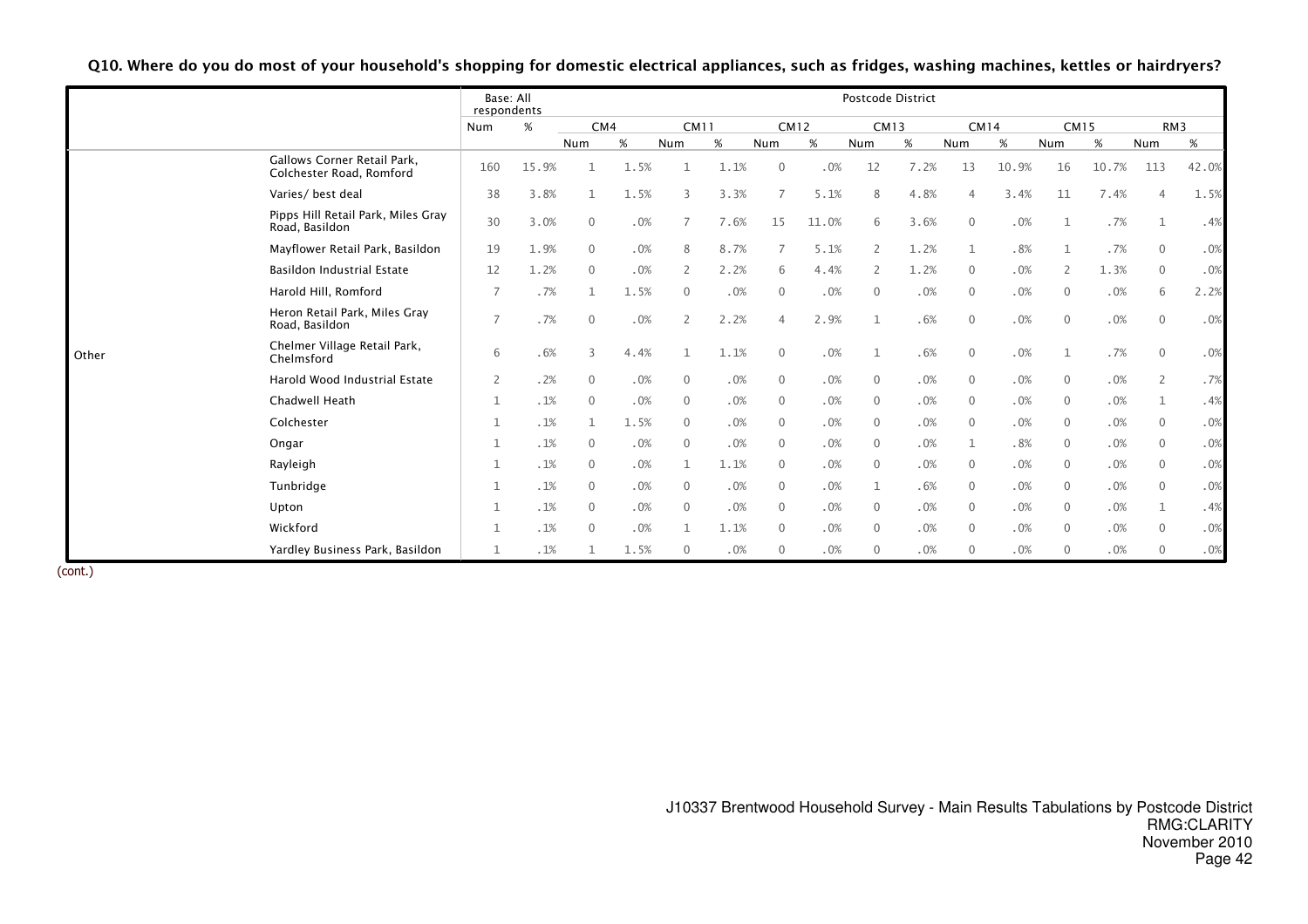**Q10. Where do you do most of your household's shopping for domestic electrical appliances, such as fridges, washing machines, kettles or hairdryers?**

| | | Base: All respondents | | Postcode District | | | | | | | | | | | | | |
|---|---|---|---|---|---|---|---|---|---|---|---|---|---|---|---|---|---|
| | | | | CM4 | | CM11 | | CM12 | | CM13 | | CM14 | | CM15 | | RM3 | |
| | | Num | % | Num | % | Num | % | Num | % | Num | % | Num | % | Num | % | Num | % |
| Other | Gallows Corner Retail Park, Colchester Road, Romford | 160 | 15.9% | 1 | 1.5% | 1 | 1.1% | 0 | .0% | 12 | 7.2% | 13 | 10.9% | 16 | 10.7% | 113 | 42.0% |
| | Varies/ best deal | 38 | 3.8% | 1 | 1.5% | 3 | 3.3% | 7 | 5.1% | 8 | 4.8% | 4 | 3.4% | 11 | 7.4% | 4 | 1.5% |
| | Pipps Hill Retail Park, Miles Gray Road, Basildon | 30 | 3.0% | 0 | .0% | 7 | 7.6% | 15 | 11.0% | 6 | 3.6% | 0 | .0% | 1 | .7% | 1 | .4% |
| | Mayflower Retail Park, Basildon | 19 | 1.9% | 0 | .0% | 8 | 8.7% | 7 | 5.1% | 2 | 1.2% | 1 | .8% | 1 | .7% | 0 | .0% |
| | Basildon Industrial Estate | 12 | 1.2% | 0 | .0% | 2 | 2.2% | 6 | 4.4% | 2 | 1.2% | 0 | .0% | 2 | 1.3% | 0 | .0% |
| | Harold Hill, Romford | 7 | .7% | 1 | 1.5% | 0 | .0% | 0 | .0% | 0 | .0% | 0 | .0% | 0 | .0% | 6 | 2.2% |
| | Heron Retail Park, Miles Gray Road, Basildon | 7 | .7% | 0 | .0% | 2 | 2.2% | 4 | 2.9% | 1 | .6% | 0 | .0% | 0 | .0% | 0 | .0% |
| | Chelmer Village Retail Park, Chelmsford | 6 | .6% | 3 | 4.4% | 1 | 1.1% | 0 | .0% | 1 | .6% | 0 | .0% | 1 | .7% | 0 | .0% |
| | Harold Wood Industrial Estate | 2 | .2% | 0 | .0% | 0 | .0% | 0 | .0% | 0 | .0% | 0 | .0% | 0 | .0% | 2 | .7% |
| | Chadwell Heath | 1 | .1% | 0 | .0% | 0 | .0% | 0 | .0% | 0 | .0% | 0 | .0% | 0 | .0% | 1 | .4% |
| | Colchester | 1 | .1% | 1 | 1.5% | 0 | .0% | 0 | .0% | 0 | .0% | 0 | .0% | 0 | .0% | 0 | .0% |
| | Ongar | 1 | .1% | 0 | .0% | 0 | .0% | 0 | .0% | 0 | .0% | 1 | .8% | 0 | .0% | 0 | .0% |
| | Rayleigh | 1 | .1% | 0 | .0% | 1 | 1.1% | 0 | .0% | 0 | .0% | 0 | .0% | 0 | .0% | 0 | .0% |
| | Tunbridge | 1 | .1% | 0 | .0% | 0 | .0% | 0 | .0% | 1 | .6% | 0 | .0% | 0 | .0% | 0 | .0% |
| | Upton | 1 | .1% | 0 | .0% | 0 | .0% | 0 | .0% | 0 | .0% | 0 | .0% | 0 | .0% | 1 | .4% |
| | Wickford | 1 | .1% | 0 | .0% | 1 | 1.1% | 0 | .0% | 0 | .0% | 0 | .0% | 0 | .0% | 0 | .0% |
| | Yardley Business Park, Basildon | 1 | .1% | 1 | 1.5% | 0 | .0% | 0 | .0% | 0 | .0% | 0 | .0% | 0 | .0% | 0 | .0% |

(cont.)

J10337 Brentwood Household Survey - Main Results Tabulations by Postcode District
RMG:CLARITY
November 2010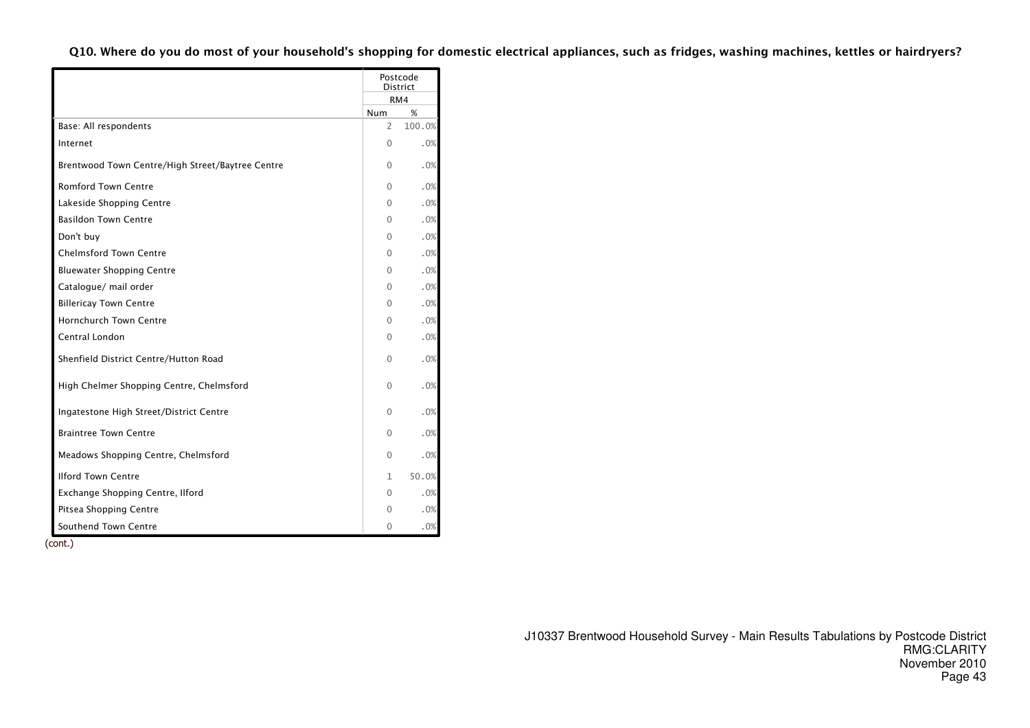**Q10. Where do you do most of your household's shopping for domestic electrical appliances, such as fridges, washing machines, kettles or hairdryers?**

| | Postcode District | |
|---|---|---|
| | RM4 | |
| | Num | % |
| Base: All respondents | 2 | 100.0% |
| Internet | 0 | .0% |
| Brentwood Town Centre/High Street/Baytree Centre | 0 | .0% |
| Romford Town Centre | 0 | .0% |
| Lakeside Shopping Centre | 0 | .0% |
| Basildon Town Centre | 0 | .0% |
| Don't buy | 0 | .0% |
| Chelmsford Town Centre | 0 | .0% |
| Bluewater Shopping Centre | 0 | .0% |
| Catalogue/ mail order | 0 | .0% |
| Billericay Town Centre | 0 | .0% |
| Hornchurch Town Centre | 0 | .0% |
| Central London | 0 | .0% |
| Shenfield District Centre/Hutton Road | 0 | .0% |
| High Chelmer Shopping Centre, Chelmsford | 0 | .0% |
| Ingatestone High Street/District Centre | 0 | .0% |
| Braintree Town Centre | 0 | .0% |
| Meadows Shopping Centre, Chelmsford | 0 | .0% |
| Ilford Town Centre | 1 | 50.0% |
| Exchange Shopping Centre, Ilford | 0 | .0% |
| Pitsea Shopping Centre | 0 | .0% |
| Southend Town Centre | 0 | .0% |

(cont.)

J10337 Brentwood Household Survey - Main Results Tabulations by Postcode District
RMG:CLARITY
November 2010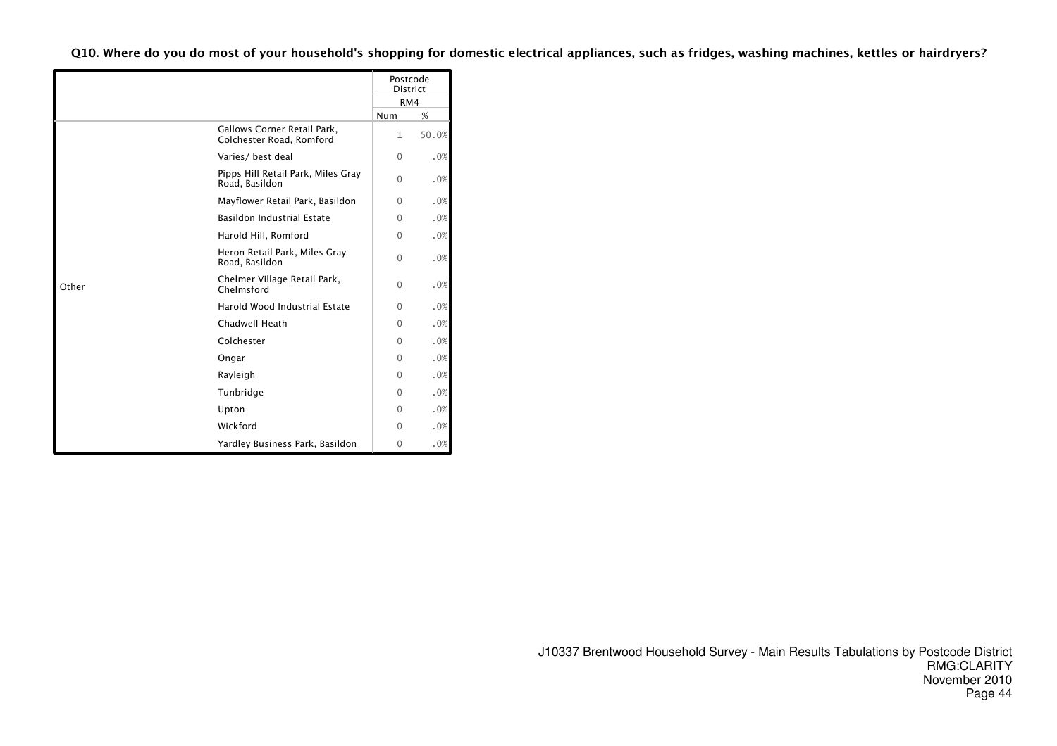**Q10. Where do you do most of your household's shopping for domestic electrical appliances, such as fridges, washing machines, kettles or hairdryers?**

| | | Postcode District | |
|---|---|---|---|
| | | RM4 | |
| | | Num | % |
| Other | Gallows Corner Retail Park, Colchester Road, Romford | 1 | 50.0% |
| | Varies/ best deal | 0 | .0% |
| | Pipps Hill Retail Park, Miles Gray Road, Basildon | 0 | .0% |
| | Mayflower Retail Park, Basildon | 0 | .0% |
| | Basildon Industrial Estate | 0 | .0% |
| | Harold Hill, Romford | 0 | .0% |
| | Heron Retail Park, Miles Gray Road, Basildon | 0 | .0% |
| | Chelmer Village Retail Park, Chelmsford | 0 | .0% |
| | Harold Wood Industrial Estate | 0 | .0% |
| | Chadwell Heath | 0 | .0% |
| | Colchester | 0 | .0% |
| | Ongar | 0 | .0% |
| | Rayleigh | 0 | .0% |
| | Tunbridge | 0 | .0% |
| | Upton | 0 | .0% |
| | Wickford | 0 | .0% |
| | Yardley Business Park, Basildon | 0 | .0% |

J10337 Brentwood Household Survey - Main Results Tabulations by Postcode District
RMG:CLARITY
November 2010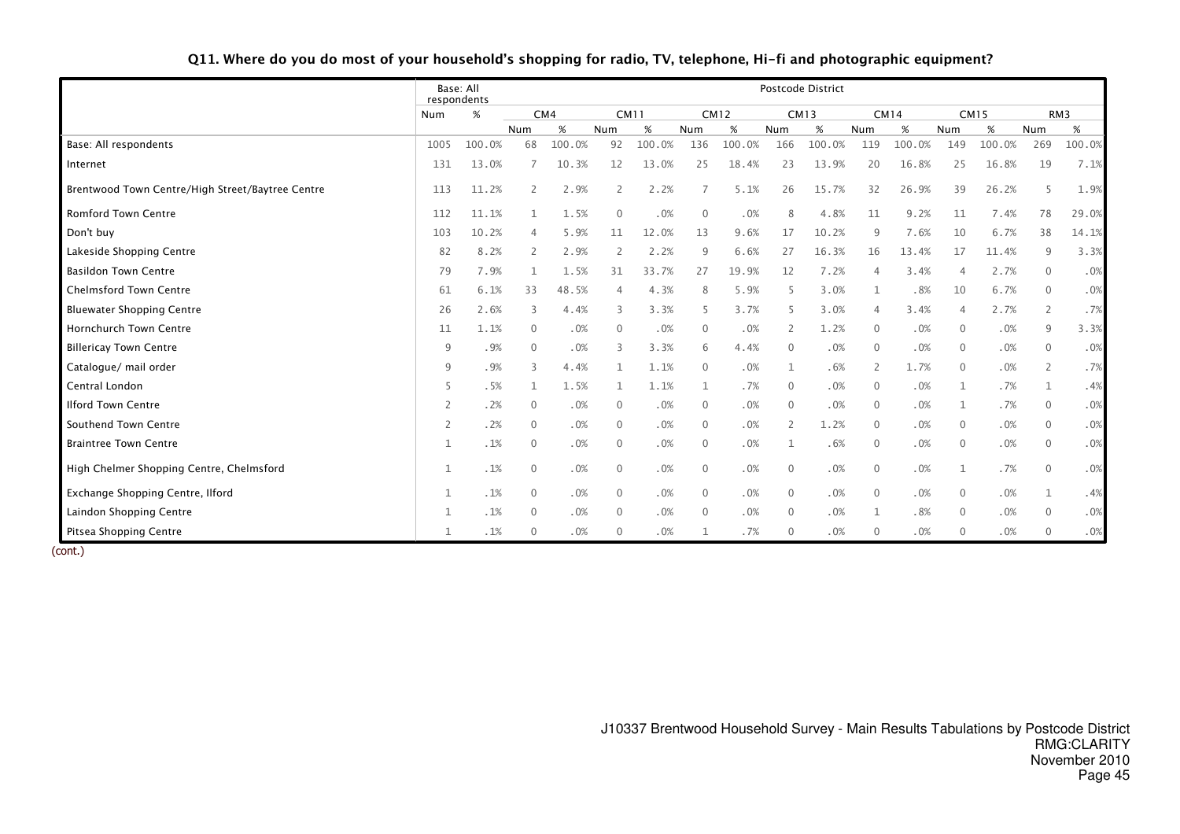### Q11. Where do you do most of your household's shopping for radio, TV, telephone, Hi-fi and photographic equipment?

| | Base: All respondents | | Postcode District | | | | | | | | | | | | | |
|---|---|---|---|---|---|---|---|---|---|---|---|---|---|---|---|---|
| | | | CM4 | | CM11 | | CM12 | | CM13 | | CM14 | | CM15 | | RM3 | |
| | Num | % | Num | % | Num | % | Num | % | Num | % | Num | % | Num | % | Num | % |
| Base: All respondents | 1005 | 100.0% | 68 | 100.0% | 92 | 100.0% | 136 | 100.0% | 166 | 100.0% | 119 | 100.0% | 149 | 100.0% | 269 | 100.0% |
| Internet | 131 | 13.0% | 7 | 10.3% | 12 | 13.0% | 25 | 18.4% | 23 | 13.9% | 20 | 16.8% | 25 | 16.8% | 19 | 7.1% |
| Brentwood Town Centre/High Street/Baytree Centre | 113 | 11.2% | 2 | 2.9% | 2 | 2.2% | 7 | 5.1% | 26 | 15.7% | 32 | 26.9% | 39 | 26.2% | 5 | 1.9% |
| Romford Town Centre | 112 | 11.1% | 1 | 1.5% | 0 | .0% | 0 | .0% | 8 | 4.8% | 11 | 9.2% | 11 | 7.4% | 78 | 29.0% |
| Don't buy | 103 | 10.2% | 4 | 5.9% | 11 | 12.0% | 13 | 9.6% | 17 | 10.2% | 9 | 7.6% | 10 | 6.7% | 38 | 14.1% |
| Lakeside Shopping Centre | 82 | 8.2% | 2 | 2.9% | 2 | 2.2% | 9 | 6.6% | 27 | 16.3% | 16 | 13.4% | 17 | 11.4% | 9 | 3.3% |
| Basildon Town Centre | 79 | 7.9% | 1 | 1.5% | 31 | 33.7% | 27 | 19.9% | 12 | 7.2% | 4 | 3.4% | 4 | 2.7% | 0 | .0% |
| Chelmsford Town Centre | 61 | 6.1% | 33 | 48.5% | 4 | 4.3% | 8 | 5.9% | 5 | 3.0% | 1 | .8% | 10 | 6.7% | 0 | .0% |
| Bluewater Shopping Centre | 26 | 2.6% | 3 | 4.4% | 3 | 3.3% | 5 | 3.7% | 5 | 3.0% | 4 | 3.4% | 4 | 2.7% | 2 | .7% |
| Hornchurch Town Centre | 11 | 1.1% | 0 | .0% | 0 | .0% | 0 | .0% | 2 | 1.2% | 0 | .0% | 0 | .0% | 9 | 3.3% |
| Billericay Town Centre | 9 | .9% | 0 | .0% | 3 | 3.3% | 6 | 4.4% | 0 | .0% | 0 | .0% | 0 | .0% | 0 | .0% |
| Catalogue/ mail order | 9 | .9% | 3 | 4.4% | 1 | 1.1% | 0 | .0% | 1 | .6% | 2 | 1.7% | 0 | .0% | 2 | .7% |
| Central London | 5 | .5% | 1 | 1.5% | 1 | 1.1% | 1 | .7% | 0 | .0% | 0 | .0% | 1 | .7% | 1 | .4% |
| Ilford Town Centre | 2 | .2% | 0 | .0% | 0 | .0% | 0 | .0% | 0 | .0% | 0 | .0% | 1 | .7% | 0 | .0% |
| Southend Town Centre | 2 | .2% | 0 | .0% | 0 | .0% | 0 | .0% | 2 | 1.2% | 0 | .0% | 0 | .0% | 0 | .0% |
| Braintree Town Centre | 1 | .1% | 0 | .0% | 0 | .0% | 0 | .0% | 1 | .6% | 0 | .0% | 0 | .0% | 0 | .0% |
| High Chelmer Shopping Centre, Chelmsford | 1 | .1% | 0 | .0% | 0 | .0% | 0 | .0% | 0 | .0% | 0 | .0% | 1 | .7% | 0 | .0% |
| Exchange Shopping Centre, Ilford | 1 | .1% | 0 | .0% | 0 | .0% | 0 | .0% | 0 | .0% | 0 | .0% | 0 | .0% | 1 | .4% |
| Laindon Shopping Centre | 1 | .1% | 0 | .0% | 0 | .0% | 0 | .0% | 0 | .0% | 1 | .8% | 0 | .0% | 0 | .0% |
| Pitsea Shopping Centre | 1 | .1% | 0 | .0% | 0 | .0% | 1 | .7% | 0 | .0% | 0 | .0% | 0 | .0% | 0 | .0% |

(cont.)

J10337 Brentwood Household Survey - Main Results Tabulations by Postcode District
RMG:CLARITY
November 2010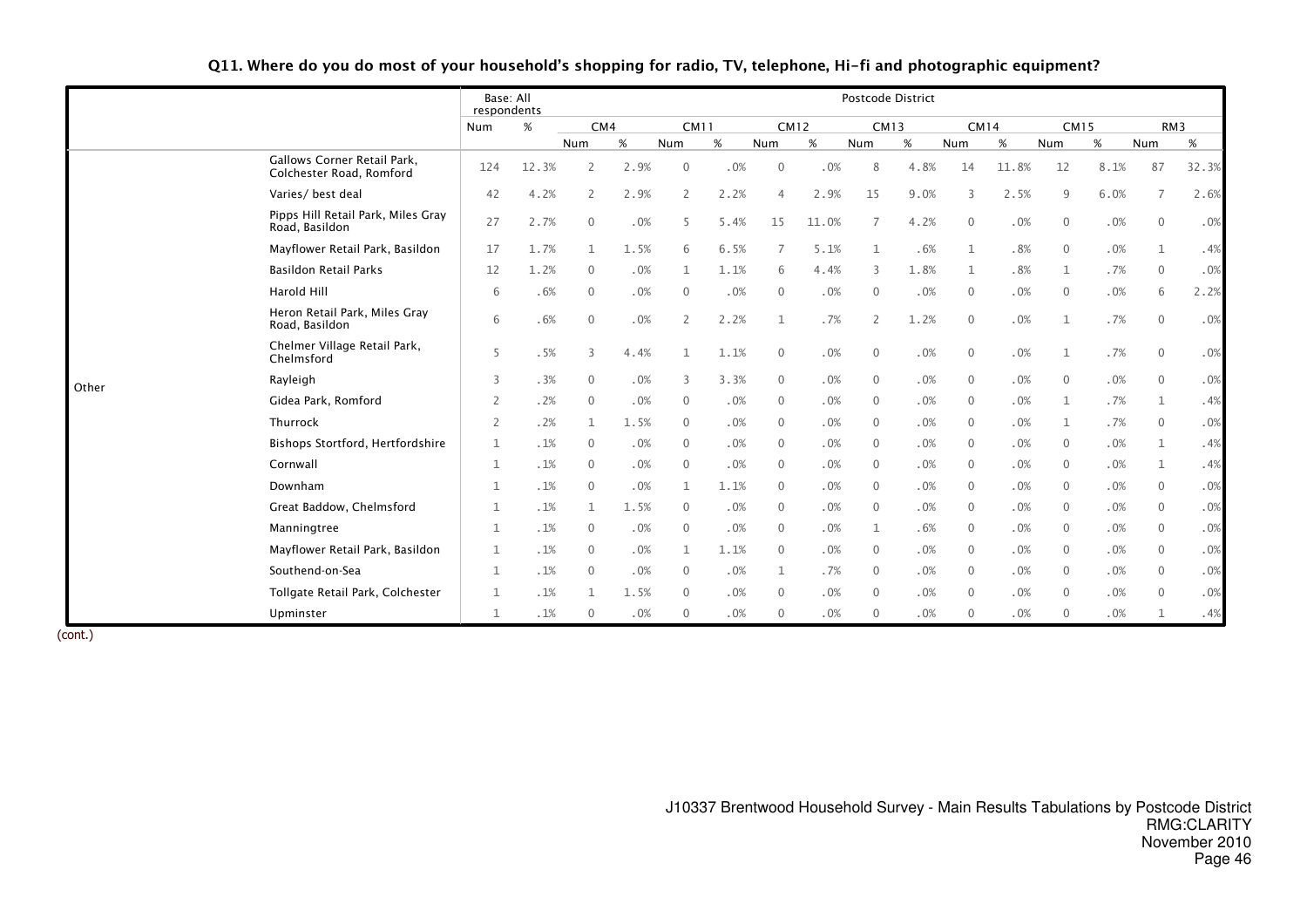**Q11. Where do you do most of your household's shopping for radio, TV, telephone, Hi-fi and photographic equipment?**

| | | Base: All respondents | | Postcode District | | | | | | | | | | | | | |
|---|---|---|---|---|---|---|---|---|---|---|---|---|---|---|---|---|---|
| | | | | CM4 | | CM11 | | CM12 | | CM13 | | CM14 | | CM15 | | RM3 | |
| | | Num | % | Num | % | Num | % | Num | % | Num | % | Num | % | Num | % | Num | % |
| Other | Gallows Corner Retail Park, Colchester Road, Romford | 124 | 12.3% | 2 | 2.9% | 0 | .0% | 0 | .0% | 8 | 4.8% | 14 | 11.8% | 12 | 8.1% | 87 | 32.3% |
| | Varies/ best deal | 42 | 4.2% | 2 | 2.9% | 2 | 2.2% | 4 | 2.9% | 15 | 9.0% | 3 | 2.5% | 9 | 6.0% | 7 | 2.6% |
| | Pipps Hill Retail Park, Miles Gray Road, Basildon | 27 | 2.7% | 0 | .0% | 5 | 5.4% | 15 | 11.0% | 7 | 4.2% | 0 | .0% | 0 | .0% | 0 | .0% |
| | Mayflower Retail Park, Basildon | 17 | 1.7% | 1 | 1.5% | 6 | 6.5% | 7 | 5.1% | 1 | .6% | 1 | .8% | 0 | .0% | 1 | .4% |
| | Basildon Retail Parks | 12 | 1.2% | 0 | .0% | 1 | 1.1% | 6 | 4.4% | 3 | 1.8% | 1 | .8% | 1 | .7% | 0 | .0% |
| | Harold Hill | 6 | .6% | 0 | .0% | 0 | .0% | 0 | .0% | 0 | .0% | 0 | .0% | 0 | .0% | 6 | 2.2% |
| | Heron Retail Park, Miles Gray Road, Basildon | 6 | .6% | 0 | .0% | 2 | 2.2% | 1 | .7% | 2 | 1.2% | 0 | .0% | 1 | .7% | 0 | .0% |
| | Chelmer Village Retail Park, Chelmsford | 5 | .5% | 3 | 4.4% | 1 | 1.1% | 0 | .0% | 0 | .0% | 0 | .0% | 1 | .7% | 0 | .0% |
| | Rayleigh | 3 | .3% | 0 | .0% | 3 | 3.3% | 0 | .0% | 0 | .0% | 0 | .0% | 0 | .0% | 0 | .0% |
| | Gidea Park, Romford | 2 | .2% | 0 | .0% | 0 | .0% | 0 | .0% | 0 | .0% | 0 | .0% | 1 | .7% | 1 | .4% |
| | Thurrock | 2 | .2% | 1 | 1.5% | 0 | .0% | 0 | .0% | 0 | .0% | 0 | .0% | 1 | .7% | 0 | .0% |
| | Bishops Stortford, Hertfordshire | 1 | .1% | 0 | .0% | 0 | .0% | 0 | .0% | 0 | .0% | 0 | .0% | 0 | .0% | 1 | .4% |
| | Cornwall | 1 | .1% | 0 | .0% | 0 | .0% | 0 | .0% | 0 | .0% | 0 | .0% | 0 | .0% | 1 | .4% |
| | Downham | 1 | .1% | 0 | .0% | 1 | 1.1% | 0 | .0% | 0 | .0% | 0 | .0% | 0 | .0% | 0 | .0% |
| | Great Baddow, Chelmsford | 1 | .1% | 1 | 1.5% | 0 | .0% | 0 | .0% | 0 | .0% | 0 | .0% | 0 | .0% | 0 | .0% |
| | Manningtree | 1 | .1% | 0 | .0% | 0 | .0% | 0 | .0% | 1 | .6% | 0 | .0% | 0 | .0% | 0 | .0% |
| | Mayflower Retail Park, Basildon | 1 | .1% | 0 | .0% | 1 | 1.1% | 0 | .0% | 0 | .0% | 0 | .0% | 0 | .0% | 0 | .0% |
| | Southend-on-Sea | 1 | .1% | 0 | .0% | 0 | .0% | 1 | .7% | 0 | .0% | 0 | .0% | 0 | .0% | 0 | .0% |
| | Tollgate Retail Park, Colchester | 1 | .1% | 1 | 1.5% | 0 | .0% | 0 | .0% | 0 | .0% | 0 | .0% | 0 | .0% | 0 | .0% |
| | Upminster | 1 | .1% | 0 | .0% | 0 | .0% | 0 | .0% | 0 | .0% | 0 | .0% | 0 | .0% | 1 | .4% |

(cont.)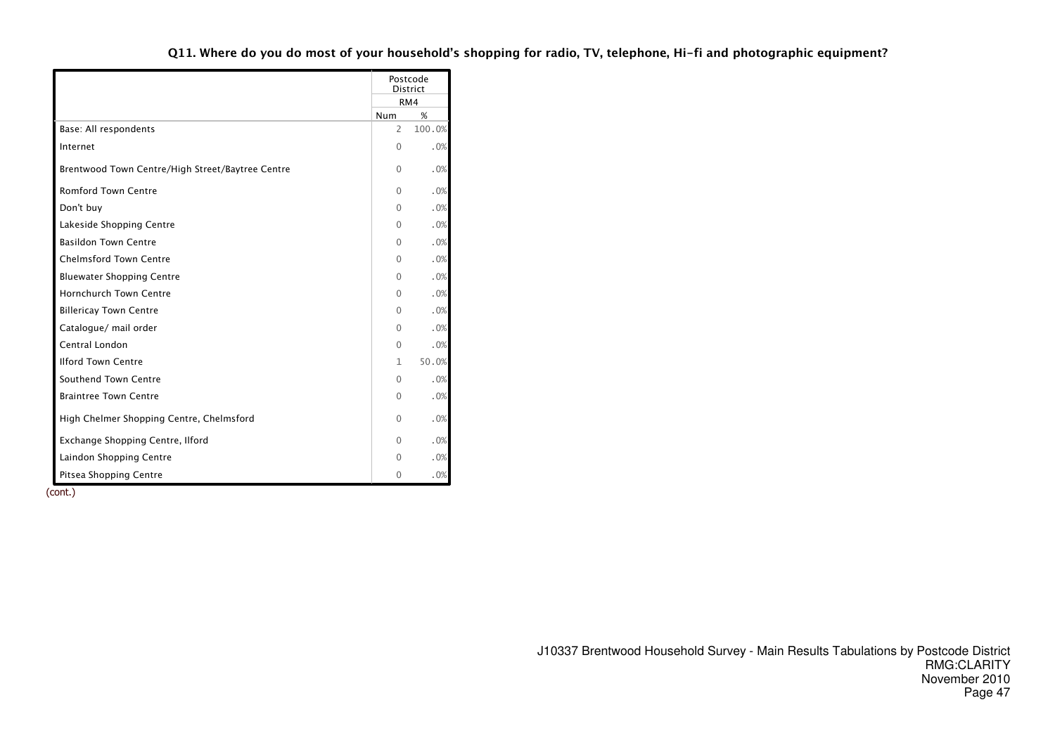**Q11. Where do you do most of your household's shopping for radio, TV, telephone, Hi-fi and photographic equipment?**

| | Postcode District | |
|---|---|---|
| | RM4 | |
| | Num | % |
| Base: All respondents | 2 | 100.0% |
| Internet | 0 | .0% |
| Brentwood Town Centre/High Street/Baytree Centre | 0 | .0% |
| Romford Town Centre | 0 | .0% |
| Don't buy | 0 | .0% |
| Lakeside Shopping Centre | 0 | .0% |
| Basildon Town Centre | 0 | .0% |
| Chelmsford Town Centre | 0 | .0% |
| Bluewater Shopping Centre | 0 | .0% |
| Hornchurch Town Centre | 0 | .0% |
| Billericay Town Centre | 0 | .0% |
| Catalogue/ mail order | 0 | .0% |
| Central London | 0 | .0% |
| Ilford Town Centre | 1 | 50.0% |
| Southend Town Centre | 0 | .0% |
| Braintree Town Centre | 0 | .0% |
| High Chelmer Shopping Centre, Chelmsford | 0 | .0% |
| Exchange Shopping Centre, Ilford | 0 | .0% |
| Laindon Shopping Centre | 0 | .0% |
| Pitsea Shopping Centre | 0 | .0% |

(cont.)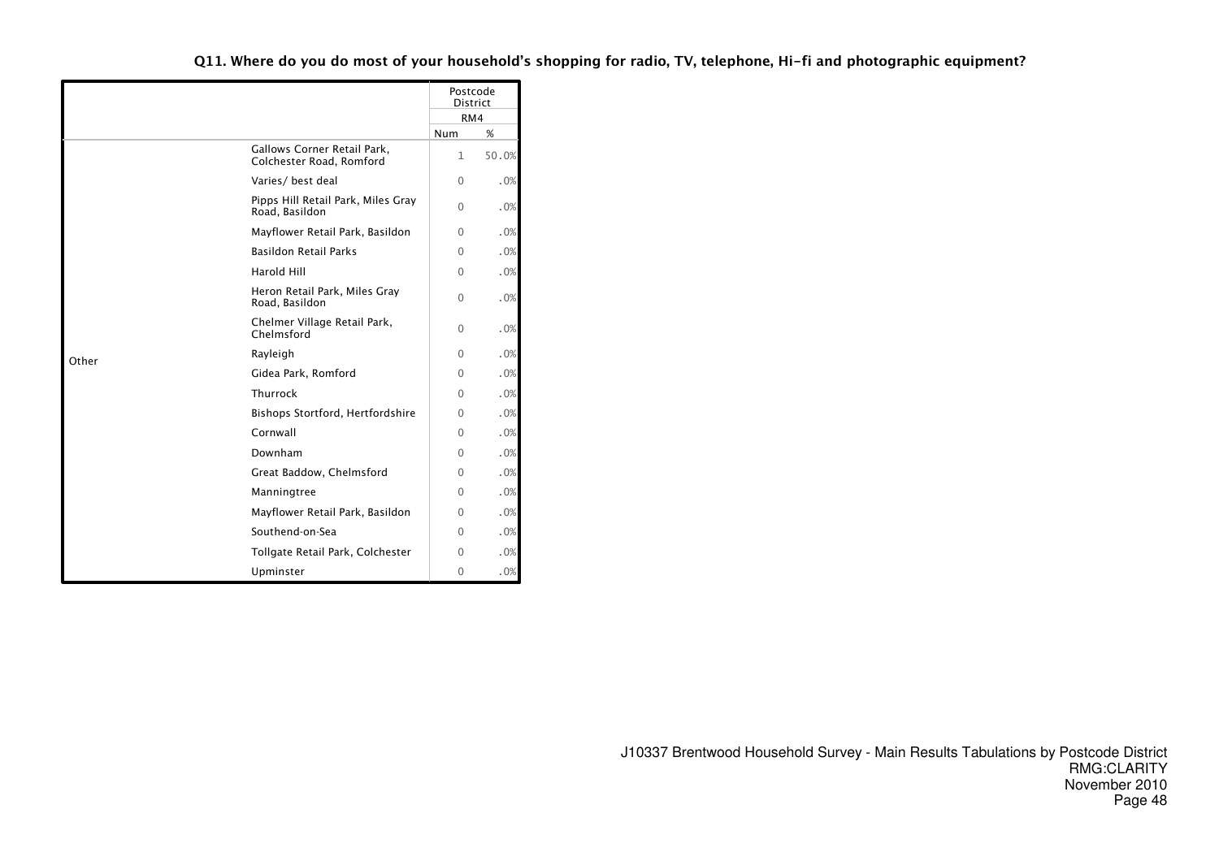### Q11. Where do you do most of your household's shopping for radio, TV, telephone, Hi-fi and photographic equipment?

| | | Postcode District | |
|---|---|---|---|
| | | RM4 | |
| | | Num | % |
| Other | Gallows Corner Retail Park, Colchester Road, Romford | 1 | 50.0% |
| | Varies/ best deal | 0 | .0% |
| | Pipps Hill Retail Park, Miles Gray Road, Basildon | 0 | .0% |
| | Mayflower Retail Park, Basildon | 0 | .0% |
| | Basildon Retail Parks | 0 | .0% |
| | Harold Hill | 0 | .0% |
| | Heron Retail Park, Miles Gray Road, Basildon | 0 | .0% |
| | Chelmer Village Retail Park, Chelmsford | 0 | .0% |
| | Rayleigh | 0 | .0% |
| | Gidea Park, Romford | 0 | .0% |
| | Thurrock | 0 | .0% |
| | Bishops Stortford, Hertfordshire | 0 | .0% |
| | Cornwall | 0 | .0% |
| | Downham | 0 | .0% |
| | Great Baddow, Chelmsford | 0 | .0% |
| | Manningtree | 0 | .0% |
| | Mayflower Retail Park, Basildon | 0 | .0% |
| | Southend-on-Sea | 0 | .0% |
| | Tollgate Retail Park, Colchester | 0 | .0% |
| | Upminster | 0 | .0% |

J10337 Brentwood Household Survey - Main Results Tabulations by Postcode District
RMG:CLARITY
November 2010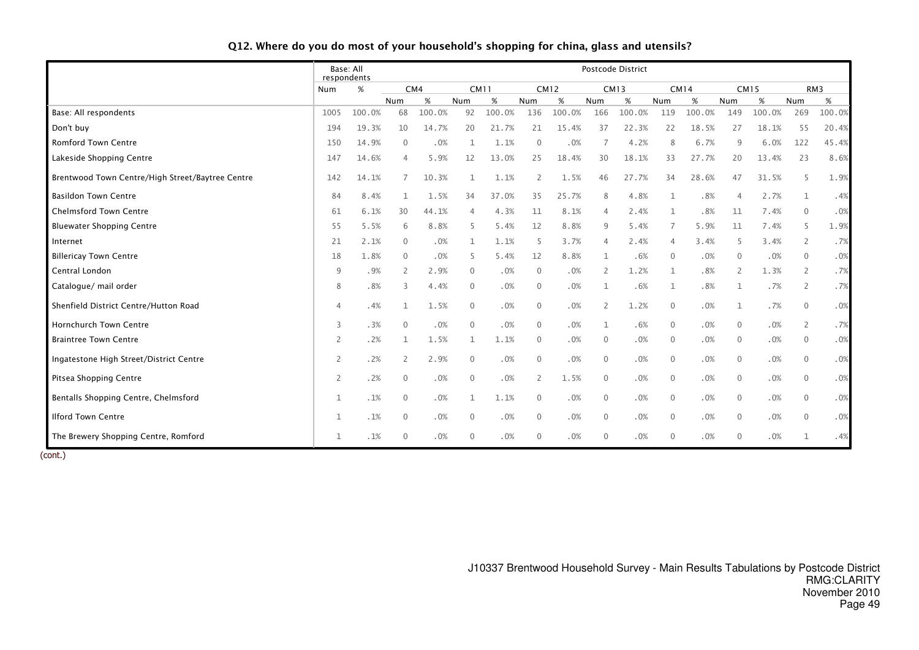## Q12. Where do you do most of your household's shopping for china, glass and utensils?

| | Base: All respondents | | Postcode District | | | | | | | | | | | | | |
|---|---|---|---|---|---|---|---|---|---|---|---|---|---|---|---|---|
| | | | CM4 | | CM11 | | CM12 | | CM13 | | CM14 | | CM15 | | RM3 | |
| | Num | % | Num | % | Num | % | Num | % | Num | % | Num | % | Num | % | Num | % |
| Base: All respondents | 1005 | 100.0% | 68 | 100.0% | 92 | 100.0% | 136 | 100.0% | 166 | 100.0% | 119 | 100.0% | 149 | 100.0% | 269 | 100.0% |
| Don't buy | 194 | 19.3% | 10 | 14.7% | 20 | 21.7% | 21 | 15.4% | 37 | 22.3% | 22 | 18.5% | 27 | 18.1% | 55 | 20.4% |
| Romford Town Centre | 150 | 14.9% | 0 | .0% | 1 | 1.1% | 0 | .0% | 7 | 4.2% | 8 | 6.7% | 9 | 6.0% | 122 | 45.4% |
| Lakeside Shopping Centre | 147 | 14.6% | 4 | 5.9% | 12 | 13.0% | 25 | 18.4% | 30 | 18.1% | 33 | 27.7% | 20 | 13.4% | 23 | 8.6% |
| Brentwood Town Centre/High Street/Baytree Centre | 142 | 14.1% | 7 | 10.3% | 1 | 1.1% | 2 | 1.5% | 46 | 27.7% | 34 | 28.6% | 47 | 31.5% | 5 | 1.9% |
| Basildon Town Centre | 84 | 8.4% | 1 | 1.5% | 34 | 37.0% | 35 | 25.7% | 8 | 4.8% | 1 | .8% | 4 | 2.7% | 1 | .4% |
| Chelmsford Town Centre | 61 | 6.1% | 30 | 44.1% | 4 | 4.3% | 11 | 8.1% | 4 | 2.4% | 1 | .8% | 11 | 7.4% | 0 | .0% |
| Bluewater Shopping Centre | 55 | 5.5% | 6 | 8.8% | 5 | 5.4% | 12 | 8.8% | 9 | 5.4% | 7 | 5.9% | 11 | 7.4% | 5 | 1.9% |
| Internet | 21 | 2.1% | 0 | .0% | 1 | 1.1% | 5 | 3.7% | 4 | 2.4% | 4 | 3.4% | 5 | 3.4% | 2 | .7% |
| Billericay Town Centre | 18 | 1.8% | 0 | .0% | 5 | 5.4% | 12 | 8.8% | 1 | .6% | 0 | .0% | 0 | .0% | 0 | .0% |
| Central London | 9 | .9% | 2 | 2.9% | 0 | .0% | 0 | .0% | 2 | 1.2% | 1 | .8% | 2 | 1.3% | 2 | .7% |
| Catalogue/ mail order | 8 | .8% | 3 | 4.4% | 0 | .0% | 0 | .0% | 1 | .6% | 1 | .8% | 1 | .7% | 2 | .7% |
| Shenfield District Centre/Hutton Road | 4 | .4% | 1 | 1.5% | 0 | .0% | 0 | .0% | 2 | 1.2% | 0 | .0% | 1 | .7% | 0 | .0% |
| Hornchurch Town Centre | 3 | .3% | 0 | .0% | 0 | .0% | 0 | .0% | 1 | .6% | 0 | .0% | 0 | .0% | 2 | .7% |
| Braintree Town Centre | 2 | .2% | 1 | 1.5% | 1 | 1.1% | 0 | .0% | 0 | .0% | 0 | .0% | 0 | .0% | 0 | .0% |
| Ingatestone High Street/District Centre | 2 | .2% | 2 | 2.9% | 0 | .0% | 0 | .0% | 0 | .0% | 0 | .0% | 0 | .0% | 0 | .0% |
| Pitsea Shopping Centre | 2 | .2% | 0 | .0% | 0 | .0% | 2 | 1.5% | 0 | .0% | 0 | .0% | 0 | .0% | 0 | .0% |
| Bentalls Shopping Centre, Chelmsford | 1 | .1% | 0 | .0% | 1 | 1.1% | 0 | .0% | 0 | .0% | 0 | .0% | 0 | .0% | 0 | .0% |
| Ilford Town Centre | 1 | .1% | 0 | .0% | 0 | .0% | 0 | .0% | 0 | .0% | 0 | .0% | 0 | .0% | 0 | .0% |
| The Brewery Shopping Centre, Romford | 1 | .1% | 0 | .0% | 0 | .0% | 0 | .0% | 0 | .0% | 0 | .0% | 0 | .0% | 1 | .4% |

(cont.)

J10337 Brentwood Household Survey - Main Results Tabulations by Postcode District
RMG:CLARITY
November 2010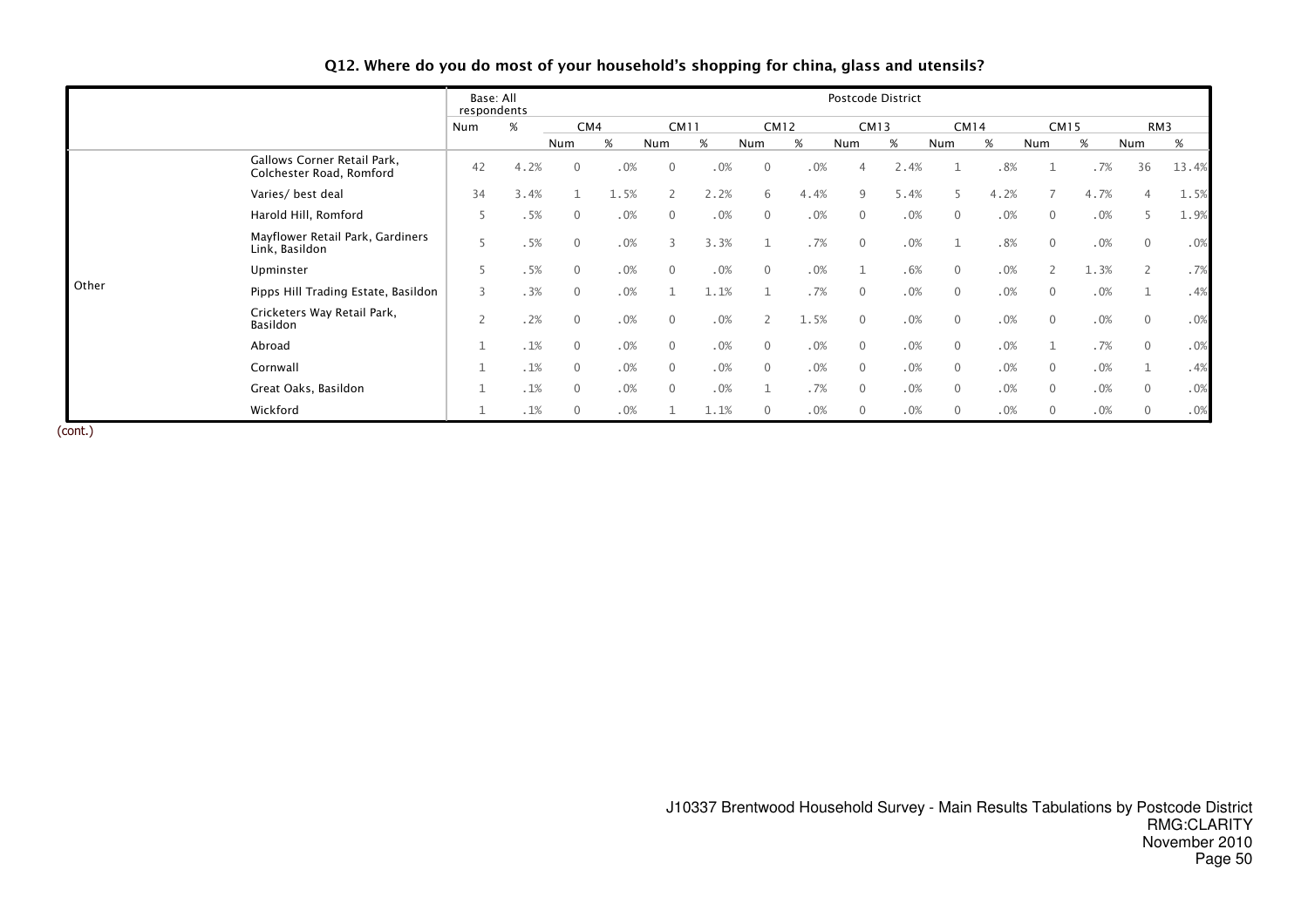## Q12. Where do you do most of your household's shopping for china, glass and utensils?

| | | Base: All respondents | | Postcode District | | | | | | | | | | | | | |
|---|---|---|---|---|---|---|---|---|---|---|---|---|---|---|---|---|---|
| | | | | CM4 | | CM11 | | CM12 | | CM13 | | CM14 | | CM15 | | RM3 | |
| | | Num | % | Num | % | Num | % | Num | % | Num | % | Num | % | Num | % | Num | % |
| Other | Gallows Corner Retail Park, Colchester Road, Romford | 42 | 4.2% | 0 | .0% | 0 | .0% | 0 | .0% | 4 | 2.4% | 1 | .8% | 1 | .7% | 36 | 13.4% |
| | Varies/ best deal | 34 | 3.4% | 1 | 1.5% | 2 | 2.2% | 6 | 4.4% | 9 | 5.4% | 5 | 4.2% | 7 | 4.7% | 4 | 1.5% |
| | Harold Hill, Romford | 5 | .5% | 0 | .0% | 0 | .0% | 0 | .0% | 0 | .0% | 0 | .0% | 0 | .0% | 5 | 1.9% |
| | Mayflower Retail Park, Gardiners Link, Basildon | 5 | .5% | 0 | .0% | 3 | 3.3% | 1 | .7% | 0 | .0% | 1 | .8% | 0 | .0% | 0 | .0% |
| | Upminster | 5 | .5% | 0 | .0% | 0 | .0% | 0 | .0% | 1 | .6% | 0 | .0% | 2 | 1.3% | 2 | .7% |
| | Pipps Hill Trading Estate, Basildon | 3 | .3% | 0 | .0% | 1 | 1.1% | 1 | .7% | 0 | .0% | 0 | .0% | 0 | .0% | 1 | .4% |
| | Cricketers Way Retail Park, Basildon | 2 | .2% | 0 | .0% | 0 | .0% | 2 | 1.5% | 0 | .0% | 0 | .0% | 0 | .0% | 0 | .0% |
| | Abroad | 1 | .1% | 0 | .0% | 0 | .0% | 0 | .0% | 0 | .0% | 0 | .0% | 1 | .7% | 0 | .0% |
| | Cornwall | 1 | .1% | 0 | .0% | 0 | .0% | 0 | .0% | 0 | .0% | 0 | .0% | 0 | .0% | 1 | .4% |
| | Great Oaks, Basildon | 1 | .1% | 0 | .0% | 0 | .0% | 1 | .7% | 0 | .0% | 0 | .0% | 0 | .0% | 0 | .0% |
| | Wickford | 1 | .1% | 0 | .0% | 1 | 1.1% | 0 | .0% | 0 | .0% | 0 | .0% | 0 | .0% | 0 | .0% |

(cont.)

J10337 Brentwood Household Survey - Main Results Tabulations by Postcode District
RMG:CLARITY
November 2010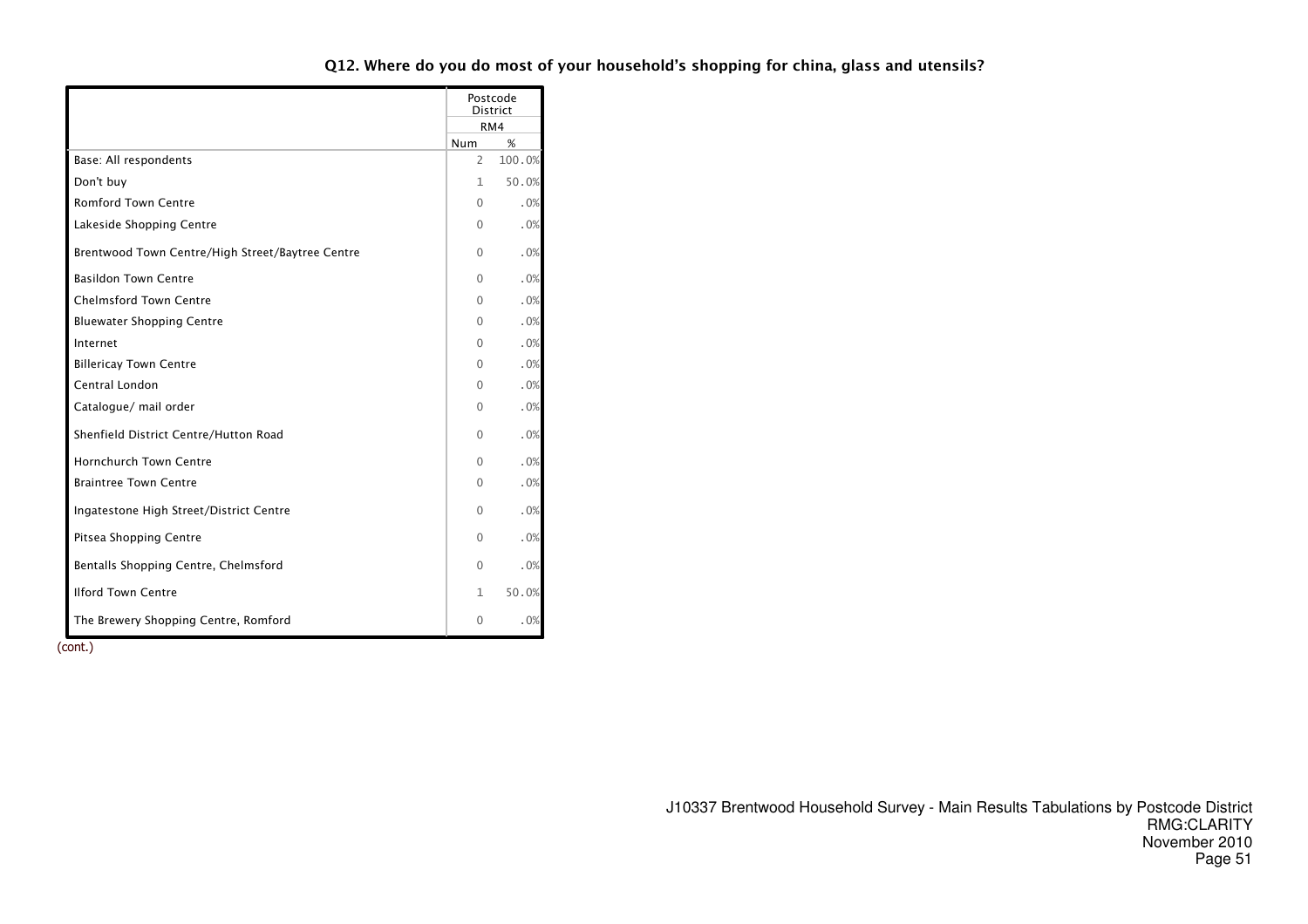## Q12. Where do you do most of your household's shopping for china, glass and utensils?

| | Postcode District | |
|---|---|---|
| | RM4 | |
| | Num | % |
| Base: All respondents | 2 | 100.0% |
| Don't buy | 1 | 50.0% |
| Romford Town Centre | 0 | .0% |
| Lakeside Shopping Centre | 0 | .0% |
| Brentwood Town Centre/High Street/Baytree Centre | 0 | .0% |
| Basildon Town Centre | 0 | .0% |
| Chelmsford Town Centre | 0 | .0% |
| Bluewater Shopping Centre | 0 | .0% |
| Internet | 0 | .0% |
| Billericay Town Centre | 0 | .0% |
| Central London | 0 | .0% |
| Catalogue/ mail order | 0 | .0% |
| Shenfield District Centre/Hutton Road | 0 | .0% |
| Hornchurch Town Centre | 0 | .0% |
| Braintree Town Centre | 0 | .0% |
| Ingatestone High Street/District Centre | 0 | .0% |
| Pitsea Shopping Centre | 0 | .0% |
| Bentalls Shopping Centre, Chelmsford | 0 | .0% |
| Ilford Town Centre | 1 | 50.0% |
| The Brewery Shopping Centre, Romford | 0 | .0% |

(cont.)

J10337 Brentwood Household Survey - Main Results Tabulations by Postcode District
RMG:CLARITY
November 2010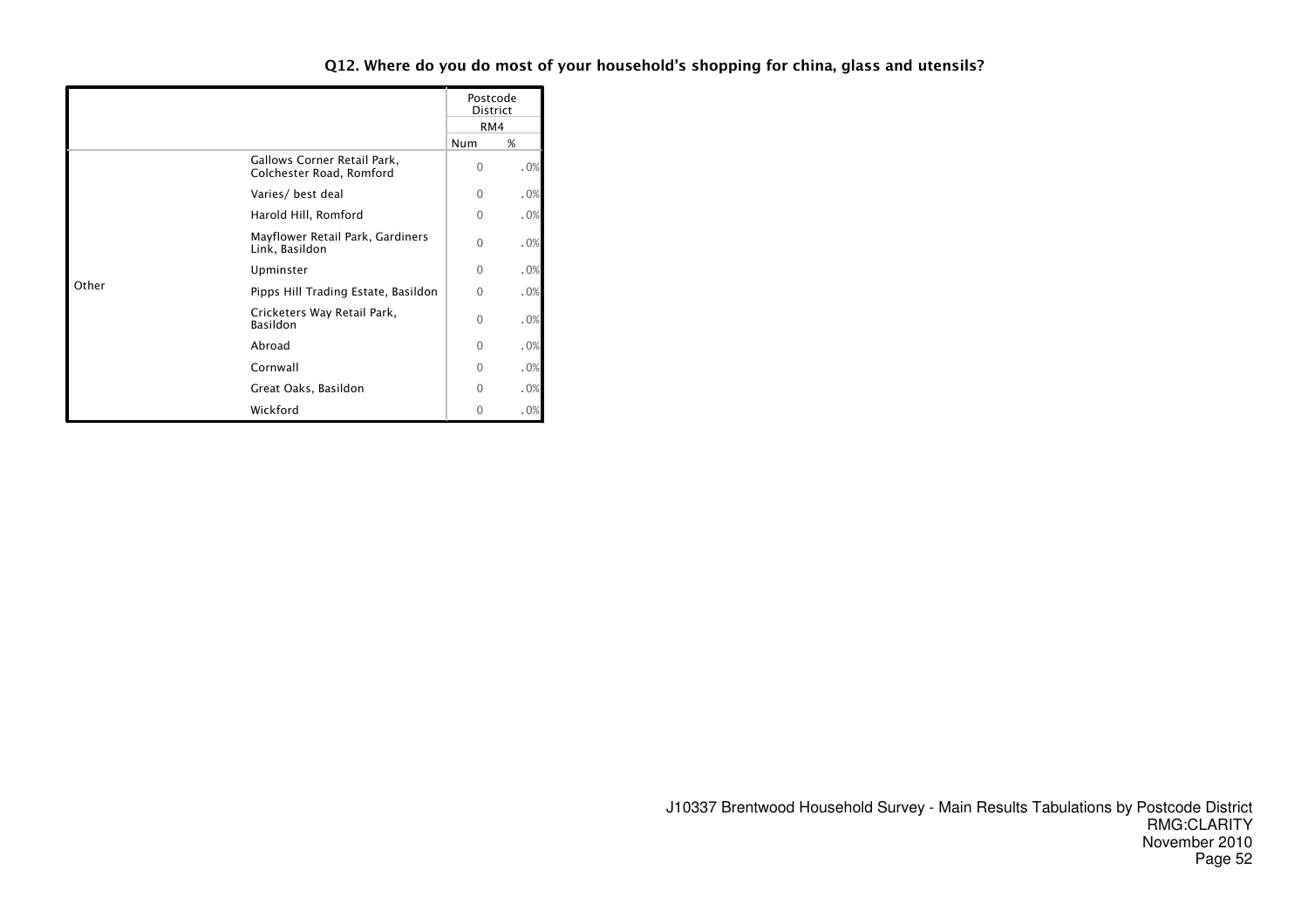### Q12. Where do you do most of your household's shopping for china, glass and utensils?

| | | Postcode District | |
|---|---|---|---|
| | | RM4 | |
| | | Num | % |
| Other | Gallows Corner Retail Park, Colchester Road, Romford | 0 | .0% |
| | Varies/ best deal | 0 | .0% |
| | Harold Hill, Romford | 0 | .0% |
| | Mayflower Retail Park, Gardiners Link, Basildon | 0 | .0% |
| | Upminster | 0 | .0% |
| | Pipps Hill Trading Estate, Basildon | 0 | .0% |
| | Cricketers Way Retail Park, Basildon | 0 | .0% |
| | Abroad | 0 | .0% |
| | Cornwall | 0 | .0% |
| | Great Oaks, Basildon | 0 | .0% |
| | Wickford | 0 | .0% |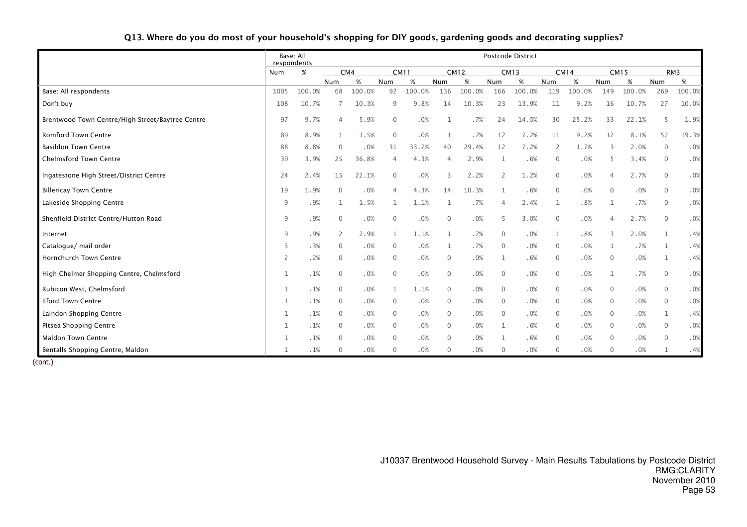## Q13. Where do you do most of your household's shopping for DIY goods, gardening goods and decorating supplies?

| | Base: All respondents | | Postcode District | | | | | | | | | | | | | |
|---|---|---|---|---|---|---|---|---|---|---|---|---|---|---|---|---|
| | | | CM4 | | CM11 | | CM12 | | CM13 | | CM14 | | CM15 | | RM3 | |
| | Num | % | Num | % | Num | % | Num | % | Num | % | Num | % | Num | % | Num | % |
| Base: All respondents | 1005 | 100.0% | 68 | 100.0% | 92 | 100.0% | 136 | 100.0% | 166 | 100.0% | 119 | 100.0% | 149 | 100.0% | 269 | 100.0% |
| Don't buy | 108 | 10.7% | 7 | 10.3% | 9 | 9.8% | 14 | 10.3% | 23 | 13.9% | 11 | 9.2% | 16 | 10.7% | 27 | 10.0% |
| Brentwood Town Centre/High Street/Baytree Centre | 97 | 9.7% | 4 | 5.9% | 0 | .0% | 1 | .7% | 24 | 14.5% | 30 | 25.2% | 33 | 22.1% | 5 | 1.9% |
| Romford Town Centre | 89 | 8.9% | 1 | 1.5% | 0 | .0% | 1 | .7% | 12 | 7.2% | 11 | 9.2% | 12 | 8.1% | 52 | 19.3% |
| Basildon Town Centre | 88 | 8.8% | 0 | .0% | 31 | 33.7% | 40 | 29.4% | 12 | 7.2% | 2 | 1.7% | 3 | 2.0% | 0 | .0% |
| Chelmsford Town Centre | 39 | 3.9% | 25 | 36.8% | 4 | 4.3% | 4 | 2.9% | 1 | .6% | 0 | .0% | 5 | 3.4% | 0 | .0% |
| Ingatestone High Street/District Centre | 24 | 2.4% | 15 | 22.1% | 0 | .0% | 3 | 2.2% | 2 | 1.2% | 0 | .0% | 4 | 2.7% | 0 | .0% |
| Billericay Town Centre | 19 | 1.9% | 0 | .0% | 4 | 4.3% | 14 | 10.3% | 1 | .6% | 0 | .0% | 0 | .0% | 0 | .0% |
| Lakeside Shopping Centre | 9 | .9% | 1 | 1.5% | 1 | 1.1% | 1 | .7% | 4 | 2.4% | 1 | .8% | 1 | .7% | 0 | .0% |
| Shenfield District Centre/Hutton Road | 9 | .9% | 0 | .0% | 0 | .0% | 0 | .0% | 5 | 3.0% | 0 | .0% | 4 | 2.7% | 0 | .0% |
| Internet | 9 | .9% | 2 | 2.9% | 1 | 1.1% | 1 | .7% | 0 | .0% | 1 | .8% | 3 | 2.0% | 1 | .4% |
| Catalogue/ mail order | 3 | .3% | 0 | .0% | 0 | .0% | 1 | .7% | 0 | .0% | 0 | .0% | 1 | .7% | 1 | .4% |
| Hornchurch Town Centre | 2 | .2% | 0 | .0% | 0 | .0% | 0 | .0% | 1 | .6% | 0 | .0% | 0 | .0% | 1 | .4% |
| High Chelmer Shopping Centre, Chelmsford | 1 | .1% | 0 | .0% | 0 | .0% | 0 | .0% | 0 | .0% | 0 | .0% | 1 | .7% | 0 | .0% |
| Rubicon West, Chelmsford | 1 | .1% | 0 | .0% | 1 | 1.1% | 0 | .0% | 0 | .0% | 0 | .0% | 0 | .0% | 0 | .0% |
| Ilford Town Centre | 1 | .1% | 0 | .0% | 0 | .0% | 0 | .0% | 0 | .0% | 0 | .0% | 0 | .0% | 0 | .0% |
| Laindon Shopping Centre | 1 | .1% | 0 | .0% | 0 | .0% | 0 | .0% | 0 | .0% | 0 | .0% | 0 | .0% | 1 | .4% |
| Pitsea Shopping Centre | 1 | .1% | 0 | .0% | 0 | .0% | 0 | .0% | 1 | .6% | 0 | .0% | 0 | .0% | 0 | .0% |
| Maldon Town Centre | 1 | .1% | 0 | .0% | 0 | .0% | 0 | .0% | 1 | .6% | 0 | .0% | 0 | .0% | 0 | .0% |
| Bentalls Shopping Centre, Maldon | 1 | .1% | 0 | .0% | 0 | .0% | 0 | .0% | 0 | .0% | 0 | .0% | 0 | .0% | 1 | .4% |

(cont.)

J10337 Brentwood Household Survey - Main Results Tabulations by Postcode District
RMG:CLARITY
November 2010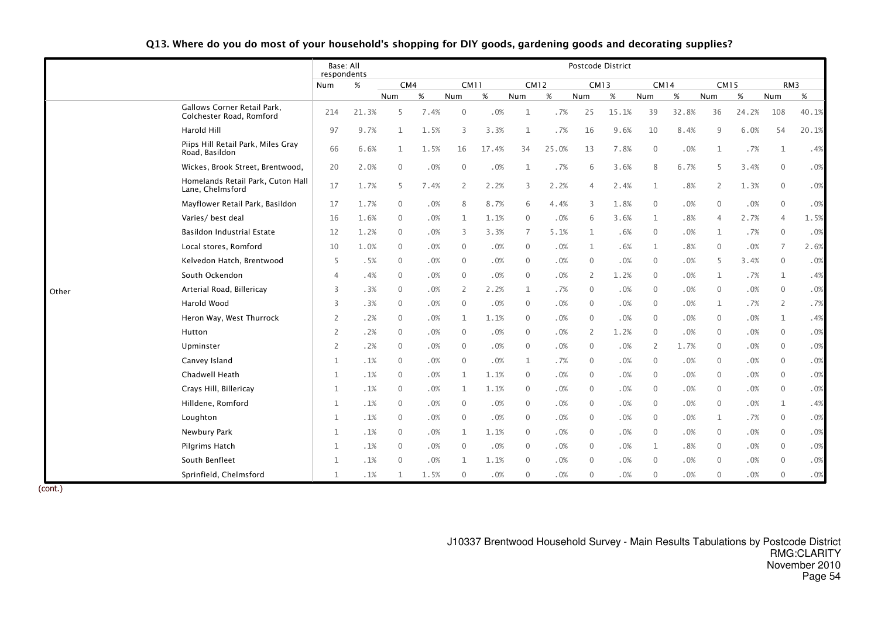## Q13. Where do you do most of your household's shopping for DIY goods, gardening goods and decorating supplies?

| | | Base: All respondents | | Postcode District | | | | | | | | | | | | | |
|---|---|---|---|---|---|---|---|---|---|---|---|---|---|---|---|---|---|
| | | | | CM4 | | CM11 | | CM12 | | CM13 | | CM14 | | CM15 | | RM3 | |
| | | Num | % | Num | % | Num | % | Num | % | Num | % | Num | % | Num | % | Num | % |
| Other | Gallows Corner Retail Park, Colchester Road, Romford | 214 | 21.3% | 5 | 7.4% | 0 | .0% | 1 | .7% | 25 | 15.1% | 39 | 32.8% | 36 | 24.2% | 108 | 40.1% |
| | Harold Hill | 97 | 9.7% | 1 | 1.5% | 3 | 3.3% | 1 | .7% | 16 | 9.6% | 10 | 8.4% | 9 | 6.0% | 54 | 20.1% |
| | Piips Hill Retail Park, Miles Gray Road, Basildon | 66 | 6.6% | 1 | 1.5% | 16 | 17.4% | 34 | 25.0% | 13 | 7.8% | 0 | .0% | 1 | .7% | 1 | .4% |
| | Wickes, Brook Street, Brentwood, | 20 | 2.0% | 0 | .0% | 0 | .0% | 1 | .7% | 6 | 3.6% | 8 | 6.7% | 5 | 3.4% | 0 | .0% |
| | Homelands Retail Park, Cuton Hall Lane, Chelmsford | 17 | 1.7% | 5 | 7.4% | 2 | 2.2% | 3 | 2.2% | 4 | 2.4% | 1 | .8% | 2 | 1.3% | 0 | .0% |
| | Mayflower Retail Park, Basildon | 17 | 1.7% | 0 | .0% | 8 | 8.7% | 6 | 4.4% | 3 | 1.8% | 0 | .0% | 0 | .0% | 0 | .0% |
| | Varies/ best deal | 16 | 1.6% | 0 | .0% | 1 | 1.1% | 0 | .0% | 6 | 3.6% | 1 | .8% | 4 | 2.7% | 4 | 1.5% |
| | Basildon Industrial Estate | 12 | 1.2% | 0 | .0% | 3 | 3.3% | 7 | 5.1% | 1 | .6% | 0 | .0% | 1 | .7% | 0 | .0% |
| | Local stores, Romford | 10 | 1.0% | 0 | .0% | 0 | .0% | 0 | .0% | 1 | .6% | 1 | .8% | 0 | .0% | 7 | 2.6% |
| | Kelvedon Hatch, Brentwood | 5 | .5% | 0 | .0% | 0 | .0% | 0 | .0% | 0 | .0% | 0 | .0% | 5 | 3.4% | 0 | .0% |
| | South Ockendon | 4 | .4% | 0 | .0% | 0 | .0% | 0 | .0% | 2 | 1.2% | 0 | .0% | 1 | .7% | 1 | .4% |
| | Arterial Road, Billericay | 3 | .3% | 0 | .0% | 2 | 2.2% | 1 | .7% | 0 | .0% | 0 | .0% | 0 | .0% | 0 | .0% |
| | Harold Wood | 3 | .3% | 0 | .0% | 0 | .0% | 0 | .0% | 0 | .0% | 0 | .0% | 1 | .7% | 2 | .7% |
| | Heron Way, West Thurrock | 2 | .2% | 0 | .0% | 1 | 1.1% | 0 | .0% | 0 | .0% | 0 | .0% | 0 | .0% | 1 | .4% |
| | Hutton | 2 | .2% | 0 | .0% | 0 | .0% | 0 | .0% | 2 | 1.2% | 0 | .0% | 0 | .0% | 0 | .0% |
| | Upminster | 2 | .2% | 0 | .0% | 0 | .0% | 0 | .0% | 0 | .0% | 2 | 1.7% | 0 | .0% | 0 | .0% |
| | Canvey Island | 1 | .1% | 0 | .0% | 0 | .0% | 1 | .7% | 0 | .0% | 0 | .0% | 0 | .0% | 0 | .0% |
| | Chadwell Heath | 1 | .1% | 0 | .0% | 1 | 1.1% | 0 | .0% | 0 | .0% | 0 | .0% | 0 | .0% | 0 | .0% |
| | Crays Hill, Billericay | 1 | .1% | 0 | .0% | 1 | 1.1% | 0 | .0% | 0 | .0% | 0 | .0% | 0 | .0% | 0 | .0% |
| | Hilldene, Romford | 1 | .1% | 0 | .0% | 0 | .0% | 0 | .0% | 0 | .0% | 0 | .0% | 0 | .0% | 1 | .4% |
| | Loughton | 1 | .1% | 0 | .0% | 0 | .0% | 0 | .0% | 0 | .0% | 0 | .0% | 1 | .7% | 0 | .0% |
| | Newbury Park | 1 | .1% | 0 | .0% | 1 | 1.1% | 0 | .0% | 0 | .0% | 0 | .0% | 0 | .0% | 0 | .0% |
| | Pilgrims Hatch | 1 | .1% | 0 | .0% | 0 | .0% | 0 | .0% | 0 | .0% | 1 | .8% | 0 | .0% | 0 | .0% |
| | South Benfleet | 1 | .1% | 0 | .0% | 1 | 1.1% | 0 | .0% | 0 | .0% | 0 | .0% | 0 | .0% | 0 | .0% |
| | Sprinfield, Chelmsford | 1 | .1% | 1 | 1.5% | 0 | .0% | 0 | .0% | 0 | .0% | 0 | .0% | 0 | .0% | 0 | .0% |

(cont.)

J10337 Brentwood Household Survey - Main Results Tabulations by Postcode District
RMG:CLARITY
November 2010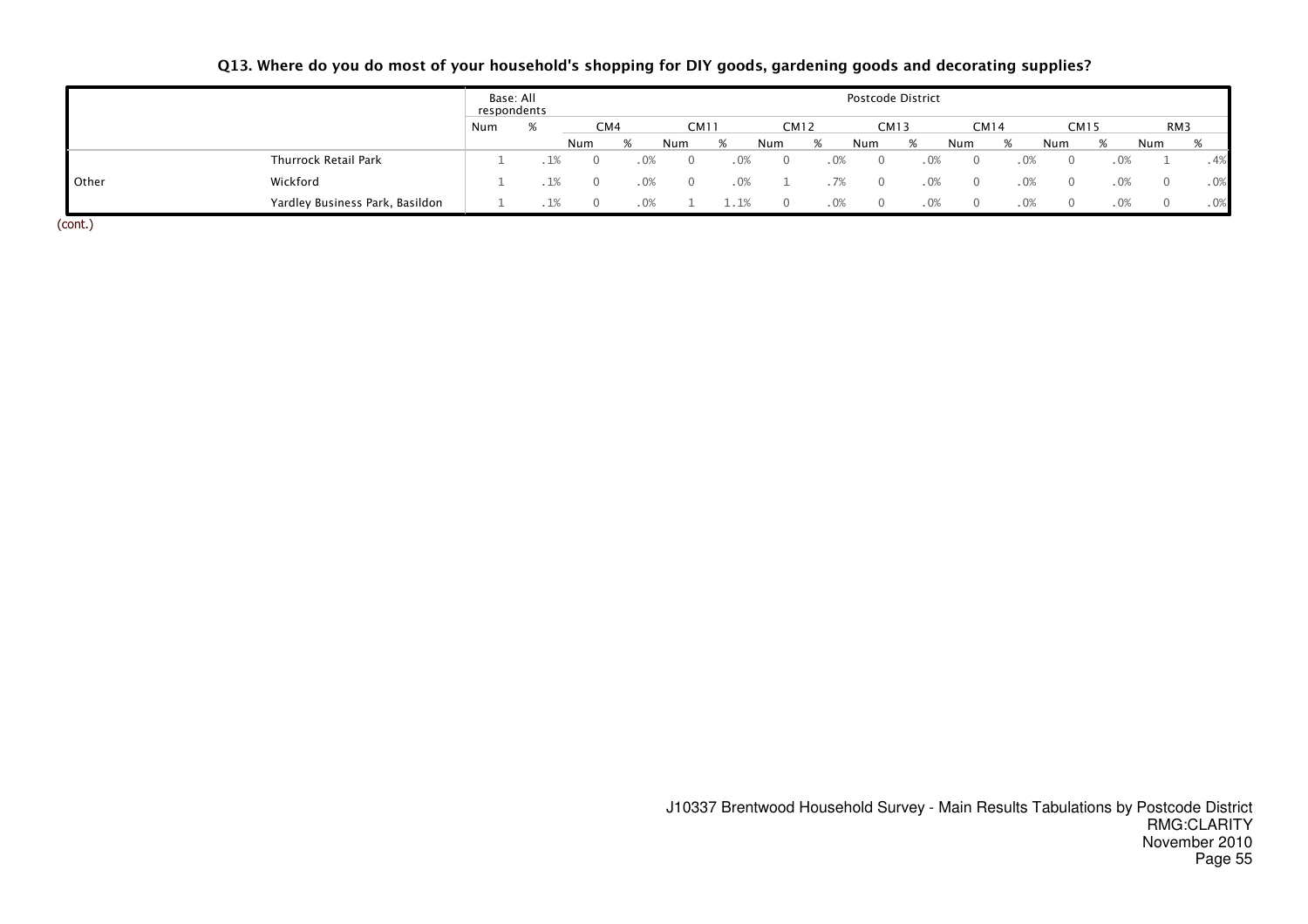### Q13. Where do you do most of your household's shopping for DIY goods, gardening goods and decorating supplies?

| | | Base: All respondents | | Postcode District | | | | | | | | | | | | | |
|---|---|---|---|---|---|---|---|---|---|---|---|---|---|---|---|---|---|
| | | | | CM4 | | CM11 | | CM12 | | CM13 | | CM14 | | CM15 | | RM3 | |
| | | Num | % | Num | % | Num | % | Num | % | Num | % | Num | % | Num | % | Num | % |
| | Thurrock Retail Park | 1 | .1% | 0 | .0% | 0 | .0% | 0 | .0% | 0 | .0% | 0 | .0% | 0 | .0% | 1 | .4% |
| Other | Wickford | 1 | .1% | 0 | .0% | 0 | .0% | 1 | .7% | 0 | .0% | 0 | .0% | 0 | .0% | 0 | .0% |
| | Yardley Business Park, Basildon | 1 | .1% | 0 | .0% | 1 | 1.1% | 0 | .0% | 0 | .0% | 0 | .0% | 0 | .0% | 0 | .0% |

(cont.)

J10337 Brentwood Household Survey - Main Results Tabulations by Postcode District
RMG:CLARITY
November 2010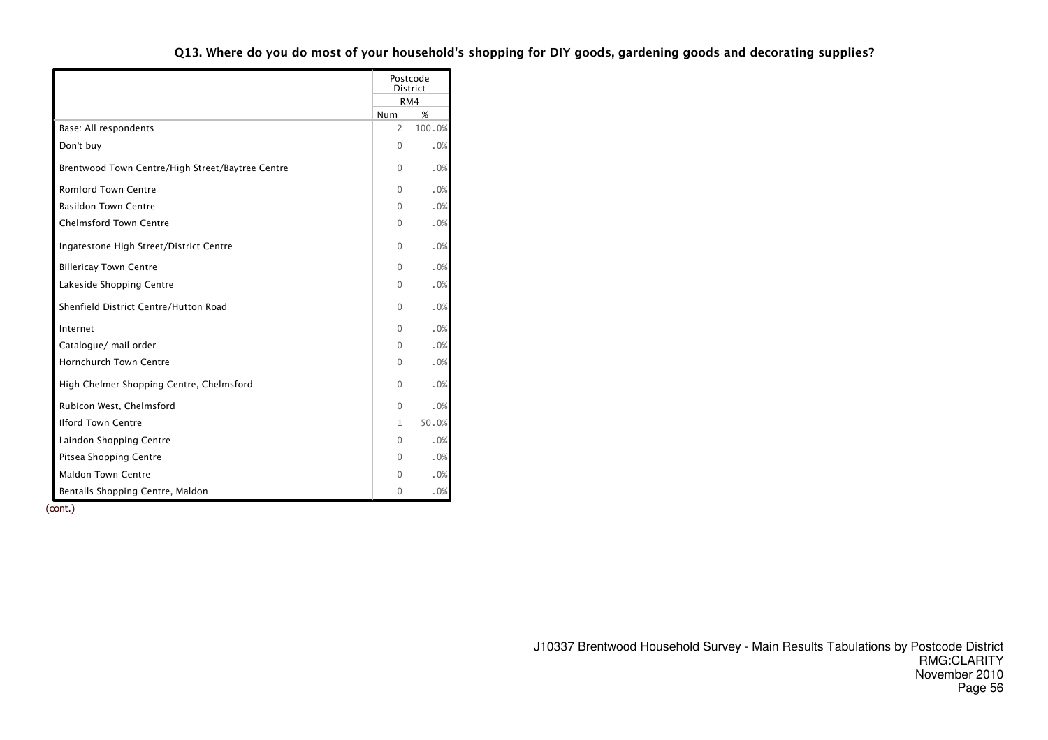### Q13. Where do you do most of your household's shopping for DIY goods, gardening goods and decorating supplies?

| | Postcode District | |
|---|---|---|
| | RM4 | |
| | Num | % |
| Base: All respondents | 2 | 100.0% |
| Don't buy | 0 | .0% |
| Brentwood Town Centre/High Street/Baytree Centre | 0 | .0% |
| Romford Town Centre | 0 | .0% |
| Basildon Town Centre | 0 | .0% |
| Chelmsford Town Centre | 0 | .0% |
| Ingatestone High Street/District Centre | 0 | .0% |
| Billericay Town Centre | 0 | .0% |
| Lakeside Shopping Centre | 0 | .0% |
| Shenfield District Centre/Hutton Road | 0 | .0% |
| Internet | 0 | .0% |
| Catalogue/ mail order | 0 | .0% |
| Hornchurch Town Centre | 0 | .0% |
| High Chelmer Shopping Centre, Chelmsford | 0 | .0% |
| Rubicon West, Chelmsford | 0 | .0% |
| Ilford Town Centre | 1 | 50.0% |
| Laindon Shopping Centre | 0 | .0% |
| Pitsea Shopping Centre | 0 | .0% |
| Maldon Town Centre | 0 | .0% |
| Bentalls Shopping Centre, Maldon | 0 | .0% |

(cont.)

J10337 Brentwood Household Survey - Main Results Tabulations by Postcode District
RMG:CLARITY
November 2010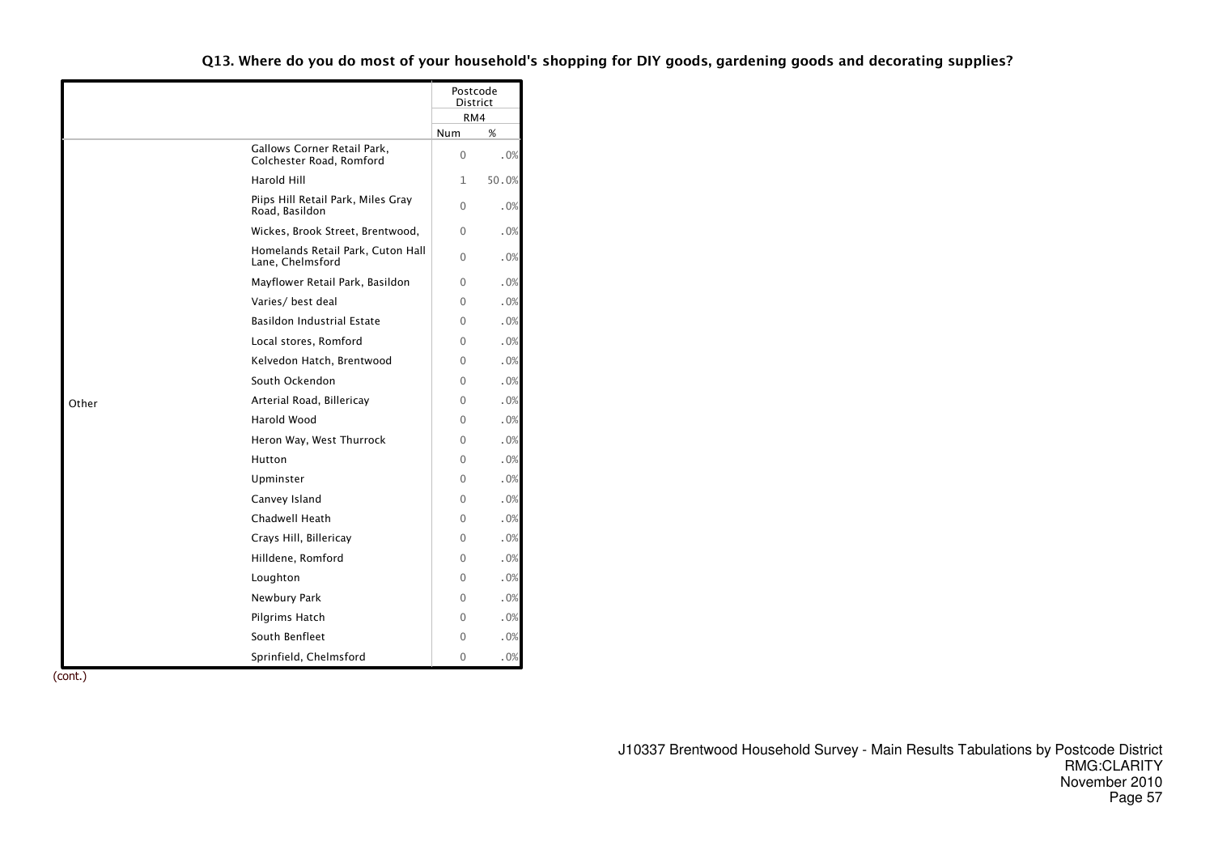**Q13. Where do you do most of your household's shopping for DIY goods, gardening goods and decorating supplies?**

| | | Postcode District | |
|---|---|---|---|
| | | RM4 | |
| | | Num | % |
| Other | Gallows Corner Retail Park, Colchester Road, Romford | 0 | .0% |
| | Harold Hill | 1 | 50.0% |
| | Piips Hill Retail Park, Miles Gray Road, Basildon | 0 | .0% |
| | Wickes, Brook Street, Brentwood, | 0 | .0% |
| | Homelands Retail Park, Cuton Hall Lane, Chelmsford | 0 | .0% |
| | Mayflower Retail Park, Basildon | 0 | .0% |
| | Varies/ best deal | 0 | .0% |
| | Basildon Industrial Estate | 0 | .0% |
| | Local stores, Romford | 0 | .0% |
| | Kelvedon Hatch, Brentwood | 0 | .0% |
| | South Ockendon | 0 | .0% |
| | Arterial Road, Billericay | 0 | .0% |
| | Harold Wood | 0 | .0% |
| | Heron Way, West Thurrock | 0 | .0% |
| | Hutton | 0 | .0% |
| | Upminster | 0 | .0% |
| | Canvey Island | 0 | .0% |
| | Chadwell Heath | 0 | .0% |
| | Crays Hill, Billericay | 0 | .0% |
| | Hilldene, Romford | 0 | .0% |
| | Loughton | 0 | .0% |
| | Newbury Park | 0 | .0% |
| | Pilgrims Hatch | 0 | .0% |
| | South Benfleet | 0 | .0% |
| | Sprinfield, Chelmsford | 0 | .0% |

(cont.)

J10337 Brentwood Household Survey - Main Results Tabulations by Postcode District
RMG:CLARITY
November 2010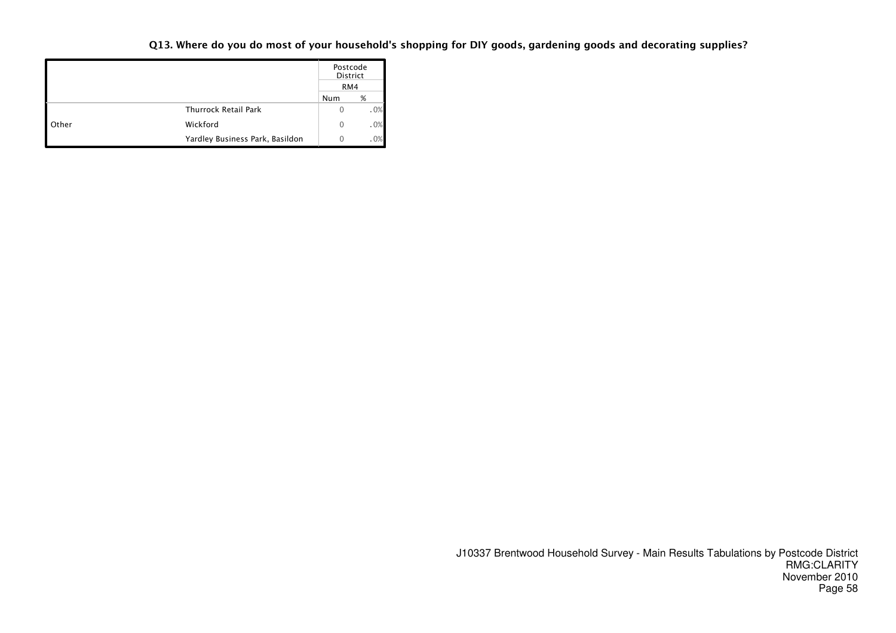### Q13. Where do you do most of your household's shopping for DIY goods, gardening goods and decorating supplies?

| | | Postcode District | |
|---|---|---|---|
| | | RM4 | |
| | | Num | % |
| | Thurrock Retail Park | 0 | .0% |
| Other | Wickford | 0 | .0% |
| | Yardley Business Park, Basildon | 0 | .0% |

J10337 Brentwood Household Survey - Main Results Tabulations by Postcode District
RMG:CLARITY
November 2010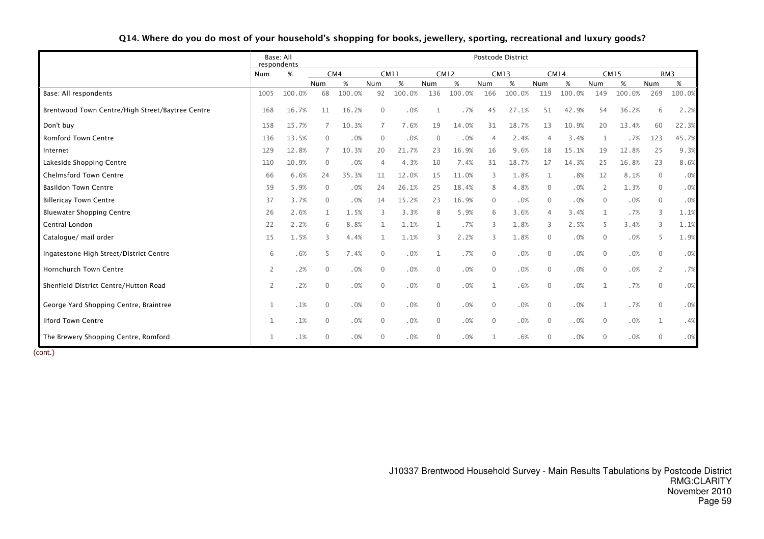### Q14. Where do you do most of your household's shopping for books, jewellery, sporting, recreational and luxury goods?

| | Base: All respondents | | Postcode District | | | | | | | | | | | | | |
|---|---|---|---|---|---|---|---|---|---|---|---|---|---|---|---|---|
| | | | CM4 | | CM11 | | CM12 | | CM13 | | CM14 | | CM15 | | RM3 | |
| | Num | % | Num | % | Num | % | Num | % | Num | % | Num | % | Num | % | Num | % |
| Base: All respondents | 1005 | 100.0% | 68 | 100.0% | 92 | 100.0% | 136 | 100.0% | 166 | 100.0% | 119 | 100.0% | 149 | 100.0% | 269 | 100.0% |
| Brentwood Town Centre/High Street/Baytree Centre | 168 | 16.7% | 11 | 16.2% | 0 | .0% | 1 | .7% | 45 | 27.1% | 51 | 42.9% | 54 | 36.2% | 6 | 2.2% |
| Don't buy | 158 | 15.7% | 7 | 10.3% | 7 | 7.6% | 19 | 14.0% | 31 | 18.7% | 13 | 10.9% | 20 | 13.4% | 60 | 22.3% |
| Romford Town Centre | 136 | 13.5% | 0 | .0% | 0 | .0% | 0 | .0% | 4 | 2.4% | 4 | 3.4% | 1 | .7% | 123 | 45.7% |
| Internet | 129 | 12.8% | 7 | 10.3% | 20 | 21.7% | 23 | 16.9% | 16 | 9.6% | 18 | 15.1% | 19 | 12.8% | 25 | 9.3% |
| Lakeside Shopping Centre | 110 | 10.9% | 0 | .0% | 4 | 4.3% | 10 | 7.4% | 31 | 18.7% | 17 | 14.3% | 25 | 16.8% | 23 | 8.6% |
| Chelmsford Town Centre | 66 | 6.6% | 24 | 35.3% | 11 | 12.0% | 15 | 11.0% | 3 | 1.8% | 1 | .8% | 12 | 8.1% | 0 | .0% |
| Basildon Town Centre | 59 | 5.9% | 0 | .0% | 24 | 26.1% | 25 | 18.4% | 8 | 4.8% | 0 | .0% | 2 | 1.3% | 0 | .0% |
| Billericay Town Centre | 37 | 3.7% | 0 | .0% | 14 | 15.2% | 23 | 16.9% | 0 | .0% | 0 | .0% | 0 | .0% | 0 | .0% |
| Bluewater Shopping Centre | 26 | 2.6% | 1 | 1.5% | 3 | 3.3% | 8 | 5.9% | 6 | 3.6% | 4 | 3.4% | 1 | .7% | 3 | 1.1% |
| Central London | 22 | 2.2% | 6 | 8.8% | 1 | 1.1% | 1 | .7% | 3 | 1.8% | 3 | 2.5% | 5 | 3.4% | 3 | 1.1% |
| Catalogue/ mail order | 15 | 1.5% | 3 | 4.4% | 1 | 1.1% | 3 | 2.2% | 3 | 1.8% | 0 | .0% | 0 | .0% | 5 | 1.9% |
| Ingatestone High Street/District Centre | 6 | .6% | 5 | 7.4% | 0 | .0% | 1 | .7% | 0 | .0% | 0 | .0% | 0 | .0% | 0 | .0% |
| Hornchurch Town Centre | 2 | .2% | 0 | .0% | 0 | .0% | 0 | .0% | 0 | .0% | 0 | .0% | 0 | .0% | 2 | .7% |
| Shenfield District Centre/Hutton Road | 2 | .2% | 0 | .0% | 0 | .0% | 0 | .0% | 1 | .6% | 0 | .0% | 1 | .7% | 0 | .0% |
| George Yard Shopping Centre, Braintree | 1 | .1% | 0 | .0% | 0 | .0% | 0 | .0% | 0 | .0% | 0 | .0% | 1 | .7% | 0 | .0% |
| Ilford Town Centre | 1 | .1% | 0 | .0% | 0 | .0% | 0 | .0% | 0 | .0% | 0 | .0% | 0 | .0% | 1 | .4% |
| The Brewery Shopping Centre, Romford | 1 | .1% | 0 | .0% | 0 | .0% | 0 | .0% | 1 | .6% | 0 | .0% | 0 | .0% | 0 | .0% |

(cont.)

J10337 Brentwood Household Survey - Main Results Tabulations by Postcode District
RMG:CLARITY
November 2010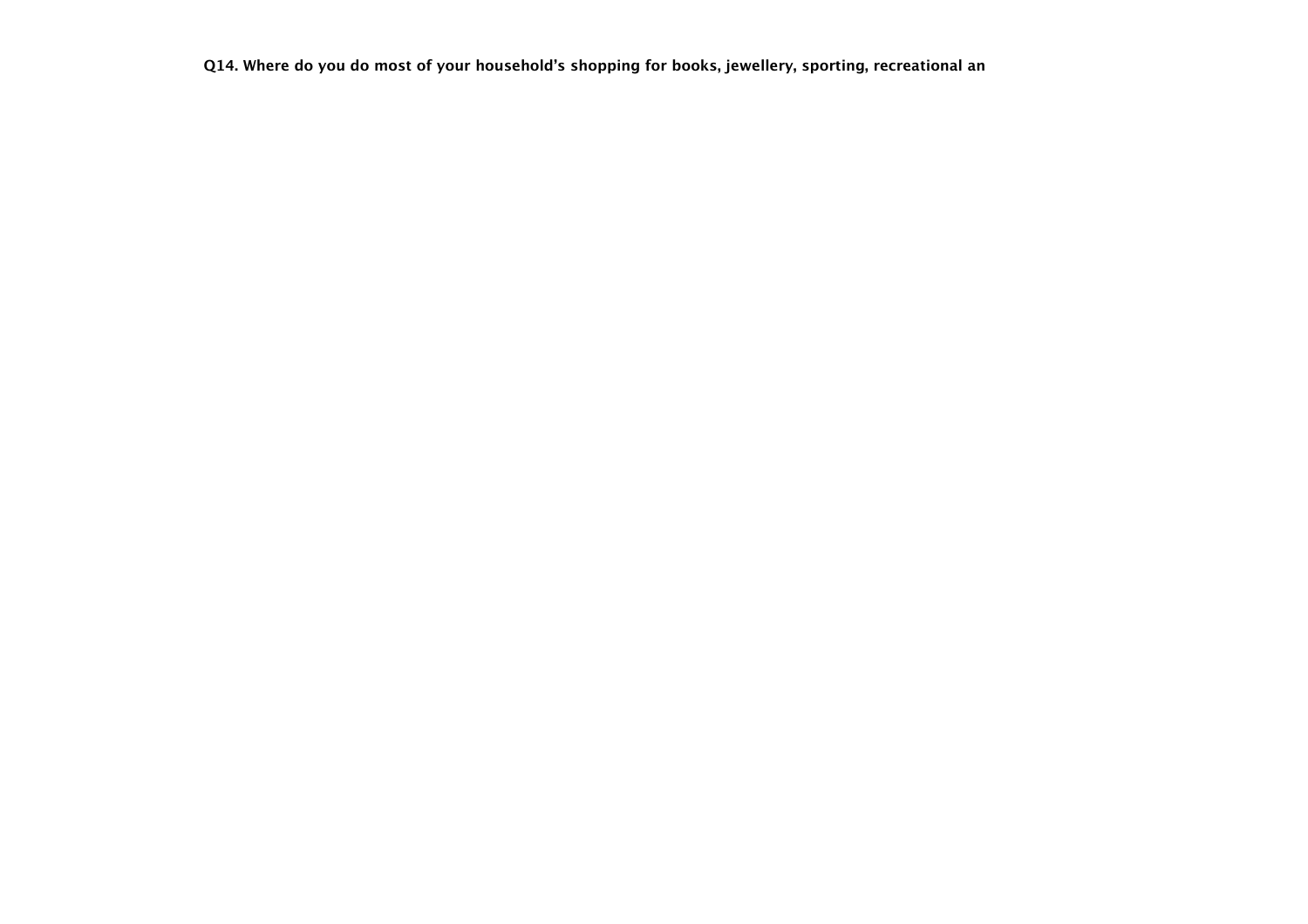**Q14. Where do you do most of your household's shopping for books, jewellery, sporting, recreational an**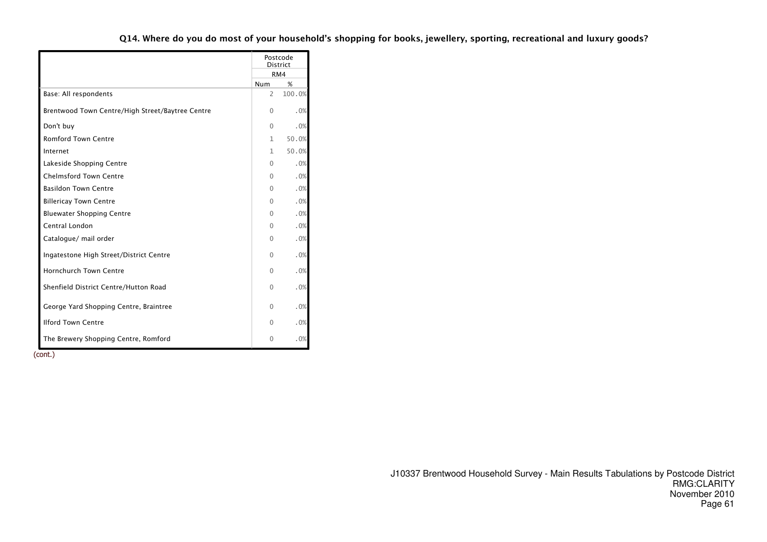**Q14. Where do you do most of your household's shopping for books, jewellery, sporting, recreational and luxury goods?**

| | Postcode District | |
|---|---|---|
| | RM4 | |
| | Num | % |
| Base: All respondents | 2 | 100.0% |
| Brentwood Town Centre/High Street/Baytree Centre | 0 | .0% |
| Don't buy | 0 | .0% |
| Romford Town Centre | 1 | 50.0% |
| Internet | 1 | 50.0% |
| Lakeside Shopping Centre | 0 | .0% |
| Chelmsford Town Centre | 0 | .0% |
| Basildon Town Centre | 0 | .0% |
| Billericay Town Centre | 0 | .0% |
| Bluewater Shopping Centre | 0 | .0% |
| Central London | 0 | .0% |
| Catalogue/ mail order | 0 | .0% |
| Ingatestone High Street/District Centre | 0 | .0% |
| Hornchurch Town Centre | 0 | .0% |
| Shenfield District Centre/Hutton Road | 0 | .0% |
| George Yard Shopping Centre, Braintree | 0 | .0% |
| Ilford Town Centre | 0 | .0% |
| The Brewery Shopping Centre, Romford | 0 | .0% |

(cont.)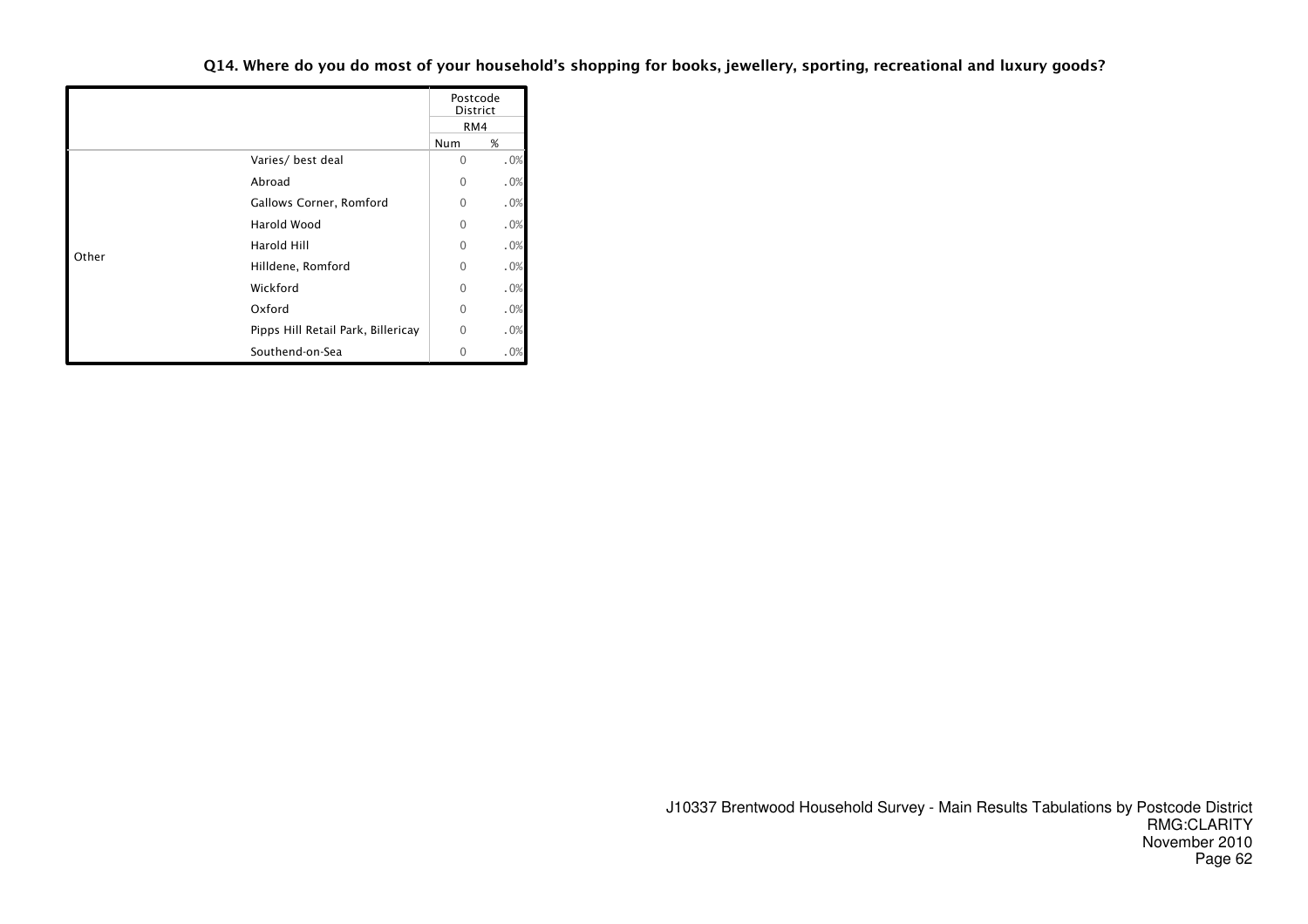**Q14. Where do you do most of your household's shopping for books, jewellery, sporting, recreational and luxury goods?**

| | | Postcode District | |
|---|---|---|---|
| | | RM4 | |
| | | Num | % |
| Other | Varies/ best deal | 0 | .0% |
| | Abroad | 0 | .0% |
| | Gallows Corner, Romford | 0 | .0% |
| | Harold Wood | 0 | .0% |
| | Harold Hill | 0 | .0% |
| | Hilldene, Romford | 0 | .0% |
| | Wickford | 0 | .0% |
| | Oxford | 0 | .0% |
| | Pipps Hill Retail Park, Billericay | 0 | .0% |
| | Southend-on-Sea | 0 | .0% |

J10337 Brentwood Household Survey - Main Results Tabulations by Postcode District
RMG:CLARITY
November 2010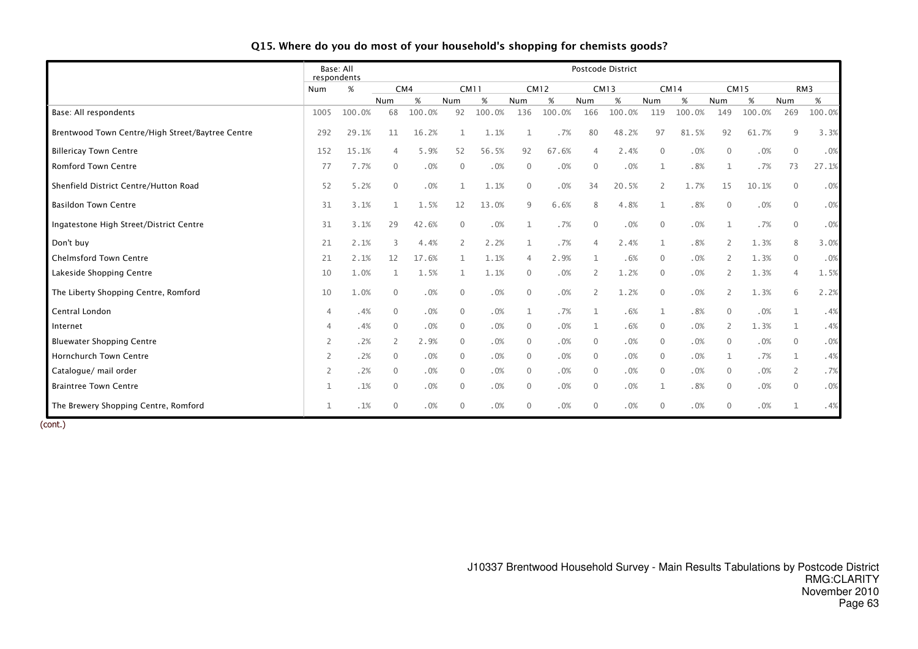## Q15. Where do you do most of your household's shopping for chemists goods?

| | Base: All respondents | | Postcode District | | | | | | | | | | | | | |
|---|---|---|---|---|---|---|---|---|---|---|---|---|---|---|---|---|
| | | | CM4 | | CM11 | | CM12 | | CM13 | | CM14 | | CM15 | | RM3 | |
| | Num | % | Num | % | Num | % | Num | % | Num | % | Num | % | Num | % | Num | % |
| Base: All respondents | 1005 | 100.0% | 68 | 100.0% | 92 | 100.0% | 136 | 100.0% | 166 | 100.0% | 119 | 100.0% | 149 | 100.0% | 269 | 100.0% |
| Brentwood Town Centre/High Street/Baytree Centre | 292 | 29.1% | 11 | 16.2% | 1 | 1.1% | 1 | .7% | 80 | 48.2% | 97 | 81.5% | 92 | 61.7% | 9 | 3.3% |
| Billericay Town Centre | 152 | 15.1% | 4 | 5.9% | 52 | 56.5% | 92 | 67.6% | 4 | 2.4% | 0 | .0% | 0 | .0% | 0 | .0% |
| Romford Town Centre | 77 | 7.7% | 0 | .0% | 0 | .0% | 0 | .0% | 0 | .0% | 1 | .8% | 1 | .7% | 73 | 27.1% |
| Shenfield District Centre/Hutton Road | 52 | 5.2% | 0 | .0% | 1 | 1.1% | 0 | .0% | 34 | 20.5% | 2 | 1.7% | 15 | 10.1% | 0 | .0% |
| Basildon Town Centre | 31 | 3.1% | 1 | 1.5% | 12 | 13.0% | 9 | 6.6% | 8 | 4.8% | 1 | .8% | 0 | .0% | 0 | .0% |
| Ingatestone High Street/District Centre | 31 | 3.1% | 29 | 42.6% | 0 | .0% | 1 | .7% | 0 | .0% | 0 | .0% | 1 | .7% | 0 | .0% |
| Don't buy | 21 | 2.1% | 3 | 4.4% | 2 | 2.2% | 1 | .7% | 4 | 2.4% | 1 | .8% | 2 | 1.3% | 8 | 3.0% |
| Chelmsford Town Centre | 21 | 2.1% | 12 | 17.6% | 1 | 1.1% | 4 | 2.9% | 1 | .6% | 0 | .0% | 2 | 1.3% | 0 | .0% |
| Lakeside Shopping Centre | 10 | 1.0% | 1 | 1.5% | 1 | 1.1% | 0 | .0% | 2 | 1.2% | 0 | .0% | 2 | 1.3% | 4 | 1.5% |
| The Liberty Shopping Centre, Romford | 10 | 1.0% | 0 | .0% | 0 | .0% | 0 | .0% | 2 | 1.2% | 0 | .0% | 2 | 1.3% | 6 | 2.2% |
| Central London | 4 | .4% | 0 | .0% | 0 | .0% | 1 | .7% | 1 | .6% | 1 | .8% | 0 | .0% | 1 | .4% |
| Internet | 4 | .4% | 0 | .0% | 0 | .0% | 0 | .0% | 1 | .6% | 0 | .0% | 2 | 1.3% | 1 | .4% |
| Bluewater Shopping Centre | 2 | .2% | 2 | 2.9% | 0 | .0% | 0 | .0% | 0 | .0% | 0 | .0% | 0 | .0% | 0 | .0% |
| Hornchurch Town Centre | 2 | .2% | 0 | .0% | 0 | .0% | 0 | .0% | 0 | .0% | 0 | .0% | 1 | .7% | 1 | .4% |
| Catalogue/ mail order | 2 | .2% | 0 | .0% | 0 | .0% | 0 | .0% | 0 | .0% | 0 | .0% | 0 | .0% | 2 | .7% |
| Braintree Town Centre | 1 | .1% | 0 | .0% | 0 | .0% | 0 | .0% | 0 | .0% | 1 | .8% | 0 | .0% | 0 | .0% |
| The Brewery Shopping Centre, Romford | 1 | .1% | 0 | .0% | 0 | .0% | 0 | .0% | 0 | .0% | 0 | .0% | 0 | .0% | 1 | .4% |

(cont.)

J10337 Brentwood Household Survey - Main Results Tabulations by Postcode District
RMG:CLARITY
November 2010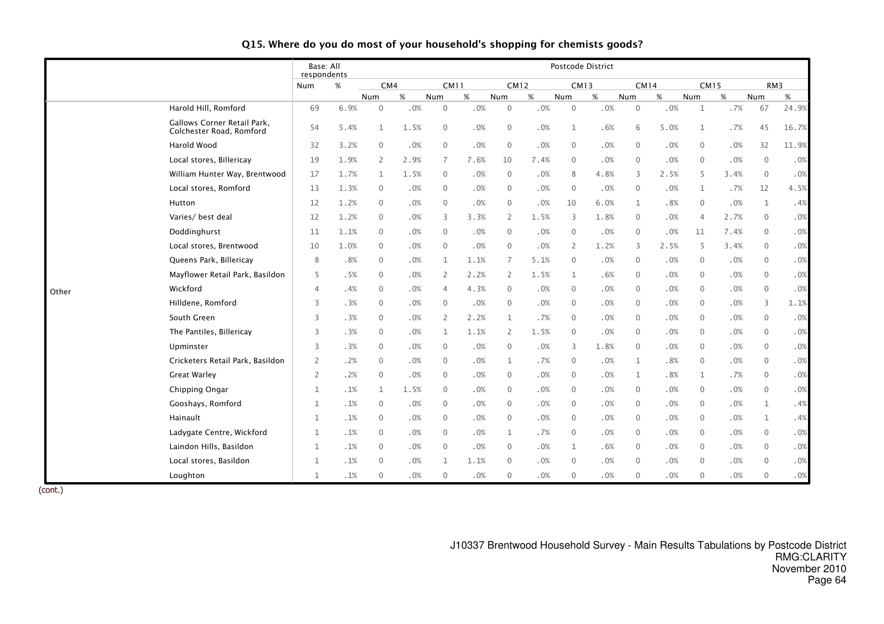## Q15. Where do you do most of your household's shopping for chemists goods?

| | | Base: All respondents | | Postcode District | | | | | | | | | | | | | |
|---|---|---|---|---|---|---|---|---|---|---|---|---|---|---|---|---|---|
| | | | | CM4 | | CM11 | | CM12 | | CM13 | | CM14 | | CM15 | | RM3 | |
| | | Num | % | Num | % | Num | % | Num | % | Num | % | Num | % | Num | % | Num | % |
| Other | Harold Hill, Romford | 69 | 6.9% | 0 | .0% | 0 | .0% | 0 | .0% | 0 | .0% | 0 | .0% | 1 | .7% | 67 | 24.9% |
| | Gallows Corner Retail Park, Colchester Road, Romford | 54 | 5.4% | 1 | 1.5% | 0 | .0% | 0 | .0% | 1 | .6% | 6 | 5.0% | 1 | .7% | 45 | 16.7% |
| | Harold Wood | 32 | 3.2% | 0 | .0% | 0 | .0% | 0 | .0% | 0 | .0% | 0 | .0% | 0 | .0% | 32 | 11.9% |
| | Local stores, Billericay | 19 | 1.9% | 2 | 2.9% | 7 | 7.6% | 10 | 7.4% | 0 | .0% | 0 | .0% | 0 | .0% | 0 | .0% |
| | William Hunter Way, Brentwood | 17 | 1.7% | 1 | 1.5% | 0 | .0% | 0 | .0% | 8 | 4.8% | 3 | 2.5% | 5 | 3.4% | 0 | .0% |
| | Local stores, Romford | 13 | 1.3% | 0 | .0% | 0 | .0% | 0 | .0% | 0 | .0% | 0 | .0% | 1 | .7% | 12 | 4.5% |
| | Hutton | 12 | 1.2% | 0 | .0% | 0 | .0% | 0 | .0% | 10 | 6.0% | 1 | .8% | 0 | .0% | 1 | .4% |
| | Varies/ best deal | 12 | 1.2% | 0 | .0% | 3 | 3.3% | 2 | 1.5% | 3 | 1.8% | 0 | .0% | 4 | 2.7% | 0 | .0% |
| | Doddinghurst | 11 | 1.1% | 0 | .0% | 0 | .0% | 0 | .0% | 0 | .0% | 0 | .0% | 11 | 7.4% | 0 | .0% |
| | Local stores, Brentwood | 10 | 1.0% | 0 | .0% | 0 | .0% | 0 | .0% | 2 | 1.2% | 3 | 2.5% | 5 | 3.4% | 0 | .0% |
| | Queens Park, Billericay | 8 | .8% | 0 | .0% | 1 | 1.1% | 7 | 5.1% | 0 | .0% | 0 | .0% | 0 | .0% | 0 | .0% |
| | Mayflower Retail Park, Basildon | 5 | .5% | 0 | .0% | 2 | 2.2% | 2 | 1.5% | 1 | .6% | 0 | .0% | 0 | .0% | 0 | .0% |
| | Wickford | 4 | .4% | 0 | .0% | 4 | 4.3% | 0 | .0% | 0 | .0% | 0 | .0% | 0 | .0% | 0 | .0% |
| | Hilldene, Romford | 3 | .3% | 0 | .0% | 0 | .0% | 0 | .0% | 0 | .0% | 0 | .0% | 0 | .0% | 3 | 1.1% |
| | South Green | 3 | .3% | 0 | .0% | 2 | 2.2% | 1 | .7% | 0 | .0% | 0 | .0% | 0 | .0% | 0 | .0% |
| | The Pantiles, Billericay | 3 | .3% | 0 | .0% | 1 | 1.1% | 2 | 1.5% | 0 | .0% | 0 | .0% | 0 | .0% | 0 | .0% |
| | Upminster | 3 | .3% | 0 | .0% | 0 | .0% | 0 | .0% | 3 | 1.8% | 0 | .0% | 0 | .0% | 0 | .0% |
| | Cricketers Retail Park, Basildon | 2 | .2% | 0 | .0% | 0 | .0% | 1 | .7% | 0 | .0% | 1 | .8% | 0 | .0% | 0 | .0% |
| | Great Warley | 2 | .2% | 0 | .0% | 0 | .0% | 0 | .0% | 0 | .0% | 1 | .8% | 1 | .7% | 0 | .0% |
| | Chipping Ongar | 1 | .1% | 1 | 1.5% | 0 | .0% | 0 | .0% | 0 | .0% | 0 | .0% | 0 | .0% | 0 | .0% |
| | Gooshays, Romford | 1 | .1% | 0 | .0% | 0 | .0% | 0 | .0% | 0 | .0% | 0 | .0% | 0 | .0% | 1 | .4% |
| | Hainault | 1 | .1% | 0 | .0% | 0 | .0% | 0 | .0% | 0 | .0% | 0 | .0% | 0 | .0% | 1 | .4% |
| | Ladygate Centre, Wickford | 1 | .1% | 0 | .0% | 0 | .0% | 1 | .7% | 0 | .0% | 0 | .0% | 0 | .0% | 0 | .0% |
| | Laindon Hills, Basildon | 1 | .1% | 0 | .0% | 0 | .0% | 0 | .0% | 1 | .6% | 0 | .0% | 0 | .0% | 0 | .0% |
| | Local stores, Basildon | 1 | .1% | 0 | .0% | 1 | 1.1% | 0 | .0% | 0 | .0% | 0 | .0% | 0 | .0% | 0 | .0% |
| | Loughton | 1 | .1% | 0 | .0% | 0 | .0% | 0 | .0% | 0 | .0% | 0 | .0% | 0 | .0% | 0 | .0% |

(cont.)

J10337 Brentwood Household Survey - Main Results Tabulations by Postcode District
RMG:CLARITY
November 2010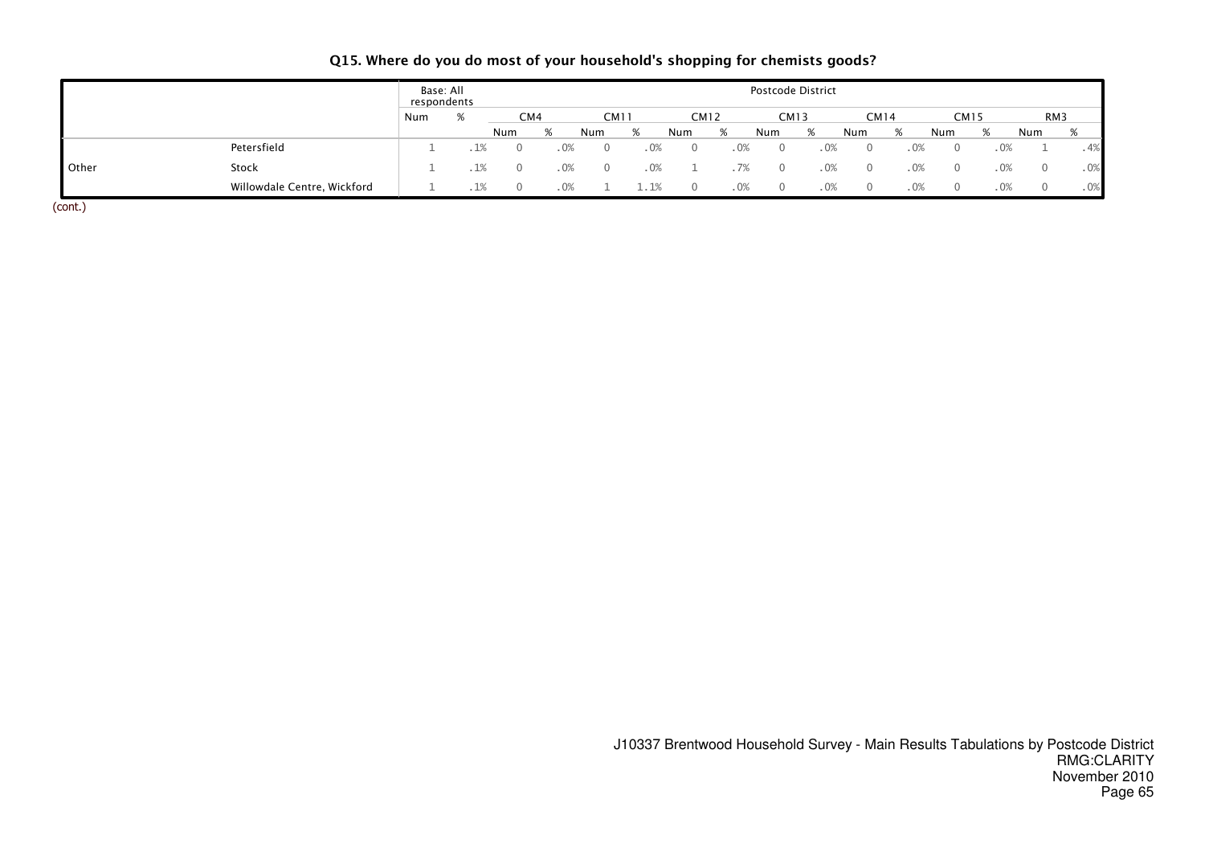## Q15. Where do you do most of your household's shopping for chemists goods?

| | | Base: All respondents | | Postcode District | | | | | | | | | | | | | |
|---|---|---|---|---|---|---|---|---|---|---|---|---|---|---|---|---|---|
| | | | | CM4 | | CM11 | | CM12 | | CM13 | | CM14 | | CM15 | | RM3 | |
| | | Num | % | Num | % | Num | % | Num | % | Num | % | Num | % | Num | % | Num | % |
| Other | Petersfield | 1 | .1% | 0 | .0% | 0 | .0% | 0 | .0% | 0 | .0% | 0 | .0% | 0 | .0% | 1 | .4% |
| | Stock | 1 | .1% | 0 | .0% | 0 | .0% | 1 | .7% | 0 | .0% | 0 | .0% | 0 | .0% | 0 | .0% |
| | Willowdale Centre, Wickford | 1 | .1% | 0 | .0% | 1 | 1.1% | 0 | .0% | 0 | .0% | 0 | .0% | 0 | .0% | 0 | .0% |

(cont.)

J10337 Brentwood Household Survey - Main Results Tabulations by Postcode District
RMG:CLARITY
November 2010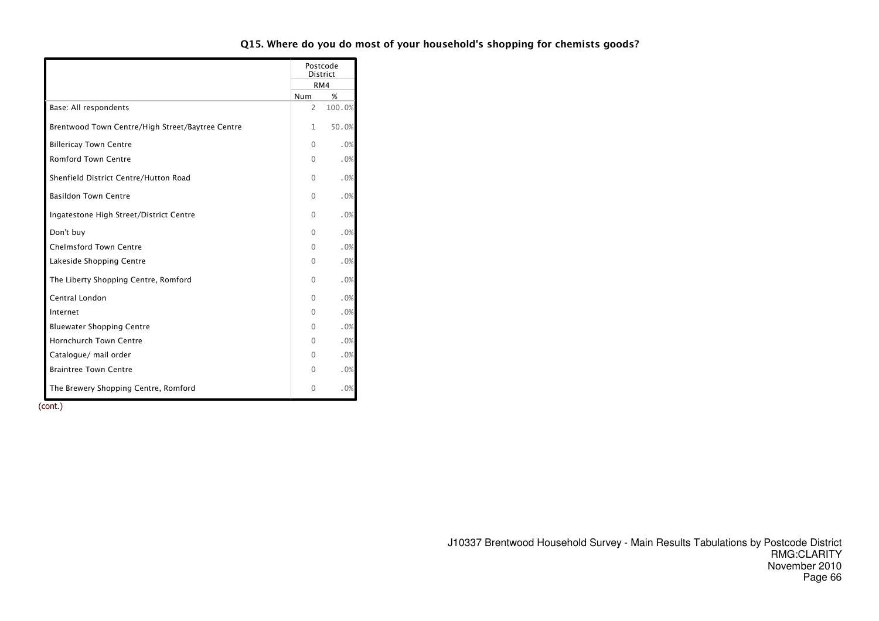### Q15. Where do you do most of your household's shopping for chemists goods?

| | Postcode District | |
|---|---|---|
| | RM4 | |
| | Num | % |
| Base: All respondents | 2 | 100.0% |
| Brentwood Town Centre/High Street/Baytree Centre | 1 | 50.0% |
| Billericay Town Centre | 0 | .0% |
| Romford Town Centre | 0 | .0% |
| Shenfield District Centre/Hutton Road | 0 | .0% |
| Basildon Town Centre | 0 | .0% |
| Ingatestone High Street/District Centre | 0 | .0% |
| Don't buy | 0 | .0% |
| Chelmsford Town Centre | 0 | .0% |
| Lakeside Shopping Centre | 0 | .0% |
| The Liberty Shopping Centre, Romford | 0 | .0% |
| Central London | 0 | .0% |
| Internet | 0 | .0% |
| Bluewater Shopping Centre | 0 | .0% |
| Hornchurch Town Centre | 0 | .0% |
| Catalogue/ mail order | 0 | .0% |
| Braintree Town Centre | 0 | .0% |
| The Brewery Shopping Centre, Romford | 0 | .0% |

(cont.)

J10337 Brentwood Household Survey - Main Results Tabulations by Postcode District
RMG:CLARITY
November 2010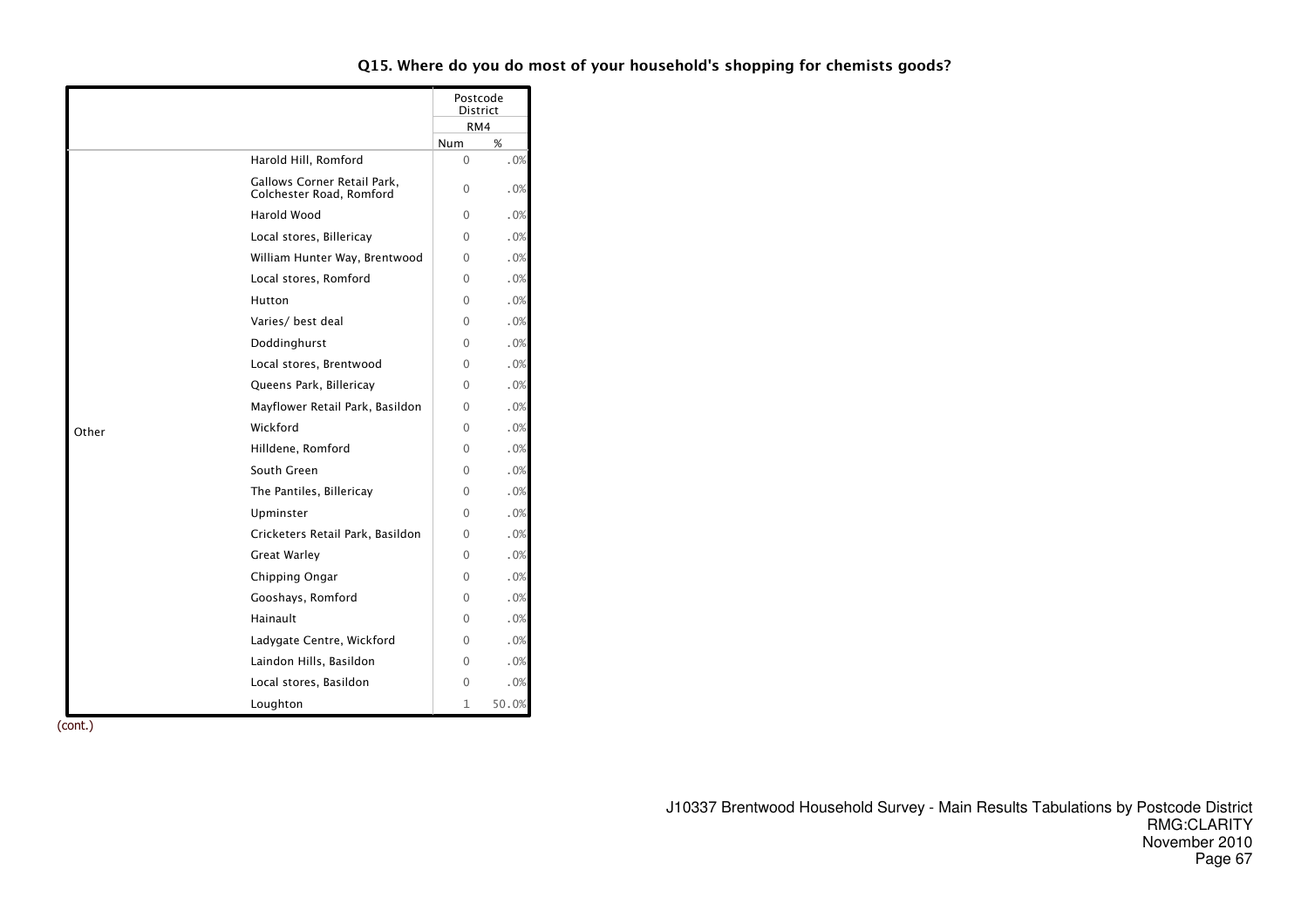### Q15. Where do you do most of your household's shopping for chemists goods?

| | | Postcode District | |
|---|---|---|---|
| | | RM4 | |
| | | Num | % |
| Other | Harold Hill, Romford | 0 | .0% |
| | Gallows Corner Retail Park, Colchester Road, Romford | 0 | .0% |
| | Harold Wood | 0 | .0% |
| | Local stores, Billericay | 0 | .0% |
| | William Hunter Way, Brentwood | 0 | .0% |
| | Local stores, Romford | 0 | .0% |
| | Hutton | 0 | .0% |
| | Varies/ best deal | 0 | .0% |
| | Doddinghurst | 0 | .0% |
| | Local stores, Brentwood | 0 | .0% |
| | Queens Park, Billericay | 0 | .0% |
| | Mayflower Retail Park, Basildon | 0 | .0% |
| | Wickford | 0 | .0% |
| | Hilldene, Romford | 0 | .0% |
| | South Green | 0 | .0% |
| | The Pantiles, Billericay | 0 | .0% |
| | Upminster | 0 | .0% |
| | Cricketers Retail Park, Basildon | 0 | .0% |
| | Great Warley | 0 | .0% |
| | Chipping Ongar | 0 | .0% |
| | Gooshays, Romford | 0 | .0% |
| | Hainault | 0 | .0% |
| | Ladygate Centre, Wickford | 0 | .0% |
| | Laindon Hills, Basildon | 0 | .0% |
| | Local stores, Basildon | 0 | .0% |
| | Loughton | 1 | 50.0% |

(cont.)

J10337 Brentwood Household Survey - Main Results Tabulations by Postcode District
RMG:CLARITY
November 2010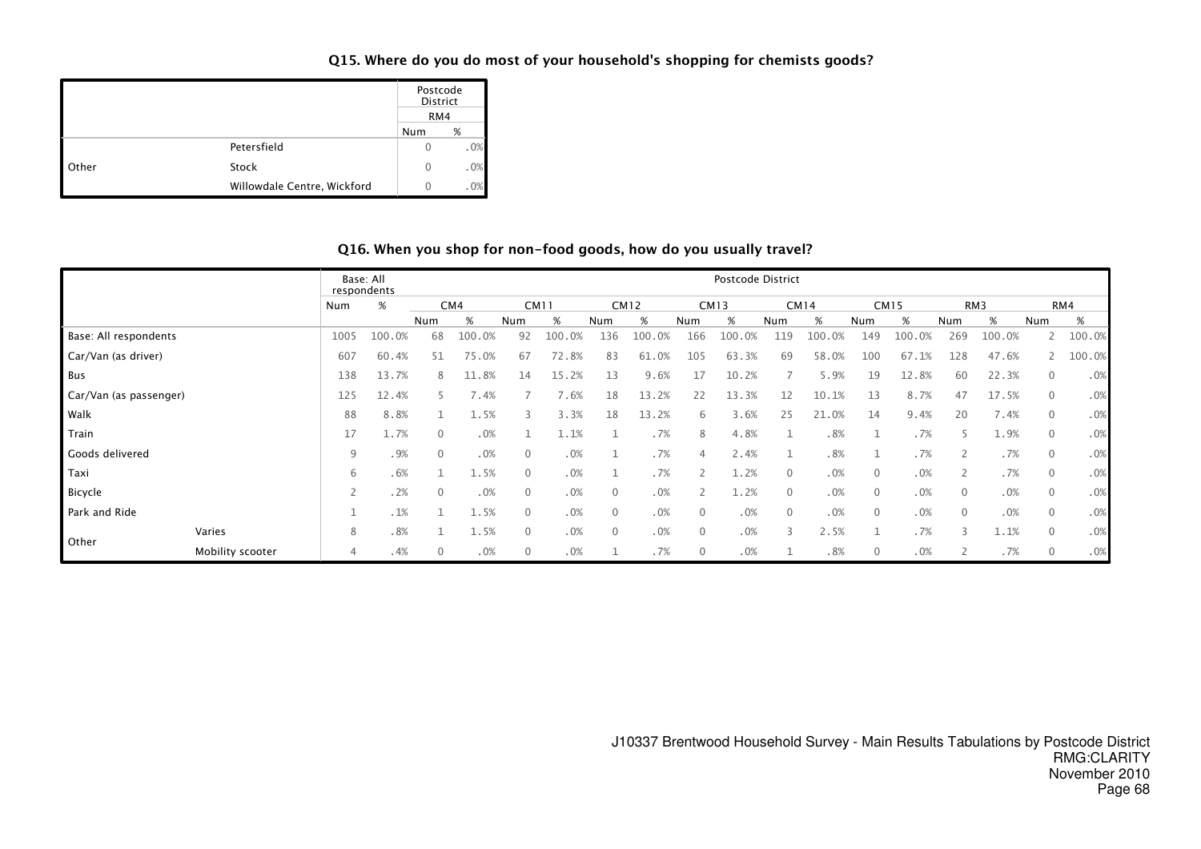### Q15. Where do you do most of your household's shopping for chemists goods?

| | | Postcode District | |
|---|---|---|---|
| | | RM4 | |
| | | Num | % |
| Other | Petersfield | 0 | .0% |
| | Stock | 0 | .0% |
| | Willowdale Centre, Wickford | 0 | .0% |

### Q16. When you shop for non-food goods, how do you usually travel?

| | | Base: All respondents | | Postcode District | | | | | | | | | | | | | | | |
|---|---|---|---|---|---|---|---|---|---|---|---|---|---|---|---|---|---|---|---|
| | | Num | % | CM4 | | CM11 | | CM12 | | CM13 | | CM14 | | CM15 | | RM3 | | RM4 | |
| | | | | Num | % | Num | % | Num | % | Num | % | Num | % | Num | % | Num | % | Num | % |
| Base: All respondents | | 1005 | 100.0% | 68 | 100.0% | 92 | 100.0% | 136 | 100.0% | 166 | 100.0% | 119 | 100.0% | 149 | 100.0% | 269 | 100.0% | 2 | 100.0% |
| Car/Van (as driver) | | 607 | 60.4% | 51 | 75.0% | 67 | 72.8% | 83 | 61.0% | 105 | 63.3% | 69 | 58.0% | 100 | 67.1% | 128 | 47.6% | 2 | 100.0% |
| Bus | | 138 | 13.7% | 8 | 11.8% | 14 | 15.2% | 13 | 9.6% | 17 | 10.2% | 7 | 5.9% | 19 | 12.8% | 60 | 22.3% | 0 | .0% |
| Car/Van (as passenger) | | 125 | 12.4% | 5 | 7.4% | 7 | 7.6% | 18 | 13.2% | 22 | 13.3% | 12 | 10.1% | 13 | 8.7% | 47 | 17.5% | 0 | .0% |
| Walk | | 88 | 8.8% | 1 | 1.5% | 3 | 3.3% | 18 | 13.2% | 6 | 3.6% | 25 | 21.0% | 14 | 9.4% | 20 | 7.4% | 0 | .0% |
| Train | | 17 | 1.7% | 0 | .0% | 1 | 1.1% | 1 | .7% | 8 | 4.8% | 1 | .8% | 1 | .7% | 5 | 1.9% | 0 | .0% |
| Goods delivered | | 9 | .9% | 0 | .0% | 0 | .0% | 1 | .7% | 4 | 2.4% | 1 | .8% | 1 | .7% | 2 | .7% | 0 | .0% |
| Taxi | | 6 | .6% | 1 | 1.5% | 0 | .0% | 1 | .7% | 2 | 1.2% | 0 | .0% | 0 | .0% | 2 | .7% | 0 | .0% |
| Bicycle | | 2 | .2% | 0 | .0% | 0 | .0% | 0 | .0% | 2 | 1.2% | 0 | .0% | 0 | .0% | 0 | .0% | 0 | .0% |
| Park and Ride | | 1 | .1% | 1 | 1.5% | 0 | .0% | 0 | .0% | 0 | .0% | 0 | .0% | 0 | .0% | 0 | .0% | 0 | .0% |
| Other | Varies | 8 | .8% | 1 | 1.5% | 0 | .0% | 0 | .0% | 0 | .0% | 3 | 2.5% | 1 | .7% | 3 | 1.1% | 0 | .0% |
| | Mobility scooter | 4 | .4% | 0 | .0% | 0 | .0% | 1 | .7% | 0 | .0% | 1 | .8% | 0 | .0% | 2 | .7% | 0 | .0% |

J10337 Brentwood Household Survey - Main Results Tabulations by Postcode District
RMG:CLARITY
November 2010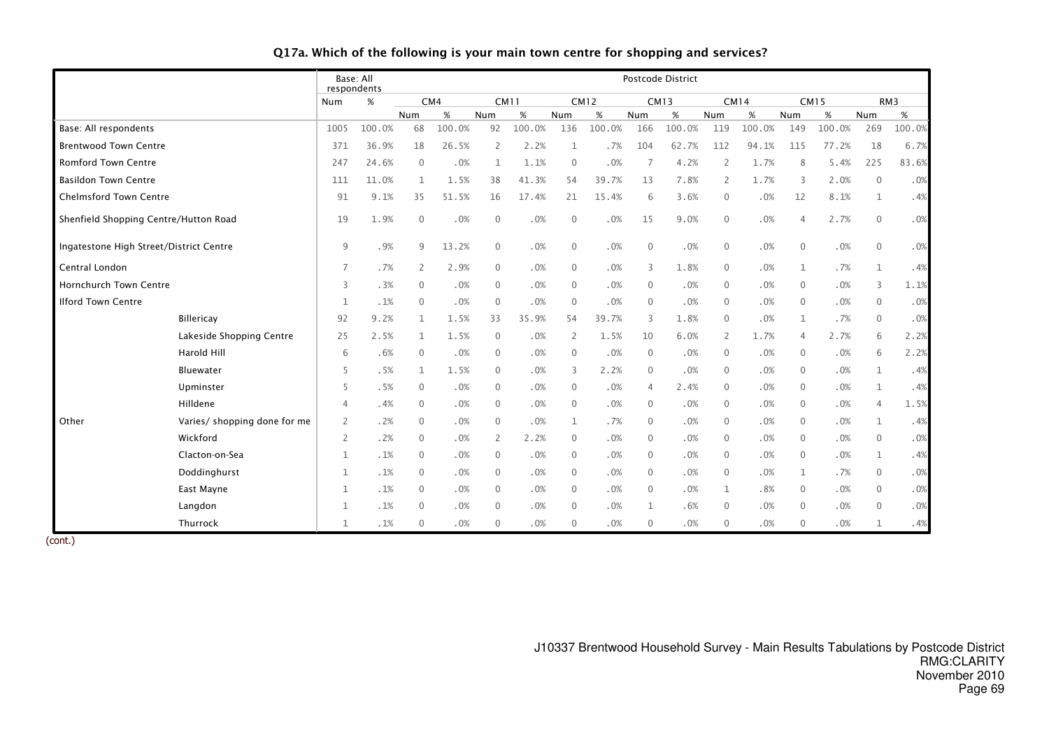## Q17a. Which of the following is your main town centre for shopping and services?

| | | Base: All respondents | | Postcode District | | | | | | | | | | | | | |
|---|---|---|---|---|---|---|---|---|---|---|---|---|---|---|---|---|---|
| | | | | CM4 | | CM11 | | CM12 | | CM13 | | CM14 | | CM15 | | RM3 | |
| | | Num | % | Num | % | Num | % | Num | % | Num | % | Num | % | Num | % | Num | % |
| Base: All respondents | | 1005 | 100.0% | 68 | 100.0% | 92 | 100.0% | 136 | 100.0% | 166 | 100.0% | 119 | 100.0% | 149 | 100.0% | 269 | 100.0% |
| Brentwood Town Centre | | 371 | 36.9% | 18 | 26.5% | 2 | 2.2% | 1 | .7% | 104 | 62.7% | 112 | 94.1% | 115 | 77.2% | 18 | 6.7% |
| Romford Town Centre | | 247 | 24.6% | 0 | .0% | 1 | 1.1% | 0 | .0% | 7 | 4.2% | 2 | 1.7% | 8 | 5.4% | 225 | 83.6% |
| Basildon Town Centre | | 111 | 11.0% | 1 | 1.5% | 38 | 41.3% | 54 | 39.7% | 13 | 7.8% | 2 | 1.7% | 3 | 2.0% | 0 | .0% |
| Chelmsford Town Centre | | 91 | 9.1% | 35 | 51.5% | 16 | 17.4% | 21 | 15.4% | 6 | 3.6% | 0 | .0% | 12 | 8.1% | 1 | .4% |
| Shenfield Shopping Centre/Hutton Road | | 19 | 1.9% | 0 | .0% | 0 | .0% | 0 | .0% | 15 | 9.0% | 0 | .0% | 4 | 2.7% | 0 | .0% |
| Ingatestone High Street/District Centre | | 9 | .9% | 9 | 13.2% | 0 | .0% | 0 | .0% | 0 | .0% | 0 | .0% | 0 | .0% | 0 | .0% |
| Central London | | 7 | .7% | 2 | 2.9% | 0 | .0% | 0 | .0% | 3 | 1.8% | 0 | .0% | 1 | .7% | 1 | .4% |
| Hornchurch Town Centre | | 3 | .3% | 0 | .0% | 0 | .0% | 0 | .0% | 0 | .0% | 0 | .0% | 0 | .0% | 3 | 1.1% |
| Ilford Town Centre | | 1 | .1% | 0 | .0% | 0 | .0% | 0 | .0% | 0 | .0% | 0 | .0% | 0 | .0% | 0 | .0% |
| Other | Billericay | 92 | 9.2% | 1 | 1.5% | 33 | 35.9% | 54 | 39.7% | 3 | 1.8% | 0 | .0% | 1 | .7% | 0 | .0% |
| | Lakeside Shopping Centre | 25 | 2.5% | 1 | 1.5% | 0 | .0% | 2 | 1.5% | 10 | 6.0% | 2 | 1.7% | 4 | 2.7% | 6 | 2.2% |
| | Harold Hill | 6 | .6% | 0 | .0% | 0 | .0% | 0 | .0% | 0 | .0% | 0 | .0% | 0 | .0% | 6 | 2.2% |
| | Bluewater | 5 | .5% | 1 | 1.5% | 0 | .0% | 3 | 2.2% | 0 | .0% | 0 | .0% | 0 | .0% | 1 | .4% |
| | Upminster | 5 | .5% | 0 | .0% | 0 | .0% | 0 | .0% | 4 | 2.4% | 0 | .0% | 0 | .0% | 1 | .4% |
| | Hilldene | 4 | .4% | 0 | .0% | 0 | .0% | 0 | .0% | 0 | .0% | 0 | .0% | 0 | .0% | 4 | 1.5% |
| | Varies/ shopping done for me | 2 | .2% | 0 | .0% | 0 | .0% | 1 | .7% | 0 | .0% | 0 | .0% | 0 | .0% | 1 | .4% |
| | Wickford | 2 | .2% | 0 | .0% | 2 | 2.2% | 0 | .0% | 0 | .0% | 0 | .0% | 0 | .0% | 0 | .0% |
| | Clacton-on-Sea | 1 | .1% | 0 | .0% | 0 | .0% | 0 | .0% | 0 | .0% | 0 | .0% | 0 | .0% | 1 | .4% |
| | Doddinghurst | 1 | .1% | 0 | .0% | 0 | .0% | 0 | .0% | 0 | .0% | 0 | .0% | 1 | .7% | 0 | .0% |
| | East Mayne | 1 | .1% | 0 | .0% | 0 | .0% | 0 | .0% | 0 | .0% | 1 | .8% | 0 | .0% | 0 | .0% |
| | Langdon | 1 | .1% | 0 | .0% | 0 | .0% | 0 | .0% | 1 | .6% | 0 | .0% | 0 | .0% | 0 | .0% |
| | Thurrock | 1 | .1% | 0 | .0% | 0 | .0% | 0 | .0% | 0 | .0% | 0 | .0% | 0 | .0% | 1 | .4% |

(cont.)

J10337 Brentwood Household Survey - Main Results Tabulations by Postcode District
RMG:CLARITY
November 2010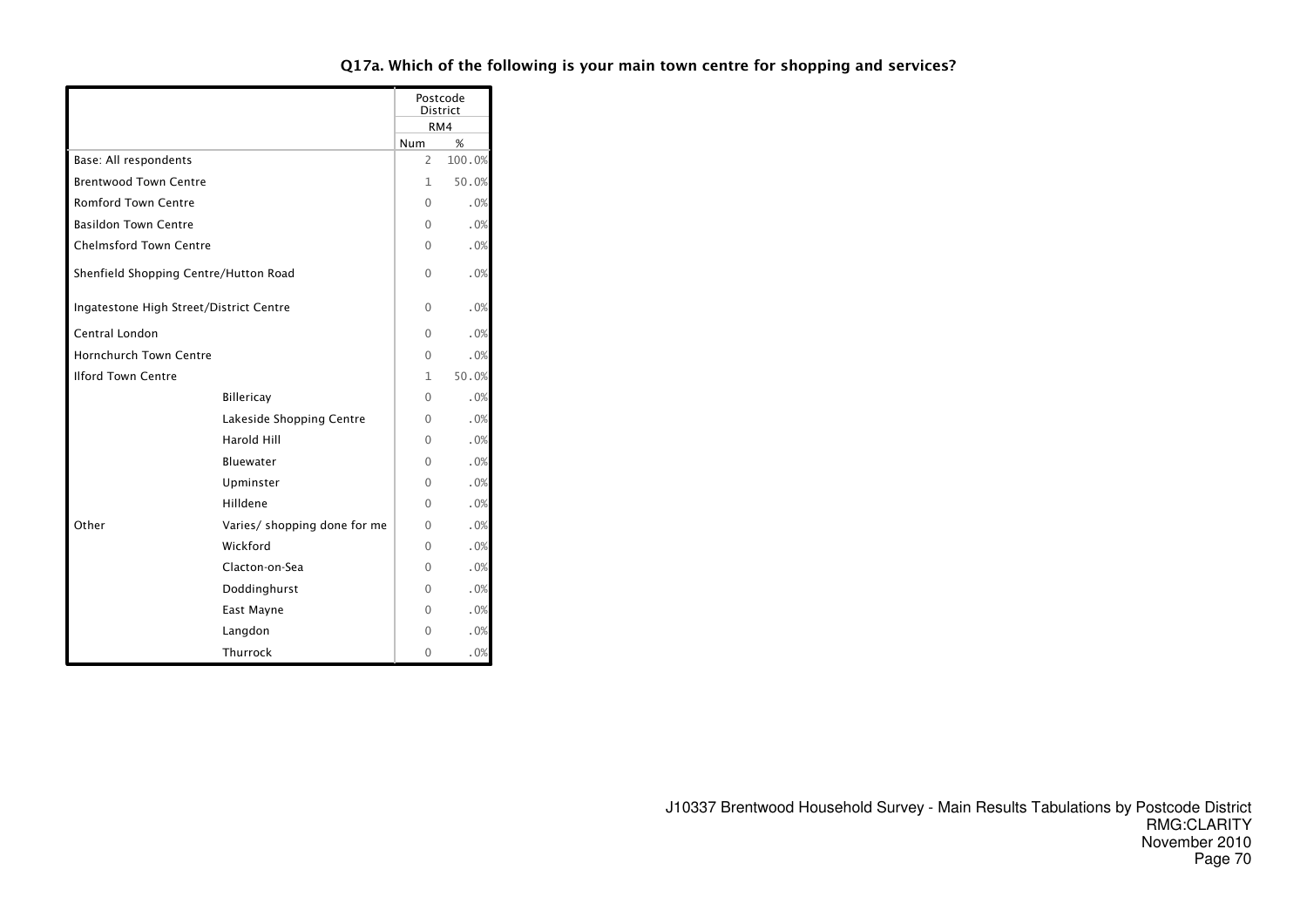### Q17a. Which of the following is your main town centre for shopping and services?

| | | Postcode District | |
|---|---|---|---|
| | | RM4 | |
| | | Num | % |
| Base: All respondents | | 2 | 100.0% |
| Brentwood Town Centre | | 1 | 50.0% |
| Romford Town Centre | | 0 | .0% |
| Basildon Town Centre | | 0 | .0% |
| Chelmsford Town Centre | | 0 | .0% |
| Shenfield Shopping Centre/Hutton Road | | 0 | .0% |
| Ingatestone High Street/District Centre | | 0 | .0% |
| Central London | | 0 | .0% |
| Hornchurch Town Centre | | 0 | .0% |
| Ilford Town Centre | | 1 | 50.0% |
| Other | Billericay | 0 | .0% |
| | Lakeside Shopping Centre | 0 | .0% |
| | Harold Hill | 0 | .0% |
| | Bluewater | 0 | .0% |
| | Upminster | 0 | .0% |
| | Hilldene | 0 | .0% |
| | Varies/ shopping done for me | 0 | .0% |
| | Wickford | 0 | .0% |
| | Clacton-on-Sea | 0 | .0% |
| | Doddinghurst | 0 | .0% |
| | East Mayne | 0 | .0% |
| | Langdon | 0 | .0% |
| | Thurrock | 0 | .0% |

J10337 Brentwood Household Survey - Main Results Tabulations by Postcode District
RMG:CLARITY
November 2010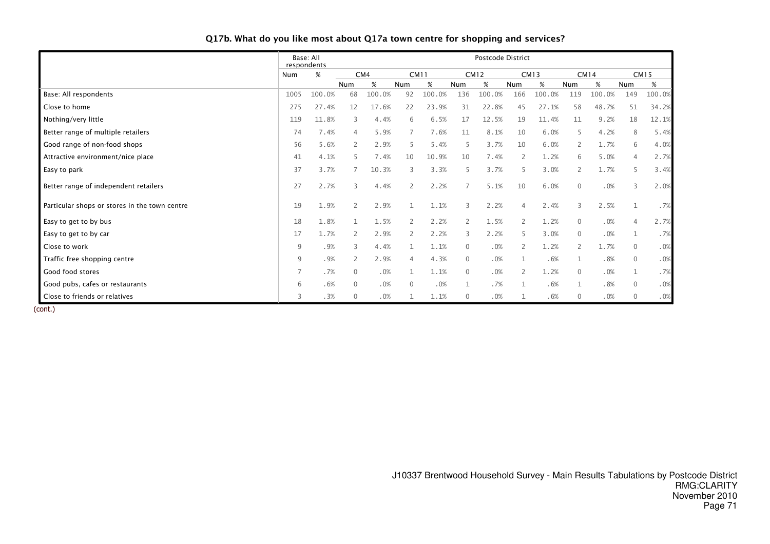## Q17b. What do you like most about Q17a town centre for shopping and services?

| | Base: All respondents | | Postcode District | | | | | | | | | | | |
|---|---|---|---|---|---|---|---|---|---|---|---|---|---|---|
| | | | CM4 | | CM11 | | CM12 | | CM13 | | CM14 | | CM15 | |
| | Num | % | Num | % | Num | % | Num | % | Num | % | Num | % | Num | % |
| Base: All respondents | 1005 | 100.0% | 68 | 100.0% | 92 | 100.0% | 136 | 100.0% | 166 | 100.0% | 119 | 100.0% | 149 | 100.0% |
| Close to home | 275 | 27.4% | 12 | 17.6% | 22 | 23.9% | 31 | 22.8% | 45 | 27.1% | 58 | 48.7% | 51 | 34.2% |
| Nothing/very little | 119 | 11.8% | 3 | 4.4% | 6 | 6.5% | 17 | 12.5% | 19 | 11.4% | 11 | 9.2% | 18 | 12.1% |
| Better range of multiple retailers | 74 | 7.4% | 4 | 5.9% | 7 | 7.6% | 11 | 8.1% | 10 | 6.0% | 5 | 4.2% | 8 | 5.4% |
| Good range of non-food shops | 56 | 5.6% | 2 | 2.9% | 5 | 5.4% | 5 | 3.7% | 10 | 6.0% | 2 | 1.7% | 6 | 4.0% |
| Attractive environment/nice place | 41 | 4.1% | 5 | 7.4% | 10 | 10.9% | 10 | 7.4% | 2 | 1.2% | 6 | 5.0% | 4 | 2.7% |
| Easy to park | 37 | 3.7% | 7 | 10.3% | 3 | 3.3% | 5 | 3.7% | 5 | 3.0% | 2 | 1.7% | 5 | 3.4% |
| Better range of independent retailers | 27 | 2.7% | 3 | 4.4% | 2 | 2.2% | 7 | 5.1% | 10 | 6.0% | 0 | .0% | 3 | 2.0% |
| Particular shops or stores in the town centre | 19 | 1.9% | 2 | 2.9% | 1 | 1.1% | 3 | 2.2% | 4 | 2.4% | 3 | 2.5% | 1 | .7% |
| Easy to get to by bus | 18 | 1.8% | 1 | 1.5% | 2 | 2.2% | 2 | 1.5% | 2 | 1.2% | 0 | .0% | 4 | 2.7% |
| Easy to get to by car | 17 | 1.7% | 2 | 2.9% | 2 | 2.2% | 3 | 2.2% | 5 | 3.0% | 0 | .0% | 1 | .7% |
| Close to work | 9 | .9% | 3 | 4.4% | 1 | 1.1% | 0 | .0% | 2 | 1.2% | 2 | 1.7% | 0 | .0% |
| Traffic free shopping centre | 9 | .9% | 2 | 2.9% | 4 | 4.3% | 0 | .0% | 1 | .6% | 1 | .8% | 0 | .0% |
| Good food stores | 7 | .7% | 0 | .0% | 1 | 1.1% | 0 | .0% | 2 | 1.2% | 0 | .0% | 1 | .7% |
| Good pubs, cafes or restaurants | 6 | .6% | 0 | .0% | 0 | .0% | 1 | .7% | 1 | .6% | 1 | .8% | 0 | .0% |
| Close to friends or relatives | 3 | .3% | 0 | .0% | 1 | 1.1% | 0 | .0% | 1 | .6% | 0 | .0% | 0 | .0% |

(cont.)

J10337 Brentwood Household Survey - Main Results Tabulations by Postcode District
RMG:CLARITY
November 2010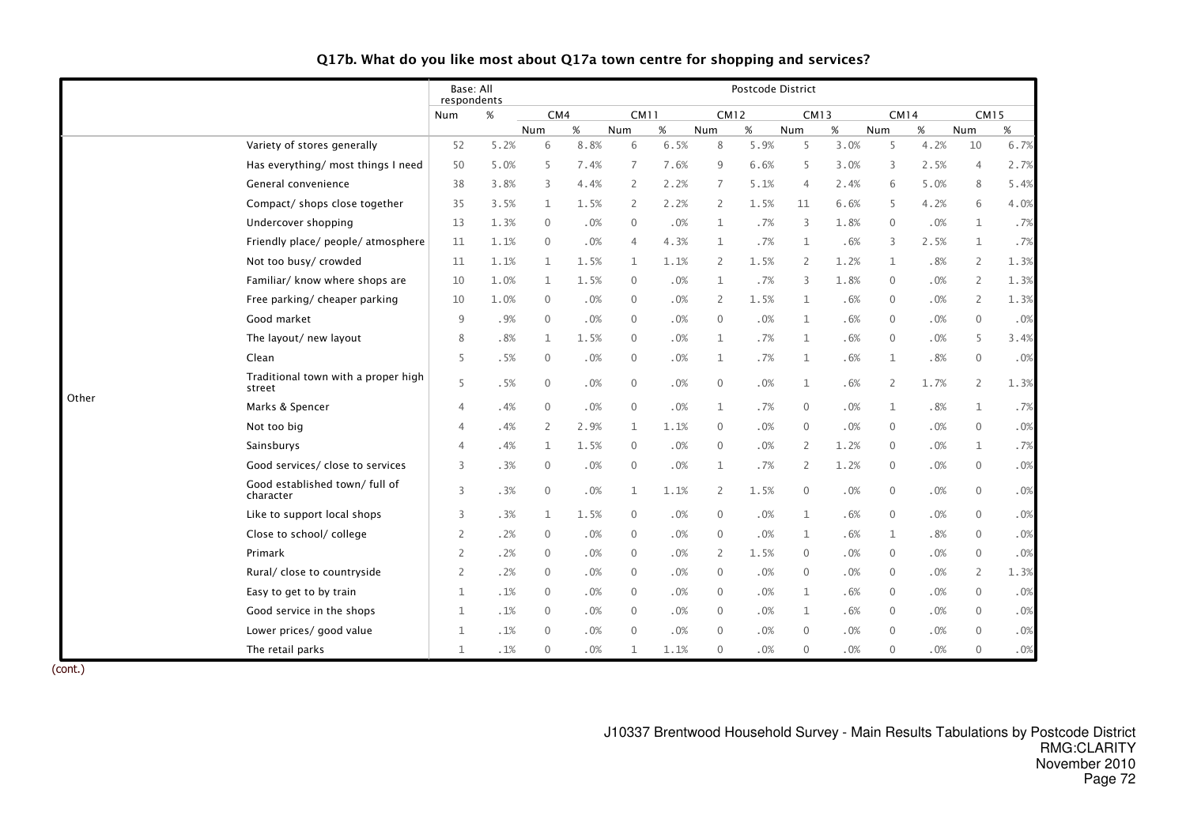### Q17b. What do you like most about Q17a town centre for shopping and services?

| | | Base: All respondents | | Postcode District | | | | | | | | | | | |
|---|---|---|---|---|---|---|---|---|---|---|---|---|---|---|---|
| | | | | CM4 | | CM11 | | CM12 | | CM13 | | CM14 | | CM15 | |
| | | Num | % | Num | % | Num | % | Num | % | Num | % | Num | % | Num | % |
| Other | Variety of stores generally | 52 | 5.2% | 6 | 8.8% | 6 | 6.5% | 8 | 5.9% | 5 | 3.0% | 5 | 4.2% | 10 | 6.7% |
| | Has everything/ most things I need | 50 | 5.0% | 5 | 7.4% | 7 | 7.6% | 9 | 6.6% | 5 | 3.0% | 3 | 2.5% | 4 | 2.7% |
| | General convenience | 38 | 3.8% | 3 | 4.4% | 2 | 2.2% | 7 | 5.1% | 4 | 2.4% | 6 | 5.0% | 8 | 5.4% |
| | Compact/ shops close together | 35 | 3.5% | 1 | 1.5% | 2 | 2.2% | 2 | 1.5% | 11 | 6.6% | 5 | 4.2% | 6 | 4.0% |
| | Undercover shopping | 13 | 1.3% | 0 | .0% | 0 | .0% | 1 | .7% | 3 | 1.8% | 0 | .0% | 1 | .7% |
| | Friendly place/ people/ atmosphere | 11 | 1.1% | 0 | .0% | 4 | 4.3% | 1 | .7% | 1 | .6% | 3 | 2.5% | 1 | .7% |
| | Not too busy/ crowded | 11 | 1.1% | 1 | 1.5% | 1 | 1.1% | 2 | 1.5% | 2 | 1.2% | 1 | .8% | 2 | 1.3% |
| | Familiar/ know where shops are | 10 | 1.0% | 1 | 1.5% | 0 | .0% | 1 | .7% | 3 | 1.8% | 0 | .0% | 2 | 1.3% |
| | Free parking/ cheaper parking | 10 | 1.0% | 0 | .0% | 0 | .0% | 2 | 1.5% | 1 | .6% | 0 | .0% | 2 | 1.3% |
| | Good market | 9 | .9% | 0 | .0% | 0 | .0% | 0 | .0% | 1 | .6% | 0 | .0% | 0 | .0% |
| | The layout/ new layout | 8 | .8% | 1 | 1.5% | 0 | .0% | 1 | .7% | 1 | .6% | 0 | .0% | 5 | 3.4% |
| | Clean | 5 | .5% | 0 | .0% | 0 | .0% | 1 | .7% | 1 | .6% | 1 | .8% | 0 | .0% |
| | Traditional town with a proper high street | 5 | .5% | 0 | .0% | 0 | .0% | 0 | .0% | 1 | .6% | 2 | 1.7% | 2 | 1.3% |
| | Marks & Spencer | 4 | .4% | 0 | .0% | 0 | .0% | 1 | .7% | 0 | .0% | 1 | .8% | 1 | .7% |
| | Not too big | 4 | .4% | 2 | 2.9% | 1 | 1.1% | 0 | .0% | 0 | .0% | 0 | .0% | 0 | .0% |
| | Sainsburys | 4 | .4% | 1 | 1.5% | 0 | .0% | 0 | .0% | 2 | 1.2% | 0 | .0% | 1 | .7% |
| | Good services/ close to services | 3 | .3% | 0 | .0% | 0 | .0% | 1 | .7% | 2 | 1.2% | 0 | .0% | 0 | .0% |
| | Good established town/ full of character | 3 | .3% | 0 | .0% | 1 | 1.1% | 2 | 1.5% | 0 | .0% | 0 | .0% | 0 | .0% |
| | Like to support local shops | 3 | .3% | 1 | 1.5% | 0 | .0% | 0 | .0% | 1 | .6% | 0 | .0% | 0 | .0% |
| | Close to school/ college | 2 | .2% | 0 | .0% | 0 | .0% | 0 | .0% | 1 | .6% | 1 | .8% | 0 | .0% |
| | Primark | 2 | .2% | 0 | .0% | 0 | .0% | 2 | 1.5% | 0 | .0% | 0 | .0% | 0 | .0% |
| | Rural/ close to countryside | 2 | .2% | 0 | .0% | 0 | .0% | 0 | .0% | 0 | .0% | 0 | .0% | 2 | 1.3% |
| | Easy to get to by train | 1 | .1% | 0 | .0% | 0 | .0% | 0 | .0% | 1 | .6% | 0 | .0% | 0 | .0% |
| | Good service in the shops | 1 | .1% | 0 | .0% | 0 | .0% | 0 | .0% | 1 | .6% | 0 | .0% | 0 | .0% |
| | Lower prices/ good value | 1 | .1% | 0 | .0% | 0 | .0% | 0 | .0% | 0 | .0% | 0 | .0% | 0 | .0% |
| | The retail parks | 1 | .1% | 0 | .0% | 1 | 1.1% | 0 | .0% | 0 | .0% | 0 | .0% | 0 | .0% |

(cont.)

J10337 Brentwood Household Survey - Main Results Tabulations by Postcode District
RMG:CLARITY
November 2010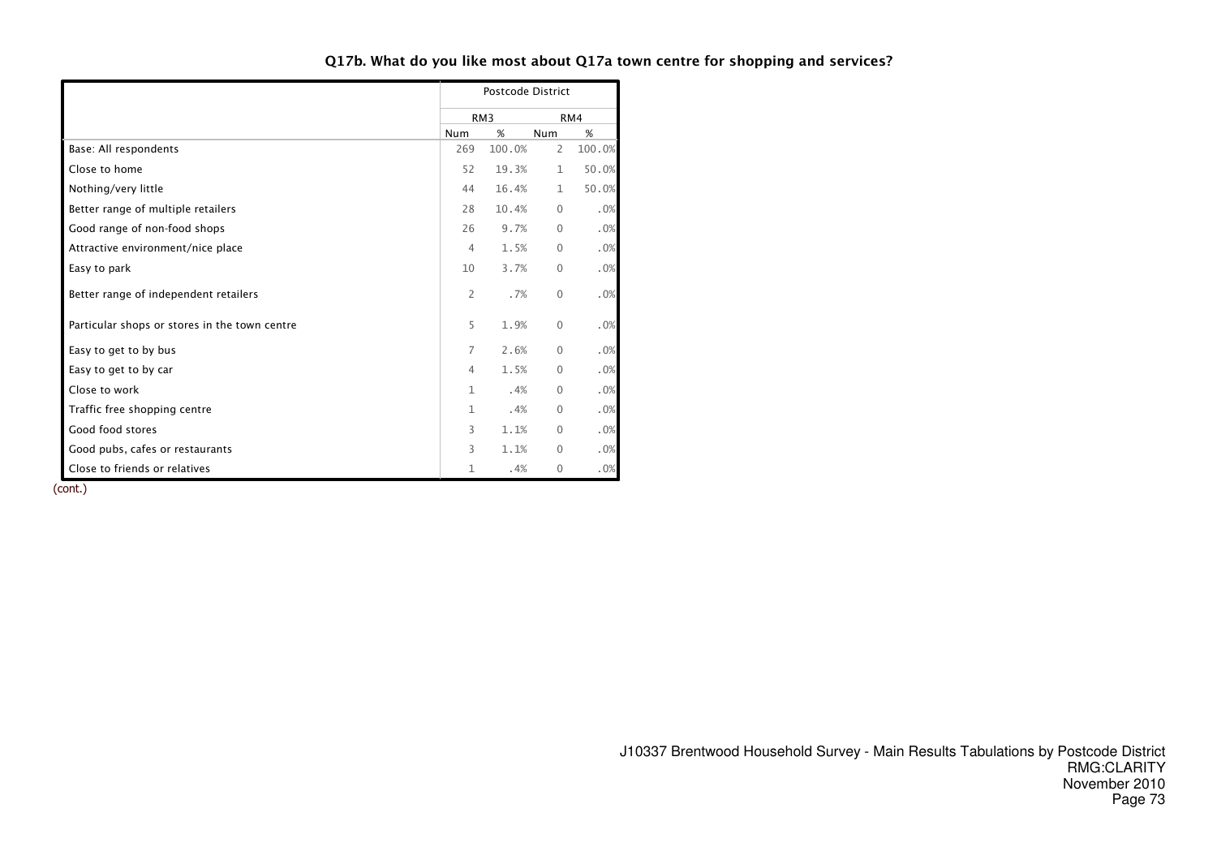### Q17b. What do you like most about Q17a town centre for shopping and services?

| | Postcode District | | | |
|---|---|---|---|---|
| | RM3 | | RM4 | |
| | Num | % | Num | % |
| Base: All respondents | 269 | 100.0% | 2 | 100.0% |
| Close to home | 52 | 19.3% | 1 | 50.0% |
| Nothing/very little | 44 | 16.4% | 1 | 50.0% |
| Better range of multiple retailers | 28 | 10.4% | 0 | .0% |
| Good range of non-food shops | 26 | 9.7% | 0 | .0% |
| Attractive environment/nice place | 4 | 1.5% | 0 | .0% |
| Easy to park | 10 | 3.7% | 0 | .0% |
| Better range of independent retailers | 2 | .7% | 0 | .0% |
| Particular shops or stores in the town centre | 5 | 1.9% | 0 | .0% |
| Easy to get to by bus | 7 | 2.6% | 0 | .0% |
| Easy to get to by car | 4 | 1.5% | 0 | .0% |
| Close to work | 1 | .4% | 0 | .0% |
| Traffic free shopping centre | 1 | .4% | 0 | .0% |
| Good food stores | 3 | 1.1% | 0 | .0% |
| Good pubs, cafes or restaurants | 3 | 1.1% | 0 | .0% |
| Close to friends or relatives | 1 | .4% | 0 | .0% |

(cont.)

J10337 Brentwood Household Survey - Main Results Tabulations by Postcode District
RMG:CLARITY
November 2010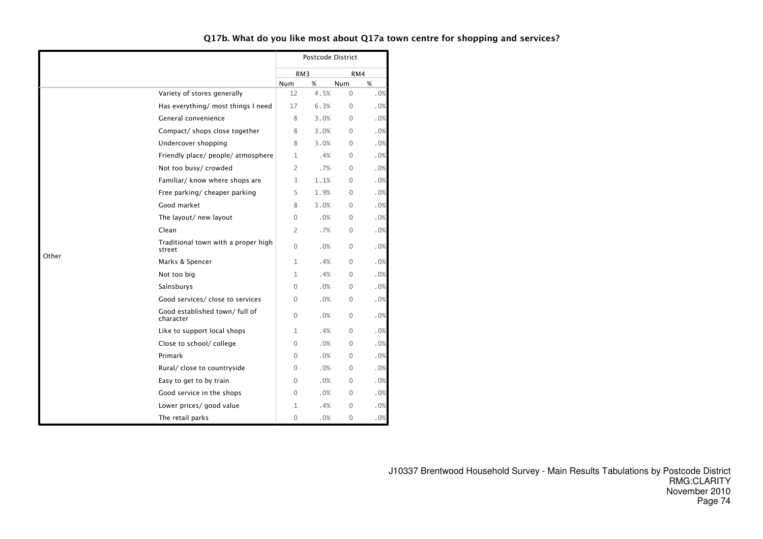## Q17b. What do you like most about Q17a town centre for shopping and services?

| | | Postcode District | | | |
|---|---|---|---|---|---|
| | | RM3 | | RM4 | |
| | | Num | % | Num | % |
| Other | Variety of stores generally | 12 | 4.5% | 0 | .0% |
| | Has everything/ most things I need | 17 | 6.3% | 0 | .0% |
| | General convenience | 8 | 3.0% | 0 | .0% |
| | Compact/ shops close together | 8 | 3.0% | 0 | .0% |
| | Undercover shopping | 8 | 3.0% | 0 | .0% |
| | Friendly place/ people/ atmosphere | 1 | .4% | 0 | .0% |
| | Not too busy/ crowded | 2 | .7% | 0 | .0% |
| | Familiar/ know where shops are | 3 | 1.1% | 0 | .0% |
| | Free parking/ cheaper parking | 5 | 1.9% | 0 | .0% |
| | Good market | 8 | 3.0% | 0 | .0% |
| | The layout/ new layout | 0 | .0% | 0 | .0% |
| | Clean | 2 | .7% | 0 | .0% |
| | Traditional town with a proper high street | 0 | .0% | 0 | .0% |
| | Marks & Spencer | 1 | .4% | 0 | .0% |
| | Not too big | 1 | .4% | 0 | .0% |
| | Sainsburys | 0 | .0% | 0 | .0% |
| | Good services/ close to services | 0 | .0% | 0 | .0% |
| | Good established town/ full of character | 0 | .0% | 0 | .0% |
| | Like to support local shops | 1 | .4% | 0 | .0% |
| | Close to school/ college | 0 | .0% | 0 | .0% |
| | Primark | 0 | .0% | 0 | .0% |
| | Rural/ close to countryside | 0 | .0% | 0 | .0% |
| | Easy to get to by train | 0 | .0% | 0 | .0% |
| | Good service in the shops | 0 | .0% | 0 | .0% |
| | Lower prices/ good value | 1 | .4% | 0 | .0% |
| | The retail parks | 0 | .0% | 0 | .0% |

J10337 Brentwood Household Survey - Main Results Tabulations by Postcode District
RMG:CLARITY
November 2010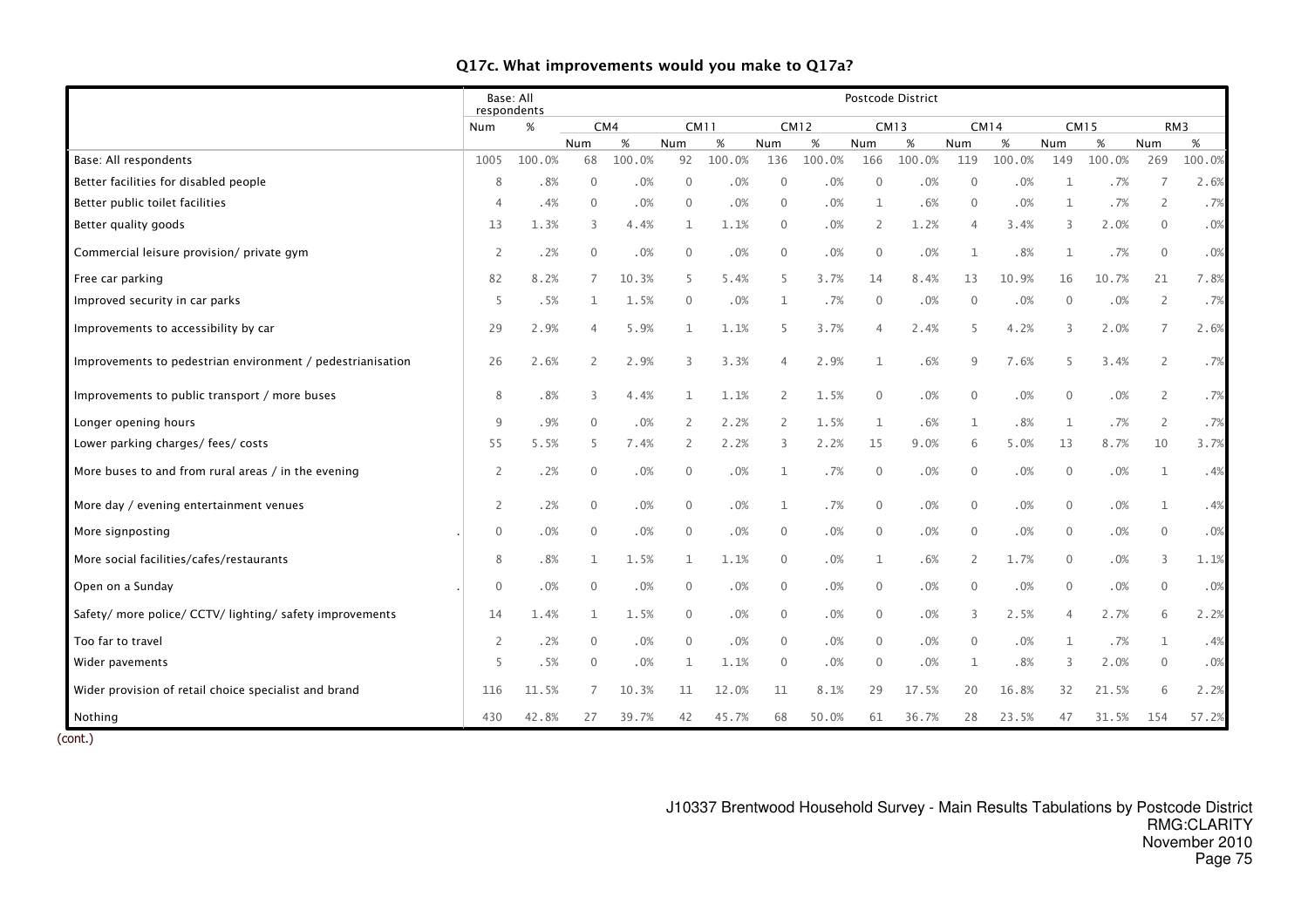## Q17c. What improvements would you make to Q17a?

| | Base: All respondents | | Postcode District | | | | | | | | | | | | | |
|---|---|---|---|---|---|---|---|---|---|---|---|---|---|---|---|---|
| | Num | % | CM4 | | CM11 | | CM12 | | CM13 | | CM14 | | CM15 | | RM3 | |
| | | | Num | % | Num | % | Num | % | Num | % | Num | % | Num | % | Num | % |
| Base: All respondents | 1005 | 100.0% | 68 | 100.0% | 92 | 100.0% | 136 | 100.0% | 166 | 100.0% | 119 | 100.0% | 149 | 100.0% | 269 | 100.0% |
| Better facilities for disabled people | 8 | .8% | 0 | .0% | 0 | .0% | 0 | .0% | 0 | .0% | 0 | .0% | 1 | .7% | 7 | 2.6% |
| Better public toilet facilities | 4 | .4% | 0 | .0% | 0 | .0% | 0 | .0% | 1 | .6% | 0 | .0% | 1 | .7% | 2 | .7% |
| Better quality goods | 13 | 1.3% | 3 | 4.4% | 1 | 1.1% | 0 | .0% | 2 | 1.2% | 4 | 3.4% | 3 | 2.0% | 0 | .0% |
| Commercial leisure provision/ private gym | 2 | .2% | 0 | .0% | 0 | .0% | 0 | .0% | 0 | .0% | 1 | .8% | 1 | .7% | 0 | .0% |
| Free car parking | 82 | 8.2% | 7 | 10.3% | 5 | 5.4% | 5 | 3.7% | 14 | 8.4% | 13 | 10.9% | 16 | 10.7% | 21 | 7.8% |
| Improved security in car parks | 5 | .5% | 1 | 1.5% | 0 | .0% | 1 | .7% | 0 | .0% | 0 | .0% | 0 | .0% | 2 | .7% |
| Improvements to accessibility by car | 29 | 2.9% | 4 | 5.9% | 1 | 1.1% | 5 | 3.7% | 4 | 2.4% | 5 | 4.2% | 3 | 2.0% | 7 | 2.6% |
| Improvements to pedestrian environment / pedestrianisation | 26 | 2.6% | 2 | 2.9% | 3 | 3.3% | 4 | 2.9% | 1 | .6% | 9 | 7.6% | 5 | 3.4% | 2 | .7% |
| Improvements to public transport / more buses | 8 | .8% | 3 | 4.4% | 1 | 1.1% | 2 | 1.5% | 0 | .0% | 0 | .0% | 0 | .0% | 2 | .7% |
| Longer opening hours | 9 | .9% | 0 | .0% | 2 | 2.2% | 2 | 1.5% | 1 | .6% | 1 | .8% | 1 | .7% | 2 | .7% |
| Lower parking charges/ fees/ costs | 55 | 5.5% | 5 | 7.4% | 2 | 2.2% | 3 | 2.2% | 15 | 9.0% | 6 | 5.0% | 13 | 8.7% | 10 | 3.7% |
| More buses to and from rural areas / in the evening | 2 | .2% | 0 | .0% | 0 | .0% | 1 | .7% | 0 | .0% | 0 | .0% | 0 | .0% | 1 | .4% |
| More day / evening entertainment venues | 2 | .2% | 0 | .0% | 0 | .0% | 1 | .7% | 0 | .0% | 0 | .0% | 0 | .0% | 1 | .4% |
| More signposting | 0 | .0% | 0 | .0% | 0 | .0% | 0 | .0% | 0 | .0% | 0 | .0% | 0 | .0% | 0 | .0% |
| More social facilities/cafes/restaurants | 8 | .8% | 1 | 1.5% | 1 | 1.1% | 0 | .0% | 1 | .6% | 2 | 1.7% | 0 | .0% | 3 | 1.1% |
| Open on a Sunday | 0 | .0% | 0 | .0% | 0 | .0% | 0 | .0% | 0 | .0% | 0 | .0% | 0 | .0% | 0 | .0% |
| Safety/ more police/ CCTV/ lighting/ safety improvements | 14 | 1.4% | 1 | 1.5% | 0 | .0% | 0 | .0% | 0 | .0% | 3 | 2.5% | 4 | 2.7% | 6 | 2.2% |
| Too far to travel | 2 | .2% | 0 | .0% | 0 | .0% | 0 | .0% | 0 | .0% | 0 | .0% | 1 | .7% | 1 | .4% |
| Wider pavements | 5 | .5% | 0 | .0% | 1 | 1.1% | 0 | .0% | 0 | .0% | 1 | .8% | 3 | 2.0% | 0 | .0% |
| Wider provision of retail choice specialist and brand | 116 | 11.5% | 7 | 10.3% | 11 | 12.0% | 11 | 8.1% | 29 | 17.5% | 20 | 16.8% | 32 | 21.5% | 6 | 2.2% |
| Nothing | 430 | 42.8% | 27 | 39.7% | 42 | 45.7% | 68 | 50.0% | 61 | 36.7% | 28 | 23.5% | 47 | 31.5% | 154 | 57.2% |

(cont.)

J10337 Brentwood Household Survey - Main Results Tabulations by Postcode District
RMG:CLARITY
November 2010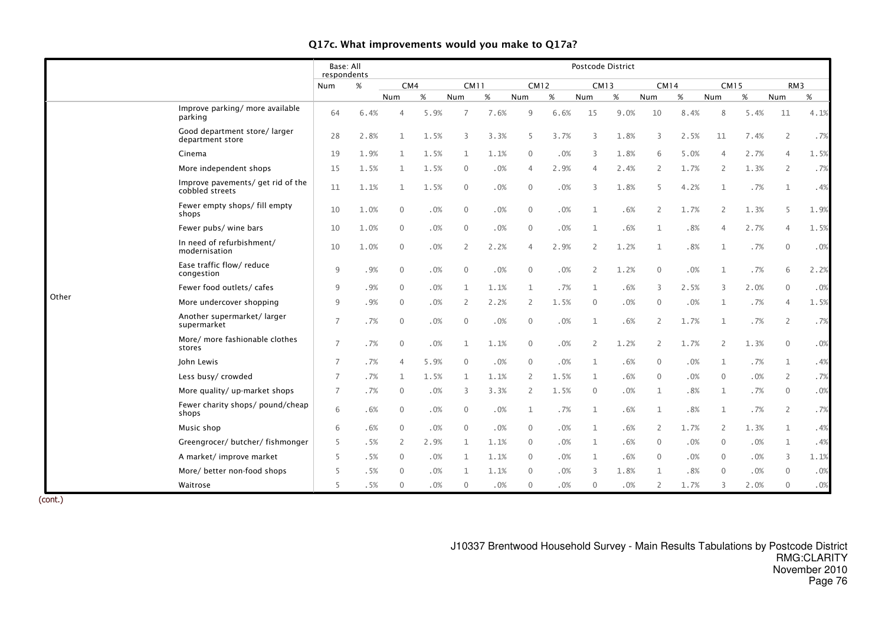## Q17c. What improvements would you make to Q17a?

| | | Base: All respondents | | Postcode District | | | | | | | | | | | | | |
|---|---|---|---|---|---|---|---|---|---|---|---|---|---|---|---|---|---|
| | | | | CM4 | | CM11 | | CM12 | | CM13 | | CM14 | | CM15 | | RM3 | |
| | | Num | % | Num | % | Num | % | Num | % | Num | % | Num | % | Num | % | Num | % |
| Other | Improve parking/ more available parking | 64 | 6.4% | 4 | 5.9% | 7 | 7.6% | 9 | 6.6% | 15 | 9.0% | 10 | 8.4% | 8 | 5.4% | 11 | 4.1% |
| | Good department store/ larger department store | 28 | 2.8% | 1 | 1.5% | 3 | 3.3% | 5 | 3.7% | 3 | 1.8% | 3 | 2.5% | 11 | 7.4% | 2 | .7% |
| | Cinema | 19 | 1.9% | 1 | 1.5% | 1 | 1.1% | 0 | .0% | 3 | 1.8% | 6 | 5.0% | 4 | 2.7% | 4 | 1.5% |
| | More independent shops | 15 | 1.5% | 1 | 1.5% | 0 | .0% | 4 | 2.9% | 4 | 2.4% | 2 | 1.7% | 2 | 1.3% | 2 | .7% |
| | Improve pavements/ get rid of the cobbled streets | 11 | 1.1% | 1 | 1.5% | 0 | .0% | 0 | .0% | 3 | 1.8% | 5 | 4.2% | 1 | .7% | 1 | .4% |
| | Fewer empty shops/ fill empty shops | 10 | 1.0% | 0 | .0% | 0 | .0% | 0 | .0% | 1 | .6% | 2 | 1.7% | 2 | 1.3% | 5 | 1.9% |
| | Fewer pubs/ wine bars | 10 | 1.0% | 0 | .0% | 0 | .0% | 0 | .0% | 1 | .6% | 1 | .8% | 4 | 2.7% | 4 | 1.5% |
| | In need of refurbishment/ modernisation | 10 | 1.0% | 0 | .0% | 2 | 2.2% | 4 | 2.9% | 2 | 1.2% | 1 | .8% | 1 | .7% | 0 | .0% |
| | Ease traffic flow/ reduce congestion | 9 | .9% | 0 | .0% | 0 | .0% | 0 | .0% | 2 | 1.2% | 0 | .0% | 1 | .7% | 6 | 2.2% |
| | Fewer food outlets/ cafes | 9 | .9% | 0 | .0% | 1 | 1.1% | 1 | .7% | 1 | .6% | 3 | 2.5% | 3 | 2.0% | 0 | .0% |
| | More undercover shopping | 9 | .9% | 0 | .0% | 2 | 2.2% | 2 | 1.5% | 0 | .0% | 0 | .0% | 1 | .7% | 4 | 1.5% |
| | Another supermarket/ larger supermarket | 7 | .7% | 0 | .0% | 0 | .0% | 0 | .0% | 1 | .6% | 2 | 1.7% | 1 | .7% | 2 | .7% |
| | More/ more fashionable clothes stores | 7 | .7% | 0 | .0% | 1 | 1.1% | 0 | .0% | 2 | 1.2% | 2 | 1.7% | 2 | 1.3% | 0 | .0% |
| | John Lewis | 7 | .7% | 4 | 5.9% | 0 | .0% | 0 | .0% | 1 | .6% | 0 | .0% | 1 | .7% | 1 | .4% |
| | Less busy/ crowded | 7 | .7% | 1 | 1.5% | 1 | 1.1% | 2 | 1.5% | 1 | .6% | 0 | .0% | 0 | .0% | 2 | .7% |
| | More quality/ up-market shops | 7 | .7% | 0 | .0% | 3 | 3.3% | 2 | 1.5% | 0 | .0% | 1 | .8% | 1 | .7% | 0 | .0% |
| | Fewer charity shops/ pound/cheap shops | 6 | .6% | 0 | .0% | 0 | .0% | 1 | .7% | 1 | .6% | 1 | .8% | 1 | .7% | 2 | .7% |
| | Music shop | 6 | .6% | 0 | .0% | 0 | .0% | 0 | .0% | 1 | .6% | 2 | 1.7% | 2 | 1.3% | 1 | .4% |
| | Greengrocer/ butcher/ fishmonger | 5 | .5% | 2 | 2.9% | 1 | 1.1% | 0 | .0% | 1 | .6% | 0 | .0% | 0 | .0% | 1 | .4% |
| | A market/ improve market | 5 | .5% | 0 | .0% | 1 | 1.1% | 0 | .0% | 1 | .6% | 0 | .0% | 0 | .0% | 3 | 1.1% |
| | More/ better non-food shops | 5 | .5% | 0 | .0% | 1 | 1.1% | 0 | .0% | 3 | 1.8% | 1 | .8% | 0 | .0% | 0 | .0% |
| | Waitrose | 5 | .5% | 0 | .0% | 0 | .0% | 0 | .0% | 0 | .0% | 2 | 1.7% | 3 | 2.0% | 0 | .0% |

(cont.)

J10337 Brentwood Household Survey - Main Results Tabulations by Postcode District
RMG:CLARITY
November 2010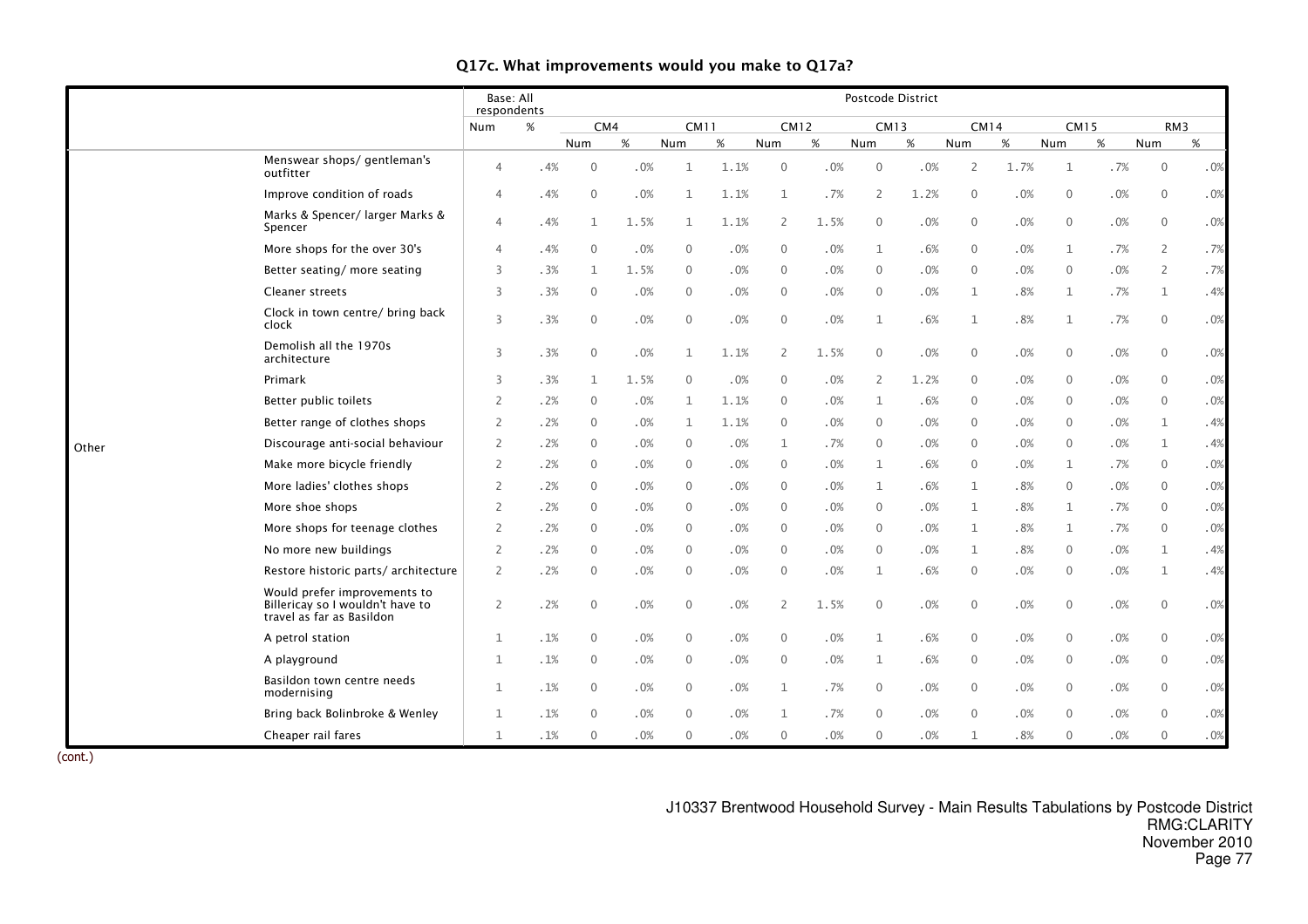## Q17c. What improvements would you make to Q17a?

| | | Base: All respondents | | Postcode District | | | | | | | | | | | | | |
|---|---|---|---|---|---|---|---|---|---|---|---|---|---|---|---|---|---|
| | | | | CM4 | | CM11 | | CM12 | | CM13 | | CM14 | | CM15 | | RM3 | |
| | | Num | % | Num | % | Num | % | Num | % | Num | % | Num | % | Num | % | Num | % |
| Other | Menswear shops/ gentleman's outfitter | 4 | .4% | 0 | .0% | 1 | 1.1% | 0 | .0% | 0 | .0% | 2 | 1.7% | 1 | .7% | 0 | .0% |
| | Improve condition of roads | 4 | .4% | 0 | .0% | 1 | 1.1% | 1 | .7% | 2 | 1.2% | 0 | .0% | 0 | .0% | 0 | .0% |
| | Marks & Spencer/ larger Marks & Spencer | 4 | .4% | 1 | 1.5% | 1 | 1.1% | 2 | 1.5% | 0 | .0% | 0 | .0% | 0 | .0% | 0 | .0% |
| | More shops for the over 30's | 4 | .4% | 0 | .0% | 0 | .0% | 0 | .0% | 1 | .6% | 0 | .0% | 1 | .7% | 2 | .7% |
| | Better seating/ more seating | 3 | .3% | 1 | 1.5% | 0 | .0% | 0 | .0% | 0 | .0% | 0 | .0% | 0 | .0% | 2 | .7% |
| | Cleaner streets | 3 | .3% | 0 | .0% | 0 | .0% | 0 | .0% | 0 | .0% | 1 | .8% | 1 | .7% | 1 | .4% |
| | Clock in town centre/ bring back clock | 3 | .3% | 0 | .0% | 0 | .0% | 0 | .0% | 1 | .6% | 1 | .8% | 1 | .7% | 0 | .0% |
| | Demolish all the 1970s architecture | 3 | .3% | 0 | .0% | 1 | 1.1% | 2 | 1.5% | 0 | .0% | 0 | .0% | 0 | .0% | 0 | .0% |
| | Primark | 3 | .3% | 1 | 1.5% | 0 | .0% | 0 | .0% | 2 | 1.2% | 0 | .0% | 0 | .0% | 0 | .0% |
| | Better public toilets | 2 | .2% | 0 | .0% | 1 | 1.1% | 0 | .0% | 1 | .6% | 0 | .0% | 0 | .0% | 0 | .0% |
| | Better range of clothes shops | 2 | .2% | 0 | .0% | 1 | 1.1% | 0 | .0% | 0 | .0% | 0 | .0% | 0 | .0% | 1 | .4% |
| | Discourage anti-social behaviour | 2 | .2% | 0 | .0% | 0 | .0% | 1 | .7% | 0 | .0% | 0 | .0% | 0 | .0% | 1 | .4% |
| | Make more bicycle friendly | 2 | .2% | 0 | .0% | 0 | .0% | 0 | .0% | 1 | .6% | 0 | .0% | 1 | .7% | 0 | .0% |
| | More ladies' clothes shops | 2 | .2% | 0 | .0% | 0 | .0% | 0 | .0% | 1 | .6% | 1 | .8% | 0 | .0% | 0 | .0% |
| | More shoe shops | 2 | .2% | 0 | .0% | 0 | .0% | 0 | .0% | 0 | .0% | 1 | .8% | 1 | .7% | 0 | .0% |
| | More shops for teenage clothes | 2 | .2% | 0 | .0% | 0 | .0% | 0 | .0% | 0 | .0% | 1 | .8% | 1 | .7% | 0 | .0% |
| | No more new buildings | 2 | .2% | 0 | .0% | 0 | .0% | 0 | .0% | 0 | .0% | 1 | .8% | 0 | .0% | 1 | .4% |
| | Restore historic parts/ architecture | 2 | .2% | 0 | .0% | 0 | .0% | 0 | .0% | 1 | .6% | 0 | .0% | 0 | .0% | 1 | .4% |
| | Would prefer improvements to Billericay so I wouldn't have to travel as far as Basildon | 2 | .2% | 0 | .0% | 0 | .0% | 2 | 1.5% | 0 | .0% | 0 | .0% | 0 | .0% | 0 | .0% |
| | A petrol station | 1 | .1% | 0 | .0% | 0 | .0% | 0 | .0% | 1 | .6% | 0 | .0% | 0 | .0% | 0 | .0% |
| | A playground | 1 | .1% | 0 | .0% | 0 | .0% | 0 | .0% | 1 | .6% | 0 | .0% | 0 | .0% | 0 | .0% |
| | Basildon town centre needs modernising | 1 | .1% | 0 | .0% | 0 | .0% | 1 | .7% | 0 | .0% | 0 | .0% | 0 | .0% | 0 | .0% |
| | Bring back Bolinbroke & Wenley | 1 | .1% | 0 | .0% | 0 | .0% | 1 | .7% | 0 | .0% | 0 | .0% | 0 | .0% | 0 | .0% |
| | Cheaper rail fares | 1 | .1% | 0 | .0% | 0 | .0% | 0 | .0% | 0 | .0% | 1 | .8% | 0 | .0% | 0 | .0% |

(cont.)

J10337 Brentwood Household Survey - Main Results Tabulations by Postcode District
RMG:CLARITY
November 2010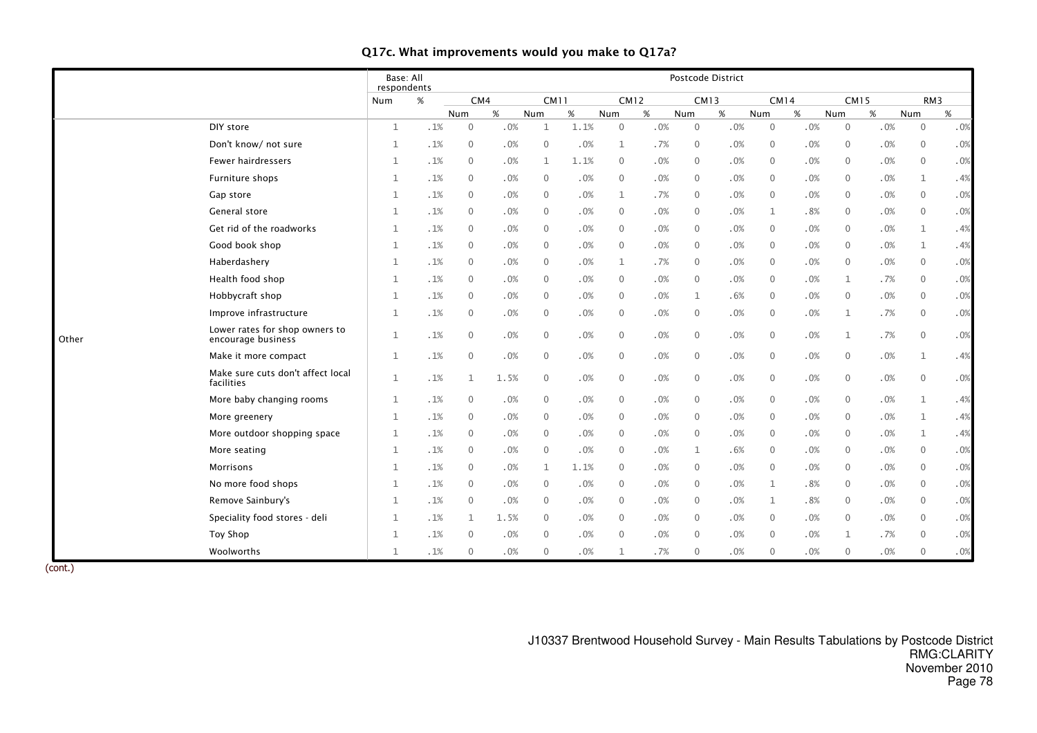## Q17c. What improvements would you make to Q17a?

| | | Base: All respondents | | Postcode District | | | | | | | | | | | | | |
|---|---|---|---|---|---|---|---|---|---|---|---|---|---|---|---|---|---|
| | | | | CM4 | | CM11 | | CM12 | | CM13 | | CM14 | | CM15 | | RM3 | |
| | | Num | % | Num | % | Num | % | Num | % | Num | % | Num | % | Num | % | Num | % |
| Other | DIY store | 1 | .1% | 0 | .0% | 1 | 1.1% | 0 | .0% | 0 | .0% | 0 | .0% | 0 | .0% | 0 | .0% |
| | Don't know/ not sure | 1 | .1% | 0 | .0% | 0 | .0% | 1 | .7% | 0 | .0% | 0 | .0% | 0 | .0% | 0 | .0% |
| | Fewer hairdressers | 1 | .1% | 0 | .0% | 1 | 1.1% | 0 | .0% | 0 | .0% | 0 | .0% | 0 | .0% | 0 | .0% |
| | Furniture shops | 1 | .1% | 0 | .0% | 0 | .0% | 0 | .0% | 0 | .0% | 0 | .0% | 0 | .0% | 1 | .4% |
| | Gap store | 1 | .1% | 0 | .0% | 0 | .0% | 1 | .7% | 0 | .0% | 0 | .0% | 0 | .0% | 0 | .0% |
| | General store | 1 | .1% | 0 | .0% | 0 | .0% | 0 | .0% | 0 | .0% | 1 | .8% | 0 | .0% | 0 | .0% |
| | Get rid of the roadworks | 1 | .1% | 0 | .0% | 0 | .0% | 0 | .0% | 0 | .0% | 0 | .0% | 0 | .0% | 1 | .4% |
| | Good book shop | 1 | .1% | 0 | .0% | 0 | .0% | 0 | .0% | 0 | .0% | 0 | .0% | 0 | .0% | 1 | .4% |
| | Haberdashery | 1 | .1% | 0 | .0% | 0 | .0% | 1 | .7% | 0 | .0% | 0 | .0% | 0 | .0% | 0 | .0% |
| | Health food shop | 1 | .1% | 0 | .0% | 0 | .0% | 0 | .0% | 0 | .0% | 0 | .0% | 1 | .7% | 0 | .0% |
| | Hobbycraft shop | 1 | .1% | 0 | .0% | 0 | .0% | 0 | .0% | 1 | .6% | 0 | .0% | 0 | .0% | 0 | .0% |
| | Improve infrastructure | 1 | .1% | 0 | .0% | 0 | .0% | 0 | .0% | 0 | .0% | 0 | .0% | 1 | .7% | 0 | .0% |
| | Lower rates for shop owners to encourage business | 1 | .1% | 0 | .0% | 0 | .0% | 0 | .0% | 0 | .0% | 0 | .0% | 1 | .7% | 0 | .0% |
| | Make it more compact | 1 | .1% | 0 | .0% | 0 | .0% | 0 | .0% | 0 | .0% | 0 | .0% | 0 | .0% | 1 | .4% |
| | Make sure cuts don't affect local facilities | 1 | .1% | 1 | 1.5% | 0 | .0% | 0 | .0% | 0 | .0% | 0 | .0% | 0 | .0% | 0 | .0% |
| | More baby changing rooms | 1 | .1% | 0 | .0% | 0 | .0% | 0 | .0% | 0 | .0% | 0 | .0% | 0 | .0% | 1 | .4% |
| | More greenery | 1 | .1% | 0 | .0% | 0 | .0% | 0 | .0% | 0 | .0% | 0 | .0% | 0 | .0% | 1 | .4% |
| | More outdoor shopping space | 1 | .1% | 0 | .0% | 0 | .0% | 0 | .0% | 0 | .0% | 0 | .0% | 0 | .0% | 1 | .4% |
| | More seating | 1 | .1% | 0 | .0% | 0 | .0% | 0 | .0% | 1 | .6% | 0 | .0% | 0 | .0% | 0 | .0% |
| | Morrisons | 1 | .1% | 0 | .0% | 1 | 1.1% | 0 | .0% | 0 | .0% | 0 | .0% | 0 | .0% | 0 | .0% |
| | No more food shops | 1 | .1% | 0 | .0% | 0 | .0% | 0 | .0% | 0 | .0% | 1 | .8% | 0 | .0% | 0 | .0% |
| | Remove Sainbury's | 1 | .1% | 0 | .0% | 0 | .0% | 0 | .0% | 0 | .0% | 1 | .8% | 0 | .0% | 0 | .0% |
| | Speciality food stores - deli | 1 | .1% | 1 | 1.5% | 0 | .0% | 0 | .0% | 0 | .0% | 0 | .0% | 0 | .0% | 0 | .0% |
| | Toy Shop | 1 | .1% | 0 | .0% | 0 | .0% | 0 | .0% | 0 | .0% | 0 | .0% | 1 | .7% | 0 | .0% |
| | Woolworths | 1 | .1% | 0 | .0% | 0 | .0% | 1 | .7% | 0 | .0% | 0 | .0% | 0 | .0% | 0 | .0% |

(cont.)

J10337 Brentwood Household Survey - Main Results Tabulations by Postcode District
RMG:CLARITY
November 2010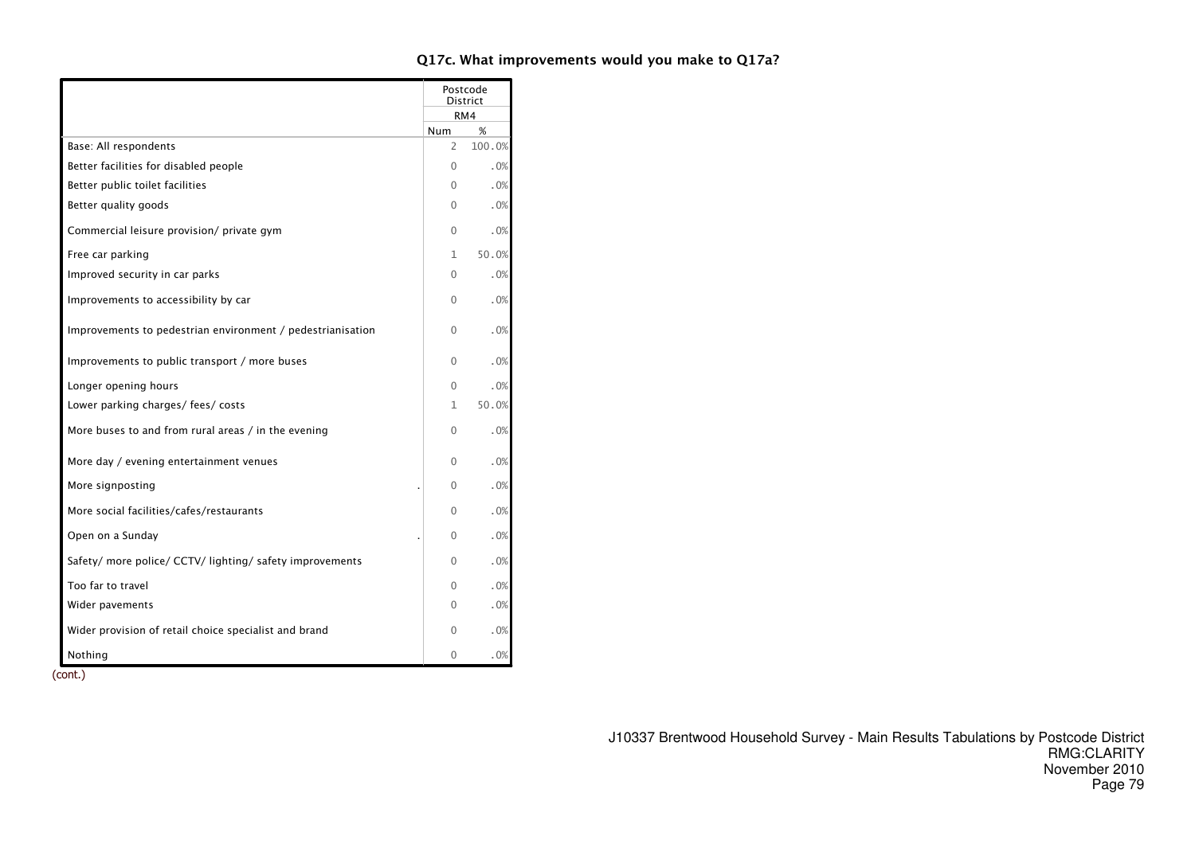**Q17c. What improvements would you make to Q17a?**

| | Postcode District | |
|---|---|---|
| | RM4 | |
| | Num | % |
| Base: All respondents | 2 | 100.0% |
| Better facilities for disabled people | 0 | .0% |
| Better public toilet facilities | 0 | .0% |
| Better quality goods | 0 | .0% |
| Commercial leisure provision/ private gym | 0 | .0% |
| Free car parking | 1 | 50.0% |
| Improved security in car parks | 0 | .0% |
| Improvements to accessibility by car | 0 | .0% |
| Improvements to pedestrian environment / pedestrianisation | 0 | .0% |
| Improvements to public transport / more buses | 0 | .0% |
| Longer opening hours | 0 | .0% |
| Lower parking charges/ fees/ costs | 1 | 50.0% |
| More buses to and from rural areas / in the evening | 0 | .0% |
| More day / evening entertainment venues | 0 | .0% |
| More signposting | 0 | .0% |
| More social facilities/cafes/restaurants | 0 | .0% |
| Open on a Sunday | 0 | .0% |
| Safety/ more police/ CCTV/ lighting/ safety improvements | 0 | .0% |
| Too far to travel | 0 | .0% |
| Wider pavements | 0 | .0% |
| Wider provision of retail choice specialist and brand | 0 | .0% |
| Nothing | 0 | .0% |

(cont.)

J10337 Brentwood Household Survey - Main Results Tabulations by Postcode District
RMG:CLARITY
November 2010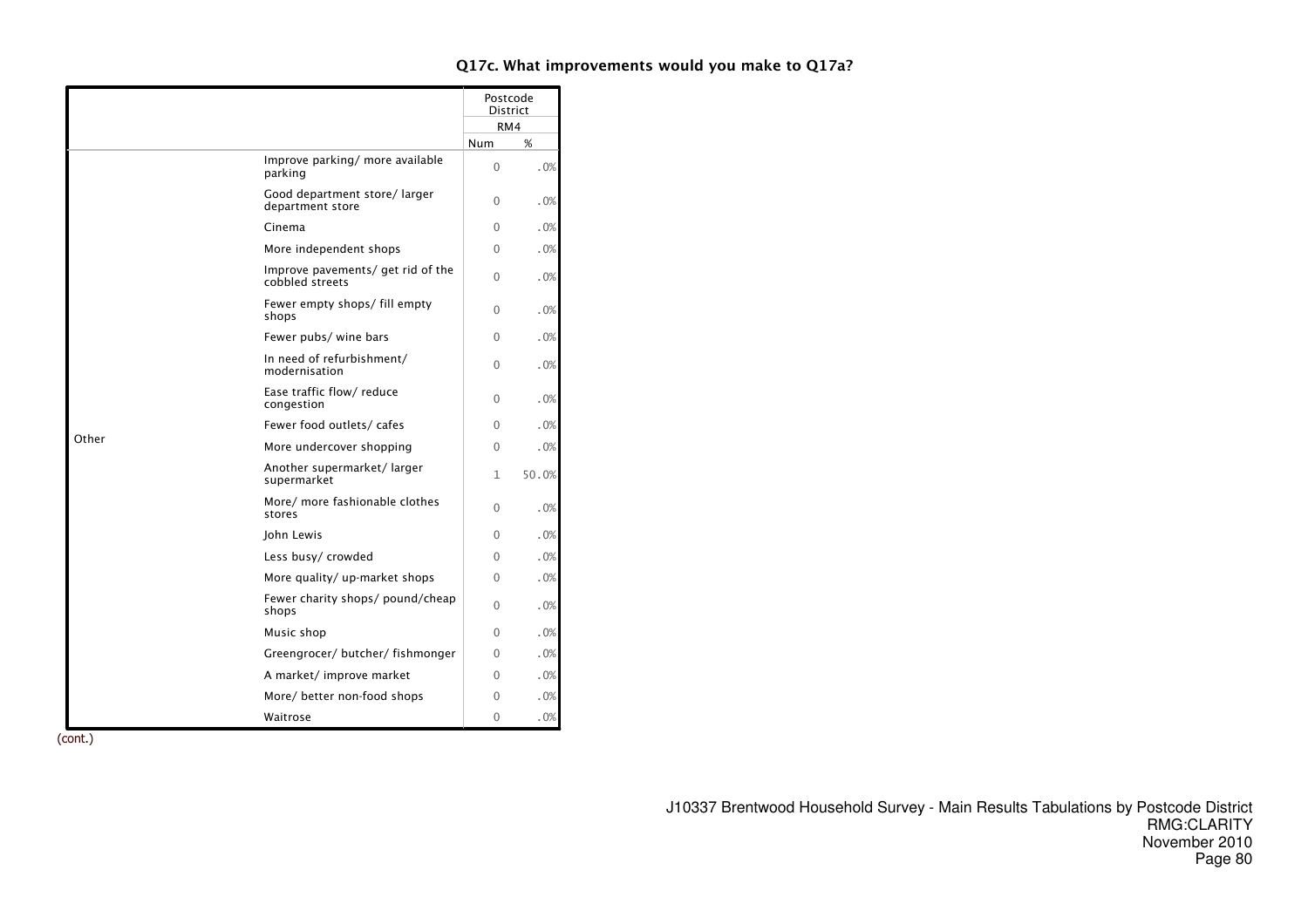### Q17c. What improvements would you make to Q17a?

| | | Postcode District | |
|---|---|---|---|
| | | RM4 | |
| | | Num | % |
| Other | Improve parking/ more available parking | 0 | .0% |
| | Good department store/ larger department store | 0 | .0% |
| | Cinema | 0 | .0% |
| | More independent shops | 0 | .0% |
| | Improve pavements/ get rid of the cobbled streets | 0 | .0% |
| | Fewer empty shops/ fill empty shops | 0 | .0% |
| | Fewer pubs/ wine bars | 0 | .0% |
| | In need of refurbishment/ modernisation | 0 | .0% |
| | Ease traffic flow/ reduce congestion | 0 | .0% |
| | Fewer food outlets/ cafes | 0 | .0% |
| | More undercover shopping | 0 | .0% |
| | Another supermarket/ larger supermarket | 1 | 50.0% |
| | More/ more fashionable clothes stores | 0 | .0% |
| | John Lewis | 0 | .0% |
| | Less busy/ crowded | 0 | .0% |
| | More quality/ up-market shops | 0 | .0% |
| | Fewer charity shops/ pound/cheap shops | 0 | .0% |
| | Music shop | 0 | .0% |
| | Greengrocer/ butcher/ fishmonger | 0 | .0% |
| | A market/ improve market | 0 | .0% |
| | More/ better non-food shops | 0 | .0% |
| | Waitrose | 0 | .0% |

(cont.)

J10337 Brentwood Household Survey - Main Results Tabulations by Postcode District
RMG:CLARITY
November 2010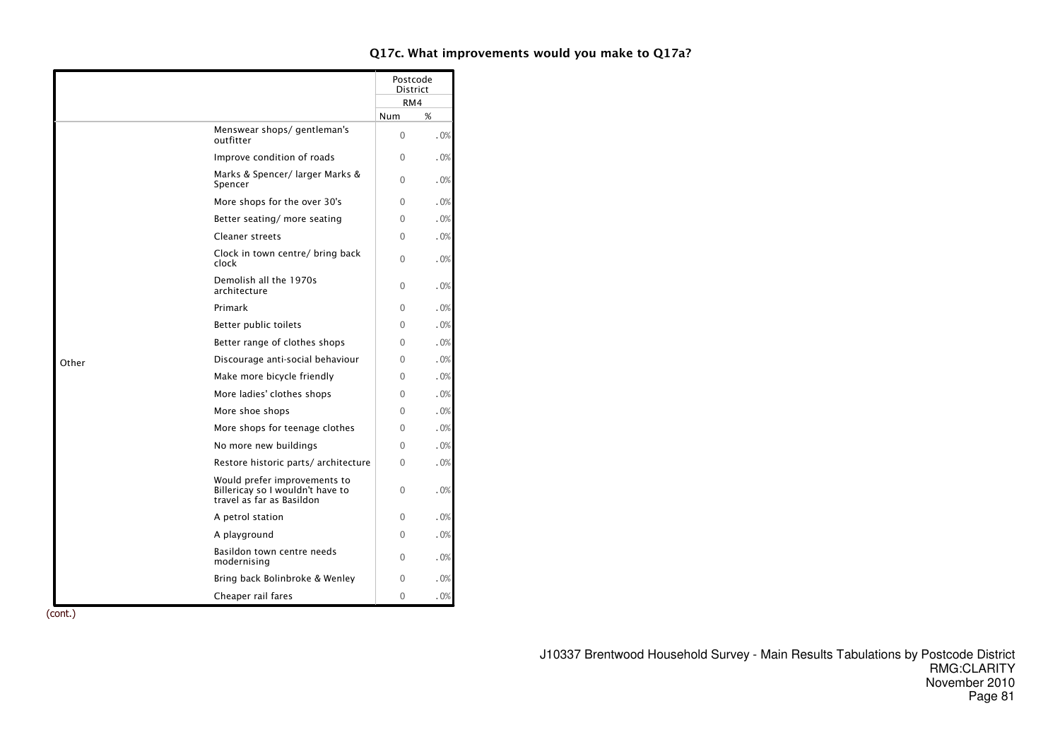## Q17c. What improvements would you make to Q17a?

| | | Postcode District | |
|---|---|---|---|
| | | RM4 | |
| | | Num | % |
| Other | Menswear shops/ gentleman's outfitter | 0 | .0% |
| | Improve condition of roads | 0 | .0% |
| | Marks & Spencer/ larger Marks & Spencer | 0 | .0% |
| | More shops for the over 30's | 0 | .0% |
| | Better seating/ more seating | 0 | .0% |
| | Cleaner streets | 0 | .0% |
| | Clock in town centre/ bring back clock | 0 | .0% |
| | Demolish all the 1970s architecture | 0 | .0% |
| | Primark | 0 | .0% |
| | Better public toilets | 0 | .0% |
| | Better range of clothes shops | 0 | .0% |
| | Discourage anti-social behaviour | 0 | .0% |
| | Make more bicycle friendly | 0 | .0% |
| | More ladies' clothes shops | 0 | .0% |
| | More shoe shops | 0 | .0% |
| | More shops for teenage clothes | 0 | .0% |
| | No more new buildings | 0 | .0% |
| | Restore historic parts/ architecture | 0 | .0% |
| | Would prefer improvements to Billericay so I wouldn't have to travel as far as Basildon | 0 | .0% |
| | A petrol station | 0 | .0% |
| | A playground | 0 | .0% |
| | Basildon town centre needs modernising | 0 | .0% |
| | Bring back Bolinbroke & Wenley | 0 | .0% |
| | Cheaper rail fares | 0 | .0% |

(cont.)

J10337 Brentwood Household Survey - Main Results Tabulations by Postcode District
RMG:CLARITY
November 2010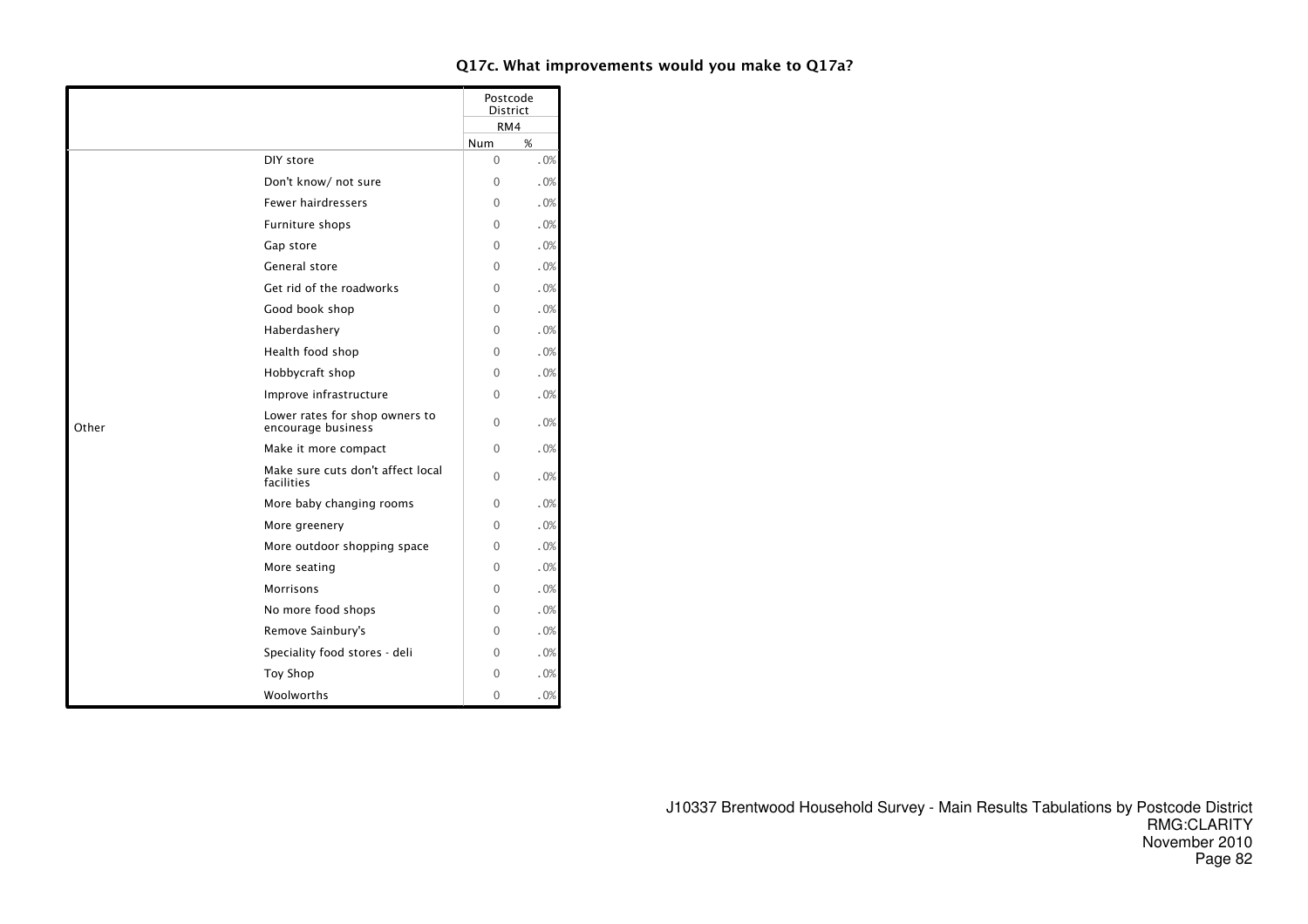## Q17c. What improvements would you make to Q17a?

| | | Postcode District | |
|---|---|---|---|
| | | RM4 | |
| | | Num | % |
| Other | DIY store | 0 | .0% |
| | Don't know/ not sure | 0 | .0% |
| | Fewer hairdressers | 0 | .0% |
| | Furniture shops | 0 | .0% |
| | Gap store | 0 | .0% |
| | General store | 0 | .0% |
| | Get rid of the roadworks | 0 | .0% |
| | Good book shop | 0 | .0% |
| | Haberdashery | 0 | .0% |
| | Health food shop | 0 | .0% |
| | Hobbycraft shop | 0 | .0% |
| | Improve infrastructure | 0 | .0% |
| | Lower rates for shop owners to encourage business | 0 | .0% |
| | Make it more compact | 0 | .0% |
| | Make sure cuts don't affect local facilities | 0 | .0% |
| | More baby changing rooms | 0 | .0% |
| | More greenery | 0 | .0% |
| | More outdoor shopping space | 0 | .0% |
| | More seating | 0 | .0% |
| | Morrisons | 0 | .0% |
| | No more food shops | 0 | .0% |
| | Remove Sainbury's | 0 | .0% |
| | Speciality food stores - deli | 0 | .0% |
| | Toy Shop | 0 | .0% |
| | Woolworths | 0 | .0% |

J10337 Brentwood Household Survey - Main Results Tabulations by Postcode District
RMG:CLARITY
November 2010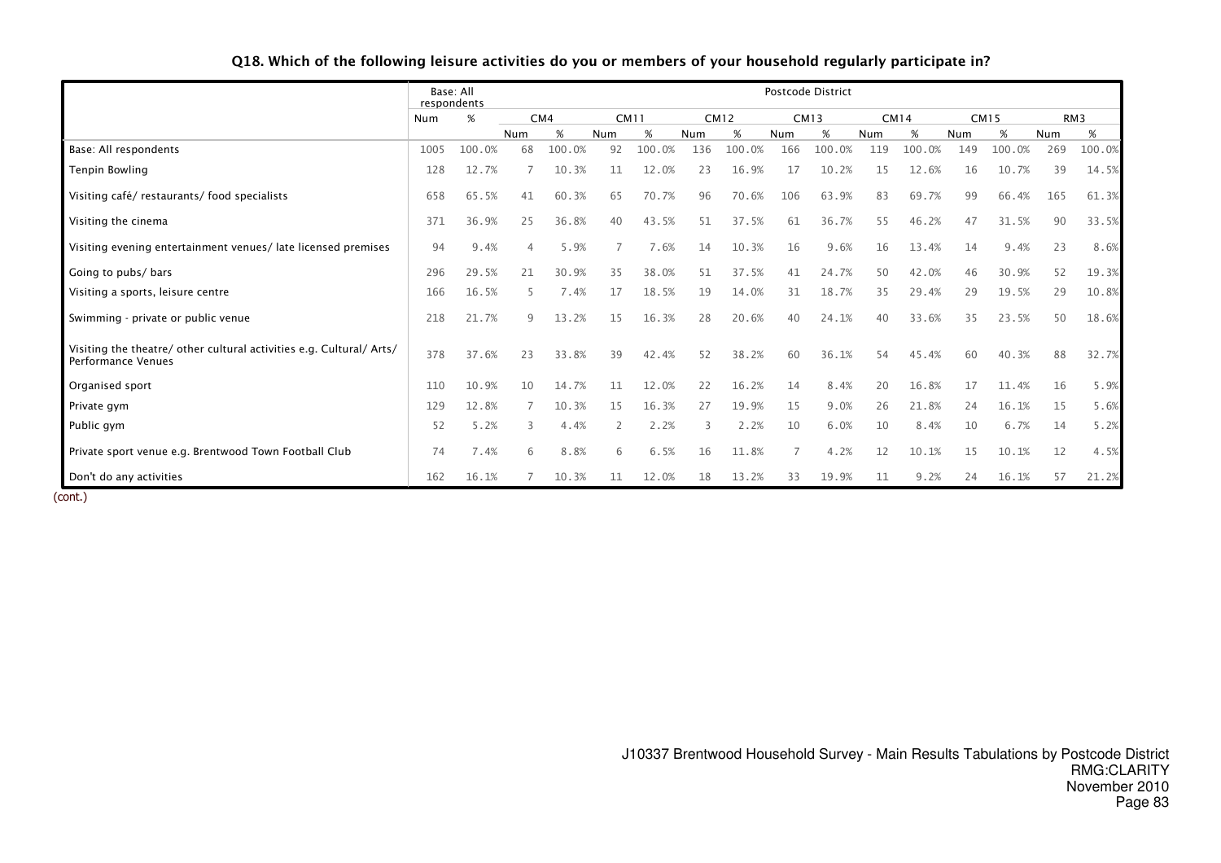### Q18. Which of the following leisure activities do you or members of your household regularly participate in?

| | Base: All respondents | | Postcode District | | | | | | | | | | | | | |
|---|---|---|---|---|---|---|---|---|---|---|---|---|---|---|---|---|
| | | | CM4 | | CM11 | | CM12 | | CM13 | | CM14 | | CM15 | | RM3 | |
| | Num | % | Num | % | Num | % | Num | % | Num | % | Num | % | Num | % | Num | % |
| Base: All respondents | 1005 | 100.0% | 68 | 100.0% | 92 | 100.0% | 136 | 100.0% | 166 | 100.0% | 119 | 100.0% | 149 | 100.0% | 269 | 100.0% |
| Tenpin Bowling | 128 | 12.7% | 7 | 10.3% | 11 | 12.0% | 23 | 16.9% | 17 | 10.2% | 15 | 12.6% | 16 | 10.7% | 39 | 14.5% |
| Visiting café/ restaurants/ food specialists | 658 | 65.5% | 41 | 60.3% | 65 | 70.7% | 96 | 70.6% | 106 | 63.9% | 83 | 69.7% | 99 | 66.4% | 165 | 61.3% |
| Visiting the cinema | 371 | 36.9% | 25 | 36.8% | 40 | 43.5% | 51 | 37.5% | 61 | 36.7% | 55 | 46.2% | 47 | 31.5% | 90 | 33.5% |
| Visiting evening entertainment venues/ late licensed premises | 94 | 9.4% | 4 | 5.9% | 7 | 7.6% | 14 | 10.3% | 16 | 9.6% | 16 | 13.4% | 14 | 9.4% | 23 | 8.6% |
| Going to pubs/ bars | 296 | 29.5% | 21 | 30.9% | 35 | 38.0% | 51 | 37.5% | 41 | 24.7% | 50 | 42.0% | 46 | 30.9% | 52 | 19.3% |
| Visiting a sports, leisure centre | 166 | 16.5% | 5 | 7.4% | 17 | 18.5% | 19 | 14.0% | 31 | 18.7% | 35 | 29.4% | 29 | 19.5% | 29 | 10.8% |
| Swimming - private or public venue | 218 | 21.7% | 9 | 13.2% | 15 | 16.3% | 28 | 20.6% | 40 | 24.1% | 40 | 33.6% | 35 | 23.5% | 50 | 18.6% |
| Visiting the theatre/ other cultural activities e.g. Cultural/ Arts/ Performance Venues | 378 | 37.6% | 23 | 33.8% | 39 | 42.4% | 52 | 38.2% | 60 | 36.1% | 54 | 45.4% | 60 | 40.3% | 88 | 32.7% |
| Organised sport | 110 | 10.9% | 10 | 14.7% | 11 | 12.0% | 22 | 16.2% | 14 | 8.4% | 20 | 16.8% | 17 | 11.4% | 16 | 5.9% |
| Private gym | 129 | 12.8% | 7 | 10.3% | 15 | 16.3% | 27 | 19.9% | 15 | 9.0% | 26 | 21.8% | 24 | 16.1% | 15 | 5.6% |
| Public gym | 52 | 5.2% | 3 | 4.4% | 2 | 2.2% | 3 | 2.2% | 10 | 6.0% | 10 | 8.4% | 10 | 6.7% | 14 | 5.2% |
| Private sport venue e.g. Brentwood Town Football Club | 74 | 7.4% | 6 | 8.8% | 6 | 6.5% | 16 | 11.8% | 7 | 4.2% | 12 | 10.1% | 15 | 10.1% | 12 | 4.5% |
| Don't do any activities | 162 | 16.1% | 7 | 10.3% | 11 | 12.0% | 18 | 13.2% | 33 | 19.9% | 11 | 9.2% | 24 | 16.1% | 57 | 21.2% |

(cont.)

J10337 Brentwood Household Survey - Main Results Tabulations by Postcode District
RMG:CLARITY
November 2010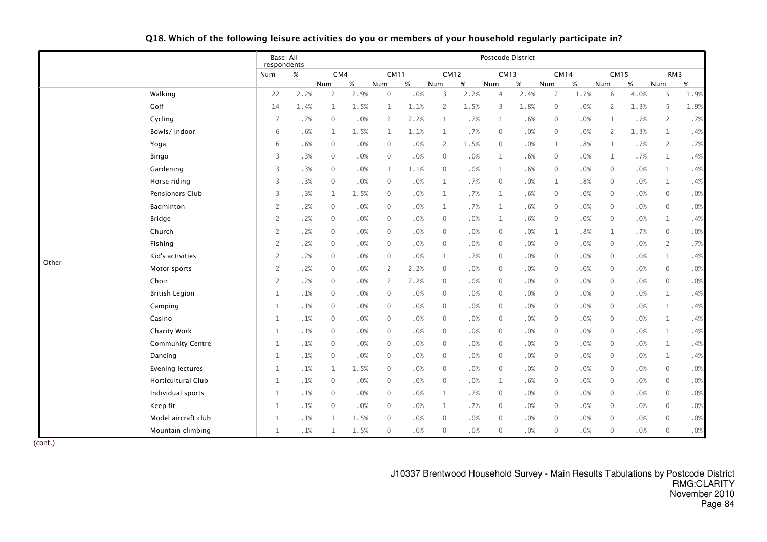**Q18. Which of the following leisure activities do you or members of your household regularly participate in?**

| | | Base: All respondents | | Postcode District | | | | | | | | | | | | | |
|---|---|---|---|---|---|---|---|---|---|---|---|---|---|---|---|---|---|
| | | | | CM4 | | CM11 | | CM12 | | CM13 | | CM14 | | CM15 | | RM3 | |
| | | Num | % | Num | % | Num | % | Num | % | Num | % | Num | % | Num | % | Num | % |
| Other | Walking | 22 | 2.2% | 2 | 2.9% | 0 | .0% | 3 | 2.2% | 4 | 2.4% | 2 | 1.7% | 6 | 4.0% | 5 | 1.9% |
| | Golf | 14 | 1.4% | 1 | 1.5% | 1 | 1.1% | 2 | 1.5% | 3 | 1.8% | 0 | .0% | 2 | 1.3% | 5 | 1.9% |
| | Cycling | 7 | .7% | 0 | .0% | 2 | 2.2% | 1 | .7% | 1 | .6% | 0 | .0% | 1 | .7% | 2 | .7% |
| | Bowls/ indoor | 6 | .6% | 1 | 1.5% | 1 | 1.1% | 1 | .7% | 0 | .0% | 0 | .0% | 2 | 1.3% | 1 | .4% |
| | Yoga | 6 | .6% | 0 | .0% | 0 | .0% | 2 | 1.5% | 0 | .0% | 1 | .8% | 1 | .7% | 2 | .7% |
| | Bingo | 3 | .3% | 0 | .0% | 0 | .0% | 0 | .0% | 1 | .6% | 0 | .0% | 1 | .7% | 1 | .4% |
| | Gardening | 3 | .3% | 0 | .0% | 1 | 1.1% | 0 | .0% | 1 | .6% | 0 | .0% | 0 | .0% | 1 | .4% |
| | Horse riding | 3 | .3% | 0 | .0% | 0 | .0% | 1 | .7% | 0 | .0% | 1 | .8% | 0 | .0% | 1 | .4% |
| | Pensioners Club | 3 | .3% | 1 | 1.5% | 0 | .0% | 1 | .7% | 1 | .6% | 0 | .0% | 0 | .0% | 0 | .0% |
| | Badminton | 2 | .2% | 0 | .0% | 0 | .0% | 1 | .7% | 1 | .6% | 0 | .0% | 0 | .0% | 0 | .0% |
| | Bridge | 2 | .2% | 0 | .0% | 0 | .0% | 0 | .0% | 1 | .6% | 0 | .0% | 0 | .0% | 1 | .4% |
| | Church | 2 | .2% | 0 | .0% | 0 | .0% | 0 | .0% | 0 | .0% | 1 | .8% | 1 | .7% | 0 | .0% |
| | Fishing | 2 | .2% | 0 | .0% | 0 | .0% | 0 | .0% | 0 | .0% | 0 | .0% | 0 | .0% | 2 | .7% |
| | Kid's activities | 2 | .2% | 0 | .0% | 0 | .0% | 1 | .7% | 0 | .0% | 0 | .0% | 0 | .0% | 1 | .4% |
| | Motor sports | 2 | .2% | 0 | .0% | 2 | 2.2% | 0 | .0% | 0 | .0% | 0 | .0% | 0 | .0% | 0 | .0% |
| | Choir | 2 | .2% | 0 | .0% | 2 | 2.2% | 0 | .0% | 0 | .0% | 0 | .0% | 0 | .0% | 0 | .0% |
| | British Legion | 1 | .1% | 0 | .0% | 0 | .0% | 0 | .0% | 0 | .0% | 0 | .0% | 0 | .0% | 1 | .4% |
| | Camping | 1 | .1% | 0 | .0% | 0 | .0% | 0 | .0% | 0 | .0% | 0 | .0% | 0 | .0% | 1 | .4% |
| | Casino | 1 | .1% | 0 | .0% | 0 | .0% | 0 | .0% | 0 | .0% | 0 | .0% | 0 | .0% | 1 | .4% |
| | Charity Work | 1 | .1% | 0 | .0% | 0 | .0% | 0 | .0% | 0 | .0% | 0 | .0% | 0 | .0% | 1 | .4% |
| | Community Centre | 1 | .1% | 0 | .0% | 0 | .0% | 0 | .0% | 0 | .0% | 0 | .0% | 0 | .0% | 1 | .4% |
| | Dancing | 1 | .1% | 0 | .0% | 0 | .0% | 0 | .0% | 0 | .0% | 0 | .0% | 0 | .0% | 1 | .4% |
| | Evening lectures | 1 | .1% | 1 | 1.5% | 0 | .0% | 0 | .0% | 0 | .0% | 0 | .0% | 0 | .0% | 0 | .0% |
| | Horticultural Club | 1 | .1% | 0 | .0% | 0 | .0% | 0 | .0% | 1 | .6% | 0 | .0% | 0 | .0% | 0 | .0% |
| | Individual sports | 1 | .1% | 0 | .0% | 0 | .0% | 1 | .7% | 0 | .0% | 0 | .0% | 0 | .0% | 0 | .0% |
| | Keep fit | 1 | .1% | 0 | .0% | 0 | .0% | 1 | .7% | 0 | .0% | 0 | .0% | 0 | .0% | 0 | .0% |
| | Model aircraft club | 1 | .1% | 1 | 1.5% | 0 | .0% | 0 | .0% | 0 | .0% | 0 | .0% | 0 | .0% | 0 | .0% |
| | Mountain climbing | 1 | .1% | 1 | 1.5% | 0 | .0% | 0 | .0% | 0 | .0% | 0 | .0% | 0 | .0% | 0 | .0% |

(cont.)

J10337 Brentwood Household Survey - Main Results Tabulations by Postcode District
RMG:CLARITY
November 2010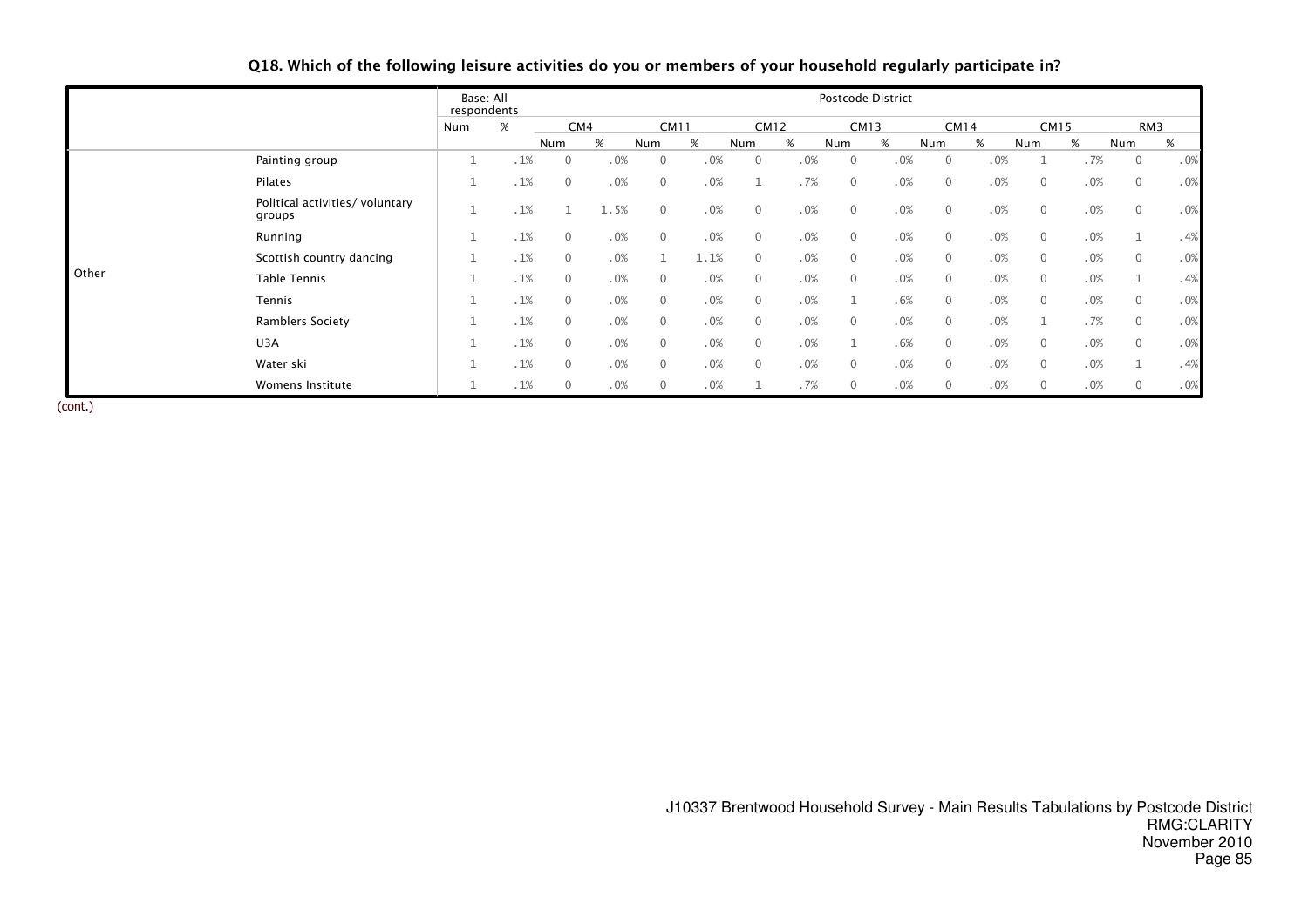**Q18. Which of the following leisure activities do you or members of your household regularly participate in?**

| | | Base: All respondents | | Postcode District | | | | | | | | | | | | | |
|---|---|---|---|---|---|---|---|---|---|---|---|---|---|---|---|---|---|
| | | | | CM4 | | CM11 | | CM12 | | CM13 | | CM14 | | CM15 | | RM3 | |
| | | Num | % | Num | % | Num | % | Num | % | Num | % | Num | % | Num | % | Num | % |
| Other | Painting group | 1 | .1% | 0 | .0% | 0 | .0% | 0 | .0% | 0 | .0% | 0 | .0% | 1 | .7% | 0 | .0% |
| | Pilates | 1 | .1% | 0 | .0% | 0 | .0% | 1 | .7% | 0 | .0% | 0 | .0% | 0 | .0% | 0 | .0% |
| | Political activities/ voluntary groups | 1 | .1% | 1 | 1.5% | 0 | .0% | 0 | .0% | 0 | .0% | 0 | .0% | 0 | .0% | 0 | .0% |
| | Running | 1 | .1% | 0 | .0% | 0 | .0% | 0 | .0% | 0 | .0% | 0 | .0% | 0 | .0% | 1 | .4% |
| | Scottish country dancing | 1 | .1% | 0 | .0% | 1 | 1.1% | 0 | .0% | 0 | .0% | 0 | .0% | 0 | .0% | 0 | .0% |
| | Table Tennis | 1 | .1% | 0 | .0% | 0 | .0% | 0 | .0% | 0 | .0% | 0 | .0% | 0 | .0% | 1 | .4% |
| | Tennis | 1 | .1% | 0 | .0% | 0 | .0% | 0 | .0% | 1 | .6% | 0 | .0% | 0 | .0% | 0 | .0% |
| | Ramblers Society | 1 | .1% | 0 | .0% | 0 | .0% | 0 | .0% | 0 | .0% | 0 | .0% | 1 | .7% | 0 | .0% |
| | U3A | 1 | .1% | 0 | .0% | 0 | .0% | 0 | .0% | 1 | .6% | 0 | .0% | 0 | .0% | 0 | .0% |
| | Water ski | 1 | .1% | 0 | .0% | 0 | .0% | 0 | .0% | 0 | .0% | 0 | .0% | 0 | .0% | 1 | .4% |
| | Womens Institute | 1 | .1% | 0 | .0% | 0 | .0% | 1 | .7% | 0 | .0% | 0 | .0% | 0 | .0% | 0 | .0% |

(cont.)

J10337 Brentwood Household Survey - Main Results Tabulations by Postcode District
RMG:CLARITY
November 2010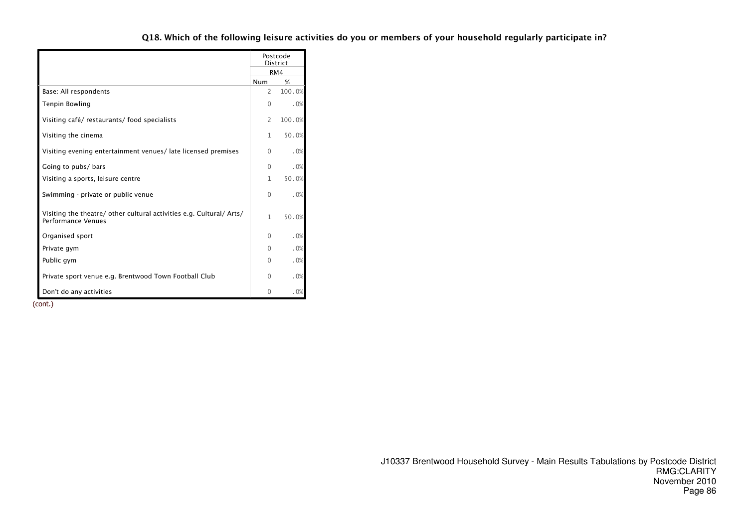### Q18. Which of the following leisure activities do you or members of your household regularly participate in?

| | Postcode District | |
|---|---|---|
| | RM4 | |
| | Num | % |
| Base: All respondents | 2 | 100.0% |
| Tenpin Bowling | 0 | .0% |
| Visiting café/ restaurants/ food specialists | 2 | 100.0% |
| Visiting the cinema | 1 | 50.0% |
| Visiting evening entertainment venues/ late licensed premises | 0 | .0% |
| Going to pubs/ bars | 0 | .0% |
| Visiting a sports, leisure centre | 1 | 50.0% |
| Swimming - private or public venue | 0 | .0% |
| Visiting the theatre/ other cultural activities e.g. Cultural/ Arts/ Performance Venues | 1 | 50.0% |
| Organised sport | 0 | .0% |
| Private gym | 0 | .0% |
| Public gym | 0 | .0% |
| Private sport venue e.g. Brentwood Town Football Club | 0 | .0% |
| Don't do any activities | 0 | .0% |

(cont.)

J10337 Brentwood Household Survey - Main Results Tabulations by Postcode District
RMG:CLARITY
November 2010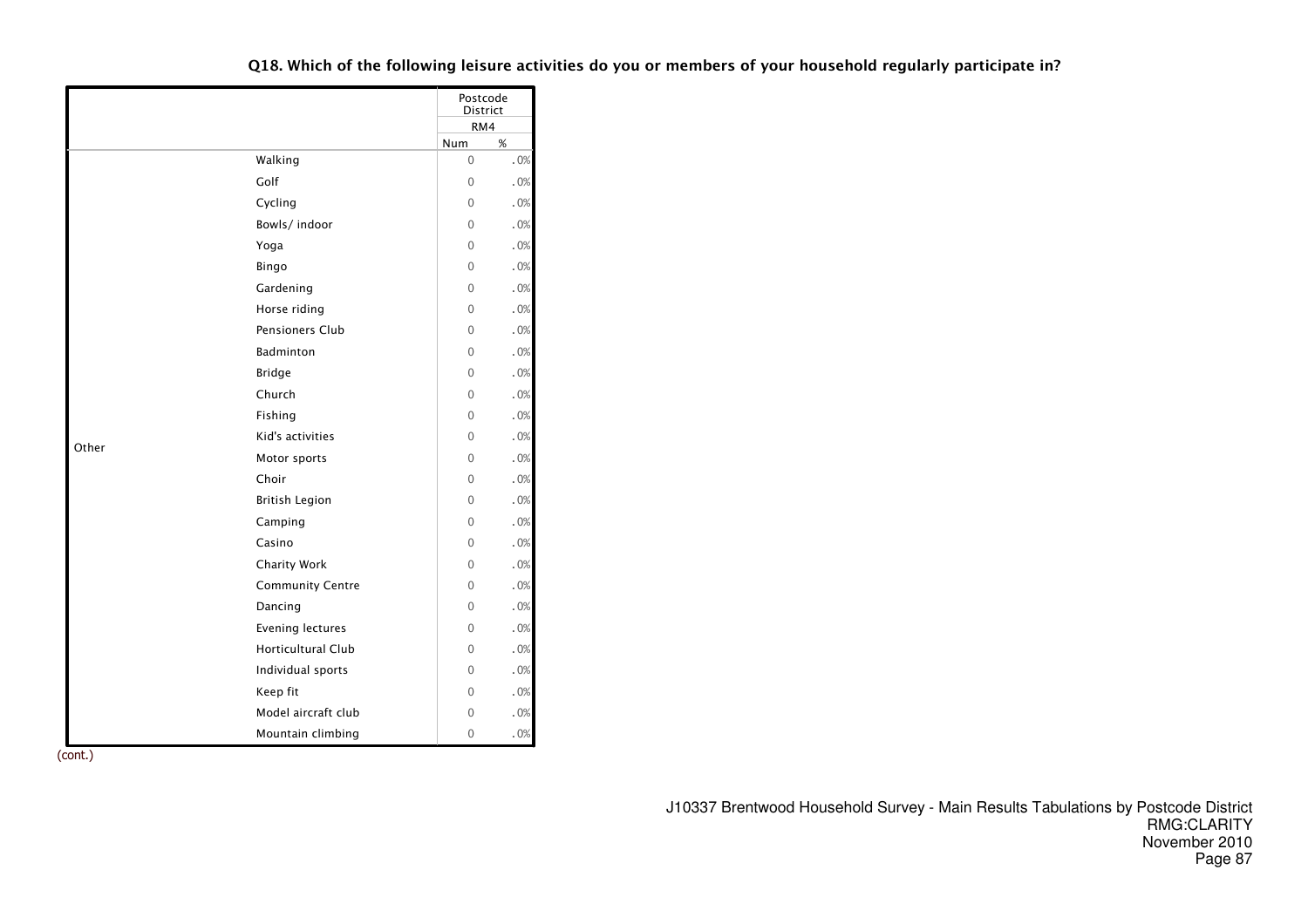## Q18. Which of the following leisure activities do you or members of your household regularly participate in?

| | | Postcode District | |
|---|---|---|---|
| | | RM4 | |
| | | Num | % |
| Other | Walking | 0 | .0% |
| | Golf | 0 | .0% |
| | Cycling | 0 | .0% |
| | Bowls/ indoor | 0 | .0% |
| | Yoga | 0 | .0% |
| | Bingo | 0 | .0% |
| | Gardening | 0 | .0% |
| | Horse riding | 0 | .0% |
| | Pensioners Club | 0 | .0% |
| | Badminton | 0 | .0% |
| | Bridge | 0 | .0% |
| | Church | 0 | .0% |
| | Fishing | 0 | .0% |
| | Kid's activities | 0 | .0% |
| | Motor sports | 0 | .0% |
| | Choir | 0 | .0% |
| | British Legion | 0 | .0% |
| | Camping | 0 | .0% |
| | Casino | 0 | .0% |
| | Charity Work | 0 | .0% |
| | Community Centre | 0 | .0% |
| | Dancing | 0 | .0% |
| | Evening lectures | 0 | .0% |
| | Horticultural Club | 0 | .0% |
| | Individual sports | 0 | .0% |
| | Keep fit | 0 | .0% |
| | Model aircraft club | 0 | .0% |
| | Mountain climbing | 0 | .0% |

(cont.)

J10337 Brentwood Household Survey - Main Results Tabulations by Postcode District
RMG:CLARITY
November 2010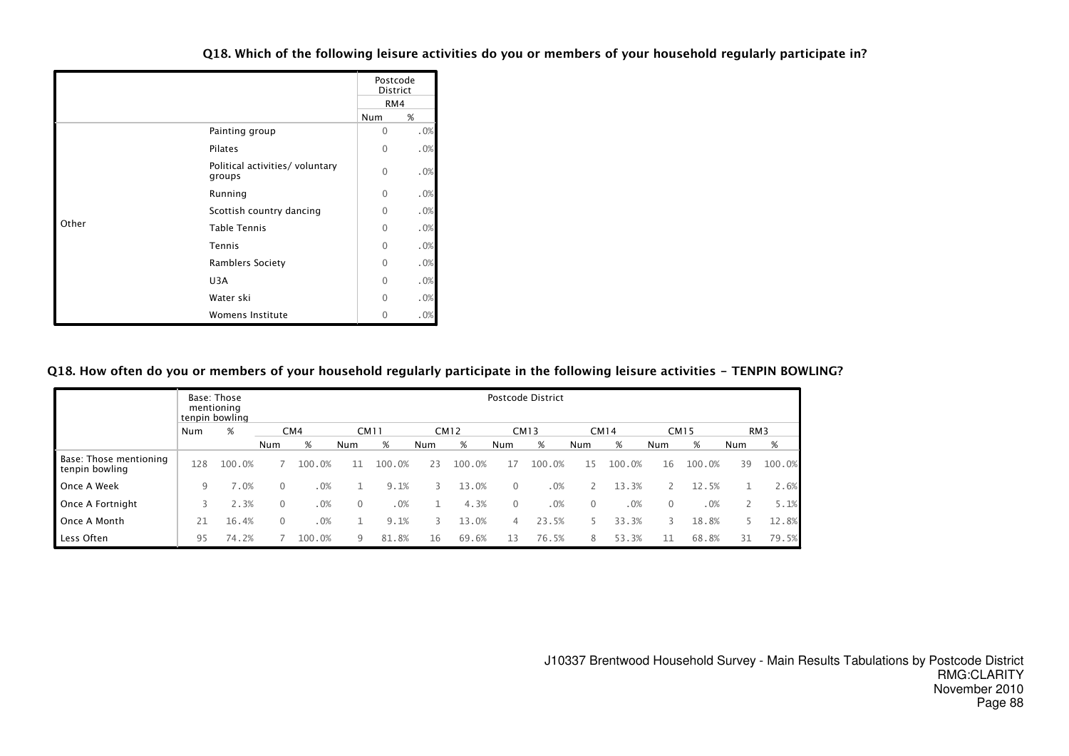### Q18. Which of the following leisure activities do you or members of your household regularly participate in?

| | | Postcode District | |
|---|---|---|---|
| | | RM4 | |
| | | Num | % |
| Other | Painting group | 0 | .0% |
| | Pilates | 0 | .0% |
| | Political activities/ voluntary groups | 0 | .0% |
| | Running | 0 | .0% |
| | Scottish country dancing | 0 | .0% |
| | Table Tennis | 0 | .0% |
| | Tennis | 0 | .0% |
| | Ramblers Society | 0 | .0% |
| | U3A | 0 | .0% |
| | Water ski | 0 | .0% |
| | Womens Institute | 0 | .0% |

### Q18. How often do you or members of your household regularly participate in the following leisure activities - TENPIN BOWLING?

| | Base: Those mentioning tenpin bowling | | Postcode District | | | | | | | | | | | | | |
|---|---|---|---|---|---|---|---|---|---|---|---|---|---|---|---|---|
| | Num | % | CM4 | | CM11 | | CM12 | | CM13 | | CM14 | | CM15 | | RM3 | |
| | | | Num | % | Num | % | Num | % | Num | % | Num | % | Num | % | Num | % |
| Base: Those mentioning tenpin bowling | 128 | 100.0% | 7 | 100.0% | 11 | 100.0% | 23 | 100.0% | 17 | 100.0% | 15 | 100.0% | 16 | 100.0% | 39 | 100.0% |
| Once A Week | 9 | 7.0% | 0 | .0% | 1 | 9.1% | 3 | 13.0% | 0 | .0% | 2 | 13.3% | 2 | 12.5% | 1 | 2.6% |
| Once A Fortnight | 3 | 2.3% | 0 | .0% | 0 | .0% | 1 | 4.3% | 0 | .0% | 0 | .0% | 0 | .0% | 2 | 5.1% |
| Once A Month | 21 | 16.4% | 0 | .0% | 1 | 9.1% | 3 | 13.0% | 4 | 23.5% | 5 | 33.3% | 3 | 18.8% | 5 | 12.8% |
| Less Often | 95 | 74.2% | 7 | 100.0% | 9 | 81.8% | 16 | 69.6% | 13 | 76.5% | 8 | 53.3% | 11 | 68.8% | 31 | 79.5% |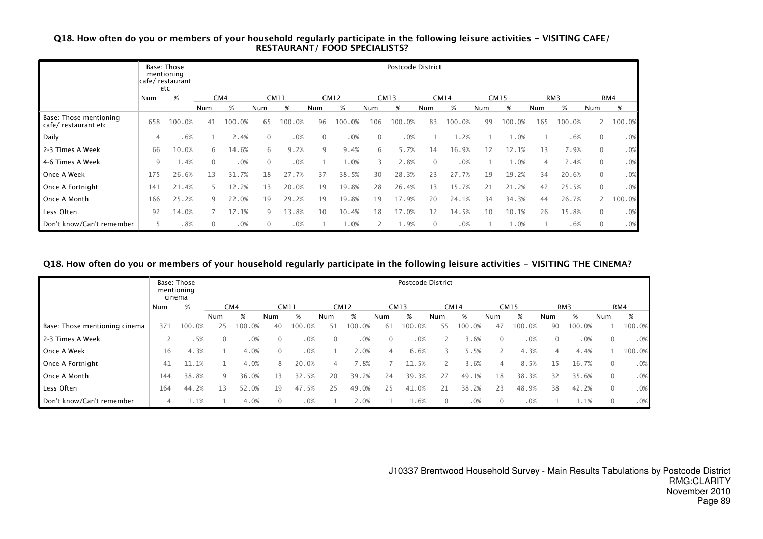**Q18. How often do you or members of your household regularly participate in the following leisure activities - VISITING CAFE/ RESTAURANT/ FOOD SPECIALISTS?**

| | Base: Those mentioning cafe/ restaurant etc | | Postcode District | | | | | | | | | | | | | | | |
|---|---|---|---|---|---|---|---|---|---|---|---|---|---|---|---|---|---|---|
| | | | CM4 | | CM11 | | CM12 | | CM13 | | CM14 | | CM15 | | RM3 | | RM4 | |
| | Num | % | Num | % | Num | % | Num | % | Num | % | Num | % | Num | % | Num | % | Num | % |
| Base: Those mentioning cafe/ restaurant etc | 658 | 100.0% | 41 | 100.0% | 65 | 100.0% | 96 | 100.0% | 106 | 100.0% | 83 | 100.0% | 99 | 100.0% | 165 | 100.0% | 2 | 100.0% |
| Daily | 4 | .6% | 1 | 2.4% | 0 | .0% | 0 | .0% | 0 | .0% | 1 | 1.2% | 1 | 1.0% | 1 | .6% | 0 | .0% |
| 2-3 Times A Week | 66 | 10.0% | 6 | 14.6% | 6 | 9.2% | 9 | 9.4% | 6 | 5.7% | 14 | 16.9% | 12 | 12.1% | 13 | 7.9% | 0 | .0% |
| 4-6 Times A Week | 9 | 1.4% | 0 | .0% | 0 | .0% | 1 | 1.0% | 3 | 2.8% | 0 | .0% | 1 | 1.0% | 4 | 2.4% | 0 | .0% |
| Once A Week | 175 | 26.6% | 13 | 31.7% | 18 | 27.7% | 37 | 38.5% | 30 | 28.3% | 23 | 27.7% | 19 | 19.2% | 34 | 20.6% | 0 | .0% |
| Once A Fortnight | 141 | 21.4% | 5 | 12.2% | 13 | 20.0% | 19 | 19.8% | 28 | 26.4% | 13 | 15.7% | 21 | 21.2% | 42 | 25.5% | 0 | .0% |
| Once A Month | 166 | 25.2% | 9 | 22.0% | 19 | 29.2% | 19 | 19.8% | 19 | 17.9% | 20 | 24.1% | 34 | 34.3% | 44 | 26.7% | 2 | 100.0% |
| Less Often | 92 | 14.0% | 7 | 17.1% | 9 | 13.8% | 10 | 10.4% | 18 | 17.0% | 12 | 14.5% | 10 | 10.1% | 26 | 15.8% | 0 | .0% |
| Don't know/Can't remember | 5 | .8% | 0 | .0% | 0 | .0% | 1 | 1.0% | 2 | 1.9% | 0 | .0% | 1 | 1.0% | 1 | .6% | 0 | .0% |

**Q18. How often do you or members of your household regularly participate in the following leisure activities - VISITING THE CINEMA?**

| | Base: Those mentioning cinema | | Postcode District | | | | | | | | | | | | | | | |
|---|---|---|---|---|---|---|---|---|---|---|---|---|---|---|---|---|---|---|
| | | | CM4 | | CM11 | | CM12 | | CM13 | | CM14 | | CM15 | | RM3 | | RM4 | |
| | Num | % | Num | % | Num | % | Num | % | Num | % | Num | % | Num | % | Num | % | Num | % |
| Base: Those mentioning cinema | 371 | 100.0% | 25 | 100.0% | 40 | 100.0% | 51 | 100.0% | 61 | 100.0% | 55 | 100.0% | 47 | 100.0% | 90 | 100.0% | 1 | 100.0% |
| 2-3 Times A Week | 2 | .5% | 0 | .0% | 0 | .0% | 0 | .0% | 0 | .0% | 2 | 3.6% | 0 | .0% | 0 | .0% | 0 | .0% |
| Once A Week | 16 | 4.3% | 1 | 4.0% | 0 | .0% | 1 | 2.0% | 4 | 6.6% | 3 | 5.5% | 2 | 4.3% | 4 | 4.4% | 1 | 100.0% |
| Once A Fortnight | 41 | 11.1% | 1 | 4.0% | 8 | 20.0% | 4 | 7.8% | 7 | 11.5% | 2 | 3.6% | 4 | 8.5% | 15 | 16.7% | 0 | .0% |
| Once A Month | 144 | 38.8% | 9 | 36.0% | 13 | 32.5% | 20 | 39.2% | 24 | 39.3% | 27 | 49.1% | 18 | 38.3% | 32 | 35.6% | 0 | .0% |
| Less Often | 164 | 44.2% | 13 | 52.0% | 19 | 47.5% | 25 | 49.0% | 25 | 41.0% | 21 | 38.2% | 23 | 48.9% | 38 | 42.2% | 0 | .0% |
| Don't know/Can't remember | 4 | 1.1% | 1 | 4.0% | 0 | .0% | 1 | 2.0% | 1 | 1.6% | 0 | .0% | 0 | .0% | 1 | 1.1% | 0 | .0% |

J10337 Brentwood Household Survey - Main Results Tabulations by Postcode District
RMG:CLARITY
November 2010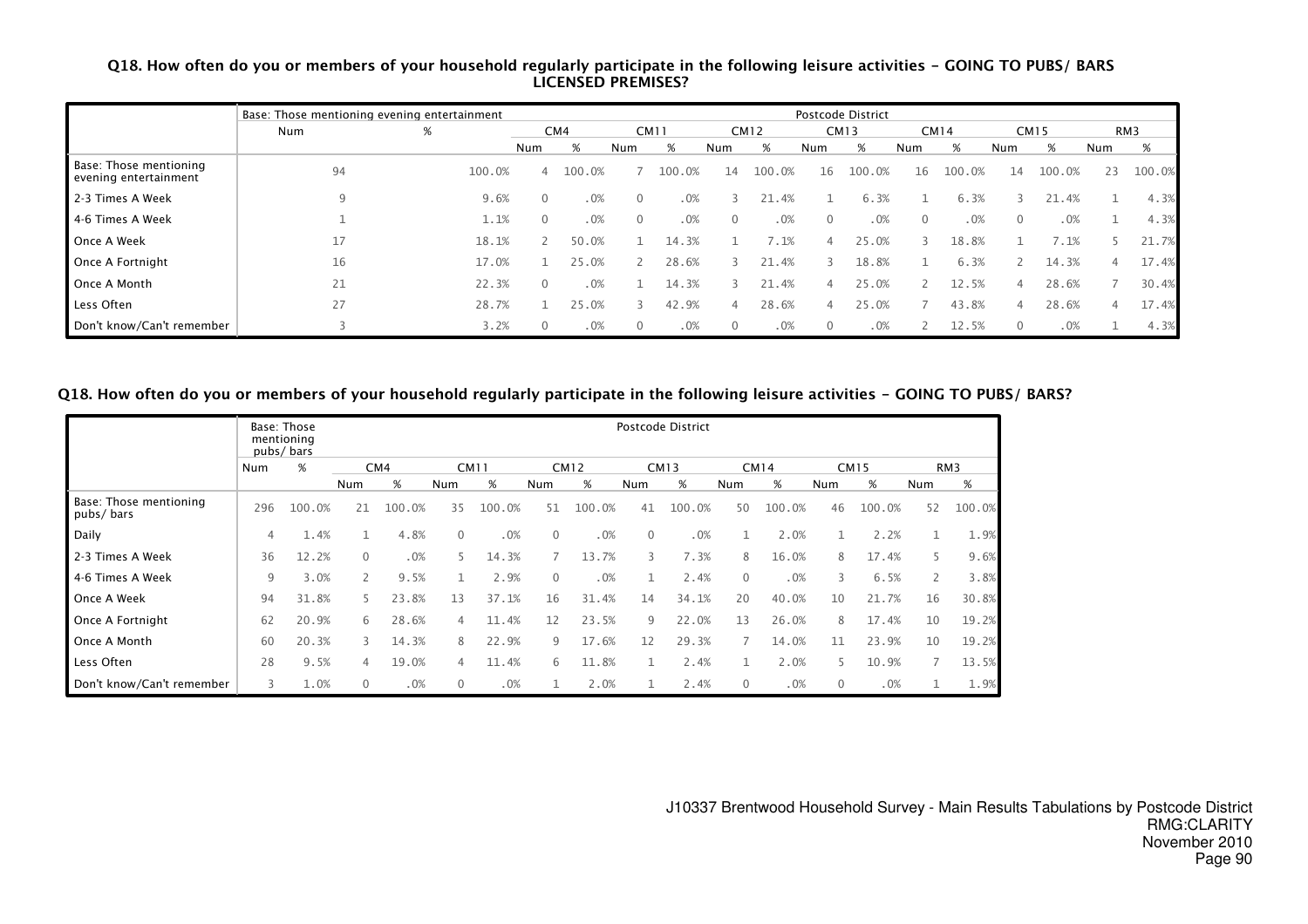### Q18. How often do you or members of your household regularly participate in the following leisure activities - GOING TO PUBS/ BARS LICENSED PREMISES?

| | Base: Those mentioning evening entertainment | | Postcode District | | | | | | | | | | | | | |
|---|---|---|---|---|---|---|---|---|---|---|---|---|---|---|---|---|
| | | | CM4 | | CM11 | | CM12 | | CM13 | | CM14 | | CM15 | | RM3 | |
| | Num | % | Num | % | Num | % | Num | % | Num | % | Num | % | Num | % | Num | % |
| Base: Those mentioning evening entertainment | 94 | 100.0% | 4 | 100.0% | 7 | 100.0% | 14 | 100.0% | 16 | 100.0% | 16 | 100.0% | 14 | 100.0% | 23 | 100.0% |
| 2-3 Times A Week | 9 | 9.6% | 0 | .0% | 0 | .0% | 3 | 21.4% | 1 | 6.3% | 1 | 6.3% | 3 | 21.4% | 1 | 4.3% |
| 4-6 Times A Week | 1 | 1.1% | 0 | .0% | 0 | .0% | 0 | .0% | 0 | .0% | 0 | .0% | 0 | .0% | 1 | 4.3% |
| Once A Week | 17 | 18.1% | 2 | 50.0% | 1 | 14.3% | 1 | 7.1% | 4 | 25.0% | 3 | 18.8% | 1 | 7.1% | 5 | 21.7% |
| Once A Fortnight | 16 | 17.0% | 1 | 25.0% | 2 | 28.6% | 3 | 21.4% | 3 | 18.8% | 1 | 6.3% | 2 | 14.3% | 4 | 17.4% |
| Once A Month | 21 | 22.3% | 0 | .0% | 1 | 14.3% | 3 | 21.4% | 4 | 25.0% | 2 | 12.5% | 4 | 28.6% | 7 | 30.4% |
| Less Often | 27 | 28.7% | 1 | 25.0% | 3 | 42.9% | 4 | 28.6% | 4 | 25.0% | 7 | 43.8% | 4 | 28.6% | 4 | 17.4% |
| Don't know/Can't remember | 3 | 3.2% | 0 | .0% | 0 | .0% | 0 | .0% | 0 | .0% | 2 | 12.5% | 0 | .0% | 1 | 4.3% |

### Q18. How often do you or members of your household regularly participate in the following leisure activities - GOING TO PUBS/ BARS?

| | Base: Those mentioning pubs/ bars | | Postcode District | | | | | | | | | | | | | |
|---|---|---|---|---|---|---|---|---|---|---|---|---|---|---|---|---|
| | | | CM4 | | CM11 | | CM12 | | CM13 | | CM14 | | CM15 | | RM3 | |
| | Num | % | Num | % | Num | % | Num | % | Num | % | Num | % | Num | % | Num | % |
| Base: Those mentioning pubs/ bars | 296 | 100.0% | 21 | 100.0% | 35 | 100.0% | 51 | 100.0% | 41 | 100.0% | 50 | 100.0% | 46 | 100.0% | 52 | 100.0% |
| Daily | 4 | 1.4% | 1 | 4.8% | 0 | .0% | 0 | .0% | 0 | .0% | 1 | 2.0% | 1 | 2.2% | 1 | 1.9% |
| 2-3 Times A Week | 36 | 12.2% | 0 | .0% | 5 | 14.3% | 7 | 13.7% | 3 | 7.3% | 8 | 16.0% | 8 | 17.4% | 5 | 9.6% |
| 4-6 Times A Week | 9 | 3.0% | 2 | 9.5% | 1 | 2.9% | 0 | .0% | 1 | 2.4% | 0 | .0% | 3 | 6.5% | 2 | 3.8% |
| Once A Week | 94 | 31.8% | 5 | 23.8% | 13 | 37.1% | 16 | 31.4% | 14 | 34.1% | 20 | 40.0% | 10 | 21.7% | 16 | 30.8% |
| Once A Fortnight | 62 | 20.9% | 6 | 28.6% | 4 | 11.4% | 12 | 23.5% | 9 | 22.0% | 13 | 26.0% | 8 | 17.4% | 10 | 19.2% |
| Once A Month | 60 | 20.3% | 3 | 14.3% | 8 | 22.9% | 9 | 17.6% | 12 | 29.3% | 7 | 14.0% | 11 | 23.9% | 10 | 19.2% |
| Less Often | 28 | 9.5% | 4 | 19.0% | 4 | 11.4% | 6 | 11.8% | 1 | 2.4% | 1 | 2.0% | 5 | 10.9% | 7 | 13.5% |
| Don't know/Can't remember | 3 | 1.0% | 0 | .0% | 0 | .0% | 1 | 2.0% | 1 | 2.4% | 0 | .0% | 0 | .0% | 1 | 1.9% |

J10337 Brentwood Household Survey - Main Results Tabulations by Postcode District
RMG:CLARITY
November 2010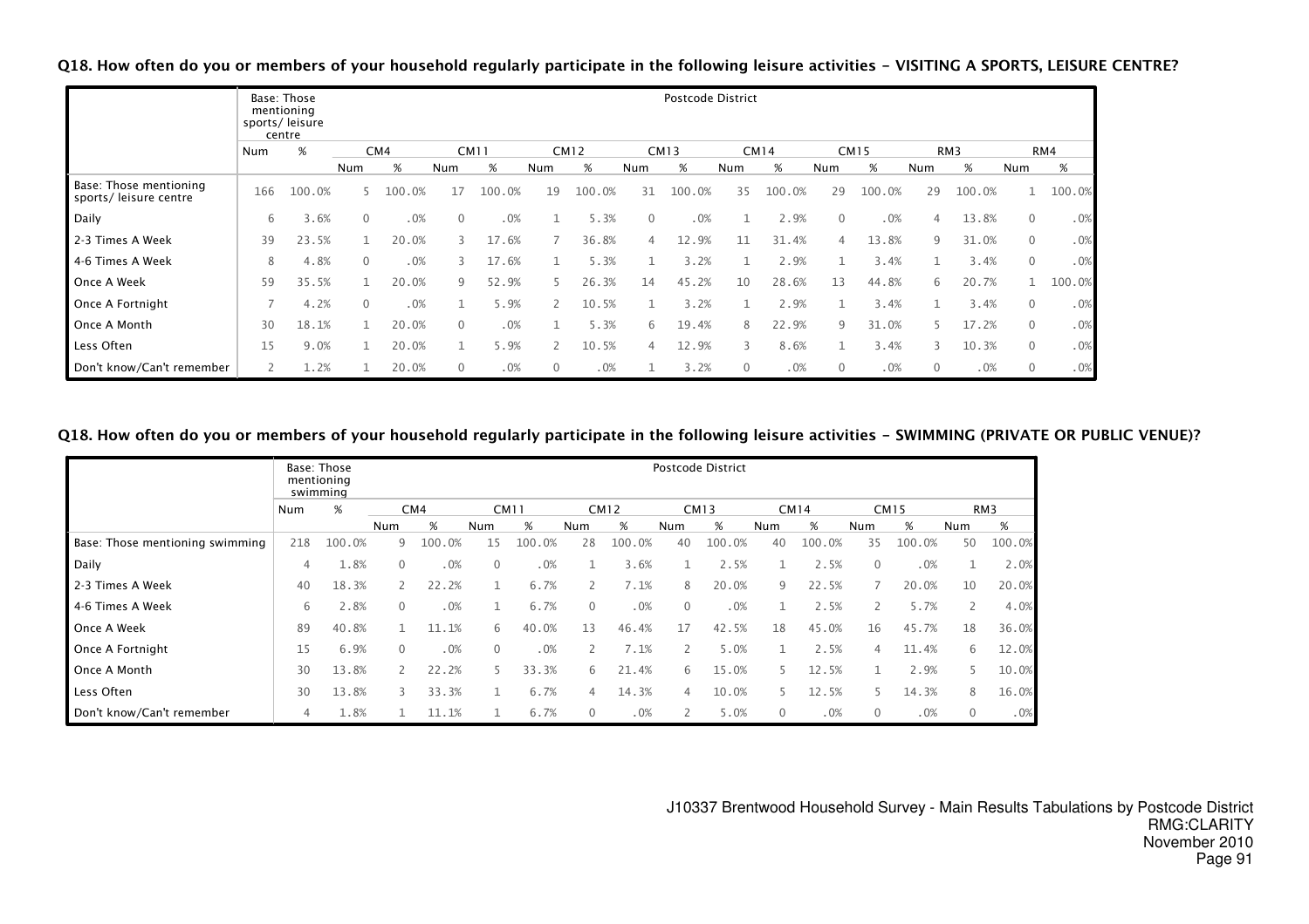**Q18. How often do you or members of your household regularly participate in the following leisure activities - VISITING A SPORTS, LEISURE CENTRE?**

| | Base: Those mentioning sports/ leisure centre | | Postcode District | | | | | | | | | | | | | | | |
|---|---|---|---|---|---|---|---|---|---|---|---|---|---|---|---|---|---|---|
| | | | CM4 | | CM11 | | CM12 | | CM13 | | CM14 | | CM15 | | RM3 | | RM4 | |
| | Num | % | Num | % | Num | % | Num | % | Num | % | Num | % | Num | % | Num | % | Num | % |
| Base: Those mentioning sports/ leisure centre | 166 | 100.0% | 5 | 100.0% | 17 | 100.0% | 19 | 100.0% | 31 | 100.0% | 35 | 100.0% | 29 | 100.0% | 29 | 100.0% | 1 | 100.0% |
| Daily | 6 | 3.6% | 0 | .0% | 0 | .0% | 1 | 5.3% | 0 | .0% | 1 | 2.9% | 0 | .0% | 4 | 13.8% | 0 | .0% |
| 2-3 Times A Week | 39 | 23.5% | 1 | 20.0% | 3 | 17.6% | 7 | 36.8% | 4 | 12.9% | 11 | 31.4% | 4 | 13.8% | 9 | 31.0% | 0 | .0% |
| 4-6 Times A Week | 8 | 4.8% | 0 | .0% | 3 | 17.6% | 1 | 5.3% | 1 | 3.2% | 1 | 2.9% | 1 | 3.4% | 1 | 3.4% | 0 | .0% |
| Once A Week | 59 | 35.5% | 1 | 20.0% | 9 | 52.9% | 5 | 26.3% | 14 | 45.2% | 10 | 28.6% | 13 | 44.8% | 6 | 20.7% | 1 | 100.0% |
| Once A Fortnight | 7 | 4.2% | 0 | .0% | 1 | 5.9% | 2 | 10.5% | 1 | 3.2% | 1 | 2.9% | 1 | 3.4% | 1 | 3.4% | 0 | .0% |
| Once A Month | 30 | 18.1% | 1 | 20.0% | 0 | .0% | 1 | 5.3% | 6 | 19.4% | 8 | 22.9% | 9 | 31.0% | 5 | 17.2% | 0 | .0% |
| Less Often | 15 | 9.0% | 1 | 20.0% | 1 | 5.9% | 2 | 10.5% | 4 | 12.9% | 3 | 8.6% | 1 | 3.4% | 3 | 10.3% | 0 | .0% |
| Don't know/Can't remember | 2 | 1.2% | 1 | 20.0% | 0 | .0% | 0 | .0% | 1 | 3.2% | 0 | .0% | 0 | .0% | 0 | .0% | 0 | .0% |

**Q18. How often do you or members of your household regularly participate in the following leisure activities - SWIMMING (PRIVATE OR PUBLIC VENUE)?**

| | Base: Those mentioning swimming | | Postcode District | | | | | | | | | | | | | |
|---|---|---|---|---|---|---|---|---|---|---|---|---|---|---|---|---|
| | | | CM4 | | CM11 | | CM12 | | CM13 | | CM14 | | CM15 | | RM3 | |
| | Num | % | Num | % | Num | % | Num | % | Num | % | Num | % | Num | % | Num | % |
| Base: Those mentioning swimming | 218 | 100.0% | 9 | 100.0% | 15 | 100.0% | 28 | 100.0% | 40 | 100.0% | 40 | 100.0% | 35 | 100.0% | 50 | 100.0% |
| Daily | 4 | 1.8% | 0 | .0% | 0 | .0% | 1 | 3.6% | 1 | 2.5% | 1 | 2.5% | 0 | .0% | 1 | 2.0% |
| 2-3 Times A Week | 40 | 18.3% | 2 | 22.2% | 1 | 6.7% | 2 | 7.1% | 8 | 20.0% | 9 | 22.5% | 7 | 20.0% | 10 | 20.0% |
| 4-6 Times A Week | 6 | 2.8% | 0 | .0% | 1 | 6.7% | 0 | .0% | 0 | .0% | 1 | 2.5% | 2 | 5.7% | 2 | 4.0% |
| Once A Week | 89 | 40.8% | 1 | 11.1% | 6 | 40.0% | 13 | 46.4% | 17 | 42.5% | 18 | 45.0% | 16 | 45.7% | 18 | 36.0% |
| Once A Fortnight | 15 | 6.9% | 0 | .0% | 0 | .0% | 2 | 7.1% | 2 | 5.0% | 1 | 2.5% | 4 | 11.4% | 6 | 12.0% |
| Once A Month | 30 | 13.8% | 2 | 22.2% | 5 | 33.3% | 6 | 21.4% | 6 | 15.0% | 5 | 12.5% | 1 | 2.9% | 5 | 10.0% |
| Less Often | 30 | 13.8% | 3 | 33.3% | 1 | 6.7% | 4 | 14.3% | 4 | 10.0% | 5 | 12.5% | 5 | 14.3% | 8 | 16.0% |
| Don't know/Can't remember | 4 | 1.8% | 1 | 11.1% | 1 | 6.7% | 0 | .0% | 2 | 5.0% | 0 | .0% | 0 | .0% | 0 | .0% |

J10337 Brentwood Household Survey - Main Results Tabulations by Postcode District
RMG:CLARITY
November 2010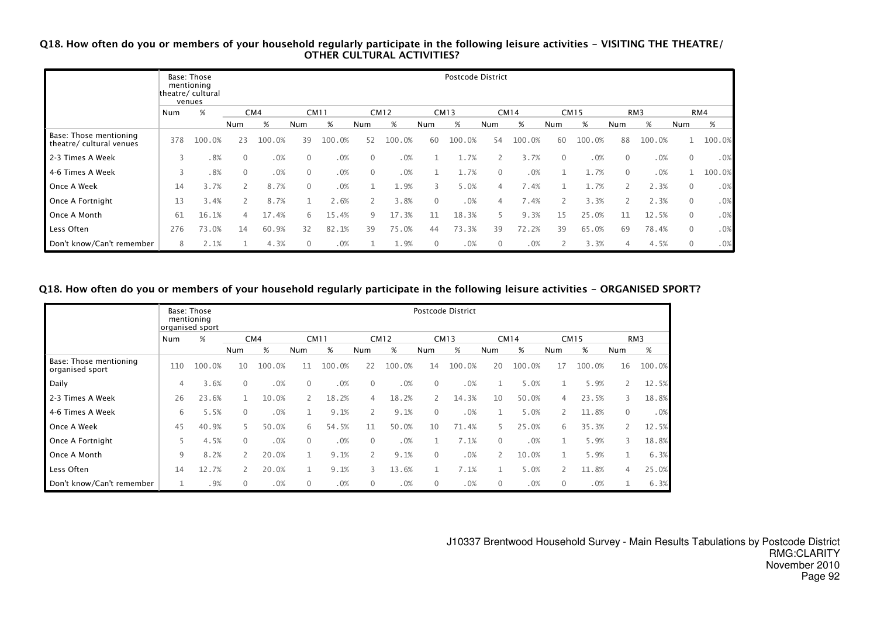**Q18. How often do you or members of your household regularly participate in the following leisure activities - VISITING THE THEATRE/ OTHER CULTURAL ACTIVITIES?**

| | Base: Those mentioning theatre/ cultural venues | | Postcode District | | | | | | | | | | | | | | | |
|---|---|---|---|---|---|---|---|---|---|---|---|---|---|---|---|---|---|---|
| | Num | % | CM4 | | CM11 | | CM12 | | CM13 | | CM14 | | CM15 | | RM3 | | RM4 | |
| | | | Num | % | Num | % | Num | % | Num | % | Num | % | Num | % | Num | % | Num | % |
| Base: Those mentioning theatre/ cultural venues | 378 | 100.0% | 23 | 100.0% | 39 | 100.0% | 52 | 100.0% | 60 | 100.0% | 54 | 100.0% | 60 | 100.0% | 88 | 100.0% | 1 | 100.0% |
| 2-3 Times A Week | 3 | .8% | 0 | .0% | 0 | .0% | 0 | .0% | 1 | 1.7% | 2 | 3.7% | 0 | .0% | 0 | .0% | 0 | .0% |
| 4-6 Times A Week | 3 | .8% | 0 | .0% | 0 | .0% | 0 | .0% | 1 | 1.7% | 0 | .0% | 1 | 1.7% | 0 | .0% | 1 | 100.0% |
| Once A Week | 14 | 3.7% | 2 | 8.7% | 0 | .0% | 1 | 1.9% | 3 | 5.0% | 4 | 7.4% | 1 | 1.7% | 2 | 2.3% | 0 | .0% |
| Once A Fortnight | 13 | 3.4% | 2 | 8.7% | 1 | 2.6% | 2 | 3.8% | 0 | .0% | 4 | 7.4% | 2 | 3.3% | 2 | 2.3% | 0 | .0% |
| Once A Month | 61 | 16.1% | 4 | 17.4% | 6 | 15.4% | 9 | 17.3% | 11 | 18.3% | 5 | 9.3% | 15 | 25.0% | 11 | 12.5% | 0 | .0% |
| Less Often | 276 | 73.0% | 14 | 60.9% | 32 | 82.1% | 39 | 75.0% | 44 | 73.3% | 39 | 72.2% | 39 | 65.0% | 69 | 78.4% | 0 | .0% |
| Don't know/Can't remember | 8 | 2.1% | 1 | 4.3% | 0 | .0% | 1 | 1.9% | 0 | .0% | 0 | .0% | 2 | 3.3% | 4 | 4.5% | 0 | .0% |

**Q18. How often do you or members of your household regularly participate in the following leisure activities - ORGANISED SPORT?**

| | Base: Those mentioning organised sport | | Postcode District | | | | | | | | | | | | | |
|---|---|---|---|---|---|---|---|---|---|---|---|---|---|---|---|---|
| | Num | % | CM4 | | CM11 | | CM12 | | CM13 | | CM14 | | CM15 | | RM3 | |
| | | | Num | % | Num | % | Num | % | Num | % | Num | % | Num | % | Num | % |
| Base: Those mentioning organised sport | 110 | 100.0% | 10 | 100.0% | 11 | 100.0% | 22 | 100.0% | 14 | 100.0% | 20 | 100.0% | 17 | 100.0% | 16 | 100.0% |
| Daily | 4 | 3.6% | 0 | .0% | 0 | .0% | 0 | .0% | 0 | .0% | 1 | 5.0% | 1 | 5.9% | 2 | 12.5% |
| 2-3 Times A Week | 26 | 23.6% | 1 | 10.0% | 2 | 18.2% | 4 | 18.2% | 2 | 14.3% | 10 | 50.0% | 4 | 23.5% | 3 | 18.8% |
| 4-6 Times A Week | 6 | 5.5% | 0 | .0% | 1 | 9.1% | 2 | 9.1% | 0 | .0% | 1 | 5.0% | 2 | 11.8% | 0 | .0% |
| Once A Week | 45 | 40.9% | 5 | 50.0% | 6 | 54.5% | 11 | 50.0% | 10 | 71.4% | 5 | 25.0% | 6 | 35.3% | 2 | 12.5% |
| Once A Fortnight | 5 | 4.5% | 0 | .0% | 0 | .0% | 0 | .0% | 1 | 7.1% | 0 | .0% | 1 | 5.9% | 3 | 18.8% |
| Once A Month | 9 | 8.2% | 2 | 20.0% | 1 | 9.1% | 2 | 9.1% | 0 | .0% | 2 | 10.0% | 1 | 5.9% | 1 | 6.3% |
| Less Often | 14 | 12.7% | 2 | 20.0% | 1 | 9.1% | 3 | 13.6% | 1 | 7.1% | 1 | 5.0% | 2 | 11.8% | 4 | 25.0% |
| Don't know/Can't remember | 1 | .9% | 0 | .0% | 0 | .0% | 0 | .0% | 0 | .0% | 0 | .0% | 0 | .0% | 1 | 6.3% |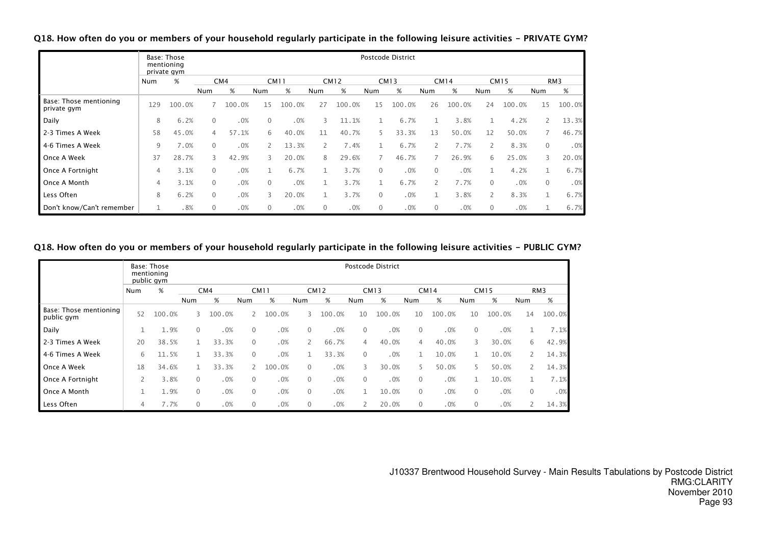### Q18. How often do you or members of your household regularly participate in the following leisure activities - PRIVATE GYM?

| | Base: Those mentioning private gym | | Postcode District | | | | | | | | | | | | | |
|---|---|---|---|---|---|---|---|---|---|---|---|---|---|---|---|---|
| | | | CM4 | | CM11 | | CM12 | | CM13 | | CM14 | | CM15 | | RM3 | |
| | Num | % | Num | % | Num | % | Num | % | Num | % | Num | % | Num | % | Num | % |
| Base: Those mentioning private gym | 129 | 100.0% | 7 | 100.0% | 15 | 100.0% | 27 | 100.0% | 15 | 100.0% | 26 | 100.0% | 24 | 100.0% | 15 | 100.0% |
| Daily | 8 | 6.2% | 0 | .0% | 0 | .0% | 3 | 11.1% | 1 | 6.7% | 1 | 3.8% | 1 | 4.2% | 2 | 13.3% |
| 2-3 Times A Week | 58 | 45.0% | 4 | 57.1% | 6 | 40.0% | 11 | 40.7% | 5 | 33.3% | 13 | 50.0% | 12 | 50.0% | 7 | 46.7% |
| 4-6 Times A Week | 9 | 7.0% | 0 | .0% | 2 | 13.3% | 2 | 7.4% | 1 | 6.7% | 2 | 7.7% | 2 | 8.3% | 0 | .0% |
| Once A Week | 37 | 28.7% | 3 | 42.9% | 3 | 20.0% | 8 | 29.6% | 7 | 46.7% | 7 | 26.9% | 6 | 25.0% | 3 | 20.0% |
| Once A Fortnight | 4 | 3.1% | 0 | .0% | 1 | 6.7% | 1 | 3.7% | 0 | .0% | 0 | .0% | 1 | 4.2% | 1 | 6.7% |
| Once A Month | 4 | 3.1% | 0 | .0% | 0 | .0% | 1 | 3.7% | 1 | 6.7% | 2 | 7.7% | 0 | .0% | 0 | .0% |
| Less Often | 8 | 6.2% | 0 | .0% | 3 | 20.0% | 1 | 3.7% | 0 | .0% | 1 | 3.8% | 2 | 8.3% | 1 | 6.7% |
| Don't know/Can't remember | 1 | .8% | 0 | .0% | 0 | .0% | 0 | .0% | 0 | .0% | 0 | .0% | 0 | .0% | 1 | 6.7% |

### Q18. How often do you or members of your household regularly participate in the following leisure activities - PUBLIC GYM?

| | Base: Those mentioning public gym | | Postcode District | | | | | | | | | | | | | |
|---|---|---|---|---|---|---|---|---|---|---|---|---|---|---|---|---|
| | | | CM4 | | CM11 | | CM12 | | CM13 | | CM14 | | CM15 | | RM3 | |
| | Num | % | Num | % | Num | % | Num | % | Num | % | Num | % | Num | % | Num | % |
| Base: Those mentioning public gym | 52 | 100.0% | 3 | 100.0% | 2 | 100.0% | 3 | 100.0% | 10 | 100.0% | 10 | 100.0% | 10 | 100.0% | 14 | 100.0% |
| Daily | 1 | 1.9% | 0 | .0% | 0 | .0% | 0 | .0% | 0 | .0% | 0 | .0% | 0 | .0% | 1 | 7.1% |
| 2-3 Times A Week | 20 | 38.5% | 1 | 33.3% | 0 | .0% | 2 | 66.7% | 4 | 40.0% | 4 | 40.0% | 3 | 30.0% | 6 | 42.9% |
| 4-6 Times A Week | 6 | 11.5% | 1 | 33.3% | 0 | .0% | 1 | 33.3% | 0 | .0% | 1 | 10.0% | 1 | 10.0% | 2 | 14.3% |
| Once A Week | 18 | 34.6% | 1 | 33.3% | 2 | 100.0% | 0 | .0% | 3 | 30.0% | 5 | 50.0% | 5 | 50.0% | 2 | 14.3% |
| Once A Fortnight | 2 | 3.8% | 0 | .0% | 0 | .0% | 0 | .0% | 0 | .0% | 0 | .0% | 1 | 10.0% | 1 | 7.1% |
| Once A Month | 1 | 1.9% | 0 | .0% | 0 | .0% | 0 | .0% | 1 | 10.0% | 0 | .0% | 0 | .0% | 0 | .0% |
| Less Often | 4 | 7.7% | 0 | .0% | 0 | .0% | 0 | .0% | 2 | 20.0% | 0 | .0% | 0 | .0% | 2 | 14.3% |

J10337 Brentwood Household Survey - Main Results Tabulations by Postcode District
RMG:CLARITY
November 2010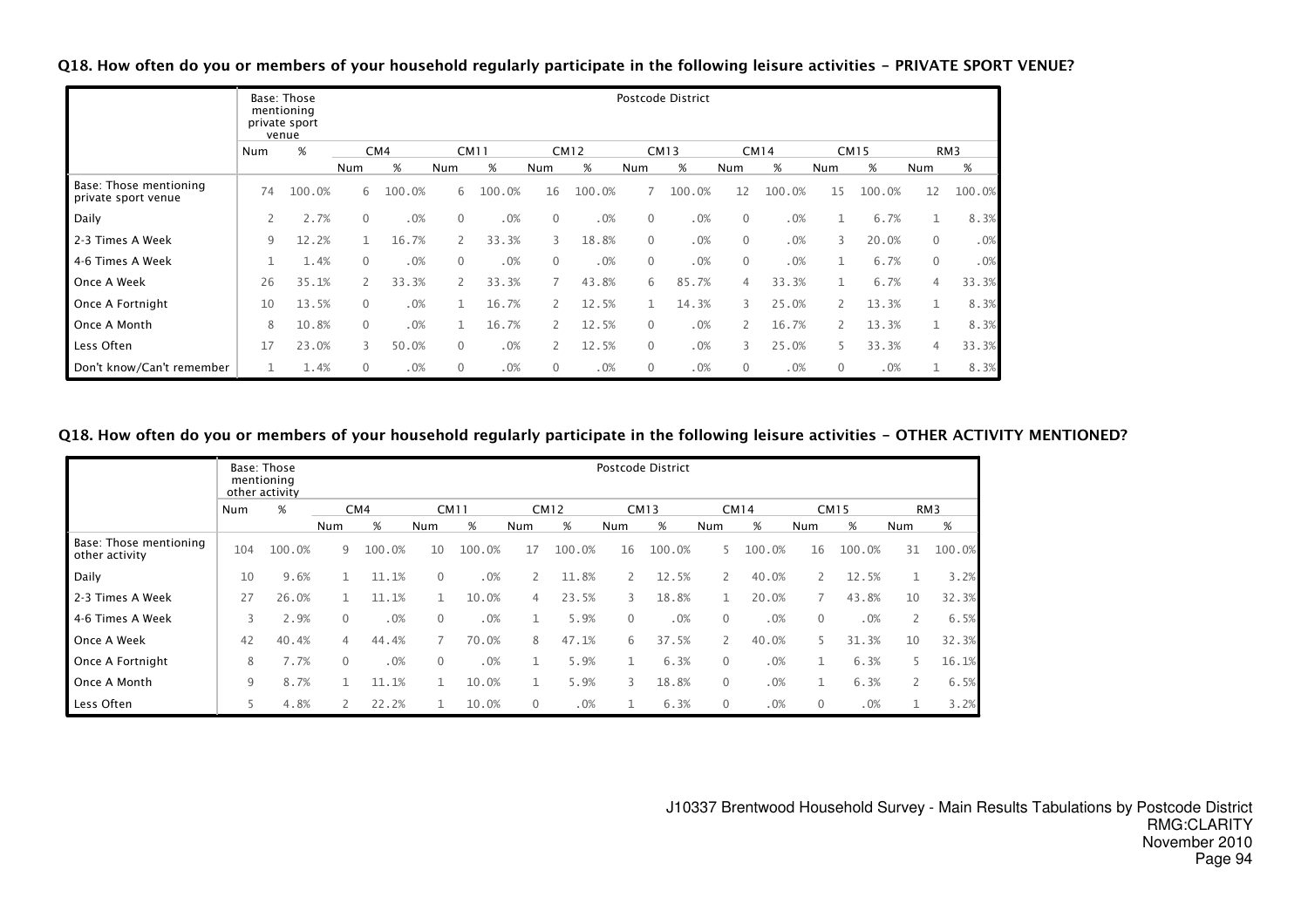**Q18. How often do you or members of your household regularly participate in the following leisure activities - PRIVATE SPORT VENUE?**

| | Base: Those mentioning private sport venue | | Postcode District | | | | | | | | | | | | | |
|---|---|---|---|---|---|---|---|---|---|---|---|---|---|---|---|---|
| | | | CM4 | | CM11 | | CM12 | | CM13 | | CM14 | | CM15 | | RM3 | |
| | Num | % | Num | % | Num | % | Num | % | Num | % | Num | % | Num | % | Num | % |
| Base: Those mentioning private sport venue | 74 | 100.0% | 6 | 100.0% | 6 | 100.0% | 16 | 100.0% | 7 | 100.0% | 12 | 100.0% | 15 | 100.0% | 12 | 100.0% |
| Daily | 2 | 2.7% | 0 | .0% | 0 | .0% | 0 | .0% | 0 | .0% | 0 | .0% | 1 | 6.7% | 1 | 8.3% |
| 2-3 Times A Week | 9 | 12.2% | 1 | 16.7% | 2 | 33.3% | 3 | 18.8% | 0 | .0% | 0 | .0% | 3 | 20.0% | 0 | .0% |
| 4-6 Times A Week | 1 | 1.4% | 0 | .0% | 0 | .0% | 0 | .0% | 0 | .0% | 0 | .0% | 1 | 6.7% | 0 | .0% |
| Once A Week | 26 | 35.1% | 2 | 33.3% | 2 | 33.3% | 7 | 43.8% | 6 | 85.7% | 4 | 33.3% | 1 | 6.7% | 4 | 33.3% |
| Once A Fortnight | 10 | 13.5% | 0 | .0% | 1 | 16.7% | 2 | 12.5% | 1 | 14.3% | 3 | 25.0% | 2 | 13.3% | 1 | 8.3% |
| Once A Month | 8 | 10.8% | 0 | .0% | 1 | 16.7% | 2 | 12.5% | 0 | .0% | 2 | 16.7% | 2 | 13.3% | 1 | 8.3% |
| Less Often | 17 | 23.0% | 3 | 50.0% | 0 | .0% | 2 | 12.5% | 0 | .0% | 3 | 25.0% | 5 | 33.3% | 4 | 33.3% |
| Don't know/Can't remember | 1 | 1.4% | 0 | .0% | 0 | .0% | 0 | .0% | 0 | .0% | 0 | .0% | 0 | .0% | 1 | 8.3% |

**Q18. How often do you or members of your household regularly participate in the following leisure activities - OTHER ACTIVITY MENTIONED?**

| | Base: Those mentioning other activity | | Postcode District | | | | | | | | | | | | | |
|---|---|---|---|---|---|---|---|---|---|---|---|---|---|---|---|---|
| | | | CM4 | | CM11 | | CM12 | | CM13 | | CM14 | | CM15 | | RM3 | |
| | Num | % | Num | % | Num | % | Num | % | Num | % | Num | % | Num | % | Num | % |
| Base: Those mentioning other activity | 104 | 100.0% | 9 | 100.0% | 10 | 100.0% | 17 | 100.0% | 16 | 100.0% | 5 | 100.0% | 16 | 100.0% | 31 | 100.0% |
| Daily | 10 | 9.6% | 1 | 11.1% | 0 | .0% | 2 | 11.8% | 2 | 12.5% | 2 | 40.0% | 2 | 12.5% | 1 | 3.2% |
| 2-3 Times A Week | 27 | 26.0% | 1 | 11.1% | 1 | 10.0% | 4 | 23.5% | 3 | 18.8% | 1 | 20.0% | 7 | 43.8% | 10 | 32.3% |
| 4-6 Times A Week | 3 | 2.9% | 0 | .0% | 0 | .0% | 1 | 5.9% | 0 | .0% | 0 | .0% | 0 | .0% | 2 | 6.5% |
| Once A Week | 42 | 40.4% | 4 | 44.4% | 7 | 70.0% | 8 | 47.1% | 6 | 37.5% | 2 | 40.0% | 5 | 31.3% | 10 | 32.3% |
| Once A Fortnight | 8 | 7.7% | 0 | .0% | 0 | .0% | 1 | 5.9% | 1 | 6.3% | 0 | .0% | 1 | 6.3% | 5 | 16.1% |
| Once A Month | 9 | 8.7% | 1 | 11.1% | 1 | 10.0% | 1 | 5.9% | 3 | 18.8% | 0 | .0% | 1 | 6.3% | 2 | 6.5% |
| Less Often | 5 | 4.8% | 2 | 22.2% | 1 | 10.0% | 0 | .0% | 1 | 6.3% | 0 | .0% | 0 | .0% | 1 | 3.2% |

J10337 Brentwood Household Survey - Main Results Tabulations by Postcode District
RMG:CLARITY
November 2010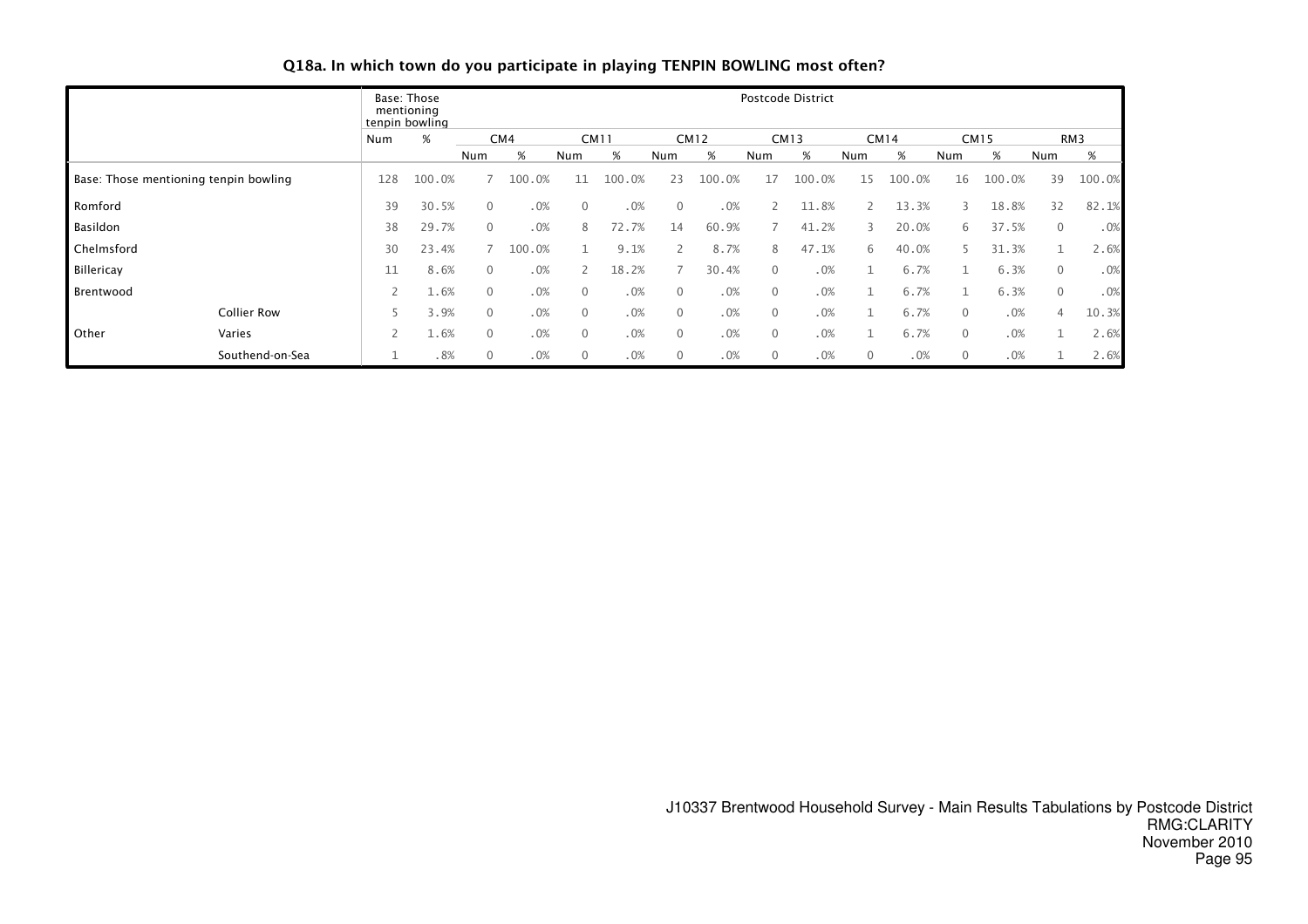**Q18a. In which town do you participate in playing TENPIN BOWLING most often?**

| | | Base: Those mentioning tenpin bowling | | Postcode District | | | | | | | | | | | | | |
|---|---|---|---|---|---|---|---|---|---|---|---|---|---|---|---|---|---|
| | | Num | % | CM4 | | CM11 | | CM12 | | CM13 | | CM14 | | CM15 | | RM3 | |
| | | | | Num | % | Num | % | Num | % | Num | % | Num | % | Num | % | Num | % |
| Base: Those mentioning tenpin bowling | | 128 | 100.0% | 7 | 100.0% | 11 | 100.0% | 23 | 100.0% | 17 | 100.0% | 15 | 100.0% | 16 | 100.0% | 39 | 100.0% |
| Romford | | 39 | 30.5% | 0 | .0% | 0 | .0% | 0 | .0% | 2 | 11.8% | 2 | 13.3% | 3 | 18.8% | 32 | 82.1% |
| Basildon | | 38 | 29.7% | 0 | .0% | 8 | 72.7% | 14 | 60.9% | 7 | 41.2% | 3 | 20.0% | 6 | 37.5% | 0 | .0% |
| Chelmsford | | 30 | 23.4% | 7 | 100.0% | 1 | 9.1% | 2 | 8.7% | 8 | 47.1% | 6 | 40.0% | 5 | 31.3% | 1 | 2.6% |
| Billericay | | 11 | 8.6% | 0 | .0% | 2 | 18.2% | 7 | 30.4% | 0 | .0% | 1 | 6.7% | 1 | 6.3% | 0 | .0% |
| Brentwood | | 2 | 1.6% | 0 | .0% | 0 | .0% | 0 | .0% | 0 | .0% | 1 | 6.7% | 1 | 6.3% | 0 | .0% |
| Other | Collier Row | 5 | 3.9% | 0 | .0% | 0 | .0% | 0 | .0% | 0 | .0% | 1 | 6.7% | 0 | .0% | 4 | 10.3% |
| | Varies | 2 | 1.6% | 0 | .0% | 0 | .0% | 0 | .0% | 0 | .0% | 1 | 6.7% | 0 | .0% | 1 | 2.6% |
| | Southend-on-Sea | 1 | .8% | 0 | .0% | 0 | .0% | 0 | .0% | 0 | .0% | 0 | .0% | 0 | .0% | 1 | 2.6% |

J10337 Brentwood Household Survey - Main Results Tabulations by Postcode District
RMG:CLARITY
November 2010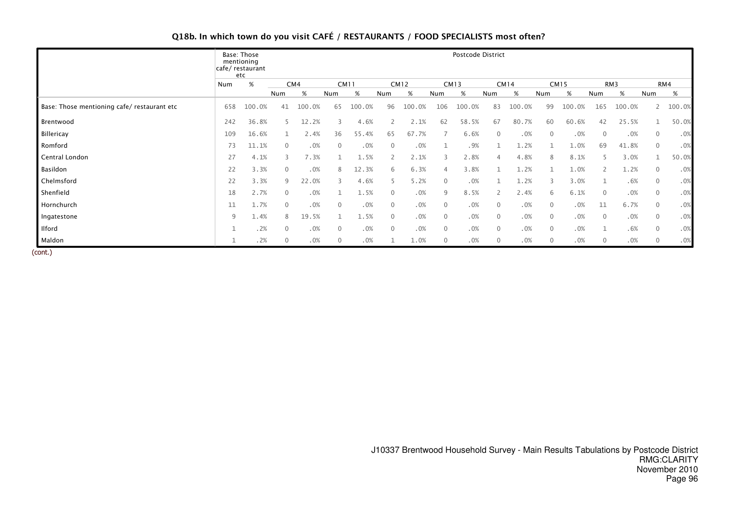## Q18b. In which town do you visit CAFÉ / RESTAURANTS / FOOD SPECIALISTS most often?

| | Base: Those mentioning cafe/ restaurant etc | | Postcode District | | | | | | | | | | | | | | | |
|---|---|---|---|---|---|---|---|---|---|---|---|---|---|---|---|---|---|---|
| | | | CM4 | | CM11 | | CM12 | | CM13 | | CM14 | | CM15 | | RM3 | | RM4 | |
| | Num | % | Num | % | Num | % | Num | % | Num | % | Num | % | Num | % | Num | % | Num | % |
| Base: Those mentioning cafe/ restaurant etc | 658 | 100.0% | 41 | 100.0% | 65 | 100.0% | 96 | 100.0% | 106 | 100.0% | 83 | 100.0% | 99 | 100.0% | 165 | 100.0% | 2 | 100.0% |
| Brentwood | 242 | 36.8% | 5 | 12.2% | 3 | 4.6% | 2 | 2.1% | 62 | 58.5% | 67 | 80.7% | 60 | 60.6% | 42 | 25.5% | 1 | 50.0% |
| Billericay | 109 | 16.6% | 1 | 2.4% | 36 | 55.4% | 65 | 67.7% | 7 | 6.6% | 0 | .0% | 0 | .0% | 0 | .0% | 0 | .0% |
| Romford | 73 | 11.1% | 0 | .0% | 0 | .0% | 0 | .0% | 1 | .9% | 1 | 1.2% | 1 | 1.0% | 69 | 41.8% | 0 | .0% |
| Central London | 27 | 4.1% | 3 | 7.3% | 1 | 1.5% | 2 | 2.1% | 3 | 2.8% | 4 | 4.8% | 8 | 8.1% | 5 | 3.0% | 1 | 50.0% |
| Basildon | 22 | 3.3% | 0 | .0% | 8 | 12.3% | 6 | 6.3% | 4 | 3.8% | 1 | 1.2% | 1 | 1.0% | 2 | 1.2% | 0 | .0% |
| Chelmsford | 22 | 3.3% | 9 | 22.0% | 3 | 4.6% | 5 | 5.2% | 0 | .0% | 1 | 1.2% | 3 | 3.0% | 1 | .6% | 0 | .0% |
| Shenfield | 18 | 2.7% | 0 | .0% | 1 | 1.5% | 0 | .0% | 9 | 8.5% | 2 | 2.4% | 6 | 6.1% | 0 | .0% | 0 | .0% |
| Hornchurch | 11 | 1.7% | 0 | .0% | 0 | .0% | 0 | .0% | 0 | .0% | 0 | .0% | 0 | .0% | 11 | 6.7% | 0 | .0% |
| Ingatestone | 9 | 1.4% | 8 | 19.5% | 1 | 1.5% | 0 | .0% | 0 | .0% | 0 | .0% | 0 | .0% | 0 | .0% | 0 | .0% |
| Ilford | 1 | .2% | 0 | .0% | 0 | .0% | 0 | .0% | 0 | .0% | 0 | .0% | 0 | .0% | 1 | .6% | 0 | .0% |
| Maldon | 1 | .2% | 0 | .0% | 0 | .0% | 1 | 1.0% | 0 | .0% | 0 | .0% | 0 | .0% | 0 | .0% | 0 | .0% |

(cont.)

J10337 Brentwood Household Survey - Main Results Tabulations by Postcode District
RMG:CLARITY
November 2010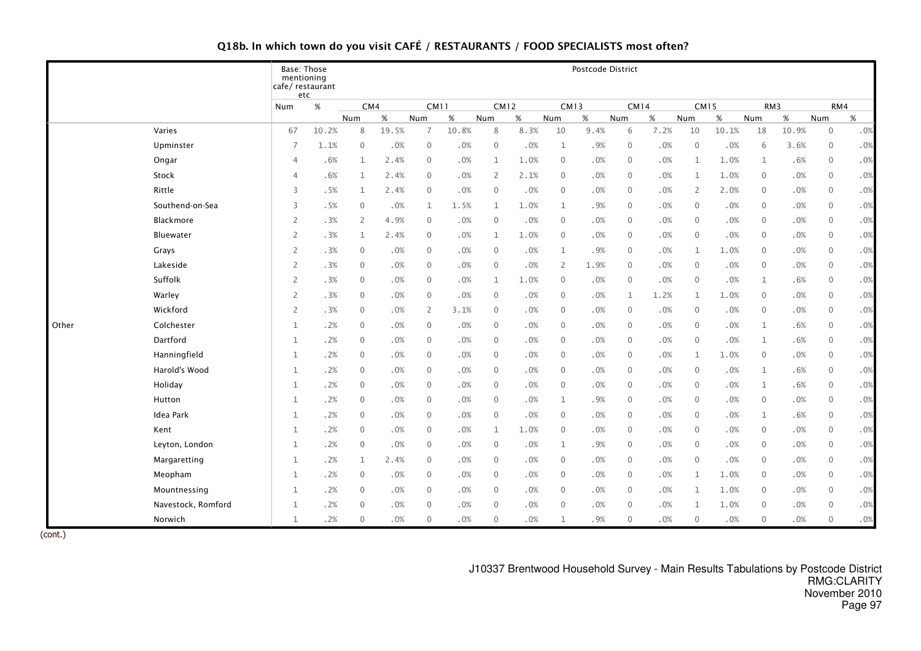## Q18b. In which town do you visit CAFÉ / RESTAURANTS / FOOD SPECIALISTS most often?

| | | Base: Those mentioning cafe/ restaurant etc | | Postcode District | | | | | | | | | | | | | | | |
|---|---|---|---|---|---|---|---|---|---|---|---|---|---|---|---|---|---|---|---|
| | | Num | % | CM4 | | CM11 | | CM12 | | CM13 | | CM14 | | CM15 | | RM3 | | RM4 | |
| | | | | Num | % | Num | % | Num | % | Num | % | Num | % | Num | % | Num | % | Num | % |
| | Varies | 67 | 10.2% | 8 | 19.5% | 7 | 10.8% | 8 | 8.3% | 10 | 9.4% | 6 | 7.2% | 10 | 10.1% | 18 | 10.9% | 0 | .0% |
| | Upminster | 7 | 1.1% | 0 | .0% | 0 | .0% | 0 | .0% | 1 | .9% | 0 | .0% | 0 | .0% | 6 | 3.6% | 0 | .0% |
| | Ongar | 4 | .6% | 1 | 2.4% | 0 | .0% | 1 | 1.0% | 0 | .0% | 0 | .0% | 1 | 1.0% | 1 | .6% | 0 | .0% |
| | Stock | 4 | .6% | 1 | 2.4% | 0 | .0% | 2 | 2.1% | 0 | .0% | 0 | .0% | 1 | 1.0% | 0 | .0% | 0 | .0% |
| | Rittle | 3 | .5% | 1 | 2.4% | 0 | .0% | 0 | .0% | 0 | .0% | 0 | .0% | 2 | 2.0% | 0 | .0% | 0 | .0% |
| | Southend-on-Sea | 3 | .5% | 0 | .0% | 1 | 1.5% | 1 | 1.0% | 1 | .9% | 0 | .0% | 0 | .0% | 0 | .0% | 0 | .0% |
| | Blackmore | 2 | .3% | 2 | 4.9% | 0 | .0% | 0 | .0% | 0 | .0% | 0 | .0% | 0 | .0% | 0 | .0% | 0 | .0% |
| | Bluewater | 2 | .3% | 1 | 2.4% | 0 | .0% | 1 | 1.0% | 0 | .0% | 0 | .0% | 0 | .0% | 0 | .0% | 0 | .0% |
| | Grays | 2 | .3% | 0 | .0% | 0 | .0% | 0 | .0% | 1 | .9% | 0 | .0% | 1 | 1.0% | 0 | .0% | 0 | .0% |
| | Lakeside | 2 | .3% | 0 | .0% | 0 | .0% | 0 | .0% | 2 | 1.9% | 0 | .0% | 0 | .0% | 0 | .0% | 0 | .0% |
| | Suffolk | 2 | .3% | 0 | .0% | 0 | .0% | 1 | 1.0% | 0 | .0% | 0 | .0% | 0 | .0% | 1 | .6% | 0 | .0% |
| | Warley | 2 | .3% | 0 | .0% | 0 | .0% | 0 | .0% | 0 | .0% | 1 | 1.2% | 1 | 1.0% | 0 | .0% | 0 | .0% |
| | Wickford | 2 | .3% | 0 | .0% | 2 | 3.1% | 0 | .0% | 0 | .0% | 0 | .0% | 0 | .0% | 0 | .0% | 0 | .0% |
| Other | Colchester | 1 | .2% | 0 | .0% | 0 | .0% | 0 | .0% | 0 | .0% | 0 | .0% | 0 | .0% | 1 | .6% | 0 | .0% |
| | Dartford | 1 | .2% | 0 | .0% | 0 | .0% | 0 | .0% | 0 | .0% | 0 | .0% | 0 | .0% | 1 | .6% | 0 | .0% |
| | Hanningfield | 1 | .2% | 0 | .0% | 0 | .0% | 0 | .0% | 0 | .0% | 0 | .0% | 1 | 1.0% | 0 | .0% | 0 | .0% |
| | Harold's Wood | 1 | .2% | 0 | .0% | 0 | .0% | 0 | .0% | 0 | .0% | 0 | .0% | 0 | .0% | 1 | .6% | 0 | .0% |
| | Holiday | 1 | .2% | 0 | .0% | 0 | .0% | 0 | .0% | 0 | .0% | 0 | .0% | 0 | .0% | 1 | .6% | 0 | .0% |
| | Hutton | 1 | .2% | 0 | .0% | 0 | .0% | 0 | .0% | 1 | .9% | 0 | .0% | 0 | .0% | 0 | .0% | 0 | .0% |
| | Idea Park | 1 | .2% | 0 | .0% | 0 | .0% | 0 | .0% | 0 | .0% | 0 | .0% | 0 | .0% | 1 | .6% | 0 | .0% |
| | Kent | 1 | .2% | 0 | .0% | 0 | .0% | 1 | 1.0% | 0 | .0% | 0 | .0% | 0 | .0% | 0 | .0% | 0 | .0% |
| | Leyton, London | 1 | .2% | 0 | .0% | 0 | .0% | 0 | .0% | 1 | .9% | 0 | .0% | 0 | .0% | 0 | .0% | 0 | .0% |
| | Margaretting | 1 | .2% | 1 | 2.4% | 0 | .0% | 0 | .0% | 0 | .0% | 0 | .0% | 0 | .0% | 0 | .0% | 0 | .0% |
| | Meopham | 1 | .2% | 0 | .0% | 0 | .0% | 0 | .0% | 0 | .0% | 0 | .0% | 1 | 1.0% | 0 | .0% | 0 | .0% |
| | Mountnessing | 1 | .2% | 0 | .0% | 0 | .0% | 0 | .0% | 0 | .0% | 0 | .0% | 1 | 1.0% | 0 | .0% | 0 | .0% |
| | Navestock, Romford | 1 | .2% | 0 | .0% | 0 | .0% | 0 | .0% | 0 | .0% | 0 | .0% | 1 | 1.0% | 0 | .0% | 0 | .0% |
| | Norwich | 1 | .2% | 0 | .0% | 0 | .0% | 0 | .0% | 1 | .9% | 0 | .0% | 0 | .0% | 0 | .0% | 0 | .0% |

(cont.)

J10337 Brentwood Household Survey - Main Results Tabulations by Postcode District
RMG:CLARITY
November 2010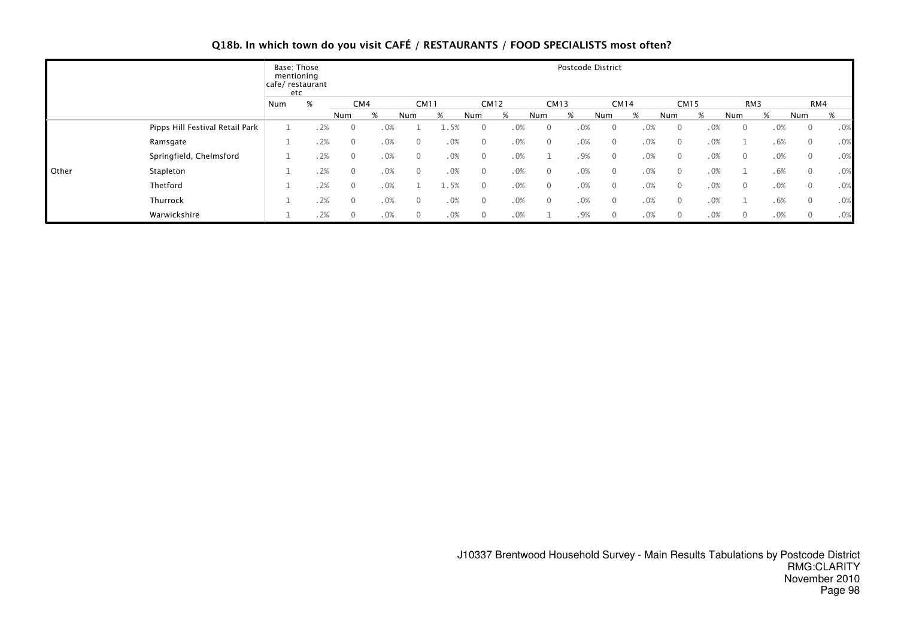## Q18b. In which town do you visit CAFÉ / RESTAURANTS / FOOD SPECIALISTS most often?

| | | Base: Those mentioning cafe/ restaurant etc | | Postcode District | | | | | | | | | | | | | | | |
|---|---|---|---|---|---|---|---|---|---|---|---|---|---|---|---|---|---|---|---|
| | | | | CM4 | | CM11 | | CM12 | | CM13 | | CM14 | | CM15 | | RM3 | | RM4 | |
| | | Num | % | Num | % | Num | % | Num | % | Num | % | Num | % | Num | % | Num | % | Num | % |
| Other | Pipps Hill Festival Retail Park | 1 | .2% | 0 | .0% | 1 | 1.5% | 0 | .0% | 0 | .0% | 0 | .0% | 0 | .0% | 0 | .0% | 0 | .0% |
| | Ramsgate | 1 | .2% | 0 | .0% | 0 | .0% | 0 | .0% | 0 | .0% | 0 | .0% | 0 | .0% | 1 | .6% | 0 | .0% |
| | Springfield, Chelmsford | 1 | .2% | 0 | .0% | 0 | .0% | 0 | .0% | 1 | .9% | 0 | .0% | 0 | .0% | 0 | .0% | 0 | .0% |
| | Stapleton | 1 | .2% | 0 | .0% | 0 | .0% | 0 | .0% | 0 | .0% | 0 | .0% | 0 | .0% | 1 | .6% | 0 | .0% |
| | Thetford | 1 | .2% | 0 | .0% | 1 | 1.5% | 0 | .0% | 0 | .0% | 0 | .0% | 0 | .0% | 0 | .0% | 0 | .0% |
| | Thurrock | 1 | .2% | 0 | .0% | 0 | .0% | 0 | .0% | 0 | .0% | 0 | .0% | 0 | .0% | 1 | .6% | 0 | .0% |
| | Warwickshire | 1 | .2% | 0 | .0% | 0 | .0% | 0 | .0% | 1 | .9% | 0 | .0% | 0 | .0% | 0 | .0% | 0 | .0% |

J10337 Brentwood Household Survey - Main Results Tabulations by Postcode District
RMG:CLARITY
November 2010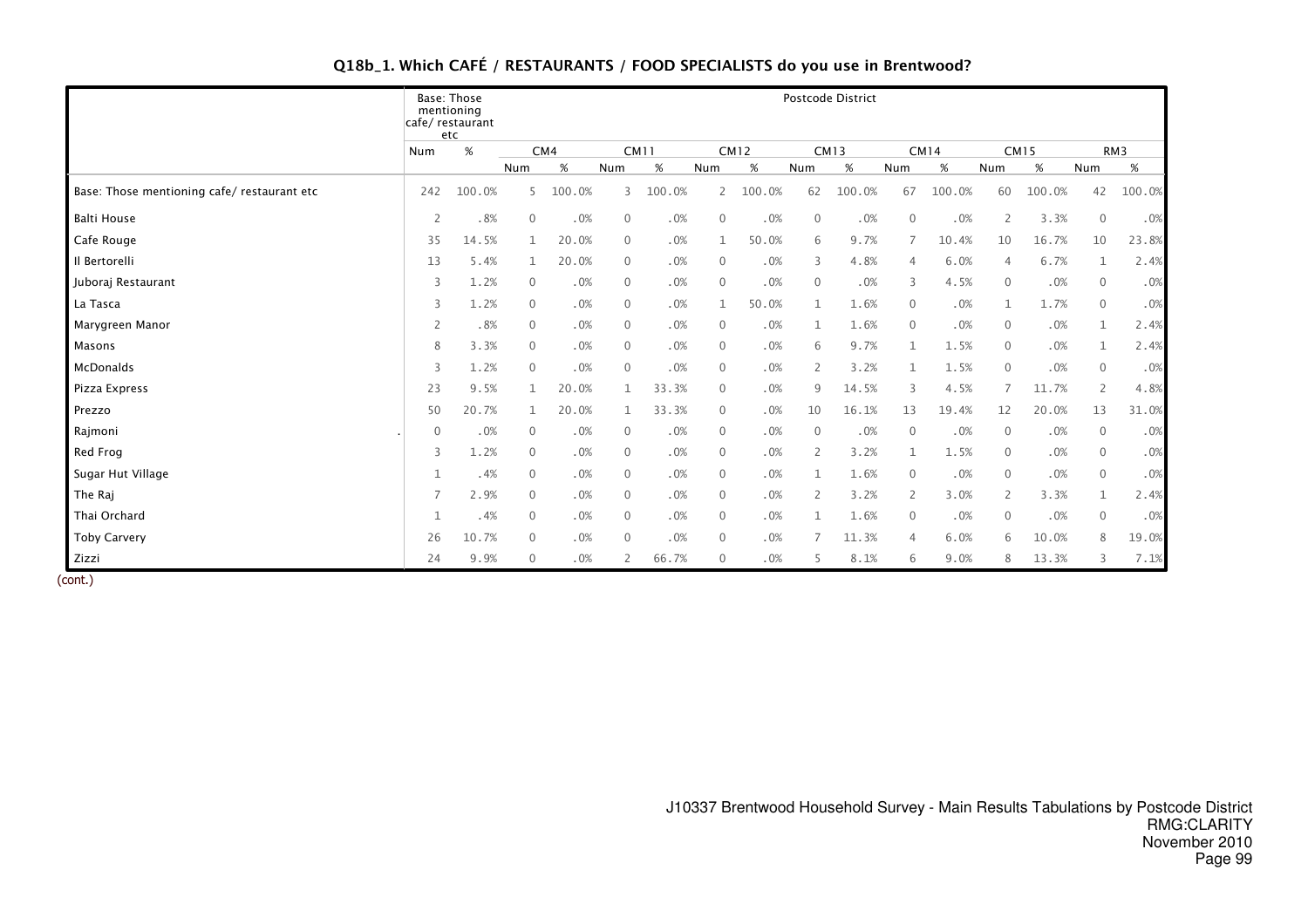## Q18b_1. Which CAFÉ / RESTAURANTS / FOOD SPECIALISTS do you use in Brentwood?

| | Base: Those mentioning cafe/ restaurant etc | | Postcode District | | | | | | | | | | | | | |
|---|---|---|---|---|---|---|---|---|---|---|---|---|---|---|---|---|
| | | | CM4 | | CM11 | | CM12 | | CM13 | | CM14 | | CM15 | | RM3 | |
| | Num | % | Num | % | Num | % | Num | % | Num | % | Num | % | Num | % | Num | % |
| Base: Those mentioning cafe/ restaurant etc | 242 | 100.0% | 5 | 100.0% | 3 | 100.0% | 2 | 100.0% | 62 | 100.0% | 67 | 100.0% | 60 | 100.0% | 42 | 100.0% |
| Balti House | 2 | .8% | 0 | .0% | 0 | .0% | 0 | .0% | 0 | .0% | 0 | .0% | 2 | 3.3% | 0 | .0% |
| Cafe Rouge | 35 | 14.5% | 1 | 20.0% | 0 | .0% | 1 | 50.0% | 6 | 9.7% | 7 | 10.4% | 10 | 16.7% | 10 | 23.8% |
| Il Bertorelli | 13 | 5.4% | 1 | 20.0% | 0 | .0% | 0 | .0% | 3 | 4.8% | 4 | 6.0% | 4 | 6.7% | 1 | 2.4% |
| Juboraj Restaurant | 3 | 1.2% | 0 | .0% | 0 | .0% | 0 | .0% | 0 | .0% | 3 | 4.5% | 0 | .0% | 0 | .0% |
| La Tasca | 3 | 1.2% | 0 | .0% | 0 | .0% | 1 | 50.0% | 1 | 1.6% | 0 | .0% | 1 | 1.7% | 0 | .0% |
| Marygreen Manor | 2 | .8% | 0 | .0% | 0 | .0% | 0 | .0% | 1 | 1.6% | 0 | .0% | 0 | .0% | 1 | 2.4% |
| Masons | 8 | 3.3% | 0 | .0% | 0 | .0% | 0 | .0% | 6 | 9.7% | 1 | 1.5% | 0 | .0% | 1 | 2.4% |
| McDonalds | 3 | 1.2% | 0 | .0% | 0 | .0% | 0 | .0% | 2 | 3.2% | 1 | 1.5% | 0 | .0% | 0 | .0% |
| Pizza Express | 23 | 9.5% | 1 | 20.0% | 1 | 33.3% | 0 | .0% | 9 | 14.5% | 3 | 4.5% | 7 | 11.7% | 2 | 4.8% |
| Prezzo | 50 | 20.7% | 1 | 20.0% | 1 | 33.3% | 0 | .0% | 10 | 16.1% | 13 | 19.4% | 12 | 20.0% | 13 | 31.0% |
| Rajmoni | 0 | .0% | 0 | .0% | 0 | .0% | 0 | .0% | 0 | .0% | 0 | .0% | 0 | .0% | 0 | .0% |
| Red Frog | 3 | 1.2% | 0 | .0% | 0 | .0% | 0 | .0% | 2 | 3.2% | 1 | 1.5% | 0 | .0% | 0 | .0% |
| Sugar Hut Village | 1 | .4% | 0 | .0% | 0 | .0% | 0 | .0% | 1 | 1.6% | 0 | .0% | 0 | .0% | 0 | .0% |
| The Raj | 7 | 2.9% | 0 | .0% | 0 | .0% | 0 | .0% | 2 | 3.2% | 2 | 3.0% | 2 | 3.3% | 1 | 2.4% |
| Thai Orchard | 1 | .4% | 0 | .0% | 0 | .0% | 0 | .0% | 1 | 1.6% | 0 | .0% | 0 | .0% | 0 | .0% |
| Toby Carvery | 26 | 10.7% | 0 | .0% | 0 | .0% | 0 | .0% | 7 | 11.3% | 4 | 6.0% | 6 | 10.0% | 8 | 19.0% |
| Zizzi | 24 | 9.9% | 0 | .0% | 2 | 66.7% | 0 | .0% | 5 | 8.1% | 6 | 9.0% | 8 | 13.3% | 3 | 7.1% |

(cont.)

J10337 Brentwood Household Survey - Main Results Tabulations by Postcode District
RMG:CLARITY
November 2010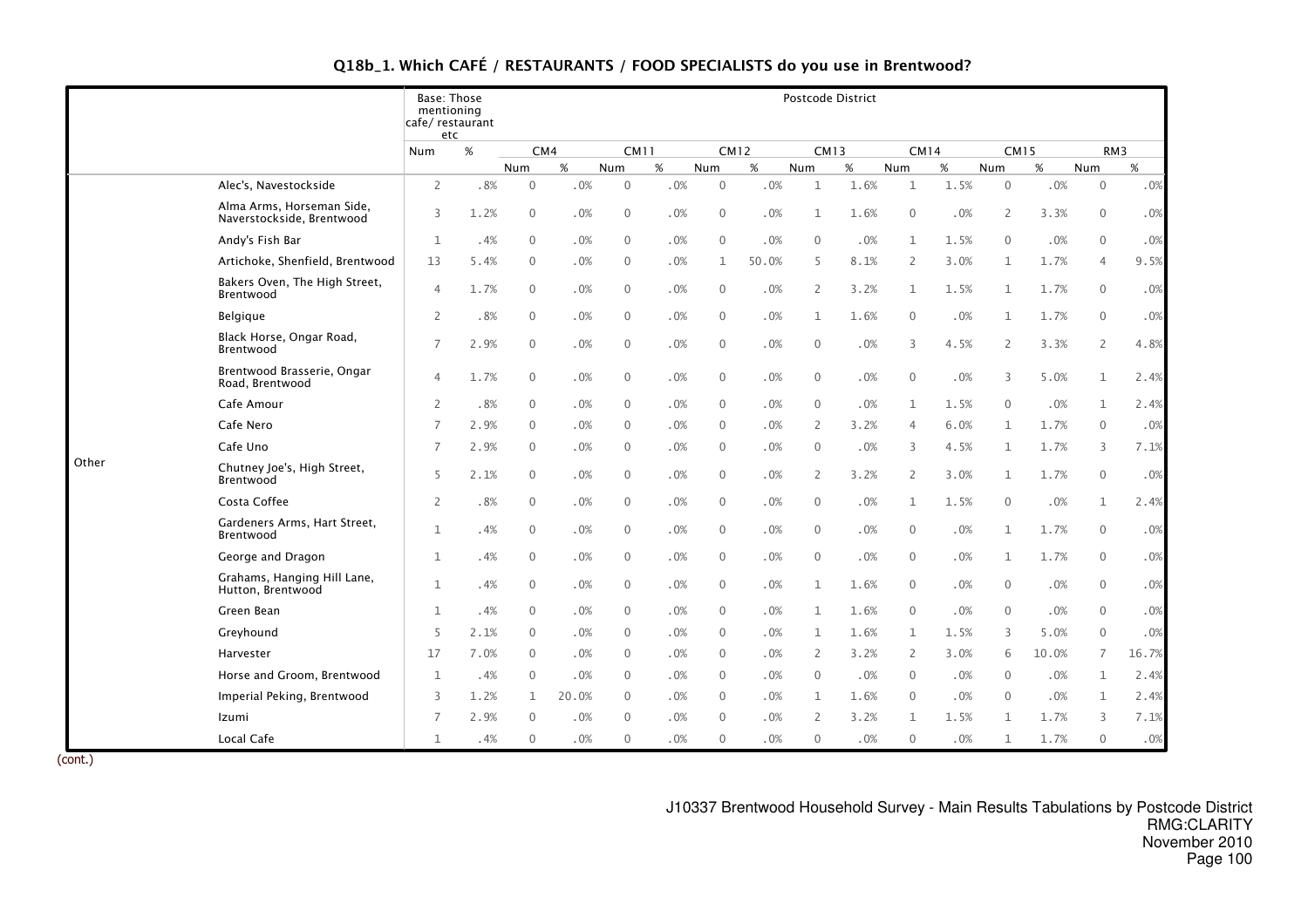## Q18b_1. Which CAFÉ / RESTAURANTS / FOOD SPECIALISTS do you use in Brentwood?

| | | Base: Those mentioning cafe/ restaurant etc | | Postcode District | | | | | | | | | | | | | |
|---|---|---|---|---|---|---|---|---|---|---|---|---|---|---|---|---|---|
| | | | | CM4 | | CM11 | | CM12 | | CM13 | | CM14 | | CM15 | | RM3 | |
| | | Num | % | Num | % | Num | % | Num | % | Num | % | Num | % | Num | % | Num | % |
| Other | Alec's, Navestockside | 2 | .8% | 0 | .0% | 0 | .0% | 0 | .0% | 1 | 1.6% | 1 | 1.5% | 0 | .0% | 0 | .0% |
| | Alma Arms, Horseman Side, Naverstockside, Brentwood | 3 | 1.2% | 0 | .0% | 0 | .0% | 0 | .0% | 1 | 1.6% | 0 | .0% | 2 | 3.3% | 0 | .0% |
| | Andy's Fish Bar | 1 | .4% | 0 | .0% | 0 | .0% | 0 | .0% | 0 | .0% | 1 | 1.5% | 0 | .0% | 0 | .0% |
| | Artichoke, Shenfield, Brentwood | 13 | 5.4% | 0 | .0% | 0 | .0% | 1 | 50.0% | 5 | 8.1% | 2 | 3.0% | 1 | 1.7% | 4 | 9.5% |
| | Bakers Oven, The High Street, Brentwood | 4 | 1.7% | 0 | .0% | 0 | .0% | 0 | .0% | 2 | 3.2% | 1 | 1.5% | 1 | 1.7% | 0 | .0% |
| | Belgique | 2 | .8% | 0 | .0% | 0 | .0% | 0 | .0% | 1 | 1.6% | 0 | .0% | 1 | 1.7% | 0 | .0% |
| | Black Horse, Ongar Road, Brentwood | 7 | 2.9% | 0 | .0% | 0 | .0% | 0 | .0% | 0 | .0% | 3 | 4.5% | 2 | 3.3% | 2 | 4.8% |
| | Brentwood Brasserie, Ongar Road, Brentwood | 4 | 1.7% | 0 | .0% | 0 | .0% | 0 | .0% | 0 | .0% | 0 | .0% | 3 | 5.0% | 1 | 2.4% |
| | Cafe Amour | 2 | .8% | 0 | .0% | 0 | .0% | 0 | .0% | 0 | .0% | 1 | 1.5% | 0 | .0% | 1 | 2.4% |
| | Cafe Nero | 7 | 2.9% | 0 | .0% | 0 | .0% | 0 | .0% | 2 | 3.2% | 4 | 6.0% | 1 | 1.7% | 0 | .0% |
| | Cafe Uno | 7 | 2.9% | 0 | .0% | 0 | .0% | 0 | .0% | 0 | .0% | 3 | 4.5% | 1 | 1.7% | 3 | 7.1% |
| | Chutney Joe's, High Street, Brentwood | 5 | 2.1% | 0 | .0% | 0 | .0% | 0 | .0% | 2 | 3.2% | 2 | 3.0% | 1 | 1.7% | 0 | .0% |
| | Costa Coffee | 2 | .8% | 0 | .0% | 0 | .0% | 0 | .0% | 0 | .0% | 1 | 1.5% | 0 | .0% | 1 | 2.4% |
| | Gardeners Arms, Hart Street, Brentwood | 1 | .4% | 0 | .0% | 0 | .0% | 0 | .0% | 0 | .0% | 0 | .0% | 1 | 1.7% | 0 | .0% |
| | George and Dragon | 1 | .4% | 0 | .0% | 0 | .0% | 0 | .0% | 0 | .0% | 0 | .0% | 1 | 1.7% | 0 | .0% |
| | Grahams, Hanging Hill Lane, Hutton, Brentwood | 1 | .4% | 0 | .0% | 0 | .0% | 0 | .0% | 1 | 1.6% | 0 | .0% | 0 | .0% | 0 | .0% |
| | Green Bean | 1 | .4% | 0 | .0% | 0 | .0% | 0 | .0% | 1 | 1.6% | 0 | .0% | 0 | .0% | 0 | .0% |
| | Greyhound | 5 | 2.1% | 0 | .0% | 0 | .0% | 0 | .0% | 1 | 1.6% | 1 | 1.5% | 3 | 5.0% | 0 | .0% |
| | Harvester | 17 | 7.0% | 0 | .0% | 0 | .0% | 0 | .0% | 2 | 3.2% | 2 | 3.0% | 6 | 10.0% | 7 | 16.7% |
| | Horse and Groom, Brentwood | 1 | .4% | 0 | .0% | 0 | .0% | 0 | .0% | 0 | .0% | 0 | .0% | 0 | .0% | 1 | 2.4% |
| | Imperial Peking, Brentwood | 3 | 1.2% | 1 | 20.0% | 0 | .0% | 0 | .0% | 1 | 1.6% | 0 | .0% | 0 | .0% | 1 | 2.4% |
| | Izumi | 7 | 2.9% | 0 | .0% | 0 | .0% | 0 | .0% | 2 | 3.2% | 1 | 1.5% | 1 | 1.7% | 3 | 7.1% |
| | Local Cafe | 1 | .4% | 0 | .0% | 0 | .0% | 0 | .0% | 0 | .0% | 0 | .0% | 1 | 1.7% | 0 | .0% |

(cont.)

J10337 Brentwood Household Survey - Main Results Tabulations by Postcode District
RMG:CLARITY
November 2010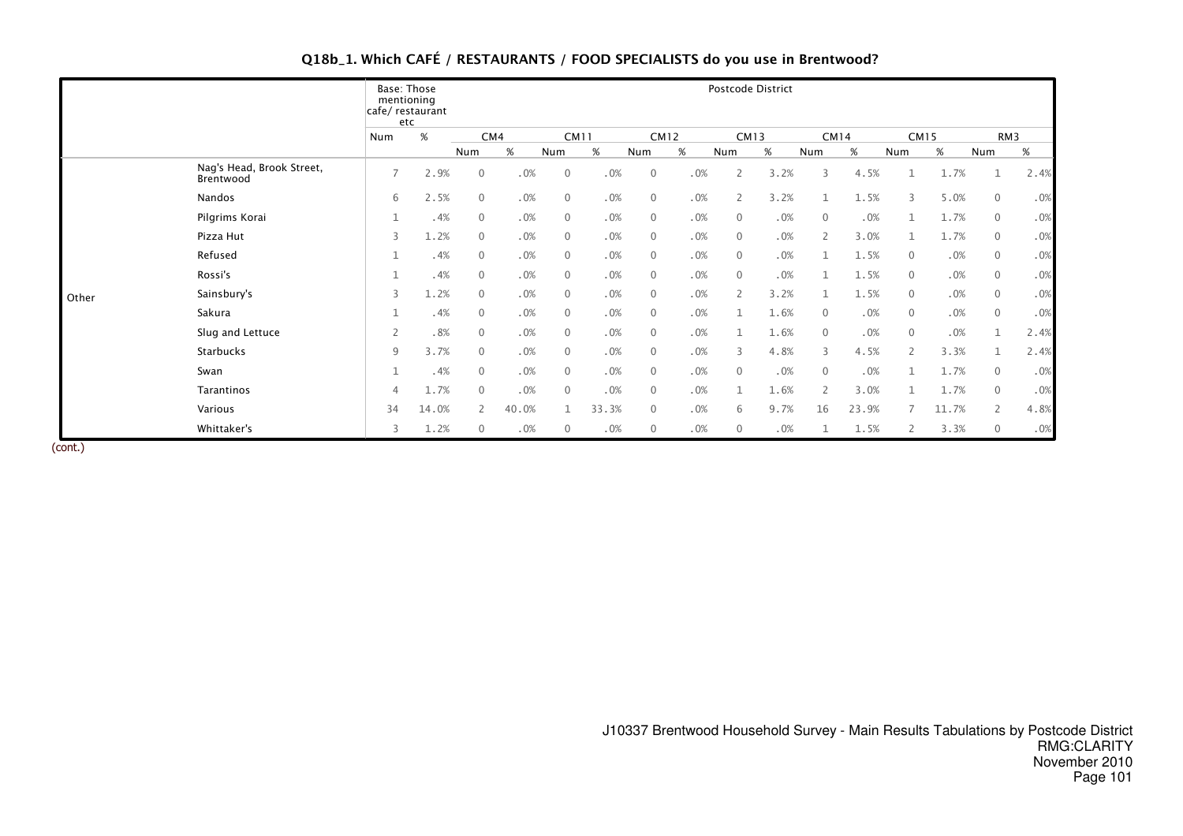## Q18b_1. Which CAFÉ / RESTAURANTS / FOOD SPECIALISTS do you use in Brentwood?

| | | Base: Those mentioning cafe/ restaurant etc | | Postcode District | | | | | | | | | | | | | |
|---|---|---|---|---|---|---|---|---|---|---|---|---|---|---|---|---|---|
| | | | | CM4 | | CM11 | | CM12 | | CM13 | | CM14 | | CM15 | | RM3 | |
| | | Num | % | Num | % | Num | % | Num | % | Num | % | Num | % | Num | % | Num | % |
| Other | Nag's Head, Brook Street, Brentwood | 7 | 2.9% | 0 | .0% | 0 | .0% | 0 | .0% | 2 | 3.2% | 3 | 4.5% | 1 | 1.7% | 1 | 2.4% |
| | Nandos | 6 | 2.5% | 0 | .0% | 0 | .0% | 0 | .0% | 2 | 3.2% | 1 | 1.5% | 3 | 5.0% | 0 | .0% |
| | Pilgrims Korai | 1 | .4% | 0 | .0% | 0 | .0% | 0 | .0% | 0 | .0% | 0 | .0% | 1 | 1.7% | 0 | .0% |
| | Pizza Hut | 3 | 1.2% | 0 | .0% | 0 | .0% | 0 | .0% | 0 | .0% | 2 | 3.0% | 1 | 1.7% | 0 | .0% |
| | Refused | 1 | .4% | 0 | .0% | 0 | .0% | 0 | .0% | 0 | .0% | 1 | 1.5% | 0 | .0% | 0 | .0% |
| | Rossi's | 1 | .4% | 0 | .0% | 0 | .0% | 0 | .0% | 0 | .0% | 1 | 1.5% | 0 | .0% | 0 | .0% |
| | Sainsbury's | 3 | 1.2% | 0 | .0% | 0 | .0% | 0 | .0% | 2 | 3.2% | 1 | 1.5% | 0 | .0% | 0 | .0% |
| | Sakura | 1 | .4% | 0 | .0% | 0 | .0% | 0 | .0% | 1 | 1.6% | 0 | .0% | 0 | .0% | 0 | .0% |
| | Slug and Lettuce | 2 | .8% | 0 | .0% | 0 | .0% | 0 | .0% | 1 | 1.6% | 0 | .0% | 0 | .0% | 1 | 2.4% |
| | Starbucks | 9 | 3.7% | 0 | .0% | 0 | .0% | 0 | .0% | 3 | 4.8% | 3 | 4.5% | 2 | 3.3% | 1 | 2.4% |
| | Swan | 1 | .4% | 0 | .0% | 0 | .0% | 0 | .0% | 0 | .0% | 0 | .0% | 1 | 1.7% | 0 | .0% |
| | Tarantinos | 4 | 1.7% | 0 | .0% | 0 | .0% | 0 | .0% | 1 | 1.6% | 2 | 3.0% | 1 | 1.7% | 0 | .0% |
| | Various | 34 | 14.0% | 2 | 40.0% | 1 | 33.3% | 0 | .0% | 6 | 9.7% | 16 | 23.9% | 7 | 11.7% | 2 | 4.8% |
| | Whittaker's | 3 | 1.2% | 0 | .0% | 0 | .0% | 0 | .0% | 0 | .0% | 1 | 1.5% | 2 | 3.3% | 0 | .0% |

(cont.)

J10337 Brentwood Household Survey - Main Results Tabulations by Postcode District
RMG:CLARITY
November 2010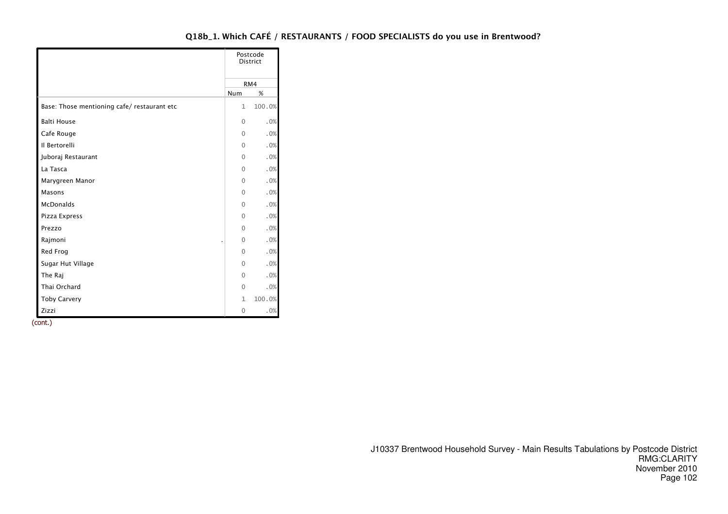## Q18b_1. Which CAFÉ / RESTAURANTS / FOOD SPECIALISTS do you use in Brentwood?

| | Postcode District | |
|---|---|---|
| | RM4 | |
| | Num | % |
| Base: Those mentioning cafe/ restaurant etc | 1 | 100.0% |
| Balti House | 0 | .0% |
| Cafe Rouge | 0 | .0% |
| Il Bertorelli | 0 | .0% |
| Juboraj Restaurant | 0 | .0% |
| La Tasca | 0 | .0% |
| Marygreen Manor | 0 | .0% |
| Masons | 0 | .0% |
| McDonalds | 0 | .0% |
| Pizza Express | 0 | .0% |
| Prezzo | 0 | .0% |
| Rajmoni | 0 | .0% |
| Red Frog | 0 | .0% |
| Sugar Hut Village | 0 | .0% |
| The Raj | 0 | .0% |
| Thai Orchard | 0 | .0% |
| Toby Carvery | 1 | 100.0% |
| Zizzi | 0 | .0% |

(cont.)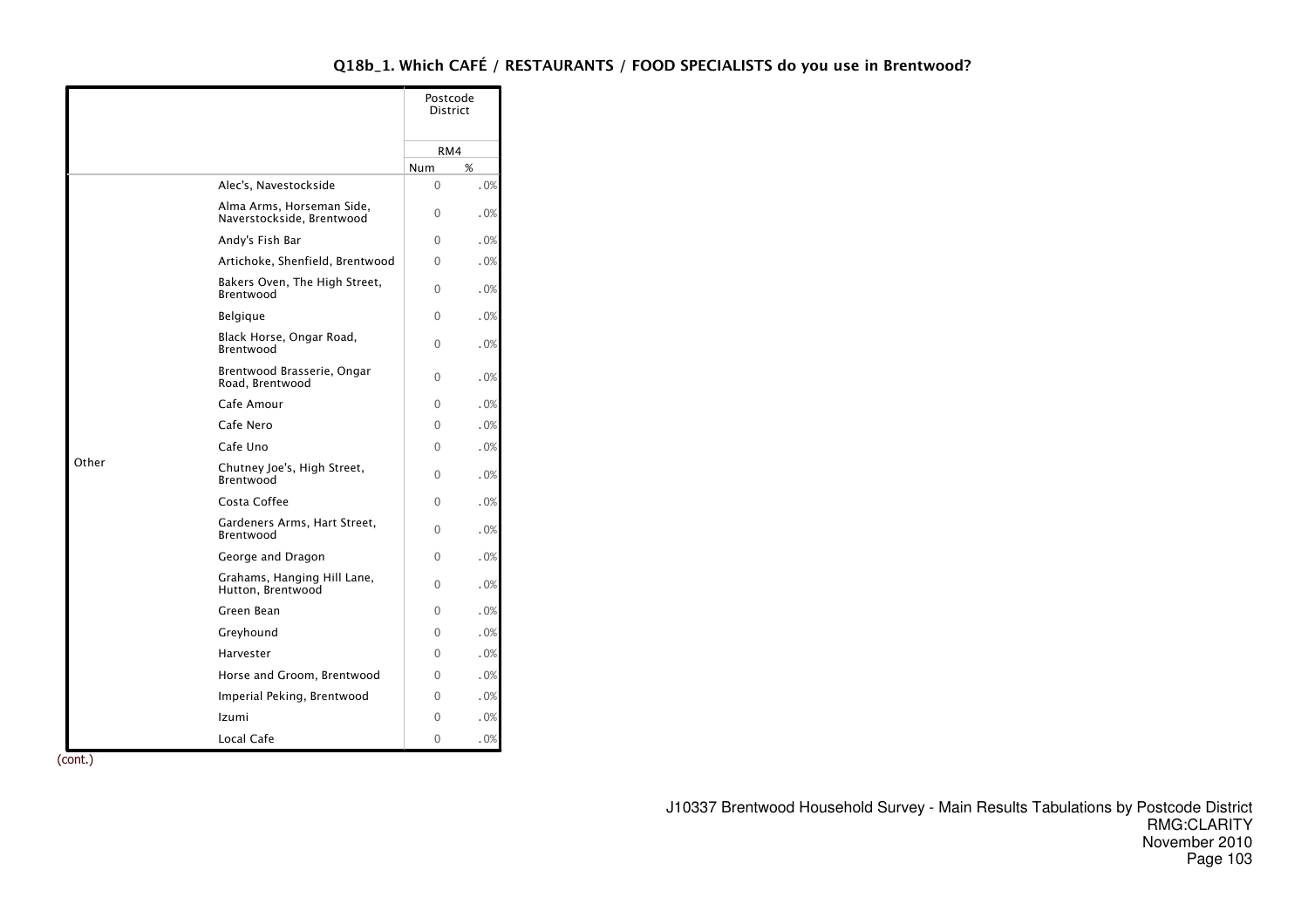## Q18b_1. Which CAFÉ / RESTAURANTS / FOOD SPECIALISTS do you use in Brentwood?

| | | Postcode District | |
|---|---|---|---|
| | | RM4 | |
| | | Num | % |
| Other | Alec's, Navestockside | 0 | .0% |
| | Alma Arms, Horseman Side, Naverstockside, Brentwood | 0 | .0% |
| | Andy's Fish Bar | 0 | .0% |
| | Artichoke, Shenfield, Brentwood | 0 | .0% |
| | Bakers Oven, The High Street, Brentwood | 0 | .0% |
| | Belgique | 0 | .0% |
| | Black Horse, Ongar Road, Brentwood | 0 | .0% |
| | Brentwood Brasserie, Ongar Road, Brentwood | 0 | .0% |
| | Cafe Amour | 0 | .0% |
| | Cafe Nero | 0 | .0% |
| | Cafe Uno | 0 | .0% |
| | Chutney Joe's, High Street, Brentwood | 0 | .0% |
| | Costa Coffee | 0 | .0% |
| | Gardeners Arms, Hart Street, Brentwood | 0 | .0% |
| | George and Dragon | 0 | .0% |
| | Grahams, Hanging Hill Lane, Hutton, Brentwood | 0 | .0% |
| | Green Bean | 0 | .0% |
| | Greyhound | 0 | .0% |
| | Harvester | 0 | .0% |
| | Horse and Groom, Brentwood | 0 | .0% |
| | Imperial Peking, Brentwood | 0 | .0% |
| | Izumi | 0 | .0% |
| | Local Cafe | 0 | .0% |

(cont.)

J10337 Brentwood Household Survey - Main Results Tabulations by Postcode District
RMG:CLARITY
November 2010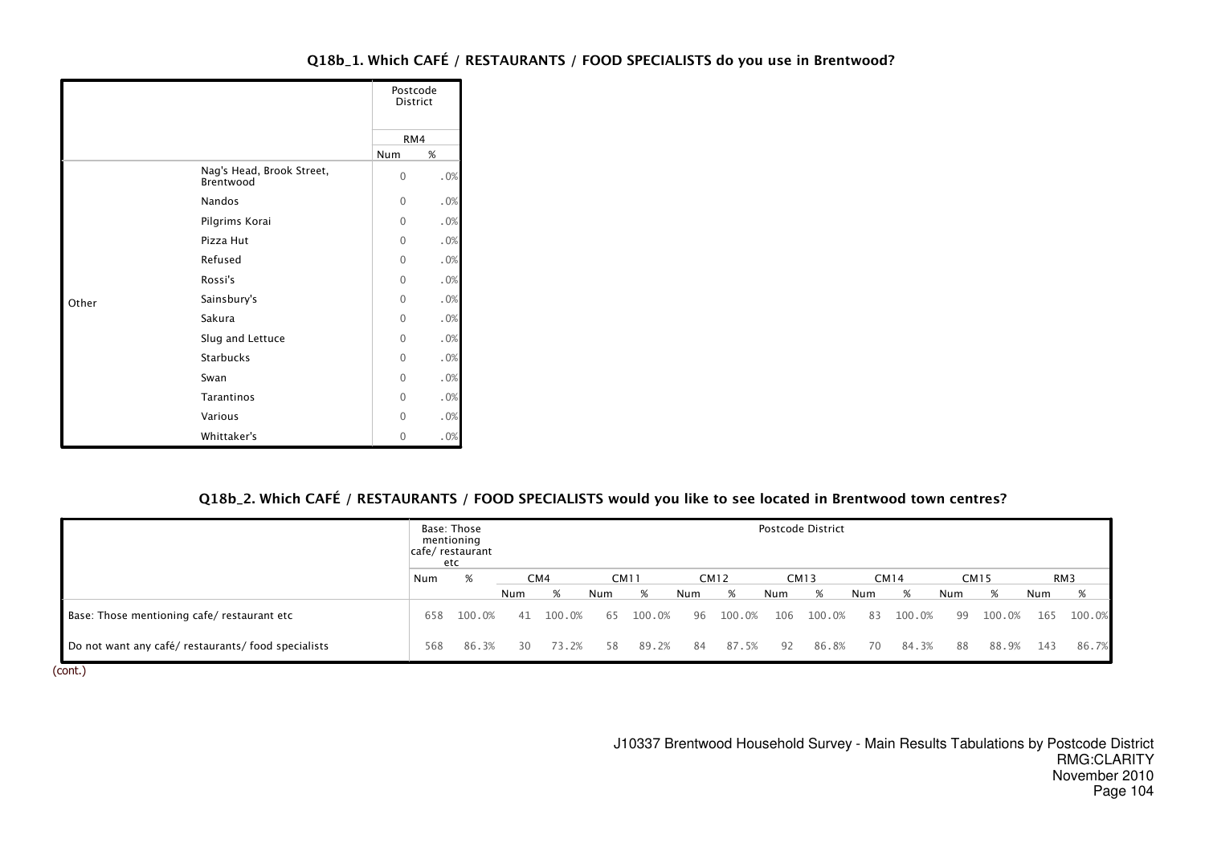### Q18b_1. Which CAFÉ / RESTAURANTS / FOOD SPECIALISTS do you use in Brentwood?

| | | Postcode District | |
|---|---|---|---|
| | | RM4 | |
| | | Num | % |
| Other | Nag's Head, Brook Street, Brentwood | 0 | .0% |
| | Nandos | 0 | .0% |
| | Pilgrims Korai | 0 | .0% |
| | Pizza Hut | 0 | .0% |
| | Refused | 0 | .0% |
| | Rossi's | 0 | .0% |
| | Sainsbury's | 0 | .0% |
| | Sakura | 0 | .0% |
| | Slug and Lettuce | 0 | .0% |
| | Starbucks | 0 | .0% |
| | Swan | 0 | .0% |
| | Tarantinos | 0 | .0% |
| | Various | 0 | .0% |
| | Whittaker's | 0 | .0% |

### Q18b_2. Which CAFÉ / RESTAURANTS / FOOD SPECIALISTS would you like to see located in Brentwood town centres?

| | Base: Those mentioning cafe/ restaurant etc | | Postcode District | | | | | | | | | | | | | |
|---|---|---|---|---|---|---|---|---|---|---|---|---|---|---|---|---|
| | | | CM4 | | CM11 | | CM12 | | CM13 | | CM14 | | CM15 | | RM3 | |
| | Num | % | Num | % | Num | % | Num | % | Num | % | Num | % | Num | % | Num | % |
| Base: Those mentioning cafe/ restaurant etc | 658 | 100.0% | 41 | 100.0% | 65 | 100.0% | 96 | 100.0% | 106 | 100.0% | 83 | 100.0% | 99 | 100.0% | 165 | 100.0% |
| Do not want any café/ restaurants/ food specialists | 568 | 86.3% | 30 | 73.2% | 58 | 89.2% | 84 | 87.5% | 92 | 86.8% | 70 | 84.3% | 88 | 88.9% | 143 | 86.7% |

(cont.)

J10337 Brentwood Household Survey - Main Results Tabulations by Postcode District
RMG:CLARITY
November 2010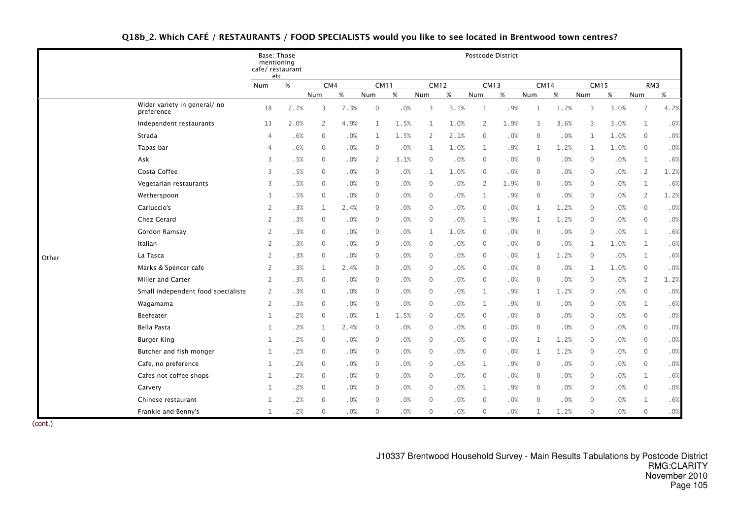## Q18b_2. Which CAFÉ / RESTAURANTS / FOOD SPECIALISTS would you like to see located in Brentwood town centres?

| | | Base: Those mentioning cafe/ restaurant etc | | Postcode District | | | | | | | | | | | | | |
|---|---|---|---|---|---|---|---|---|---|---|---|---|---|---|---|---|---|
| | | | | CM4 | | CM11 | | CM12 | | CM13 | | CM14 | | CM15 | | RM3 | |
| | | Num | % | Num | % | Num | % | Num | % | Num | % | Num | % | Num | % | Num | % |
| Other | Wider variety in general/ no preference | 18 | 2.7% | 3 | 7.3% | 0 | .0% | 3 | 3.1% | 1 | .9% | 1 | 1.2% | 3 | 3.0% | 7 | 4.2% |
| | Independent restaurants | 13 | 2.0% | 2 | 4.9% | 1 | 1.5% | 1 | 1.0% | 2 | 1.9% | 3 | 3.6% | 3 | 3.0% | 1 | .6% |
| | Strada | 4 | .6% | 0 | .0% | 1 | 1.5% | 2 | 2.1% | 0 | .0% | 0 | .0% | 1 | 1.0% | 0 | .0% |
| | Tapas bar | 4 | .6% | 0 | .0% | 0 | .0% | 1 | 1.0% | 1 | .9% | 1 | 1.2% | 1 | 1.0% | 0 | .0% |
| | Ask | 3 | .5% | 0 | .0% | 2 | 3.1% | 0 | .0% | 0 | .0% | 0 | .0% | 0 | .0% | 1 | .6% |
| | Costa Coffee | 3 | .5% | 0 | .0% | 0 | .0% | 1 | 1.0% | 0 | .0% | 0 | .0% | 0 | .0% | 2 | 1.2% |
| | Vegetarian restaurants | 3 | .5% | 0 | .0% | 0 | .0% | 0 | .0% | 2 | 1.9% | 0 | .0% | 0 | .0% | 1 | .6% |
| | Wetherspoon | 3 | .5% | 0 | .0% | 0 | .0% | 0 | .0% | 1 | .9% | 0 | .0% | 0 | .0% | 2 | 1.2% |
| | Carluccio's | 2 | .3% | 1 | 2.4% | 0 | .0% | 0 | .0% | 0 | .0% | 1 | 1.2% | 0 | .0% | 0 | .0% |
| | Chez Gerard | 2 | .3% | 0 | .0% | 0 | .0% | 0 | .0% | 1 | .9% | 1 | 1.2% | 0 | .0% | 0 | .0% |
| | Gordon Ramsay | 2 | .3% | 0 | .0% | 0 | .0% | 1 | 1.0% | 0 | .0% | 0 | .0% | 0 | .0% | 1 | .6% |
| | Italian | 2 | .3% | 0 | .0% | 0 | .0% | 0 | .0% | 0 | .0% | 0 | .0% | 1 | 1.0% | 1 | .6% |
| | La Tasca | 2 | .3% | 0 | .0% | 0 | .0% | 0 | .0% | 0 | .0% | 1 | 1.2% | 0 | .0% | 1 | .6% |
| | Marks & Spencer cafe | 2 | .3% | 1 | 2.4% | 0 | .0% | 0 | .0% | 0 | .0% | 0 | .0% | 1 | 1.0% | 0 | .0% |
| | Miller and Carter | 2 | .3% | 0 | .0% | 0 | .0% | 0 | .0% | 0 | .0% | 0 | .0% | 0 | .0% | 2 | 1.2% |
| | Small independent food specialists | 2 | .3% | 0 | .0% | 0 | .0% | 0 | .0% | 1 | .9% | 1 | 1.2% | 0 | .0% | 0 | .0% |
| | Wagamama | 2 | .3% | 0 | .0% | 0 | .0% | 0 | .0% | 1 | .9% | 0 | .0% | 0 | .0% | 1 | .6% |
| | Beefeater | 1 | .2% | 0 | .0% | 1 | 1.5% | 0 | .0% | 0 | .0% | 0 | .0% | 0 | .0% | 0 | .0% |
| | Bella Pasta | 1 | .2% | 1 | 2.4% | 0 | .0% | 0 | .0% | 0 | .0% | 0 | .0% | 0 | .0% | 0 | .0% |
| | Burger King | 1 | .2% | 0 | .0% | 0 | .0% | 0 | .0% | 0 | .0% | 1 | 1.2% | 0 | .0% | 0 | .0% |
| | Butcher and fish monger | 1 | .2% | 0 | .0% | 0 | .0% | 0 | .0% | 0 | .0% | 1 | 1.2% | 0 | .0% | 0 | .0% |
| | Cafe, no preference | 1 | .2% | 0 | .0% | 0 | .0% | 0 | .0% | 1 | .9% | 0 | .0% | 0 | .0% | 0 | .0% |
| | Cafes not coffee shops | 1 | .2% | 0 | .0% | 0 | .0% | 0 | .0% | 0 | .0% | 0 | .0% | 0 | .0% | 1 | .6% |
| | Carvery | 1 | .2% | 0 | .0% | 0 | .0% | 0 | .0% | 1 | .9% | 0 | .0% | 0 | .0% | 0 | .0% |
| | Chinese restaurant | 1 | .2% | 0 | .0% | 0 | .0% | 0 | .0% | 0 | .0% | 0 | .0% | 0 | .0% | 1 | .6% |
| | Frankie and Benny's | 1 | .2% | 0 | .0% | 0 | .0% | 0 | .0% | 0 | .0% | 1 | 1.2% | 0 | .0% | 0 | .0% |

(cont.)

J10337 Brentwood Household Survey - Main Results Tabulations by Postcode District
RMG:CLARITY
November 2010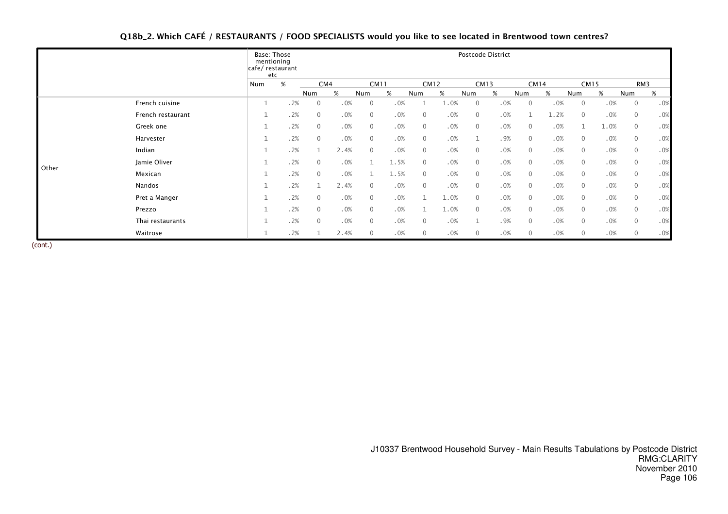## Q18b_2. Which CAFÉ / RESTAURANTS / FOOD SPECIALISTS would you like to see located in Brentwood town centres?

| | | Base: Those mentioning cafe/ restaurant etc | | Postcode District | | | | | | | | | | | | | |
|---|---|---|---|---|---|---|---|---|---|---|---|---|---|---|---|---|---|
| | | | | CM4 | | CM11 | | CM12 | | CM13 | | CM14 | | CM15 | | RM3 | |
| | | Num | % | Num | % | Num | % | Num | % | Num | % | Num | % | Num | % | Num | % |
| Other | French cuisine | 1 | .2% | 0 | .0% | 0 | .0% | 1 | 1.0% | 0 | .0% | 0 | .0% | 0 | .0% | 0 | .0% |
| | French restaurant | 1 | .2% | 0 | .0% | 0 | .0% | 0 | .0% | 0 | .0% | 1 | 1.2% | 0 | .0% | 0 | .0% |
| | Greek one | 1 | .2% | 0 | .0% | 0 | .0% | 0 | .0% | 0 | .0% | 0 | .0% | 1 | 1.0% | 0 | .0% |
| | Harvester | 1 | .2% | 0 | .0% | 0 | .0% | 0 | .0% | 1 | .9% | 0 | .0% | 0 | .0% | 0 | .0% |
| | Indian | 1 | .2% | 1 | 2.4% | 0 | .0% | 0 | .0% | 0 | .0% | 0 | .0% | 0 | .0% | 0 | .0% |
| | Jamie Oliver | 1 | .2% | 0 | .0% | 1 | 1.5% | 0 | .0% | 0 | .0% | 0 | .0% | 0 | .0% | 0 | .0% |
| | Mexican | 1 | .2% | 0 | .0% | 1 | 1.5% | 0 | .0% | 0 | .0% | 0 | .0% | 0 | .0% | 0 | .0% |
| | Nandos | 1 | .2% | 1 | 2.4% | 0 | .0% | 0 | .0% | 0 | .0% | 0 | .0% | 0 | .0% | 0 | .0% |
| | Pret a Manger | 1 | .2% | 0 | .0% | 0 | .0% | 1 | 1.0% | 0 | .0% | 0 | .0% | 0 | .0% | 0 | .0% |
| | Prezzo | 1 | .2% | 0 | .0% | 0 | .0% | 1 | 1.0% | 0 | .0% | 0 | .0% | 0 | .0% | 0 | .0% |
| | Thai restaurants | 1 | .2% | 0 | .0% | 0 | .0% | 0 | .0% | 1 | .9% | 0 | .0% | 0 | .0% | 0 | .0% |
| | Waitrose | 1 | .2% | 1 | 2.4% | 0 | .0% | 0 | .0% | 0 | .0% | 0 | .0% | 0 | .0% | 0 | .0% |

(cont.)

J10337 Brentwood Household Survey - Main Results Tabulations by Postcode District
RMG:CLARITY
November 2010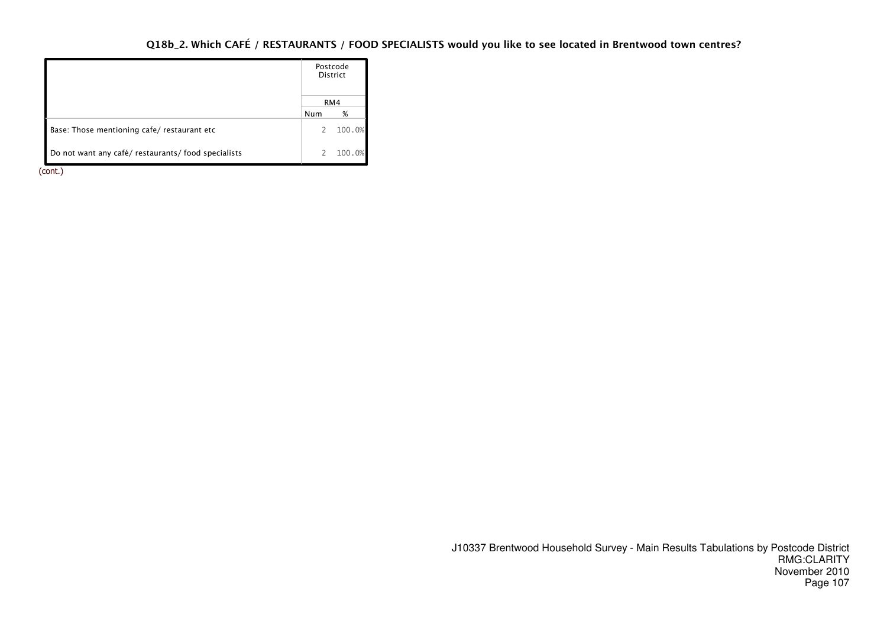### Q18b_2. Which CAFÉ / RESTAURANTS / FOOD SPECIALISTS would you like to see located in Brentwood town centres?

| | Postcode District | |
|---|---|---|
| | RM4 | |
| | Num | % |
| Base: Those mentioning cafe/ restaurant etc | 2 | 100.0% |
| Do not want any café/ restaurants/ food specialists | 2 | 100.0% |

(cont.)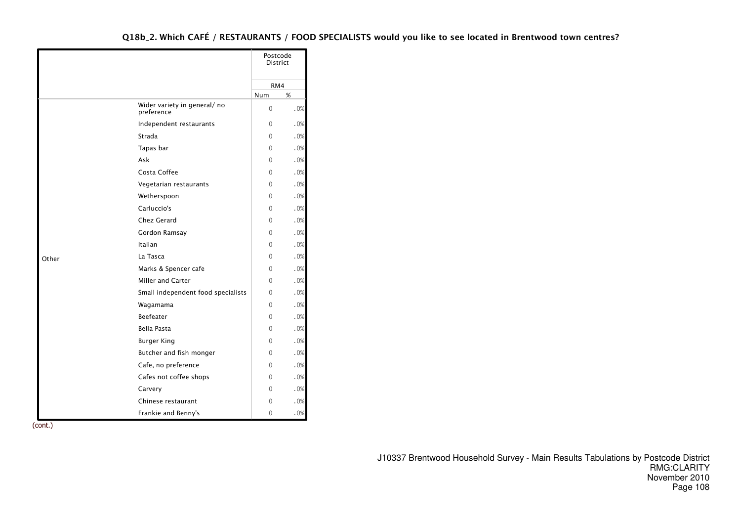**Q18b_2. Which CAFÉ / RESTAURANTS / FOOD SPECIALISTS would you like to see located in Brentwood town centres?**

| | | Postcode District | |
|---|---|---|---|
| | | RM4 | |
| | | Num | % |
| Other | Wider variety in general/ no preference | 0 | .0% |
| | Independent restaurants | 0 | .0% |
| | Strada | 0 | .0% |
| | Tapas bar | 0 | .0% |
| | Ask | 0 | .0% |
| | Costa Coffee | 0 | .0% |
| | Vegetarian restaurants | 0 | .0% |
| | Wetherspoon | 0 | .0% |
| | Carluccio's | 0 | .0% |
| | Chez Gerard | 0 | .0% |
| | Gordon Ramsay | 0 | .0% |
| | Italian | 0 | .0% |
| | La Tasca | 0 | .0% |
| | Marks & Spencer cafe | 0 | .0% |
| | Miller and Carter | 0 | .0% |
| | Small independent food specialists | 0 | .0% |
| | Wagamama | 0 | .0% |
| | Beefeater | 0 | .0% |
| | Bella Pasta | 0 | .0% |
| | Burger King | 0 | .0% |
| | Butcher and fish monger | 0 | .0% |
| | Cafe, no preference | 0 | .0% |
| | Cafes not coffee shops | 0 | .0% |
| | Carvery | 0 | .0% |
| | Chinese restaurant | 0 | .0% |
| | Frankie and Benny's | 0 | .0% |

(cont.)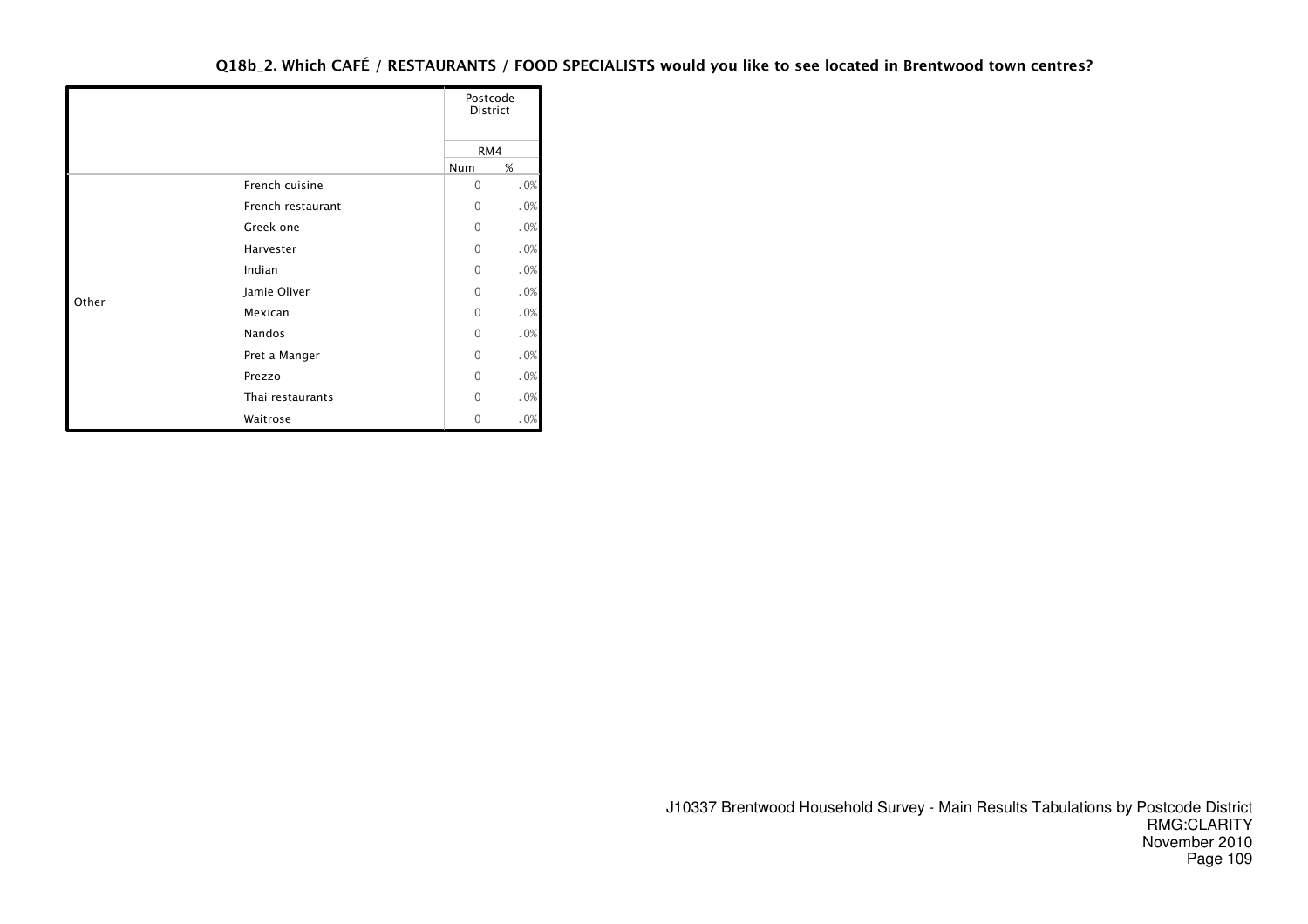### Q18b_2. Which CAFÉ / RESTAURANTS / FOOD SPECIALISTS would you like to see located in Brentwood town centres?

| | | Postcode District | |
|---|---|---|---|
| | | RM4 | |
| | | Num | % |
| Other | French cuisine | 0 | .0% |
| | French restaurant | 0 | .0% |
| | Greek one | 0 | .0% |
| | Harvester | 0 | .0% |
| | Indian | 0 | .0% |
| | Jamie Oliver | 0 | .0% |
| | Mexican | 0 | .0% |
| | Nandos | 0 | .0% |
| | Pret a Manger | 0 | .0% |
| | Prezzo | 0 | .0% |
| | Thai restaurants | 0 | .0% |
| | Waitrose | 0 | .0% |

J10337 Brentwood Household Survey - Main Results Tabulations by Postcode District
RMG:CLARITY
November 2010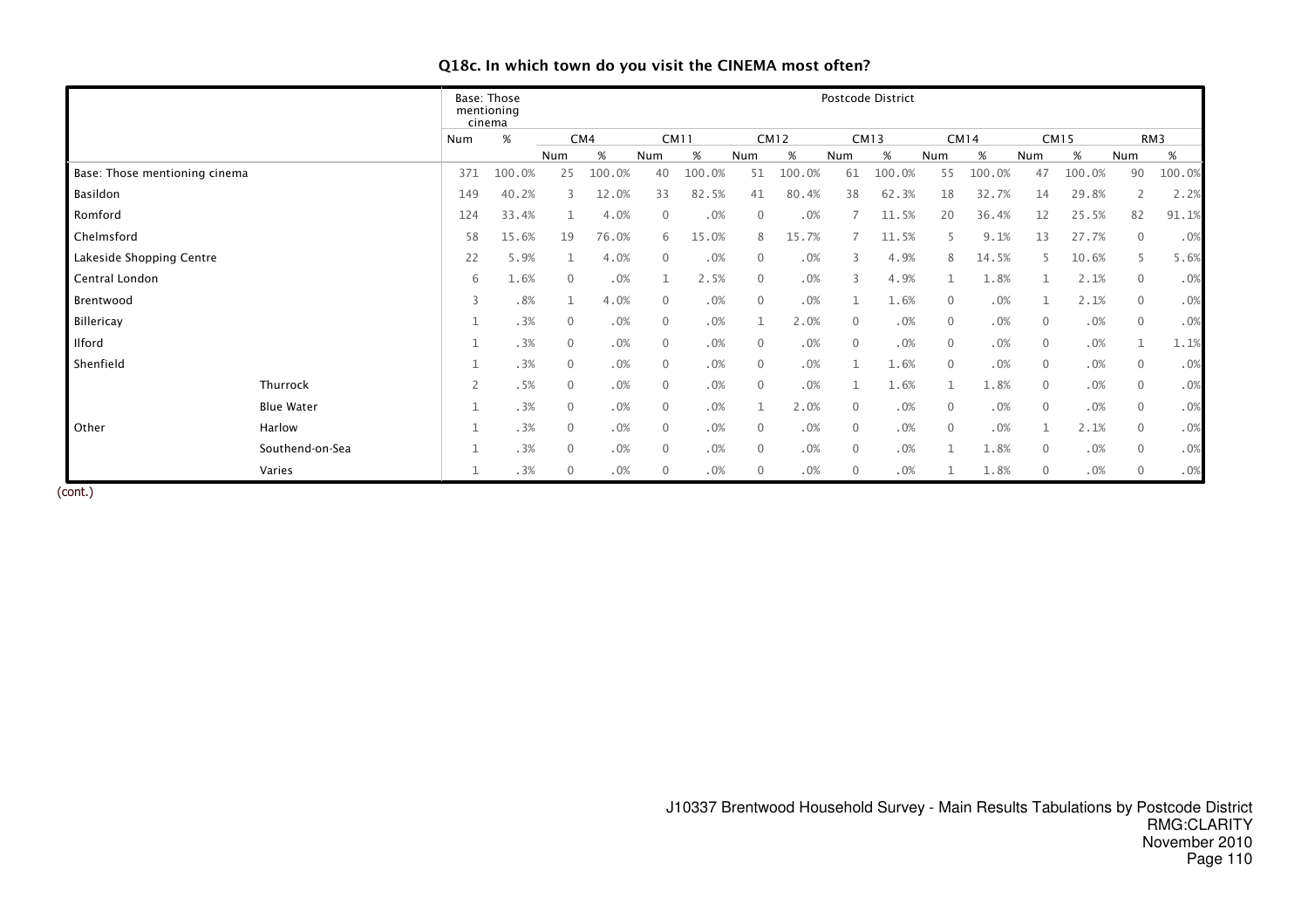**Q18c. In which town do you visit the CINEMA most often?**

| | | Base: Those mentioning cinema | | Postcode District | | | | | | | | | | | | | |
|---|---|---|---|---|---|---|---|---|---|---|---|---|---|---|---|---|---|
| | | | | CM4 | | CM11 | | CM12 | | CM13 | | CM14 | | CM15 | | RM3 | |
| | | Num | % | Num | % | Num | % | Num | % | Num | % | Num | % | Num | % | Num | % |
| Base: Those mentioning cinema | | 371 | 100.0% | 25 | 100.0% | 40 | 100.0% | 51 | 100.0% | 61 | 100.0% | 55 | 100.0% | 47 | 100.0% | 90 | 100.0% |
| Basildon | | 149 | 40.2% | 3 | 12.0% | 33 | 82.5% | 41 | 80.4% | 38 | 62.3% | 18 | 32.7% | 14 | 29.8% | 2 | 2.2% |
| Romford | | 124 | 33.4% | 1 | 4.0% | 0 | .0% | 0 | .0% | 7 | 11.5% | 20 | 36.4% | 12 | 25.5% | 82 | 91.1% |
| Chelmsford | | 58 | 15.6% | 19 | 76.0% | 6 | 15.0% | 8 | 15.7% | 7 | 11.5% | 5 | 9.1% | 13 | 27.7% | 0 | .0% |
| Lakeside Shopping Centre | | 22 | 5.9% | 1 | 4.0% | 0 | .0% | 0 | .0% | 3 | 4.9% | 8 | 14.5% | 5 | 10.6% | 5 | 5.6% |
| Central London | | 6 | 1.6% | 0 | .0% | 1 | 2.5% | 0 | .0% | 3 | 4.9% | 1 | 1.8% | 1 | 2.1% | 0 | .0% |
| Brentwood | | 3 | .8% | 1 | 4.0% | 0 | .0% | 0 | .0% | 1 | 1.6% | 0 | .0% | 1 | 2.1% | 0 | .0% |
| Billericay | | 1 | .3% | 0 | .0% | 0 | .0% | 1 | 2.0% | 0 | .0% | 0 | .0% | 0 | .0% | 0 | .0% |
| Ilford | | 1 | .3% | 0 | .0% | 0 | .0% | 0 | .0% | 0 | .0% | 0 | .0% | 0 | .0% | 1 | 1.1% |
| Shenfield | | 1 | .3% | 0 | .0% | 0 | .0% | 0 | .0% | 1 | 1.6% | 0 | .0% | 0 | .0% | 0 | .0% |
| Other | Thurrock | 2 | .5% | 0 | .0% | 0 | .0% | 0 | .0% | 1 | 1.6% | 1 | 1.8% | 0 | .0% | 0 | .0% |
| | Blue Water | 1 | .3% | 0 | .0% | 0 | .0% | 1 | 2.0% | 0 | .0% | 0 | .0% | 0 | .0% | 0 | .0% |
| | Harlow | 1 | .3% | 0 | .0% | 0 | .0% | 0 | .0% | 0 | .0% | 0 | .0% | 1 | 2.1% | 0 | .0% |
| | Southend-on-Sea | 1 | .3% | 0 | .0% | 0 | .0% | 0 | .0% | 0 | .0% | 1 | 1.8% | 0 | .0% | 0 | .0% |
| | Varies | 1 | .3% | 0 | .0% | 0 | .0% | 0 | .0% | 0 | .0% | 1 | 1.8% | 0 | .0% | 0 | .0% |

(cont.)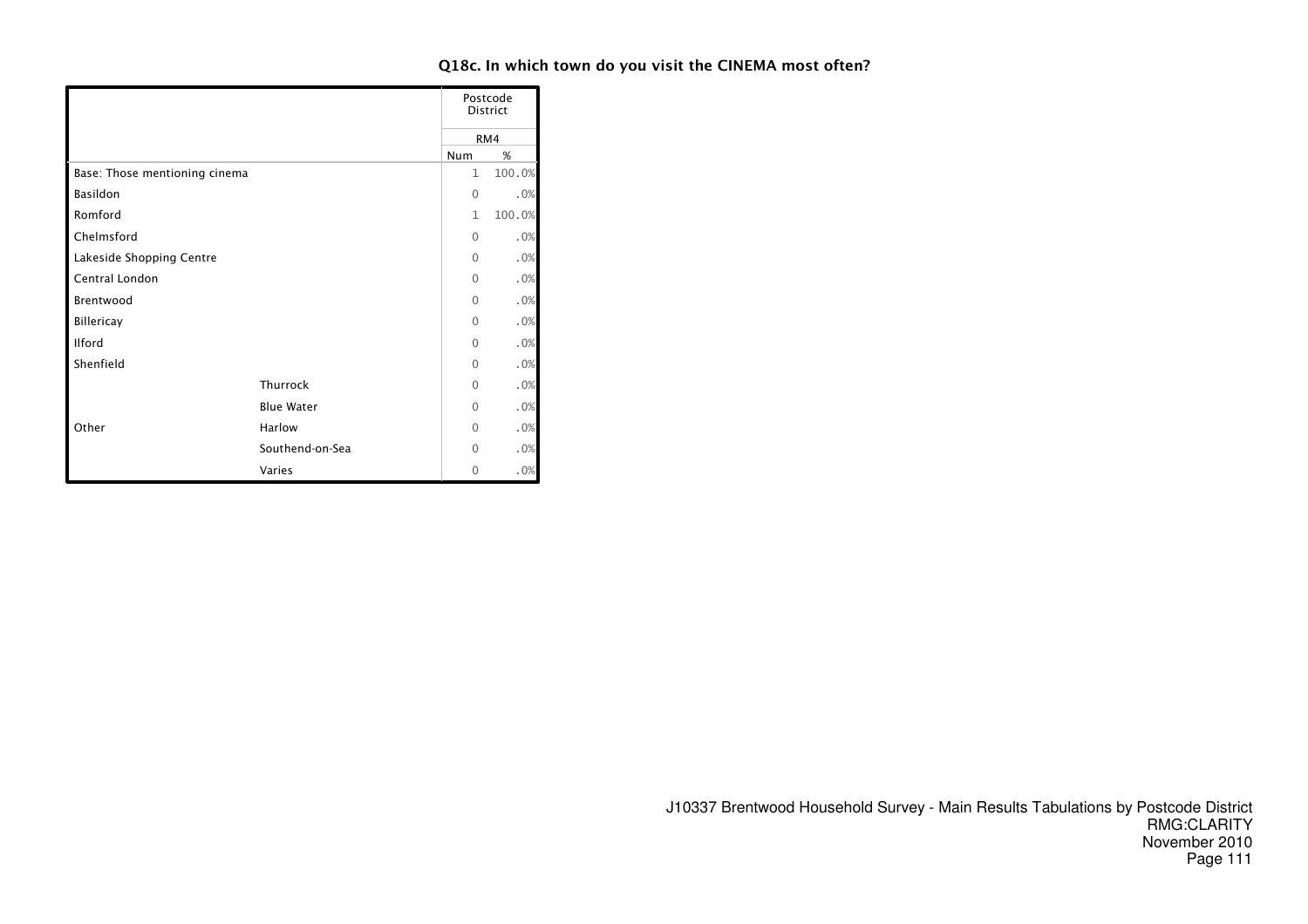### Q18c. In which town do you visit the CINEMA most often?

| | | Postcode District | |
|---|---|---|---|
| | | RM4 | |
| | | Num | % |
| Base: Those mentioning cinema | | 1 | 100.0% |
| Basildon | | 0 | .0% |
| Romford | | 1 | 100.0% |
| Chelmsford | | 0 | .0% |
| Lakeside Shopping Centre | | 0 | .0% |
| Central London | | 0 | .0% |
| Brentwood | | 0 | .0% |
| Billericay | | 0 | .0% |
| Ilford | | 0 | .0% |
| Shenfield | | 0 | .0% |
| Other | Thurrock | 0 | .0% |
| | Blue Water | 0 | .0% |
| | Harlow | 0 | .0% |
| | Southend-on-Sea | 0 | .0% |
| | Varies | 0 | .0% |

J10337 Brentwood Household Survey - Main Results Tabulations by Postcode District
RMG:CLARITY
November 2010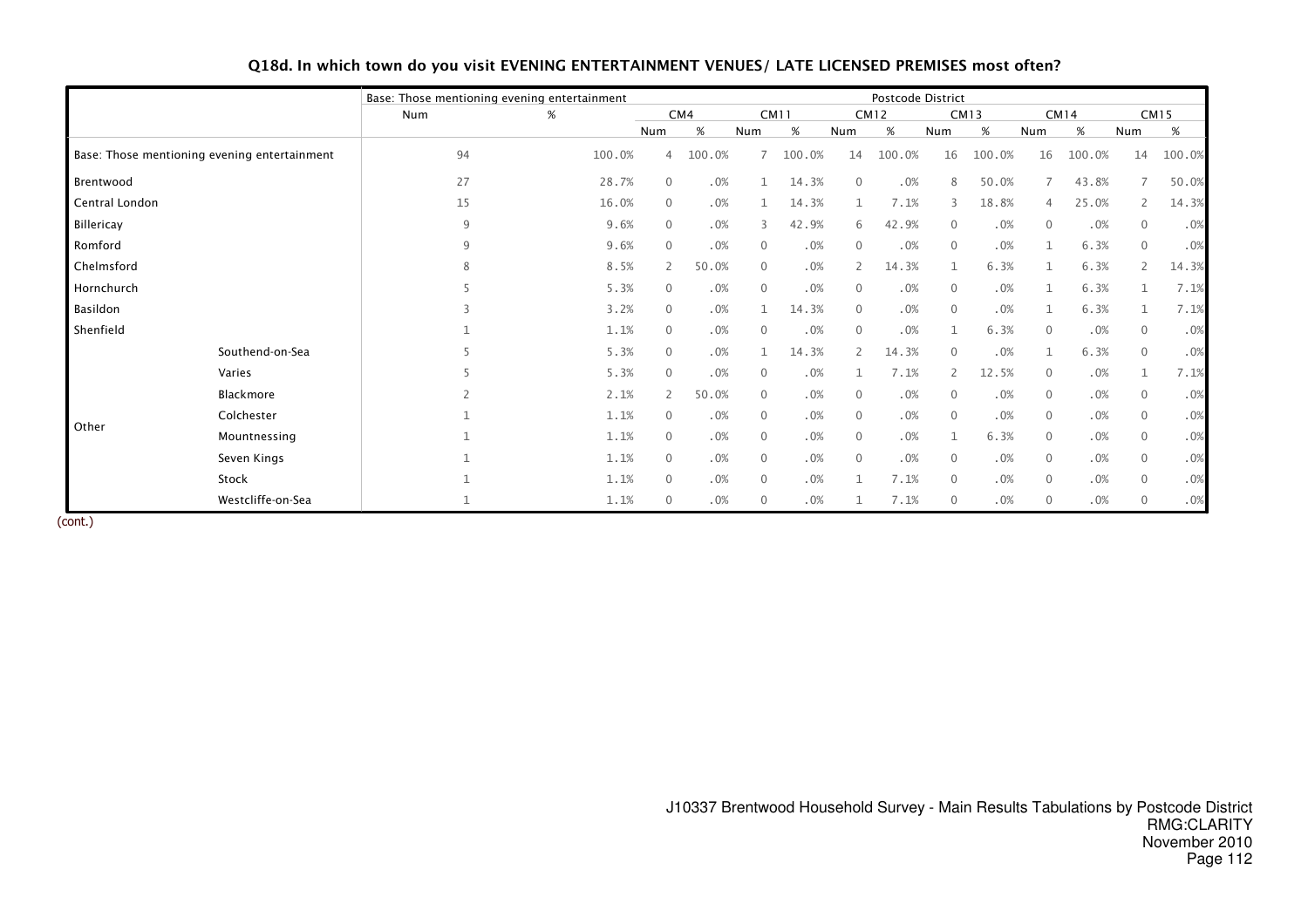**Q18d. In which town do you visit EVENING ENTERTAINMENT VENUES/ LATE LICENSED PREMISES most often?**

| | | Base: Those mentioning evening entertainment | | Postcode District | | | | | | | | | | | |
|---|---|---|---|---|---|---|---|---|---|---|---|---|---|---|---|
| | | | | CM4 | | CM11 | | CM12 | | CM13 | | CM14 | | CM15 | |
| | | Num | % | Num | % | Num | % | Num | % | Num | % | Num | % | Num | % |
| Base: Those mentioning evening entertainment | | 94 | 100.0% | 4 | 100.0% | 7 | 100.0% | 14 | 100.0% | 16 | 100.0% | 16 | 100.0% | 14 | 100.0% |
| Brentwood | | 27 | 28.7% | 0 | .0% | 1 | 14.3% | 0 | .0% | 8 | 50.0% | 7 | 43.8% | 7 | 50.0% |
| Central London | | 15 | 16.0% | 0 | .0% | 1 | 14.3% | 1 | 7.1% | 3 | 18.8% | 4 | 25.0% | 2 | 14.3% |
| Billericay | | 9 | 9.6% | 0 | .0% | 3 | 42.9% | 6 | 42.9% | 0 | .0% | 0 | .0% | 0 | .0% |
| Romford | | 9 | 9.6% | 0 | .0% | 0 | .0% | 0 | .0% | 0 | .0% | 1 | 6.3% | 0 | .0% |
| Chelmsford | | 8 | 8.5% | 2 | 50.0% | 0 | .0% | 2 | 14.3% | 1 | 6.3% | 1 | 6.3% | 2 | 14.3% |
| Hornchurch | | 5 | 5.3% | 0 | .0% | 0 | .0% | 0 | .0% | 0 | .0% | 1 | 6.3% | 1 | 7.1% |
| Basildon | | 3 | 3.2% | 0 | .0% | 1 | 14.3% | 0 | .0% | 0 | .0% | 1 | 6.3% | 1 | 7.1% |
| Shenfield | | 1 | 1.1% | 0 | .0% | 0 | .0% | 0 | .0% | 1 | 6.3% | 0 | .0% | 0 | .0% |
| Other | Southend-on-Sea | 5 | 5.3% | 0 | .0% | 1 | 14.3% | 2 | 14.3% | 0 | .0% | 1 | 6.3% | 0 | .0% |
| | Varies | 5 | 5.3% | 0 | .0% | 0 | .0% | 1 | 7.1% | 2 | 12.5% | 0 | .0% | 1 | 7.1% |
| | Blackmore | 2 | 2.1% | 2 | 50.0% | 0 | .0% | 0 | .0% | 0 | .0% | 0 | .0% | 0 | .0% |
| | Colchester | 1 | 1.1% | 0 | .0% | 0 | .0% | 0 | .0% | 0 | .0% | 0 | .0% | 0 | .0% |
| | Mountnessing | 1 | 1.1% | 0 | .0% | 0 | .0% | 0 | .0% | 1 | 6.3% | 0 | .0% | 0 | .0% |
| | Seven Kings | 1 | 1.1% | 0 | .0% | 0 | .0% | 0 | .0% | 0 | .0% | 0 | .0% | 0 | .0% |
| | Stock | 1 | 1.1% | 0 | .0% | 0 | .0% | 1 | 7.1% | 0 | .0% | 0 | .0% | 0 | .0% |
| | Westcliffe-on-Sea | 1 | 1.1% | 0 | .0% | 0 | .0% | 1 | 7.1% | 0 | .0% | 0 | .0% | 0 | .0% |

(cont.)

J10337 Brentwood Household Survey - Main Results Tabulations by Postcode District
RMG:CLARITY
November 2010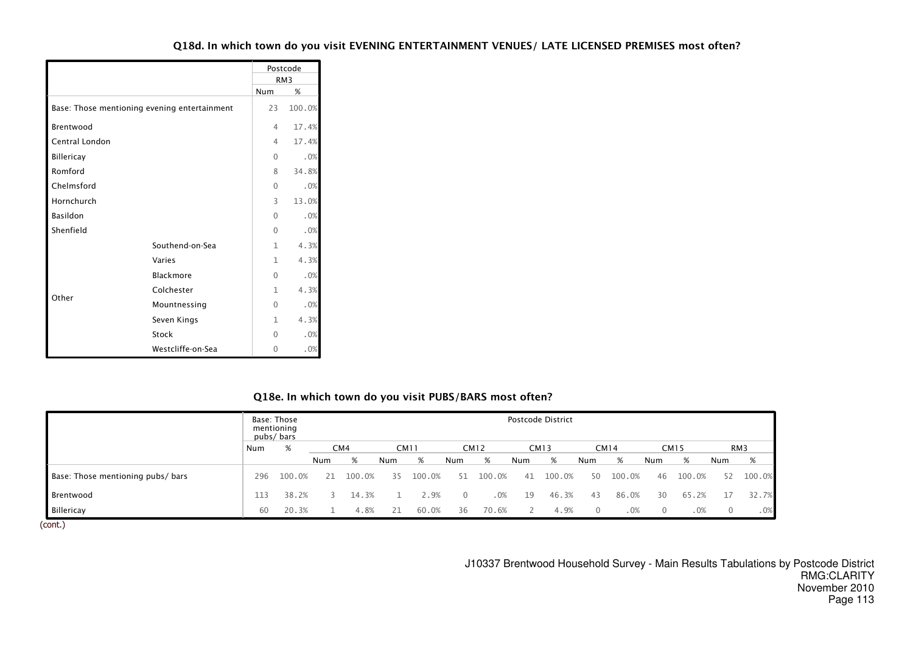### Q18d. In which town do you visit EVENING ENTERTAINMENT VENUES/ LATE LICENSED PREMISES most often?

| | | Postcode | |
|---|---|---|---|
| | | RM3 | |
| | | Num | % |
| Base: Those mentioning evening entertainment | | 23 | 100.0% |
| Brentwood | | 4 | 17.4% |
| Central London | | 4 | 17.4% |
| Billericay | | 0 | .0% |
| Romford | | 8 | 34.8% |
| Chelmsford | | 0 | .0% |
| Hornchurch | | 3 | 13.0% |
| Basildon | | 0 | .0% |
| Shenfield | | 0 | .0% |
| Other | Southend-on-Sea | 1 | 4.3% |
| | Varies | 1 | 4.3% |
| | Blackmore | 0 | .0% |
| | Colchester | 1 | 4.3% |
| | Mountnessing | 0 | .0% |
| | Seven Kings | 1 | 4.3% |
| | Stock | 0 | .0% |
| | Westcliffe-on-Sea | 0 | .0% |

### Q18e. In which town do you visit PUBS/BARS most often?

| | Base: Those mentioning pubs/ bars | | Postcode District | | | | | | | | | | | | | |
|---|---|---|---|---|---|---|---|---|---|---|---|---|---|---|---|---|
| | | | CM4 | | CM11 | | CM12 | | CM13 | | CM14 | | CM15 | | RM3 | |
| | Num | % | Num | % | Num | % | Num | % | Num | % | Num | % | Num | % | Num | % |
| Base: Those mentioning pubs/ bars | 296 | 100.0% | 21 | 100.0% | 35 | 100.0% | 51 | 100.0% | 41 | 100.0% | 50 | 100.0% | 46 | 100.0% | 52 | 100.0% |
| Brentwood | 113 | 38.2% | 3 | 14.3% | 1 | 2.9% | 0 | .0% | 19 | 46.3% | 43 | 86.0% | 30 | 65.2% | 17 | 32.7% |
| Billericay | 60 | 20.3% | 1 | 4.8% | 21 | 60.0% | 36 | 70.6% | 2 | 4.9% | 0 | .0% | 0 | .0% | 0 | .0% |

(cont.)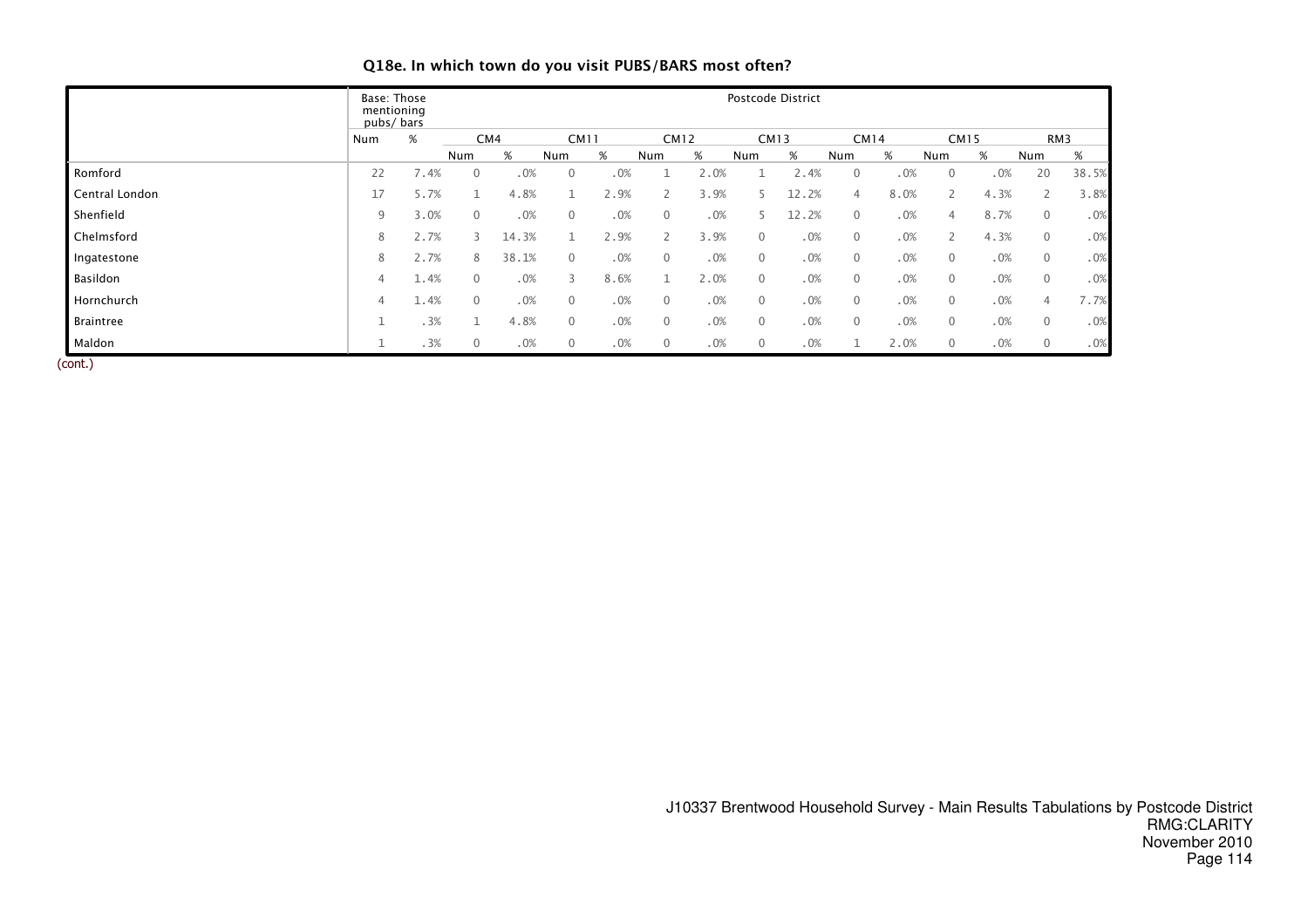### Q18e. In which town do you visit PUBS/BARS most often?

| | Base: Those mentioning pubs/ bars | | Postcode District | | | | | | | | | | | | | |
|---|---|---|---|---|---|---|---|---|---|---|---|---|---|---|---|---|
| | | | CM4 | | CM11 | | CM12 | | CM13 | | CM14 | | CM15 | | RM3 | |
| | Num | % | Num | % | Num | % | Num | % | Num | % | Num | % | Num | % | Num | % |
| Romford | 22 | 7.4% | 0 | .0% | 0 | .0% | 1 | 2.0% | 1 | 2.4% | 0 | .0% | 0 | .0% | 20 | 38.5% |
| Central London | 17 | 5.7% | 1 | 4.8% | 1 | 2.9% | 2 | 3.9% | 5 | 12.2% | 4 | 8.0% | 2 | 4.3% | 2 | 3.8% |
| Shenfield | 9 | 3.0% | 0 | .0% | 0 | .0% | 0 | .0% | 5 | 12.2% | 0 | .0% | 4 | 8.7% | 0 | .0% |
| Chelmsford | 8 | 2.7% | 3 | 14.3% | 1 | 2.9% | 2 | 3.9% | 0 | .0% | 0 | .0% | 2 | 4.3% | 0 | .0% |
| Ingatestone | 8 | 2.7% | 8 | 38.1% | 0 | .0% | 0 | .0% | 0 | .0% | 0 | .0% | 0 | .0% | 0 | .0% |
| Basildon | 4 | 1.4% | 0 | .0% | 3 | 8.6% | 1 | 2.0% | 0 | .0% | 0 | .0% | 0 | .0% | 0 | .0% |
| Hornchurch | 4 | 1.4% | 0 | .0% | 0 | .0% | 0 | .0% | 0 | .0% | 0 | .0% | 0 | .0% | 4 | 7.7% |
| Braintree | 1 | .3% | 1 | 4.8% | 0 | .0% | 0 | .0% | 0 | .0% | 0 | .0% | 0 | .0% | 0 | .0% |
| Maldon | 1 | .3% | 0 | .0% | 0 | .0% | 0 | .0% | 0 | .0% | 1 | 2.0% | 0 | .0% | 0 | .0% |

(cont.)

J10337 Brentwood Household Survey - Main Results Tabulations by Postcode District
RMG:CLARITY
November 2010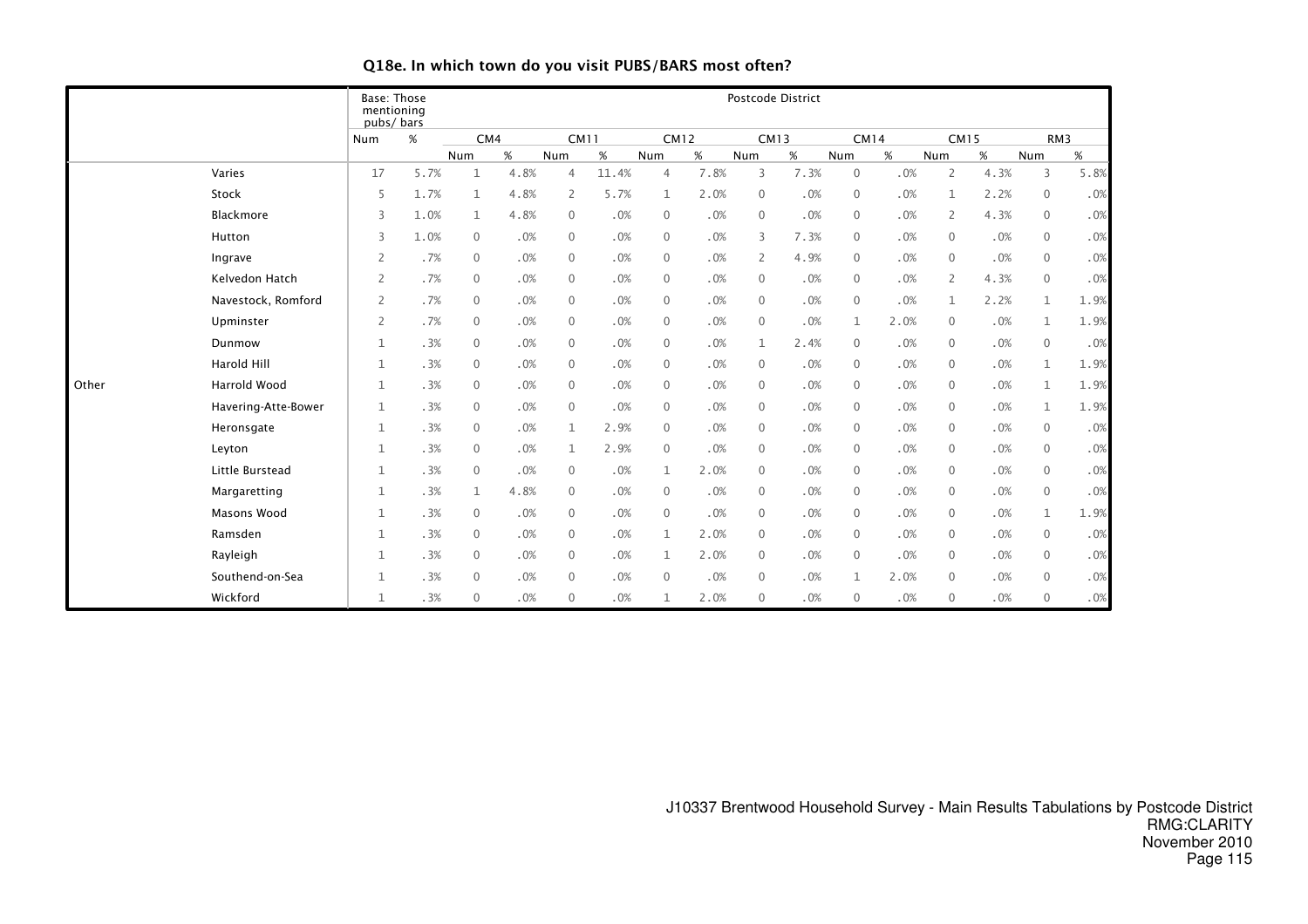## Q18e. In which town do you visit PUBS/BARS most often?

| | | Base: Those mentioning pubs/ bars | | Postcode District | | | | | | | | | | | | | |
|---|---|---|---|---|---|---|---|---|---|---|---|---|---|---|---|---|---|
| | | | | CM4 | | CM11 | | CM12 | | CM13 | | CM14 | | CM15 | | RM3 | |
| | | Num | % | Num | % | Num | % | Num | % | Num | % | Num | % | Num | % | Num | % |
| Other | Varies | 17 | 5.7% | 1 | 4.8% | 4 | 11.4% | 4 | 7.8% | 3 | 7.3% | 0 | .0% | 2 | 4.3% | 3 | 5.8% |
| | Stock | 5 | 1.7% | 1 | 4.8% | 2 | 5.7% | 1 | 2.0% | 0 | .0% | 0 | .0% | 1 | 2.2% | 0 | .0% |
| | Blackmore | 3 | 1.0% | 1 | 4.8% | 0 | .0% | 0 | .0% | 0 | .0% | 0 | .0% | 2 | 4.3% | 0 | .0% |
| | Hutton | 3 | 1.0% | 0 | .0% | 0 | .0% | 0 | .0% | 3 | 7.3% | 0 | .0% | 0 | .0% | 0 | .0% |
| | Ingrave | 2 | .7% | 0 | .0% | 0 | .0% | 0 | .0% | 2 | 4.9% | 0 | .0% | 0 | .0% | 0 | .0% |
| | Kelvedon Hatch | 2 | .7% | 0 | .0% | 0 | .0% | 0 | .0% | 0 | .0% | 0 | .0% | 2 | 4.3% | 0 | .0% |
| | Navestock, Romford | 2 | .7% | 0 | .0% | 0 | .0% | 0 | .0% | 0 | .0% | 0 | .0% | 1 | 2.2% | 1 | 1.9% |
| | Upminster | 2 | .7% | 0 | .0% | 0 | .0% | 0 | .0% | 0 | .0% | 1 | 2.0% | 0 | .0% | 1 | 1.9% |
| | Dunmow | 1 | .3% | 0 | .0% | 0 | .0% | 0 | .0% | 1 | 2.4% | 0 | .0% | 0 | .0% | 0 | .0% |
| | Harold Hill | 1 | .3% | 0 | .0% | 0 | .0% | 0 | .0% | 0 | .0% | 0 | .0% | 0 | .0% | 1 | 1.9% |
| | Harrold Wood | 1 | .3% | 0 | .0% | 0 | .0% | 0 | .0% | 0 | .0% | 0 | .0% | 0 | .0% | 1 | 1.9% |
| | Havering-Atte-Bower | 1 | .3% | 0 | .0% | 0 | .0% | 0 | .0% | 0 | .0% | 0 | .0% | 0 | .0% | 1 | 1.9% |
| | Heronsgate | 1 | .3% | 0 | .0% | 1 | 2.9% | 0 | .0% | 0 | .0% | 0 | .0% | 0 | .0% | 0 | .0% |
| | Leyton | 1 | .3% | 0 | .0% | 1 | 2.9% | 0 | .0% | 0 | .0% | 0 | .0% | 0 | .0% | 0 | .0% |
| | Little Burstead | 1 | .3% | 0 | .0% | 0 | .0% | 1 | 2.0% | 0 | .0% | 0 | .0% | 0 | .0% | 0 | .0% |
| | Margaretting | 1 | .3% | 1 | 4.8% | 0 | .0% | 0 | .0% | 0 | .0% | 0 | .0% | 0 | .0% | 0 | .0% |
| | Masons Wood | 1 | .3% | 0 | .0% | 0 | .0% | 0 | .0% | 0 | .0% | 0 | .0% | 0 | .0% | 1 | 1.9% |
| | Ramsden | 1 | .3% | 0 | .0% | 0 | .0% | 1 | 2.0% | 0 | .0% | 0 | .0% | 0 | .0% | 0 | .0% |
| | Rayleigh | 1 | .3% | 0 | .0% | 0 | .0% | 1 | 2.0% | 0 | .0% | 0 | .0% | 0 | .0% | 0 | .0% |
| | Southend-on-Sea | 1 | .3% | 0 | .0% | 0 | .0% | 0 | .0% | 0 | .0% | 1 | 2.0% | 0 | .0% | 0 | .0% |
| | Wickford | 1 | .3% | 0 | .0% | 0 | .0% | 1 | 2.0% | 0 | .0% | 0 | .0% | 0 | .0% | 0 | .0% |

J10337 Brentwood Household Survey - Main Results Tabulations by Postcode District
RMG:CLARITY
November 2010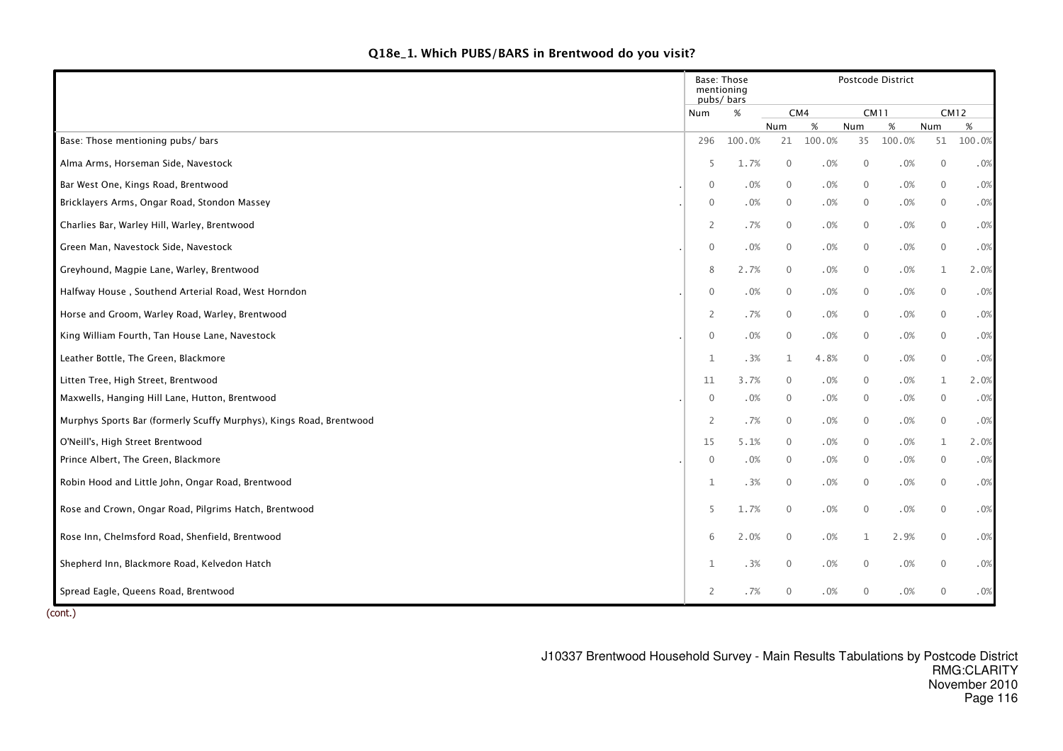## Q18e_1. Which PUBS/BARS in Brentwood do you visit?

| | Base: Those mentioning pubs/ bars | | Postcode District | | | | | |
|---|---|---|---|---|---|---|---|---|
| | | | CM4 | | CM11 | | CM12 | |
| | Num | % | Num | % | Num | % | Num | % |
| Base: Those mentioning pubs/ bars | 296 | 100.0% | 21 | 100.0% | 35 | 100.0% | 51 | 100.0% |
| Alma Arms, Horseman Side, Navestock | 5 | 1.7% | 0 | .0% | 0 | .0% | 0 | .0% |
| Bar West One, Kings Road, Brentwood | 0 | .0% | 0 | .0% | 0 | .0% | 0 | .0% |
| Bricklayers Arms, Ongar Road, Stondon Massey | 0 | .0% | 0 | .0% | 0 | .0% | 0 | .0% |
| Charlies Bar, Warley Hill, Warley, Brentwood | 2 | .7% | 0 | .0% | 0 | .0% | 0 | .0% |
| Green Man, Navestock Side, Navestock | 0 | .0% | 0 | .0% | 0 | .0% | 0 | .0% |
| Greyhound, Magpie Lane, Warley, Brentwood | 8 | 2.7% | 0 | .0% | 0 | .0% | 1 | 2.0% |
| Halfway House , Southend Arterial Road, West Horndon | 0 | .0% | 0 | .0% | 0 | .0% | 0 | .0% |
| Horse and Groom, Warley Road, Warley, Brentwood | 2 | .7% | 0 | .0% | 0 | .0% | 0 | .0% |
| King William Fourth, Tan House Lane, Navestock | 0 | .0% | 0 | .0% | 0 | .0% | 0 | .0% |
| Leather Bottle, The Green, Blackmore | 1 | .3% | 1 | 4.8% | 0 | .0% | 0 | .0% |
| Litten Tree, High Street, Brentwood | 11 | 3.7% | 0 | .0% | 0 | .0% | 1 | 2.0% |
| Maxwells, Hanging Hill Lane, Hutton, Brentwood | 0 | .0% | 0 | .0% | 0 | .0% | 0 | .0% |
| Murphys Sports Bar (formerly Scuffy Murphys), Kings Road, Brentwood | 2 | .7% | 0 | .0% | 0 | .0% | 0 | .0% |
| O'Neill's, High Street Brentwood | 15 | 5.1% | 0 | .0% | 0 | .0% | 1 | 2.0% |
| Prince Albert, The Green, Blackmore | 0 | .0% | 0 | .0% | 0 | .0% | 0 | .0% |
| Robin Hood and Little John, Ongar Road, Brentwood | 1 | .3% | 0 | .0% | 0 | .0% | 0 | .0% |
| Rose and Crown, Ongar Road, Pilgrims Hatch, Brentwood | 5 | 1.7% | 0 | .0% | 0 | .0% | 0 | .0% |
| Rose Inn, Chelmsford Road, Shenfield, Brentwood | 6 | 2.0% | 0 | .0% | 1 | 2.9% | 0 | .0% |
| Shepherd Inn, Blackmore Road, Kelvedon Hatch | 1 | .3% | 0 | .0% | 0 | .0% | 0 | .0% |
| Spread Eagle, Queens Road, Brentwood | 2 | .7% | 0 | .0% | 0 | .0% | 0 | .0% |

(cont.)

J10337 Brentwood Household Survey - Main Results Tabulations by Postcode District
RMG:CLARITY
November 2010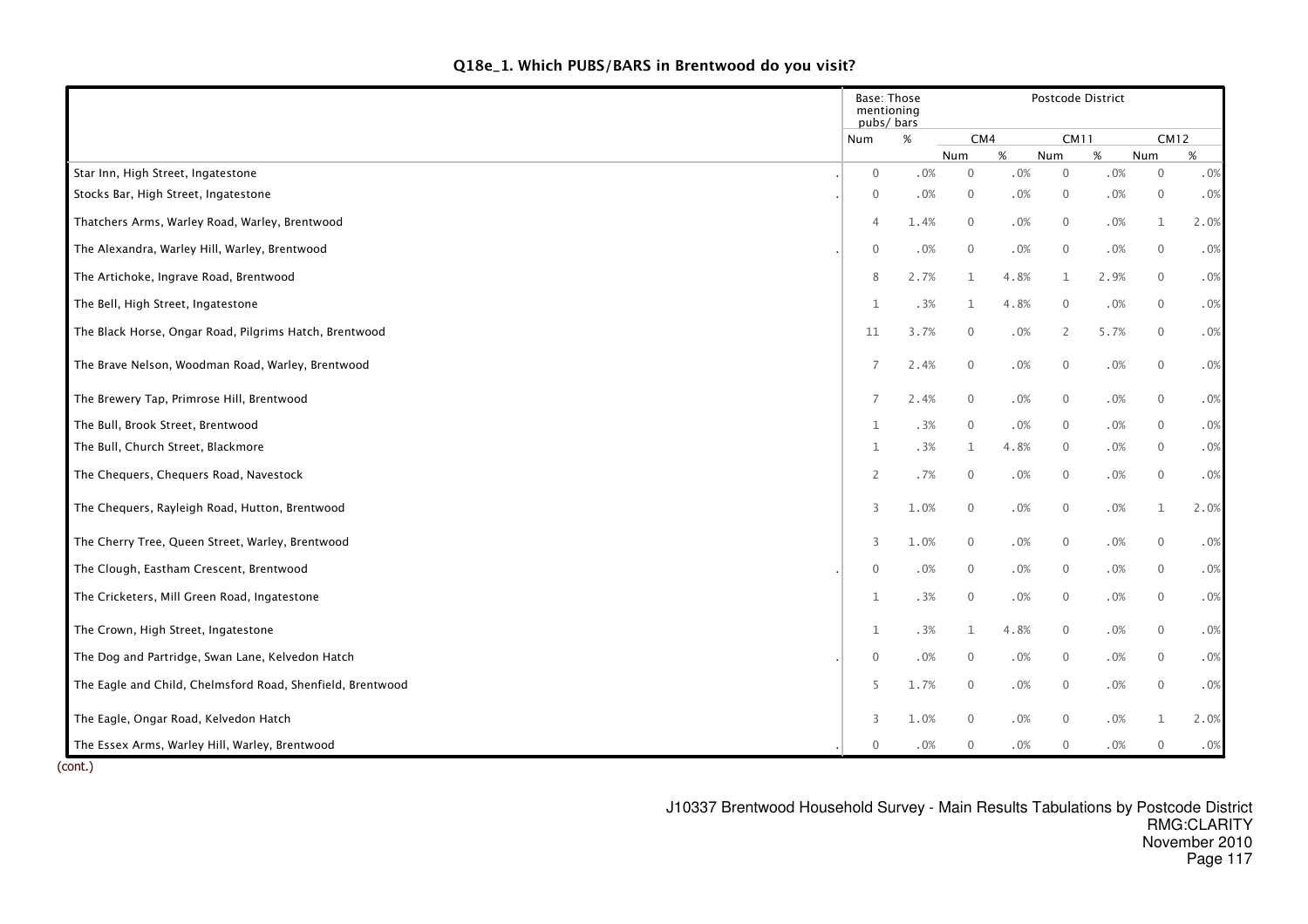**Q18e_1. Which PUBS/BARS in Brentwood do you visit?**

| | Base: Those mentioning pubs/ bars | | Postcode District | | | | | |
|---|---|---|---|---|---|---|---|---|
| | | | CM4 | | CM11 | | CM12 | |
| | Num | % | Num | % | Num | % | Num | % |
| Star Inn, High Street, Ingatestone | 0 | .0% | 0 | .0% | 0 | .0% | 0 | .0% |
| Stocks Bar, High Street, Ingatestone | 0 | .0% | 0 | .0% | 0 | .0% | 0 | .0% |
| Thatchers Arms, Warley Road, Warley, Brentwood | 4 | 1.4% | 0 | .0% | 0 | .0% | 1 | 2.0% |
| The Alexandra, Warley Hill, Warley, Brentwood | 0 | .0% | 0 | .0% | 0 | .0% | 0 | .0% |
| The Artichoke, Ingrave Road, Brentwood | 8 | 2.7% | 1 | 4.8% | 1 | 2.9% | 0 | .0% |
| The Bell, High Street, Ingatestone | 1 | .3% | 1 | 4.8% | 0 | .0% | 0 | .0% |
| The Black Horse, Ongar Road, Pilgrims Hatch, Brentwood | 11 | 3.7% | 0 | .0% | 2 | 5.7% | 0 | .0% |
| The Brave Nelson, Woodman Road, Warley, Brentwood | 7 | 2.4% | 0 | .0% | 0 | .0% | 0 | .0% |
| The Brewery Tap, Primrose Hill, Brentwood | 7 | 2.4% | 0 | .0% | 0 | .0% | 0 | .0% |
| The Bull, Brook Street, Brentwood | 1 | .3% | 0 | .0% | 0 | .0% | 0 | .0% |
| The Bull, Church Street, Blackmore | 1 | .3% | 1 | 4.8% | 0 | .0% | 0 | .0% |
| The Chequers, Chequers Road, Navestock | 2 | .7% | 0 | .0% | 0 | .0% | 0 | .0% |
| The Chequers, Rayleigh Road, Hutton, Brentwood | 3 | 1.0% | 0 | .0% | 0 | .0% | 1 | 2.0% |
| The Cherry Tree, Queen Street, Warley, Brentwood | 3 | 1.0% | 0 | .0% | 0 | .0% | 0 | .0% |
| The Clough, Eastham Crescent, Brentwood | 0 | .0% | 0 | .0% | 0 | .0% | 0 | .0% |
| The Cricketers, Mill Green Road, Ingatestone | 1 | .3% | 0 | .0% | 0 | .0% | 0 | .0% |
| The Crown, High Street, Ingatestone | 1 | .3% | 1 | 4.8% | 0 | .0% | 0 | .0% |
| The Dog and Partridge, Swan Lane, Kelvedon Hatch | 0 | .0% | 0 | .0% | 0 | .0% | 0 | .0% |
| The Eagle and Child, Chelmsford Road, Shenfield, Brentwood | 5 | 1.7% | 0 | .0% | 0 | .0% | 0 | .0% |
| The Eagle, Ongar Road, Kelvedon Hatch | 3 | 1.0% | 0 | .0% | 0 | .0% | 1 | 2.0% |
| The Essex Arms, Warley Hill, Warley, Brentwood | 0 | .0% | 0 | .0% | 0 | .0% | 0 | .0% |

(cont.)

J10337 Brentwood Household Survey - Main Results Tabulations by Postcode District
RMG:CLARITY
November 2010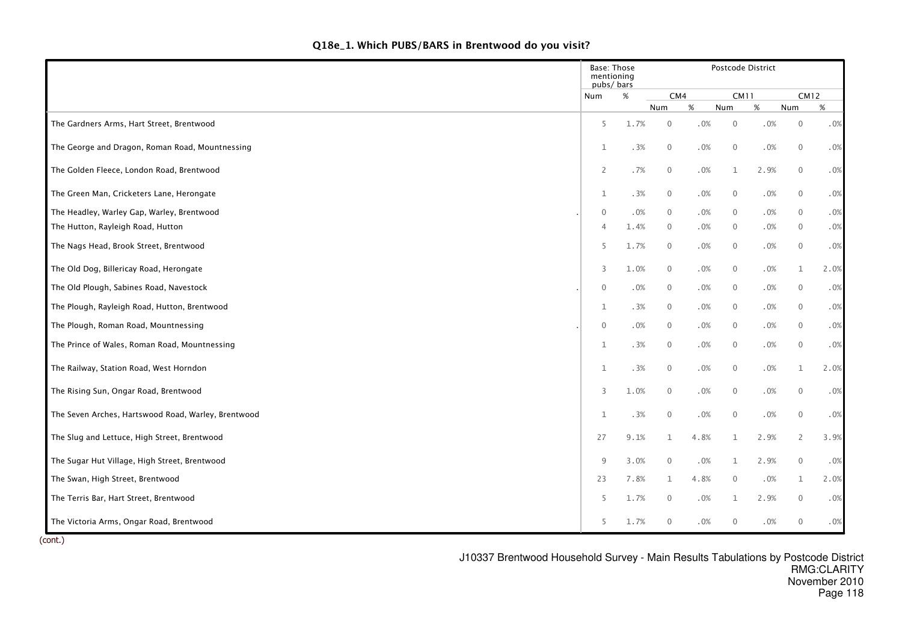## Q18e_1. Which PUBS/BARS in Brentwood do you visit?

| | Base: Those mentioning pubs/ bars | | Postcode District | | | | | |
|---|---|---|---|---|---|---|---|---|
| | | | CM4 | | CM11 | | CM12 | |
| | Num | % | Num | % | Num | % | Num | % |
| The Gardners Arms, Hart Street, Brentwood | 5 | 1.7% | 0 | .0% | 0 | .0% | 0 | .0% |
| The George and Dragon, Roman Road, Mountnessing | 1 | .3% | 0 | .0% | 0 | .0% | 0 | .0% |
| The Golden Fleece, London Road, Brentwood | 2 | .7% | 0 | .0% | 1 | 2.9% | 0 | .0% |
| The Green Man, Cricketers Lane, Herongate | 1 | .3% | 0 | .0% | 0 | .0% | 0 | .0% |
| The Headley, Warley Gap, Warley, Brentwood | 0 | .0% | 0 | .0% | 0 | .0% | 0 | .0% |
| The Hutton, Rayleigh Road, Hutton | 4 | 1.4% | 0 | .0% | 0 | .0% | 0 | .0% |
| The Nags Head, Brook Street, Brentwood | 5 | 1.7% | 0 | .0% | 0 | .0% | 0 | .0% |
| The Old Dog, Billericay Road, Herongate | 3 | 1.0% | 0 | .0% | 0 | .0% | 1 | 2.0% |
| The Old Plough, Sabines Road, Navestock | 0 | .0% | 0 | .0% | 0 | .0% | 0 | .0% |
| The Plough, Rayleigh Road, Hutton, Brentwood | 1 | .3% | 0 | .0% | 0 | .0% | 0 | .0% |
| The Plough, Roman Road, Mountnessing | 0 | .0% | 0 | .0% | 0 | .0% | 0 | .0% |
| The Prince of Wales, Roman Road, Mountnessing | 1 | .3% | 0 | .0% | 0 | .0% | 0 | .0% |
| The Railway, Station Road, West Horndon | 1 | .3% | 0 | .0% | 0 | .0% | 1 | 2.0% |
| The Rising Sun, Ongar Road, Brentwood | 3 | 1.0% | 0 | .0% | 0 | .0% | 0 | .0% |
| The Seven Arches, Hartswood Road, Warley, Brentwood | 1 | .3% | 0 | .0% | 0 | .0% | 0 | .0% |
| The Slug and Lettuce, High Street, Brentwood | 27 | 9.1% | 1 | 4.8% | 1 | 2.9% | 2 | 3.9% |
| The Sugar Hut Village, High Street, Brentwood | 9 | 3.0% | 0 | .0% | 1 | 2.9% | 0 | .0% |
| The Swan, High Street, Brentwood | 23 | 7.8% | 1 | 4.8% | 0 | .0% | 1 | 2.0% |
| The Terris Bar, Hart Street, Brentwood | 5 | 1.7% | 0 | .0% | 1 | 2.9% | 0 | .0% |
| The Victoria Arms, Ongar Road, Brentwood | 5 | 1.7% | 0 | .0% | 0 | .0% | 0 | .0% |

(cont.)

J10337 Brentwood Household Survey - Main Results Tabulations by Postcode District
RMG:CLARITY
November 2010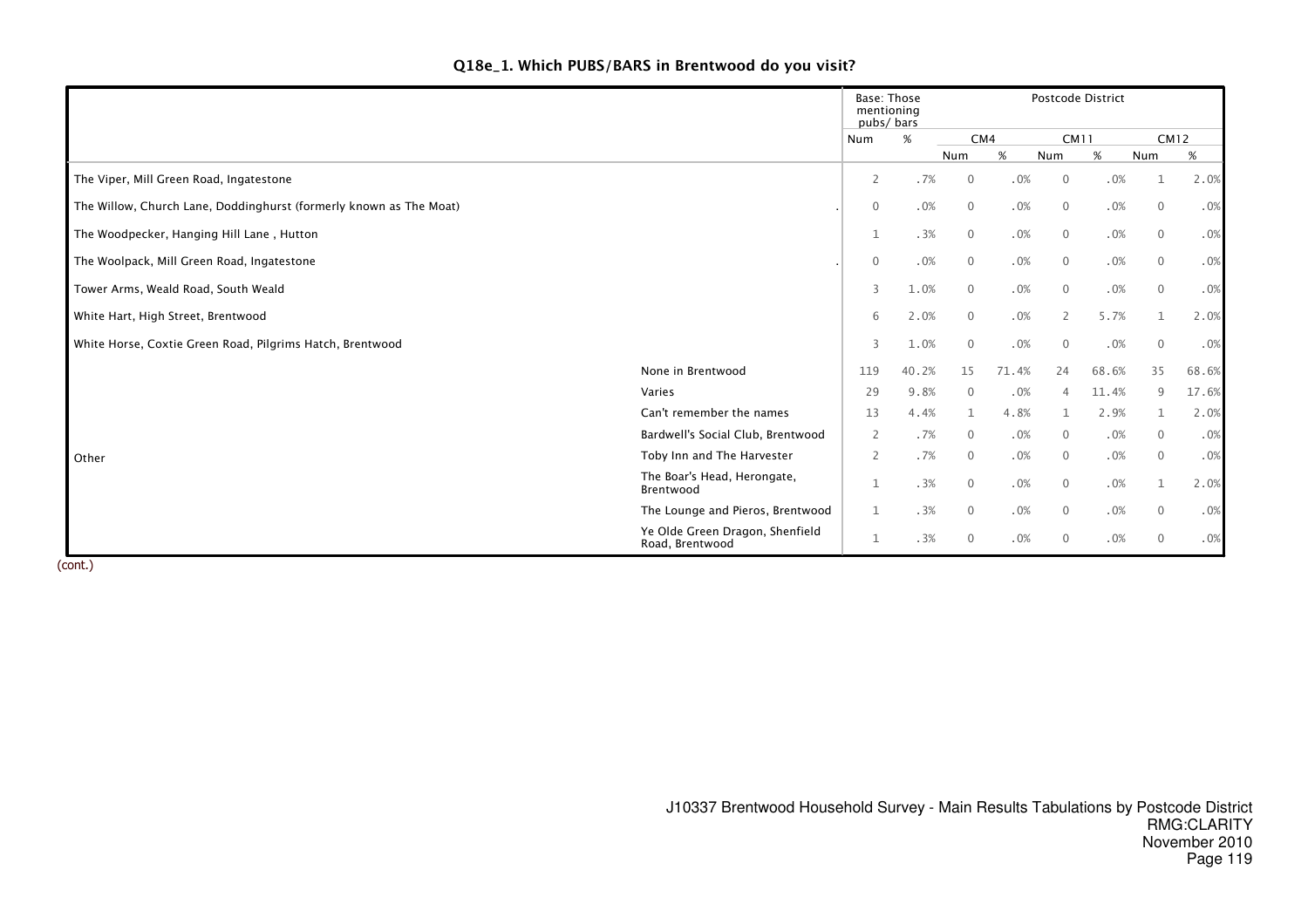### Q18e_1. Which PUBS/BARS in Brentwood do you visit?

| | | Base: Those mentioning pubs/ bars | | Postcode District | | | | | |
|---|---|---|---|---|---|---|---|---|---|
| | | | | CM4 | | CM11 | | CM12 | |
| | | Num | % | Num | % | Num | % | Num | % |
| The Viper, Mill Green Road, Ingatestone | | 2 | .7% | 0 | .0% | 0 | .0% | 1 | 2.0% |
| The Willow, Church Lane, Doddinghurst (formerly known as The Moat) | . | 0 | .0% | 0 | .0% | 0 | .0% | 0 | .0% |
| The Woodpecker, Hanging Hill Lane , Hutton | | 1 | .3% | 0 | .0% | 0 | .0% | 0 | .0% |
| The Woolpack, Mill Green Road, Ingatestone | . | 0 | .0% | 0 | .0% | 0 | .0% | 0 | .0% |
| Tower Arms, Weald Road, South Weald | | 3 | 1.0% | 0 | .0% | 0 | .0% | 0 | .0% |
| White Hart, High Street, Brentwood | | 6 | 2.0% | 0 | .0% | 2 | 5.7% | 1 | 2.0% |
| White Horse, Coxtie Green Road, Pilgrims Hatch, Brentwood | | 3 | 1.0% | 0 | .0% | 0 | .0% | 0 | .0% |
| Other | None in Brentwood | 119 | 40.2% | 15 | 71.4% | 24 | 68.6% | 35 | 68.6% |
| | Varies | 29 | 9.8% | 0 | .0% | 4 | 11.4% | 9 | 17.6% |
| | Can't remember the names | 13 | 4.4% | 1 | 4.8% | 1 | 2.9% | 1 | 2.0% |
| | Bardwell's Social Club, Brentwood | 2 | .7% | 0 | .0% | 0 | .0% | 0 | .0% |
| | Toby Inn and The Harvester | 2 | .7% | 0 | .0% | 0 | .0% | 0 | .0% |
| | The Boar's Head, Herongate, Brentwood | 1 | .3% | 0 | .0% | 0 | .0% | 1 | 2.0% |
| | The Lounge and Pieros, Brentwood | 1 | .3% | 0 | .0% | 0 | .0% | 0 | .0% |
| | Ye Olde Green Dragon, Shenfield Road, Brentwood | 1 | .3% | 0 | .0% | 0 | .0% | 0 | .0% |

(cont.)

J10337 Brentwood Household Survey - Main Results Tabulations by Postcode District
RMG:CLARITY
November 2010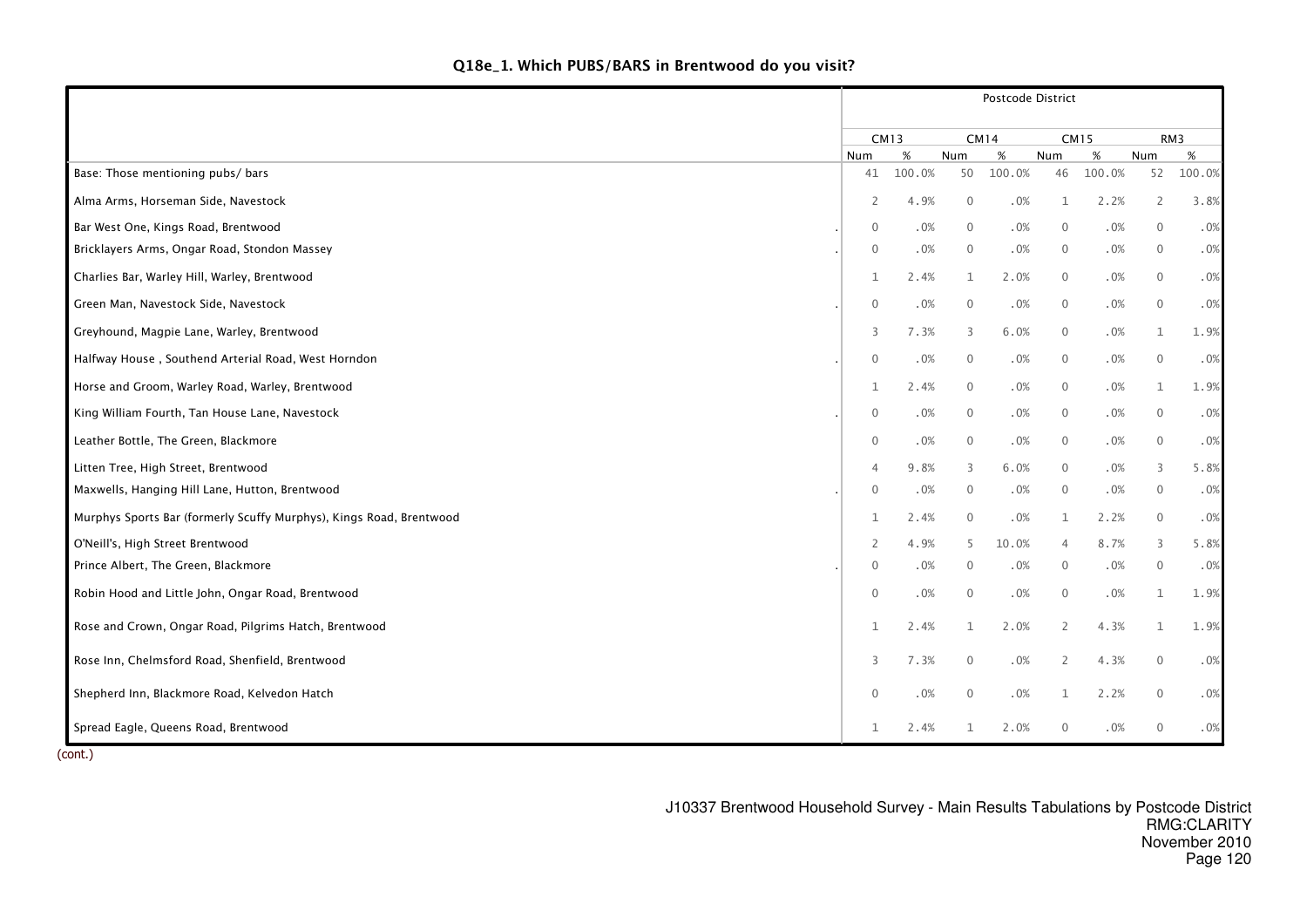## Q18e_1. Which PUBS/BARS in Brentwood do you visit?

| | Postcode District | | | | | | | |
|---|---|---|---|---|---|---|---|---|
| | CM13 | | CM14 | | CM15 | | RM3 | |
| | Num | % | Num | % | Num | % | Num | % |
| Base: Those mentioning pubs/ bars | 41 | 100.0% | 50 | 100.0% | 46 | 100.0% | 52 | 100.0% |
| Alma Arms, Horseman Side, Navestock | 2 | 4.9% | 0 | .0% | 1 | 2.2% | 2 | 3.8% |
| Bar West One, Kings Road, Brentwood | 0 | .0% | 0 | .0% | 0 | .0% | 0 | .0% |
| Bricklayers Arms, Ongar Road, Stondon Massey | 0 | .0% | 0 | .0% | 0 | .0% | 0 | .0% |
| Charlies Bar, Warley Hill, Warley, Brentwood | 1 | 2.4% | 1 | 2.0% | 0 | .0% | 0 | .0% |
| Green Man, Navestock Side, Navestock | 0 | .0% | 0 | .0% | 0 | .0% | 0 | .0% |
| Greyhound, Magpie Lane, Warley, Brentwood | 3 | 7.3% | 3 | 6.0% | 0 | .0% | 1 | 1.9% |
| Halfway House , Southend Arterial Road, West Horndon | 0 | .0% | 0 | .0% | 0 | .0% | 0 | .0% |
| Horse and Groom, Warley Road, Warley, Brentwood | 1 | 2.4% | 0 | .0% | 0 | .0% | 1 | 1.9% |
| King William Fourth, Tan House Lane, Navestock | 0 | .0% | 0 | .0% | 0 | .0% | 0 | .0% |
| Leather Bottle, The Green, Blackmore | 0 | .0% | 0 | .0% | 0 | .0% | 0 | .0% |
| Litten Tree, High Street, Brentwood | 4 | 9.8% | 3 | 6.0% | 0 | .0% | 3 | 5.8% |
| Maxwells, Hanging Hill Lane, Hutton, Brentwood | 0 | .0% | 0 | .0% | 0 | .0% | 0 | .0% |
| Murphys Sports Bar (formerly Scuffy Murphys), Kings Road, Brentwood | 1 | 2.4% | 0 | .0% | 1 | 2.2% | 0 | .0% |
| O'Neill's, High Street Brentwood | 2 | 4.9% | 5 | 10.0% | 4 | 8.7% | 3 | 5.8% |
| Prince Albert, The Green, Blackmore | 0 | .0% | 0 | .0% | 0 | .0% | 0 | .0% |
| Robin Hood and Little John, Ongar Road, Brentwood | 0 | .0% | 0 | .0% | 0 | .0% | 1 | 1.9% |
| Rose and Crown, Ongar Road, Pilgrims Hatch, Brentwood | 1 | 2.4% | 1 | 2.0% | 2 | 4.3% | 1 | 1.9% |
| Rose Inn, Chelmsford Road, Shenfield, Brentwood | 3 | 7.3% | 0 | .0% | 2 | 4.3% | 0 | .0% |
| Shepherd Inn, Blackmore Road, Kelvedon Hatch | 0 | .0% | 0 | .0% | 1 | 2.2% | 0 | .0% |
| Spread Eagle, Queens Road, Brentwood | 1 | 2.4% | 1 | 2.0% | 0 | .0% | 0 | .0% |

(cont.)

J10337 Brentwood Household Survey - Main Results Tabulations by Postcode District
RMG:CLARITY
November 2010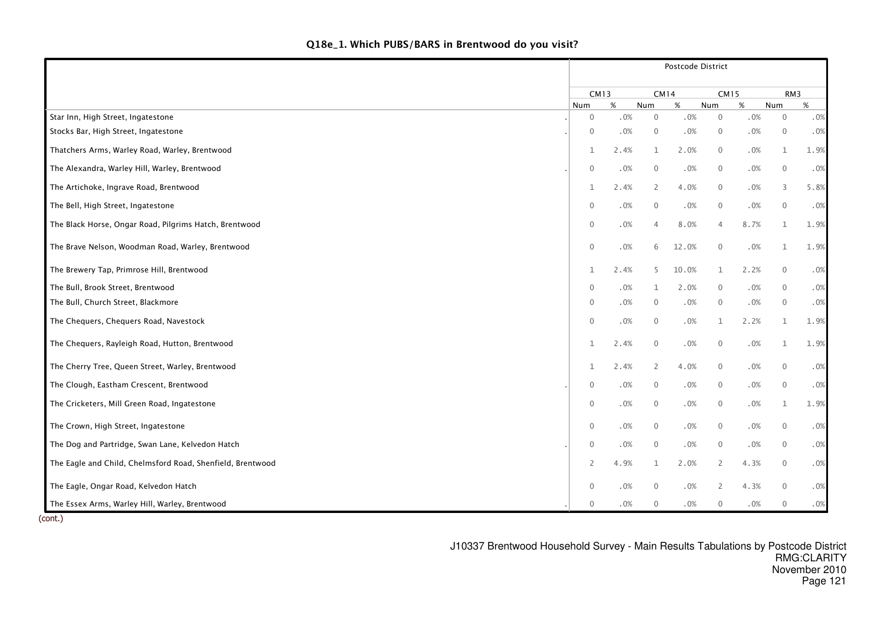### Q18e_1. Which PUBS/BARS in Brentwood do you visit?

| | Postcode District | | | | | | | |
|---|---|---|---|---|---|---|---|---|
| | CM13 | | CM14 | | CM15 | | RM3 | |
| | Num | % | Num | % | Num | % | Num | % |
| Star Inn, High Street, Ingatestone | 0 | .0% | 0 | .0% | 0 | .0% | 0 | .0% |
| Stocks Bar, High Street, Ingatestone | 0 | .0% | 0 | .0% | 0 | .0% | 0 | .0% |
| Thatchers Arms, Warley Road, Warley, Brentwood | 1 | 2.4% | 1 | 2.0% | 0 | .0% | 1 | 1.9% |
| The Alexandra, Warley Hill, Warley, Brentwood | 0 | .0% | 0 | .0% | 0 | .0% | 0 | .0% |
| The Artichoke, Ingrave Road, Brentwood | 1 | 2.4% | 2 | 4.0% | 0 | .0% | 3 | 5.8% |
| The Bell, High Street, Ingatestone | 0 | .0% | 0 | .0% | 0 | .0% | 0 | .0% |
| The Black Horse, Ongar Road, Pilgrims Hatch, Brentwood | 0 | .0% | 4 | 8.0% | 4 | 8.7% | 1 | 1.9% |
| The Brave Nelson, Woodman Road, Warley, Brentwood | 0 | .0% | 6 | 12.0% | 0 | .0% | 1 | 1.9% |
| The Brewery Tap, Primrose Hill, Brentwood | 1 | 2.4% | 5 | 10.0% | 1 | 2.2% | 0 | .0% |
| The Bull, Brook Street, Brentwood | 0 | .0% | 1 | 2.0% | 0 | .0% | 0 | .0% |
| The Bull, Church Street, Blackmore | 0 | .0% | 0 | .0% | 0 | .0% | 0 | .0% |
| The Chequers, Chequers Road, Navestock | 0 | .0% | 0 | .0% | 1 | 2.2% | 1 | 1.9% |
| The Chequers, Rayleigh Road, Hutton, Brentwood | 1 | 2.4% | 0 | .0% | 0 | .0% | 1 | 1.9% |
| The Cherry Tree, Queen Street, Warley, Brentwood | 1 | 2.4% | 2 | 4.0% | 0 | .0% | 0 | .0% |
| The Clough, Eastham Crescent, Brentwood | 0 | .0% | 0 | .0% | 0 | .0% | 0 | .0% |
| The Cricketers, Mill Green Road, Ingatestone | 0 | .0% | 0 | .0% | 0 | .0% | 1 | 1.9% |
| The Crown, High Street, Ingatestone | 0 | .0% | 0 | .0% | 0 | .0% | 0 | .0% |
| The Dog and Partridge, Swan Lane, Kelvedon Hatch | 0 | .0% | 0 | .0% | 0 | .0% | 0 | .0% |
| The Eagle and Child, Chelmsford Road, Shenfield, Brentwood | 2 | 4.9% | 1 | 2.0% | 2 | 4.3% | 0 | .0% |
| The Eagle, Ongar Road, Kelvedon Hatch | 0 | .0% | 0 | .0% | 2 | 4.3% | 0 | .0% |
| The Essex Arms, Warley Hill, Warley, Brentwood | 0 | .0% | 0 | .0% | 0 | .0% | 0 | .0% |

(cont.)

J10337 Brentwood Household Survey - Main Results Tabulations by Postcode District
RMG:CLARITY
November 2010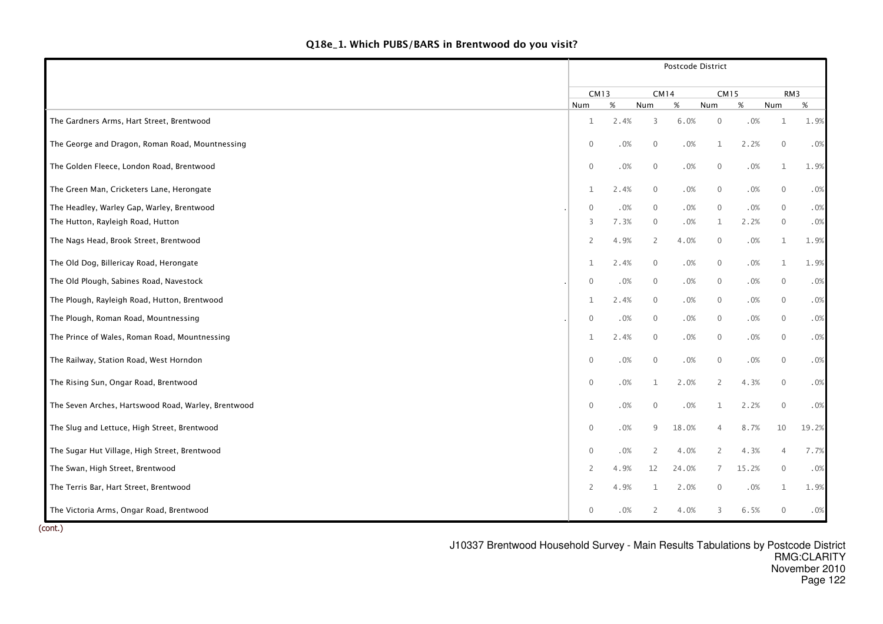# Q18e_1. Which PUBS/BARS in Brentwood do you visit?

| | Postcode District | | | | | | | |
|---|---|---|---|---|---|---|---|---|
| | CM13 | | CM14 | | CM15 | | RM3 | |
| | Num | % | Num | % | Num | % | Num | % |
| The Gardners Arms, Hart Street, Brentwood | 1 | 2.4% | 3 | 6.0% | 0 | .0% | 1 | 1.9% |
| The George and Dragon, Roman Road, Mountnessing | 0 | .0% | 0 | .0% | 1 | 2.2% | 0 | .0% |
| The Golden Fleece, London Road, Brentwood | 0 | .0% | 0 | .0% | 0 | .0% | 1 | 1.9% |
| The Green Man, Cricketers Lane, Herongate | 1 | 2.4% | 0 | .0% | 0 | .0% | 0 | .0% |
| The Headley, Warley Gap, Warley, Brentwood | 0 | .0% | 0 | .0% | 0 | .0% | 0 | .0% |
| The Hutton, Rayleigh Road, Hutton | 3 | 7.3% | 0 | .0% | 1 | 2.2% | 0 | .0% |
| The Nags Head, Brook Street, Brentwood | 2 | 4.9% | 2 | 4.0% | 0 | .0% | 1 | 1.9% |
| The Old Dog, Billericay Road, Herongate | 1 | 2.4% | 0 | .0% | 0 | .0% | 1 | 1.9% |
| The Old Plough, Sabines Road, Navestock | 0 | .0% | 0 | .0% | 0 | .0% | 0 | .0% |
| The Plough, Rayleigh Road, Hutton, Brentwood | 1 | 2.4% | 0 | .0% | 0 | .0% | 0 | .0% |
| The Plough, Roman Road, Mountnessing | 0 | .0% | 0 | .0% | 0 | .0% | 0 | .0% |
| The Prince of Wales, Roman Road, Mountnessing | 1 | 2.4% | 0 | .0% | 0 | .0% | 0 | .0% |
| The Railway, Station Road, West Horndon | 0 | .0% | 0 | .0% | 0 | .0% | 0 | .0% |
| The Rising Sun, Ongar Road, Brentwood | 0 | .0% | 1 | 2.0% | 2 | 4.3% | 0 | .0% |
| The Seven Arches, Hartswood Road, Warley, Brentwood | 0 | .0% | 0 | .0% | 1 | 2.2% | 0 | .0% |
| The Slug and Lettuce, High Street, Brentwood | 0 | .0% | 9 | 18.0% | 4 | 8.7% | 10 | 19.2% |
| The Sugar Hut Village, High Street, Brentwood | 0 | .0% | 2 | 4.0% | 2 | 4.3% | 4 | 7.7% |
| The Swan, High Street, Brentwood | 2 | 4.9% | 12 | 24.0% | 7 | 15.2% | 0 | .0% |
| The Terris Bar, Hart Street, Brentwood | 2 | 4.9% | 1 | 2.0% | 0 | .0% | 1 | 1.9% |
| The Victoria Arms, Ongar Road, Brentwood | 0 | .0% | 2 | 4.0% | 3 | 6.5% | 0 | .0% |

(cont.)

J10337 Brentwood Household Survey - Main Results Tabulations by Postcode District
RMG:CLARITY
November 2010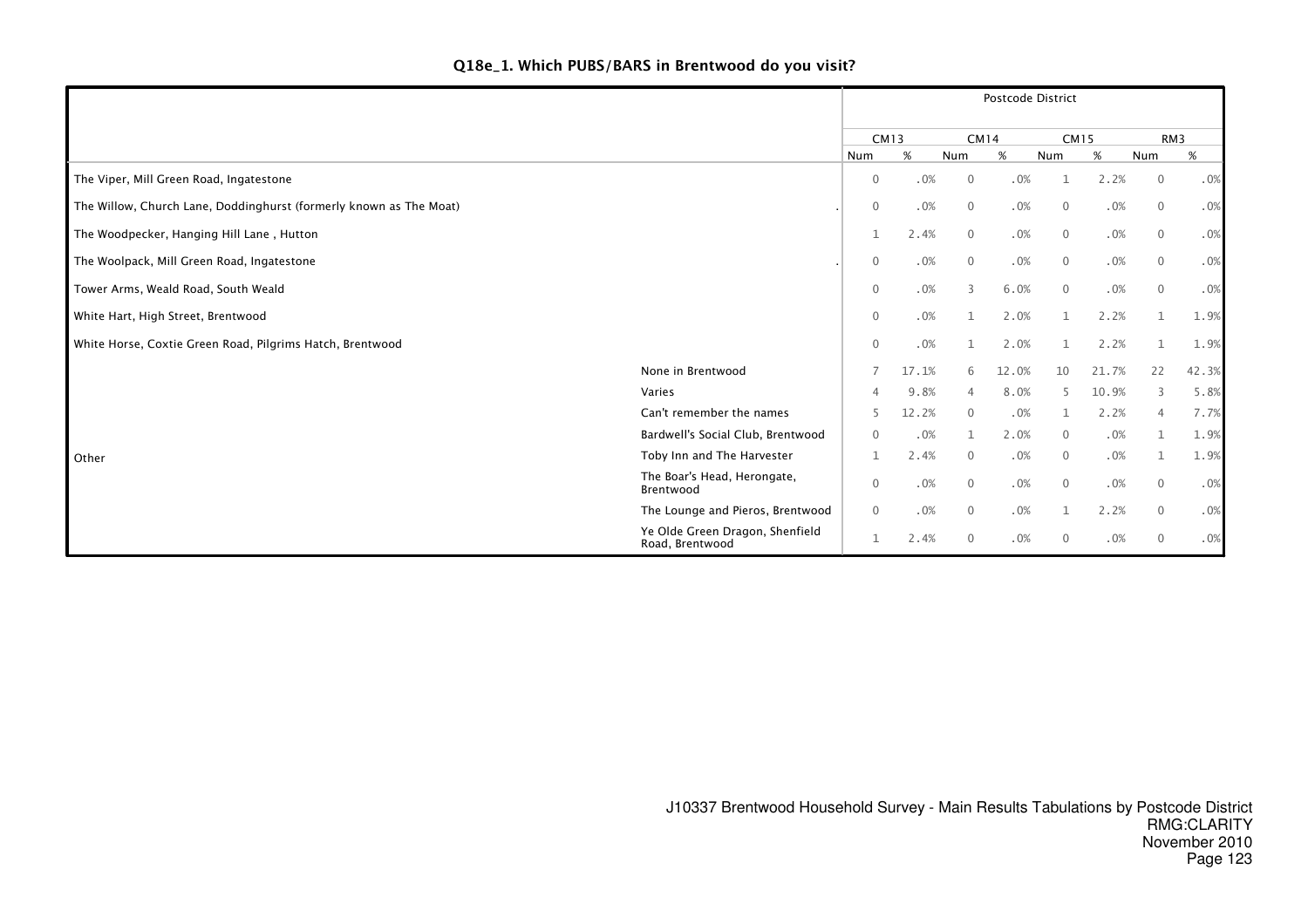## Q18e_1. Which PUBS/BARS in Brentwood do you visit?

| | | Postcode District | | | | | | | |
|---|---|---|---|---|---|---|---|---|---|
| | | CM13 | | CM14 | | CM15 | | RM3 | |
| | | Num | % | Num | % | Num | % | Num | % |
| The Viper, Mill Green Road, Ingatestone | | 0 | .0% | 0 | .0% | 1 | 2.2% | 0 | .0% |
| The Willow, Church Lane, Doddinghurst (formerly known as The Moat) | . | 0 | .0% | 0 | .0% | 0 | .0% | 0 | .0% |
| The Woodpecker, Hanging Hill Lane , Hutton | | 1 | 2.4% | 0 | .0% | 0 | .0% | 0 | .0% |
| The Woolpack, Mill Green Road, Ingatestone | . | 0 | .0% | 0 | .0% | 0 | .0% | 0 | .0% |
| Tower Arms, Weald Road, South Weald | | 0 | .0% | 3 | 6.0% | 0 | .0% | 0 | .0% |
| White Hart, High Street, Brentwood | | 0 | .0% | 1 | 2.0% | 1 | 2.2% | 1 | 1.9% |
| White Horse, Coxtie Green Road, Pilgrims Hatch, Brentwood | | 0 | .0% | 1 | 2.0% | 1 | 2.2% | 1 | 1.9% |
| Other | None in Brentwood | 7 | 17.1% | 6 | 12.0% | 10 | 21.7% | 22 | 42.3% |
| | Varies | 4 | 9.8% | 4 | 8.0% | 5 | 10.9% | 3 | 5.8% |
| | Can't remember the names | 5 | 12.2% | 0 | .0% | 1 | 2.2% | 4 | 7.7% |
| | Bardwell's Social Club, Brentwood | 0 | .0% | 1 | 2.0% | 0 | .0% | 1 | 1.9% |
| | Toby Inn and The Harvester | 1 | 2.4% | 0 | .0% | 0 | .0% | 1 | 1.9% |
| | The Boar's Head, Herongate, Brentwood | 0 | .0% | 0 | .0% | 0 | .0% | 0 | .0% |
| | The Lounge and Pieros, Brentwood | 0 | .0% | 0 | .0% | 1 | 2.2% | 0 | .0% |
| | Ye Olde Green Dragon, Shenfield Road, Brentwood | 1 | 2.4% | 0 | .0% | 0 | .0% | 0 | .0% |

J10337 Brentwood Household Survey - Main Results Tabulations by Postcode District
RMG:CLARITY
November 2010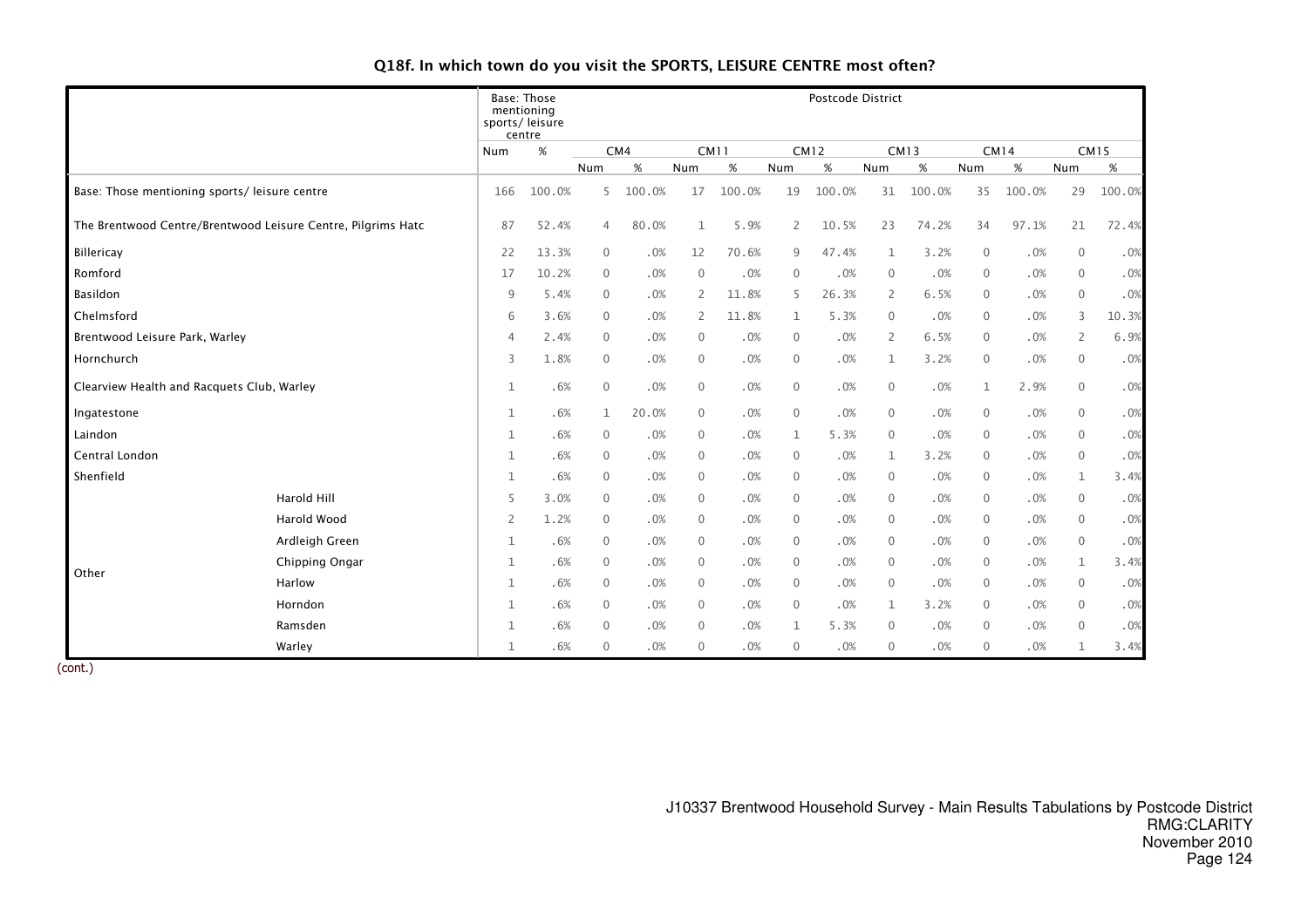## Q18f. In which town do you visit the SPORTS, LEISURE CENTRE most often?

| | | Base: Those mentioning sports/ leisure centre | | Postcode District | | | | | | | | | | | |
|---|---|---|---|---|---|---|---|---|---|---|---|---|---|---|---|
| | | | | CM4 | | CM11 | | CM12 | | CM13 | | CM14 | | CM15 | |
| | | Num | % | Num | % | Num | % | Num | % | Num | % | Num | % | Num | % |
| Base: Those mentioning sports/ leisure centre | | 166 | 100.0% | 5 | 100.0% | 17 | 100.0% | 19 | 100.0% | 31 | 100.0% | 35 | 100.0% | 29 | 100.0% |
| The Brentwood Centre/Brentwood Leisure Centre, Pilgrims Hatc | | 87 | 52.4% | 4 | 80.0% | 1 | 5.9% | 2 | 10.5% | 23 | 74.2% | 34 | 97.1% | 21 | 72.4% |
| Billericay | | 22 | 13.3% | 0 | .0% | 12 | 70.6% | 9 | 47.4% | 1 | 3.2% | 0 | .0% | 0 | .0% |
| Romford | | 17 | 10.2% | 0 | .0% | 0 | .0% | 0 | .0% | 0 | .0% | 0 | .0% | 0 | .0% |
| Basildon | | 9 | 5.4% | 0 | .0% | 2 | 11.8% | 5 | 26.3% | 2 | 6.5% | 0 | .0% | 0 | .0% |
| Chelmsford | | 6 | 3.6% | 0 | .0% | 2 | 11.8% | 1 | 5.3% | 0 | .0% | 0 | .0% | 3 | 10.3% |
| Brentwood Leisure Park, Warley | | 4 | 2.4% | 0 | .0% | 0 | .0% | 0 | .0% | 2 | 6.5% | 0 | .0% | 2 | 6.9% |
| Hornchurch | | 3 | 1.8% | 0 | .0% | 0 | .0% | 0 | .0% | 1 | 3.2% | 0 | .0% | 0 | .0% |
| Clearview Health and Racquets Club, Warley | | 1 | .6% | 0 | .0% | 0 | .0% | 0 | .0% | 0 | .0% | 1 | 2.9% | 0 | .0% |
| Ingatestone | | 1 | .6% | 1 | 20.0% | 0 | .0% | 0 | .0% | 0 | .0% | 0 | .0% | 0 | .0% |
| Laindon | | 1 | .6% | 0 | .0% | 0 | .0% | 1 | 5.3% | 0 | .0% | 0 | .0% | 0 | .0% |
| Central London | | 1 | .6% | 0 | .0% | 0 | .0% | 0 | .0% | 1 | 3.2% | 0 | .0% | 0 | .0% |
| Shenfield | | 1 | .6% | 0 | .0% | 0 | .0% | 0 | .0% | 0 | .0% | 0 | .0% | 1 | 3.4% |
| Other | Harold Hill | 5 | 3.0% | 0 | .0% | 0 | .0% | 0 | .0% | 0 | .0% | 0 | .0% | 0 | .0% |
| | Harold Wood | 2 | 1.2% | 0 | .0% | 0 | .0% | 0 | .0% | 0 | .0% | 0 | .0% | 0 | .0% |
| | Ardleigh Green | 1 | .6% | 0 | .0% | 0 | .0% | 0 | .0% | 0 | .0% | 0 | .0% | 0 | .0% |
| | Chipping Ongar | 1 | .6% | 0 | .0% | 0 | .0% | 0 | .0% | 0 | .0% | 0 | .0% | 1 | 3.4% |
| | Harlow | 1 | .6% | 0 | .0% | 0 | .0% | 0 | .0% | 0 | .0% | 0 | .0% | 0 | .0% |
| | Horndon | 1 | .6% | 0 | .0% | 0 | .0% | 0 | .0% | 1 | 3.2% | 0 | .0% | 0 | .0% |
| | Ramsden | 1 | .6% | 0 | .0% | 0 | .0% | 1 | 5.3% | 0 | .0% | 0 | .0% | 0 | .0% |
| | Warley | 1 | .6% | 0 | .0% | 0 | .0% | 0 | .0% | 0 | .0% | 0 | .0% | 1 | 3.4% |

(cont.)

J10337 Brentwood Household Survey - Main Results Tabulations by Postcode District
RMG:CLARITY
November 2010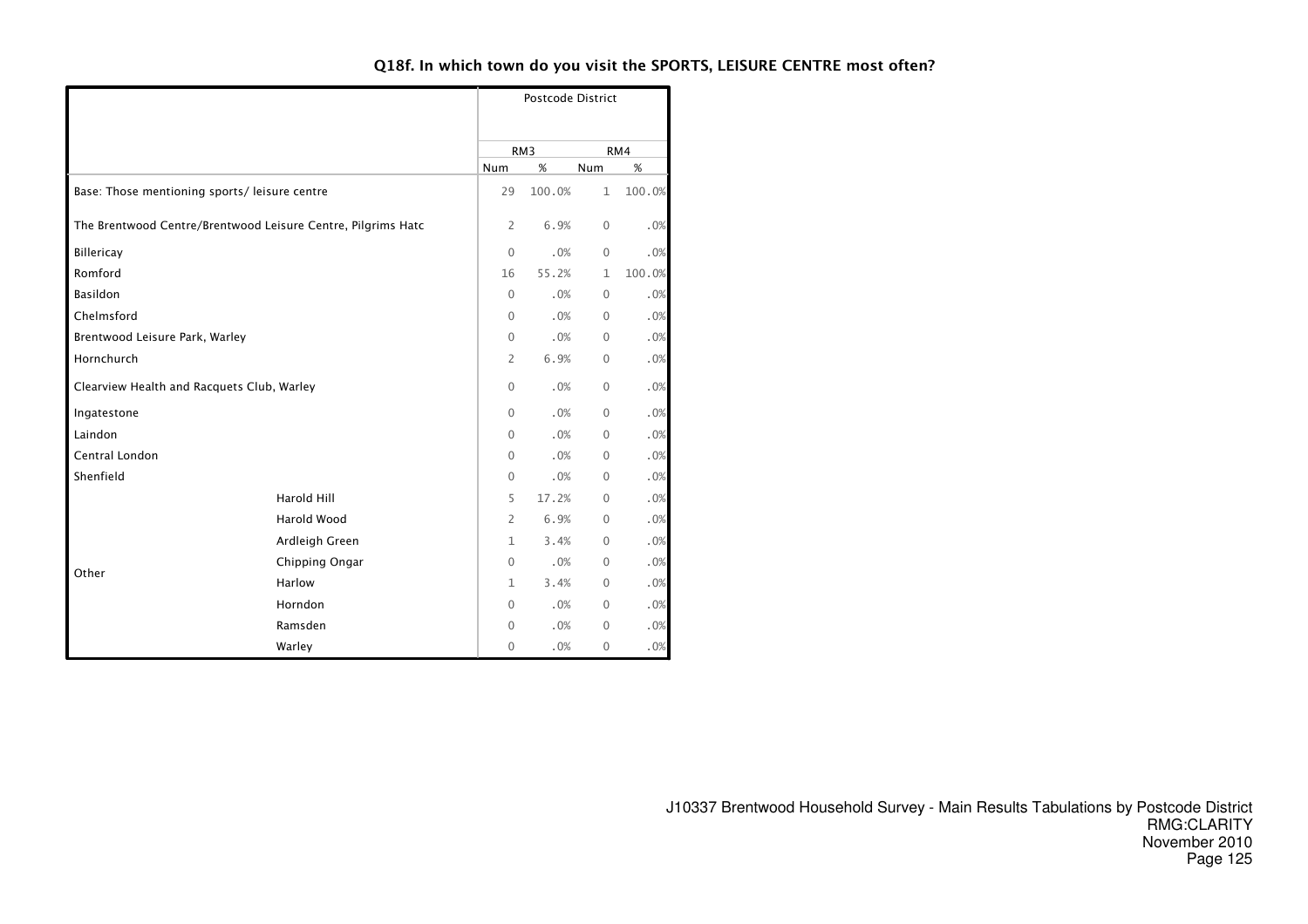**Q18f. In which town do you visit the SPORTS, LEISURE CENTRE most often?**

| | | Postcode District | | | |
|---|---|---|---|---|---|
| | | RM3 | | RM4 | |
| | | Num | % | Num | % |
| Base: Those mentioning sports/ leisure centre | | 29 | 100.0% | 1 | 100.0% |
| The Brentwood Centre/Brentwood Leisure Centre, Pilgrims Hatc | | 2 | 6.9% | 0 | .0% |
| Billericay | | 0 | .0% | 0 | .0% |
| Romford | | 16 | 55.2% | 1 | 100.0% |
| Basildon | | 0 | .0% | 0 | .0% |
| Chelmsford | | 0 | .0% | 0 | .0% |
| Brentwood Leisure Park, Warley | | 0 | .0% | 0 | .0% |
| Hornchurch | | 2 | 6.9% | 0 | .0% |
| Clearview Health and Racquets Club, Warley | | 0 | .0% | 0 | .0% |
| Ingatestone | | 0 | .0% | 0 | .0% |
| Laindon | | 0 | .0% | 0 | .0% |
| Central London | | 0 | .0% | 0 | .0% |
| Shenfield | | 0 | .0% | 0 | .0% |
| Other | Harold Hill | 5 | 17.2% | 0 | .0% |
| | Harold Wood | 2 | 6.9% | 0 | .0% |
| | Ardleigh Green | 1 | 3.4% | 0 | .0% |
| | Chipping Ongar | 0 | .0% | 0 | .0% |
| | Harlow | 1 | 3.4% | 0 | .0% |
| | Horndon | 0 | .0% | 0 | .0% |
| | Ramsden | 0 | .0% | 0 | .0% |
| | Warley | 0 | .0% | 0 | .0% |

J10337 Brentwood Household Survey - Main Results Tabulations by Postcode District
RMG:CLARITY
November 2010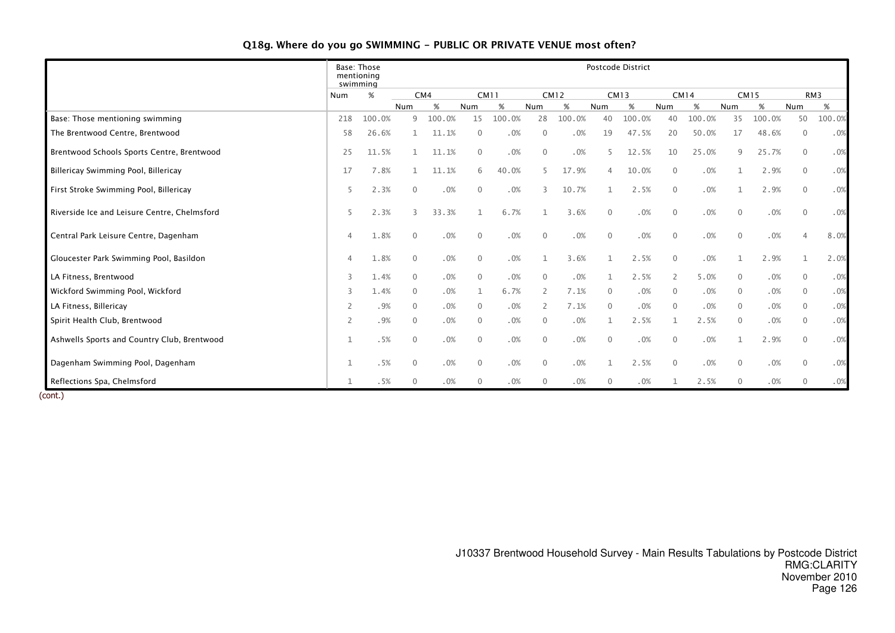# Q18g. Where do you go SWIMMING - PUBLIC OR PRIVATE VENUE most often?

| | Base: Those mentioning swimming | | Postcode District | | | | | | | | | | | | | |
|---|---|---|---|---|---|---|---|---|---|---|---|---|---|---|---|---|
| | | | CM4 | | CM11 | | CM12 | | CM13 | | CM14 | | CM15 | | RM3 | |
| | Num | % | Num | % | Num | % | Num | % | Num | % | Num | % | Num | % | Num | % |
| Base: Those mentioning swimming | 218 | 100.0% | 9 | 100.0% | 15 | 100.0% | 28 | 100.0% | 40 | 100.0% | 40 | 100.0% | 35 | 100.0% | 50 | 100.0% |
| The Brentwood Centre, Brentwood | 58 | 26.6% | 1 | 11.1% | 0 | .0% | 0 | .0% | 19 | 47.5% | 20 | 50.0% | 17 | 48.6% | 0 | .0% |
| Brentwood Schools Sports Centre, Brentwood | 25 | 11.5% | 1 | 11.1% | 0 | .0% | 0 | .0% | 5 | 12.5% | 10 | 25.0% | 9 | 25.7% | 0 | .0% |
| Billericay Swimming Pool, Billericay | 17 | 7.8% | 1 | 11.1% | 6 | 40.0% | 5 | 17.9% | 4 | 10.0% | 0 | .0% | 1 | 2.9% | 0 | .0% |
| First Stroke Swimming Pool, Billericay | 5 | 2.3% | 0 | .0% | 0 | .0% | 3 | 10.7% | 1 | 2.5% | 0 | .0% | 1 | 2.9% | 0 | .0% |
| Riverside Ice and Leisure Centre, Chelmsford | 5 | 2.3% | 3 | 33.3% | 1 | 6.7% | 1 | 3.6% | 0 | .0% | 0 | .0% | 0 | .0% | 0 | .0% |
| Central Park Leisure Centre, Dagenham | 4 | 1.8% | 0 | .0% | 0 | .0% | 0 | .0% | 0 | .0% | 0 | .0% | 0 | .0% | 4 | 8.0% |
| Gloucester Park Swimming Pool, Basildon | 4 | 1.8% | 0 | .0% | 0 | .0% | 1 | 3.6% | 1 | 2.5% | 0 | .0% | 1 | 2.9% | 1 | 2.0% |
| LA Fitness, Brentwood | 3 | 1.4% | 0 | .0% | 0 | .0% | 0 | .0% | 1 | 2.5% | 2 | 5.0% | 0 | .0% | 0 | .0% |
| Wickford Swimming Pool, Wickford | 3 | 1.4% | 0 | .0% | 1 | 6.7% | 2 | 7.1% | 0 | .0% | 0 | .0% | 0 | .0% | 0 | .0% |
| LA Fitness, Billericay | 2 | .9% | 0 | .0% | 0 | .0% | 2 | 7.1% | 0 | .0% | 0 | .0% | 0 | .0% | 0 | .0% |
| Spirit Health Club, Brentwood | 2 | .9% | 0 | .0% | 0 | .0% | 0 | .0% | 1 | 2.5% | 1 | 2.5% | 0 | .0% | 0 | .0% |
| Ashwells Sports and Country Club, Brentwood | 1 | .5% | 0 | .0% | 0 | .0% | 0 | .0% | 0 | .0% | 0 | .0% | 1 | 2.9% | 0 | .0% |
| Dagenham Swimming Pool, Dagenham | 1 | .5% | 0 | .0% | 0 | .0% | 0 | .0% | 1 | 2.5% | 0 | .0% | 0 | .0% | 0 | .0% |
| Reflections Spa, Chelmsford | 1 | .5% | 0 | .0% | 0 | .0% | 0 | .0% | 0 | .0% | 1 | 2.5% | 0 | .0% | 0 | .0% |

(cont.)

J10337 Brentwood Household Survey - Main Results Tabulations by Postcode District
RMG:CLARITY
November 2010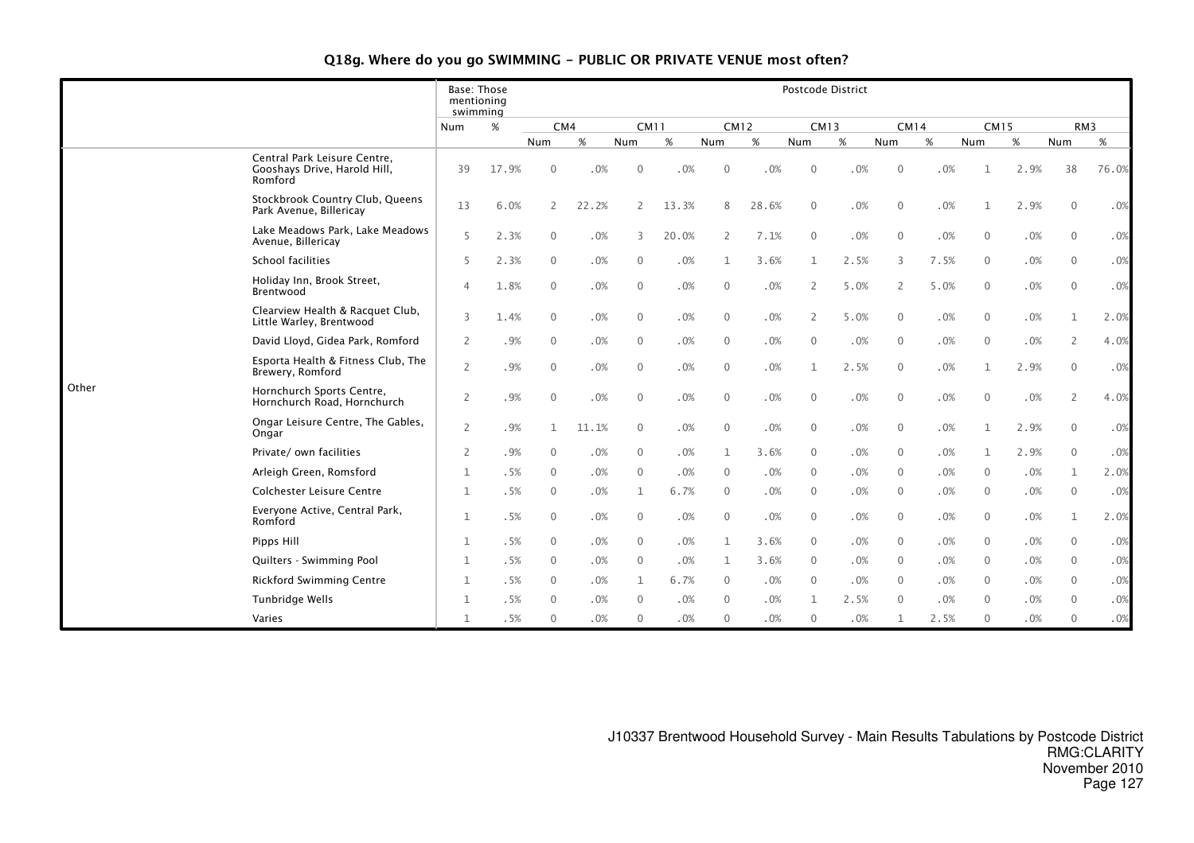### Q18g. Where do you go SWIMMING - PUBLIC OR PRIVATE VENUE most often?

| | | Base: Those mentioning swimming | | Postcode District | | | | | | | | | | | | | |
|---|---|---|---|---|---|---|---|---|---|---|---|---|---|---|---|---|---|
| | | | | CM4 | | CM11 | | CM12 | | CM13 | | CM14 | | CM15 | | RM3 | |
| | | Num | % | Num | % | Num | % | Num | % | Num | % | Num | % | Num | % | Num | % |
| Other | Central Park Leisure Centre, Gooshays Drive, Harold Hill, Romford | 39 | 17.9% | 0 | .0% | 0 | .0% | 0 | .0% | 0 | .0% | 0 | .0% | 1 | 2.9% | 38 | 76.0% |
| | Stockbrook Country Club, Queens Park Avenue, Billericay | 13 | 6.0% | 2 | 22.2% | 2 | 13.3% | 8 | 28.6% | 0 | .0% | 0 | .0% | 1 | 2.9% | 0 | .0% |
| | Lake Meadows Park, Lake Meadows Avenue, Billericay | 5 | 2.3% | 0 | .0% | 3 | 20.0% | 2 | 7.1% | 0 | .0% | 0 | .0% | 0 | .0% | 0 | .0% |
| | School facilities | 5 | 2.3% | 0 | .0% | 0 | .0% | 1 | 3.6% | 1 | 2.5% | 3 | 7.5% | 0 | .0% | 0 | .0% |
| | Holiday Inn, Brook Street, Brentwood | 4 | 1.8% | 0 | .0% | 0 | .0% | 0 | .0% | 2 | 5.0% | 2 | 5.0% | 0 | .0% | 0 | .0% |
| | Clearview Health & Racquet Club, Little Warley, Brentwood | 3 | 1.4% | 0 | .0% | 0 | .0% | 0 | .0% | 2 | 5.0% | 0 | .0% | 0 | .0% | 1 | 2.0% |
| | David Lloyd, Gidea Park, Romford | 2 | .9% | 0 | .0% | 0 | .0% | 0 | .0% | 0 | .0% | 0 | .0% | 0 | .0% | 2 | 4.0% |
| | Esporta Health & Fitness Club, The Brewery, Romford | 2 | .9% | 0 | .0% | 0 | .0% | 0 | .0% | 1 | 2.5% | 0 | .0% | 1 | 2.9% | 0 | .0% |
| | Hornchurch Sports Centre, Hornchurch Road, Hornchurch | 2 | .9% | 0 | .0% | 0 | .0% | 0 | .0% | 0 | .0% | 0 | .0% | 0 | .0% | 2 | 4.0% |
| | Ongar Leisure Centre, The Gables, Ongar | 2 | .9% | 1 | 11.1% | 0 | .0% | 0 | .0% | 0 | .0% | 0 | .0% | 1 | 2.9% | 0 | .0% |
| | Private/ own facilities | 2 | .9% | 0 | .0% | 0 | .0% | 1 | 3.6% | 0 | .0% | 0 | .0% | 1 | 2.9% | 0 | .0% |
| | Arleigh Green, Romsford | 1 | .5% | 0 | .0% | 0 | .0% | 0 | .0% | 0 | .0% | 0 | .0% | 0 | .0% | 1 | 2.0% |
| | Colchester Leisure Centre | 1 | .5% | 0 | .0% | 1 | 6.7% | 0 | .0% | 0 | .0% | 0 | .0% | 0 | .0% | 0 | .0% |
| | Everyone Active, Central Park, Romford | 1 | .5% | 0 | .0% | 0 | .0% | 0 | .0% | 0 | .0% | 0 | .0% | 0 | .0% | 1 | 2.0% |
| | Pipps Hill | 1 | .5% | 0 | .0% | 0 | .0% | 1 | 3.6% | 0 | .0% | 0 | .0% | 0 | .0% | 0 | .0% |
| | Quilters - Swimming Pool | 1 | .5% | 0 | .0% | 0 | .0% | 1 | 3.6% | 0 | .0% | 0 | .0% | 0 | .0% | 0 | .0% |
| | Rickford Swimming Centre | 1 | .5% | 0 | .0% | 1 | 6.7% | 0 | .0% | 0 | .0% | 0 | .0% | 0 | .0% | 0 | .0% |
| | Tunbridge Wells | 1 | .5% | 0 | .0% | 0 | .0% | 0 | .0% | 1 | 2.5% | 0 | .0% | 0 | .0% | 0 | .0% |
| | Varies | 1 | .5% | 0 | .0% | 0 | .0% | 0 | .0% | 0 | .0% | 1 | 2.5% | 0 | .0% | 0 | .0% |

J10337 Brentwood Household Survey - Main Results Tabulations by Postcode District
RMG:CLARITY
November 2010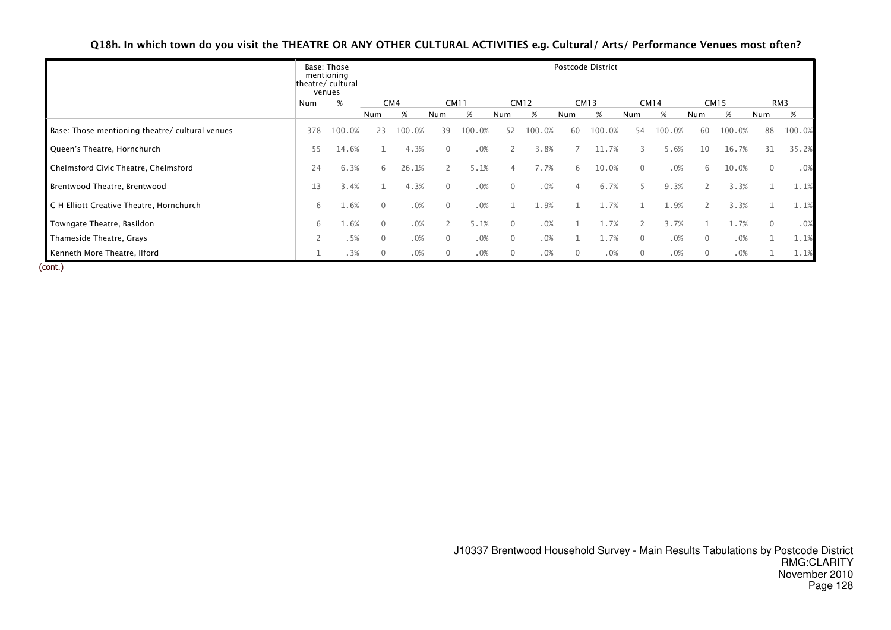**Q18h. In which town do you visit the THEATRE OR ANY OTHER CULTURAL ACTIVITIES e.g. Cultural/ Arts/ Performance Venues most often?**

| | Base: Those mentioning theatre/ cultural venues | | Postcode District | | | | | | | | | | | | | |
|---|---|---|---|---|---|---|---|---|---|---|---|---|---|---|---|---|
| | | | CM4 | | CM11 | | CM12 | | CM13 | | CM14 | | CM15 | | RM3 | |
| | Num | % | Num | % | Num | % | Num | % | Num | % | Num | % | Num | % | Num | % |
| Base: Those mentioning theatre/ cultural venues | 378 | 100.0% | 23 | 100.0% | 39 | 100.0% | 52 | 100.0% | 60 | 100.0% | 54 | 100.0% | 60 | 100.0% | 88 | 100.0% |
| Queen's Theatre, Hornchurch | 55 | 14.6% | 1 | 4.3% | 0 | .0% | 2 | 3.8% | 7 | 11.7% | 3 | 5.6% | 10 | 16.7% | 31 | 35.2% |
| Chelmsford Civic Theatre, Chelmsford | 24 | 6.3% | 6 | 26.1% | 2 | 5.1% | 4 | 7.7% | 6 | 10.0% | 0 | .0% | 6 | 10.0% | 0 | .0% |
| Brentwood Theatre, Brentwood | 13 | 3.4% | 1 | 4.3% | 0 | .0% | 0 | .0% | 4 | 6.7% | 5 | 9.3% | 2 | 3.3% | 1 | 1.1% |
| C H Elliott Creative Theatre, Hornchurch | 6 | 1.6% | 0 | .0% | 0 | .0% | 1 | 1.9% | 1 | 1.7% | 1 | 1.9% | 2 | 3.3% | 1 | 1.1% |
| Towngate Theatre, Basildon | 6 | 1.6% | 0 | .0% | 2 | 5.1% | 0 | .0% | 1 | 1.7% | 2 | 3.7% | 1 | 1.7% | 0 | .0% |
| Thameside Theatre, Grays | 2 | .5% | 0 | .0% | 0 | .0% | 0 | .0% | 1 | 1.7% | 0 | .0% | 0 | .0% | 1 | 1.1% |
| Kenneth More Theatre, Ilford | 1 | .3% | 0 | .0% | 0 | .0% | 0 | .0% | 0 | .0% | 0 | .0% | 0 | .0% | 1 | 1.1% |

(cont.)

J10337 Brentwood Household Survey - Main Results Tabulations by Postcode District
RMG:CLARITY
November 2010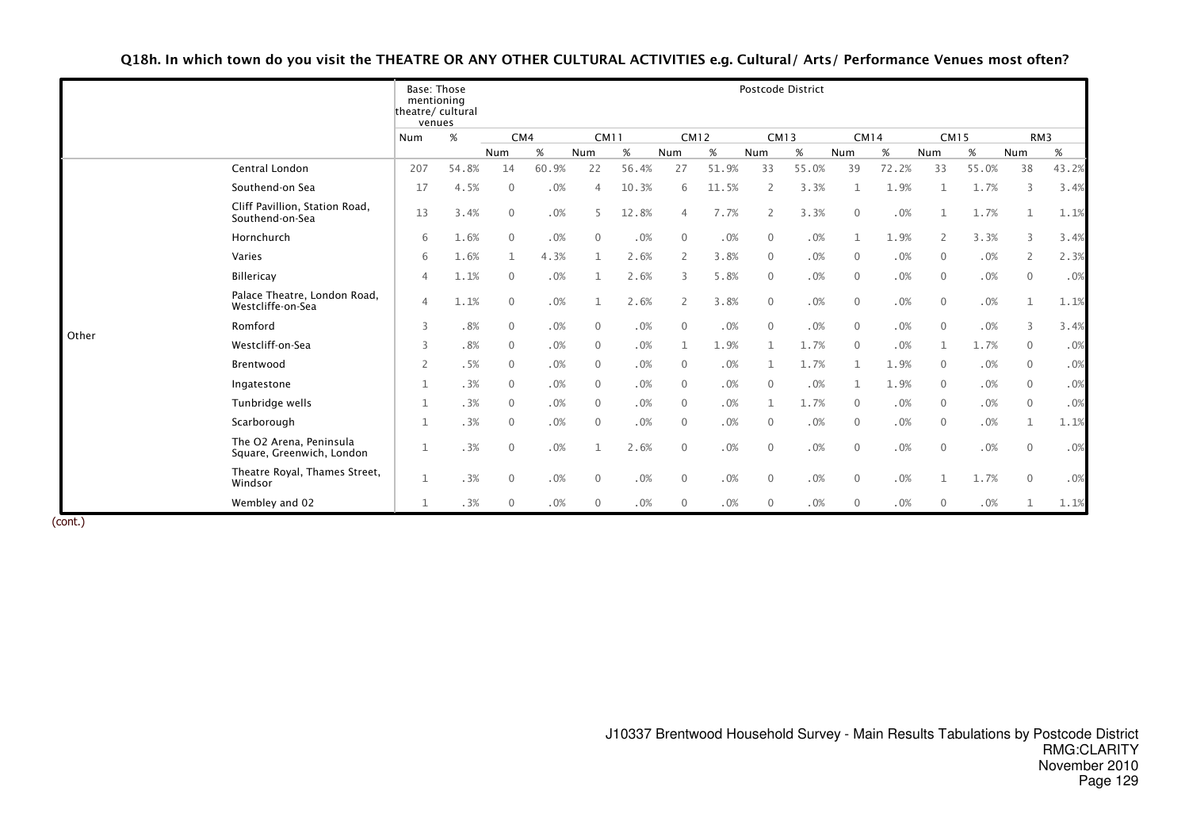**Q18h. In which town do you visit the THEATRE OR ANY OTHER CULTURAL ACTIVITIES e.g. Cultural/ Arts/ Performance Venues most often?**

| | | Base: Those mentioning theatre/ cultural venues | | Postcode District | | | | | | | | | | | | | |
|---|---|---|---|---|---|---|---|---|---|---|---|---|---|---|---|---|---|
| | | | | CM4 | | CM11 | | CM12 | | CM13 | | CM14 | | CM15 | | RM3 | |
| | | Num | % | Num | % | Num | % | Num | % | Num | % | Num | % | Num | % | Num | % |
| Other | Central London | 207 | 54.8% | 14 | 60.9% | 22 | 56.4% | 27 | 51.9% | 33 | 55.0% | 39 | 72.2% | 33 | 55.0% | 38 | 43.2% |
| | Southend-on Sea | 17 | 4.5% | 0 | .0% | 4 | 10.3% | 6 | 11.5% | 2 | 3.3% | 1 | 1.9% | 1 | 1.7% | 3 | 3.4% |
| | Cliff Pavillion, Station Road, Southend-on-Sea | 13 | 3.4% | 0 | .0% | 5 | 12.8% | 4 | 7.7% | 2 | 3.3% | 0 | .0% | 1 | 1.7% | 1 | 1.1% |
| | Hornchurch | 6 | 1.6% | 0 | .0% | 0 | .0% | 0 | .0% | 0 | .0% | 1 | 1.9% | 2 | 3.3% | 3 | 3.4% |
| | Varies | 6 | 1.6% | 1 | 4.3% | 1 | 2.6% | 2 | 3.8% | 0 | .0% | 0 | .0% | 0 | .0% | 2 | 2.3% |
| | Billericay | 4 | 1.1% | 0 | .0% | 1 | 2.6% | 3 | 5.8% | 0 | .0% | 0 | .0% | 0 | .0% | 0 | .0% |
| | Palace Theatre, London Road, Westcliffe-on-Sea | 4 | 1.1% | 0 | .0% | 1 | 2.6% | 2 | 3.8% | 0 | .0% | 0 | .0% | 0 | .0% | 1 | 1.1% |
| | Romford | 3 | .8% | 0 | .0% | 0 | .0% | 0 | .0% | 0 | .0% | 0 | .0% | 0 | .0% | 3 | 3.4% |
| | Westcliff-on-Sea | 3 | .8% | 0 | .0% | 0 | .0% | 1 | 1.9% | 1 | 1.7% | 0 | .0% | 1 | 1.7% | 0 | .0% |
| | Brentwood | 2 | .5% | 0 | .0% | 0 | .0% | 0 | .0% | 1 | 1.7% | 1 | 1.9% | 0 | .0% | 0 | .0% |
| | Ingatestone | 1 | .3% | 0 | .0% | 0 | .0% | 0 | .0% | 0 | .0% | 1 | 1.9% | 0 | .0% | 0 | .0% |
| | Tunbridge wells | 1 | .3% | 0 | .0% | 0 | .0% | 0 | .0% | 1 | 1.7% | 0 | .0% | 0 | .0% | 0 | .0% |
| | Scarborough | 1 | .3% | 0 | .0% | 0 | .0% | 0 | .0% | 0 | .0% | 0 | .0% | 0 | .0% | 1 | 1.1% |
| | The O2 Arena, Peninsula Square, Greenwich, London | 1 | .3% | 0 | .0% | 1 | 2.6% | 0 | .0% | 0 | .0% | 0 | .0% | 0 | .0% | 0 | .0% |
| | Theatre Royal, Thames Street, Windsor | 1 | .3% | 0 | .0% | 0 | .0% | 0 | .0% | 0 | .0% | 0 | .0% | 1 | 1.7% | 0 | .0% |
| | Wembley and 02 | 1 | .3% | 0 | .0% | 0 | .0% | 0 | .0% | 0 | .0% | 0 | .0% | 0 | .0% | 1 | 1.1% |

(cont.)

J10337 Brentwood Household Survey - Main Results Tabulations by Postcode District
RMG:CLARITY
November 2010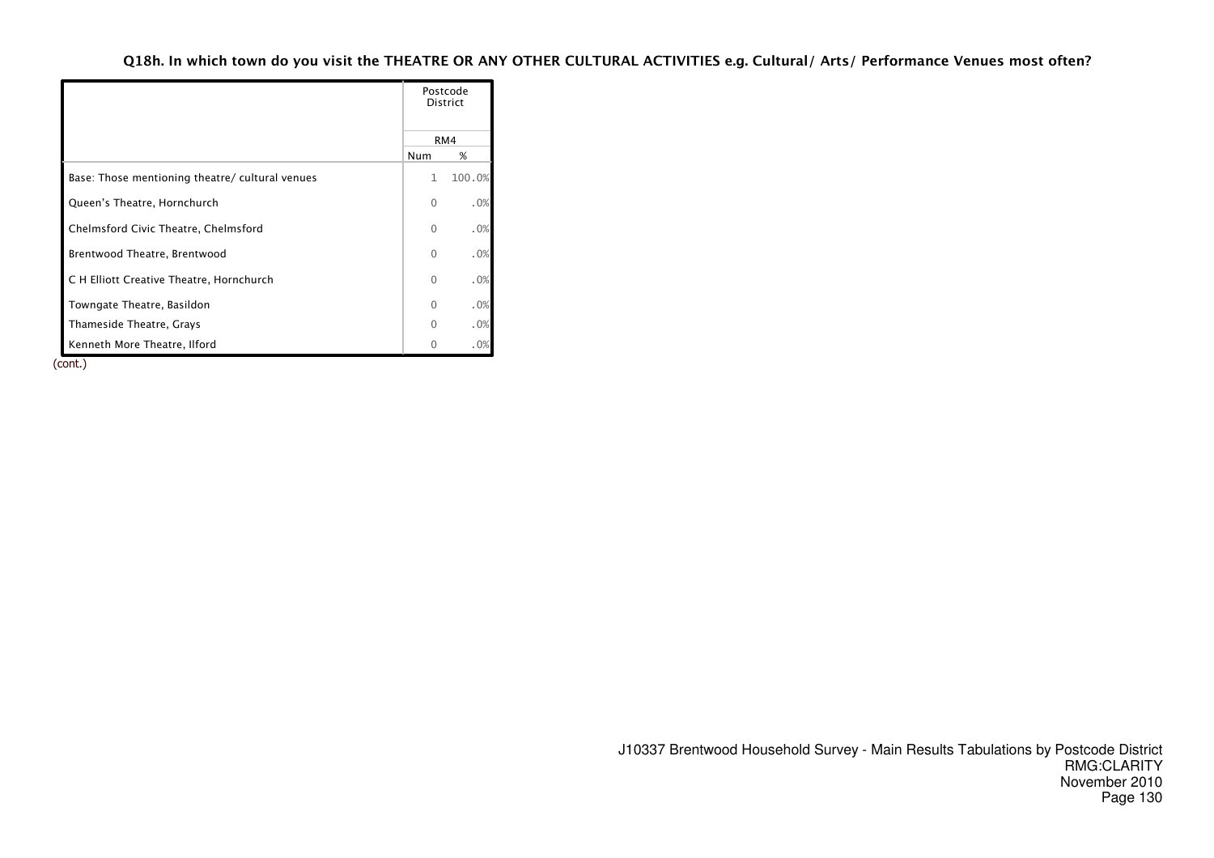**Q18h. In which town do you visit the THEATRE OR ANY OTHER CULTURAL ACTIVITIES e.g. Cultural/ Arts/ Performance Venues most often?**

| | Postcode District | |
|---|---|---|
| | RM4 | |
| | Num | % |
| Base: Those mentioning theatre/ cultural venues | 1 | 100.0% |
| Queen's Theatre, Hornchurch | 0 | .0% |
| Chelmsford Civic Theatre, Chelmsford | 0 | .0% |
| Brentwood Theatre, Brentwood | 0 | .0% |
| C H Elliott Creative Theatre, Hornchurch | 0 | .0% |
| Towngate Theatre, Basildon | 0 | .0% |
| Thameside Theatre, Grays | 0 | .0% |
| Kenneth More Theatre, Ilford | 0 | .0% |

(cont.)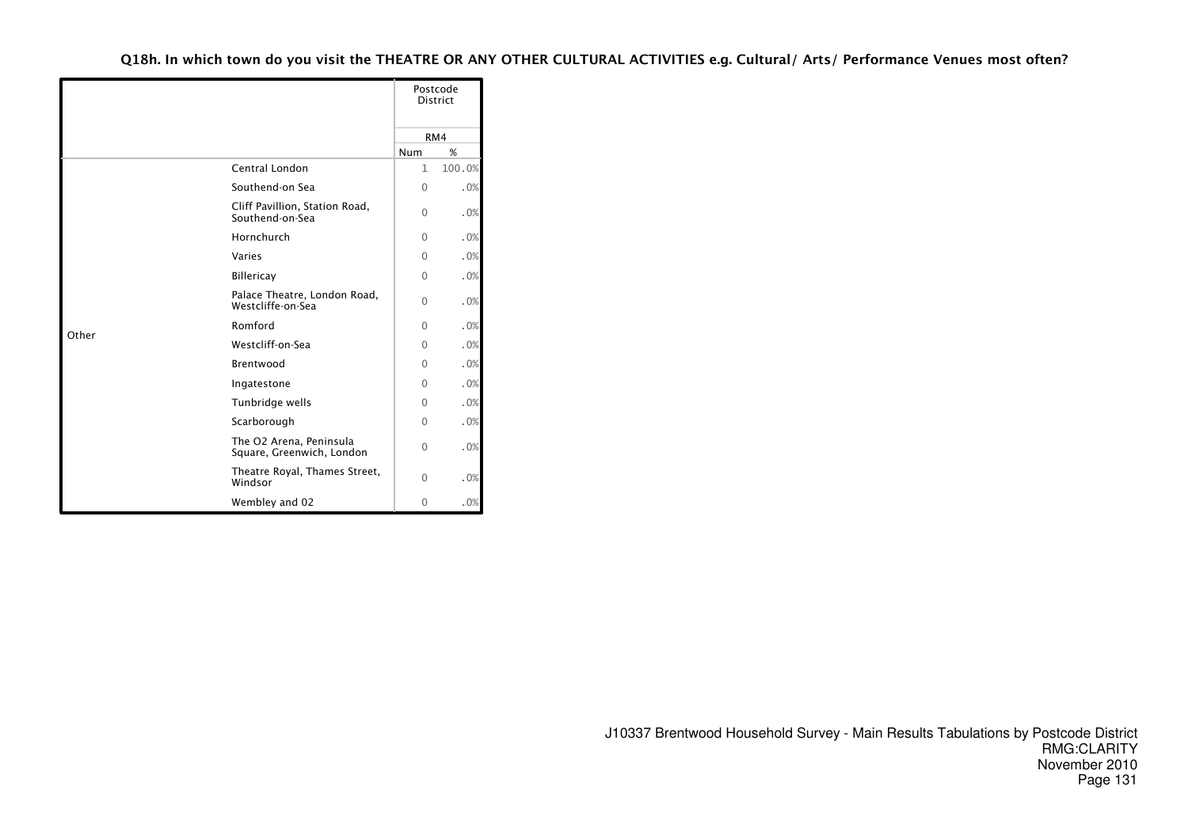**Q18h. In which town do you visit the THEATRE OR ANY OTHER CULTURAL ACTIVITIES e.g. Cultural/ Arts/ Performance Venues most often?**

| | | Postcode District | |
|---|---|---|---|
| | | RM4 | |
| | | Num | % |
| Other | Central London | 1 | 100.0% |
| | Southend-on Sea | 0 | .0% |
| | Cliff Pavillion, Station Road, Southend-on-Sea | 0 | .0% |
| | Hornchurch | 0 | .0% |
| | Varies | 0 | .0% |
| | Billericay | 0 | .0% |
| | Palace Theatre, London Road, Westcliffe-on-Sea | 0 | .0% |
| | Romford | 0 | .0% |
| | Westcliff-on-Sea | 0 | .0% |
| | Brentwood | 0 | .0% |
| | Ingatestone | 0 | .0% |
| | Tunbridge wells | 0 | .0% |
| | Scarborough | 0 | .0% |
| | The O2 Arena, Peninsula Square, Greenwich, London | 0 | .0% |
| | Theatre Royal, Thames Street, Windsor | 0 | .0% |
| | Wembley and 02 | 0 | .0% |

J10337 Brentwood Household Survey - Main Results Tabulations by Postcode District
RMG:CLARITY
November 2010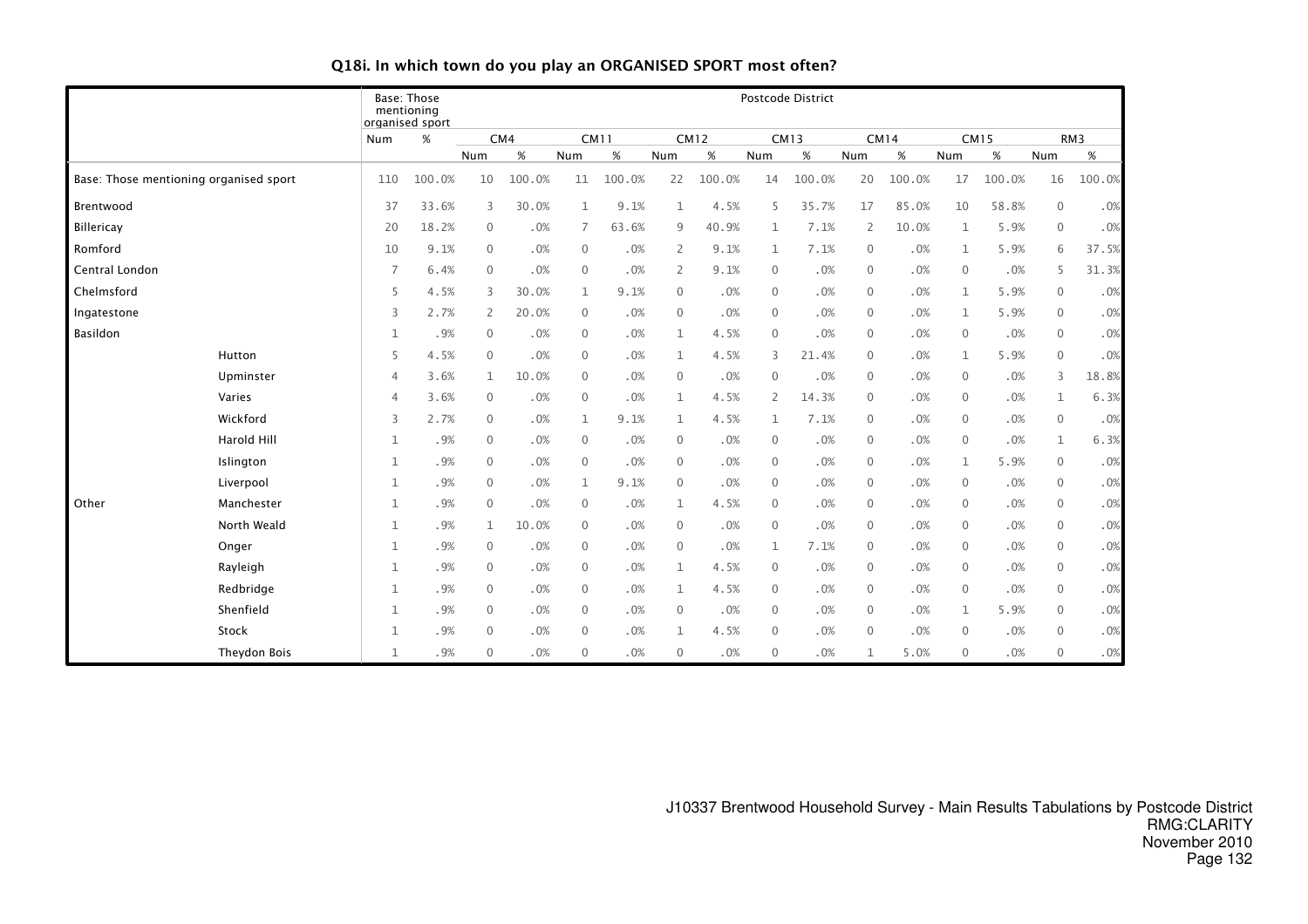## Q18i. In which town do you play an ORGANISED SPORT most often?

| | | Base: Those mentioning organised sport | | Postcode District | | | | | | | | | | | | | |
|---|---|---|---|---|---|---|---|---|---|---|---|---|---|---|---|---|---|
| | | | | CM4 | | CM11 | | CM12 | | CM13 | | CM14 | | CM15 | | RM3 | |
| | | Num | % | Num | % | Num | % | Num | % | Num | % | Num | % | Num | % | Num | % |
| Base: Those mentioning organised sport | | 110 | 100.0% | 10 | 100.0% | 11 | 100.0% | 22 | 100.0% | 14 | 100.0% | 20 | 100.0% | 17 | 100.0% | 16 | 100.0% |
| Brentwood | | 37 | 33.6% | 3 | 30.0% | 1 | 9.1% | 1 | 4.5% | 5 | 35.7% | 17 | 85.0% | 10 | 58.8% | 0 | .0% |
| Billericay | | 20 | 18.2% | 0 | .0% | 7 | 63.6% | 9 | 40.9% | 1 | 7.1% | 2 | 10.0% | 1 | 5.9% | 0 | .0% |
| Romford | | 10 | 9.1% | 0 | .0% | 0 | .0% | 2 | 9.1% | 1 | 7.1% | 0 | .0% | 1 | 5.9% | 6 | 37.5% |
| Central London | | 7 | 6.4% | 0 | .0% | 0 | .0% | 2 | 9.1% | 0 | .0% | 0 | .0% | 0 | .0% | 5 | 31.3% |
| Chelmsford | | 5 | 4.5% | 3 | 30.0% | 1 | 9.1% | 0 | .0% | 0 | .0% | 0 | .0% | 1 | 5.9% | 0 | .0% |
| Ingatestone | | 3 | 2.7% | 2 | 20.0% | 0 | .0% | 0 | .0% | 0 | .0% | 0 | .0% | 1 | 5.9% | 0 | .0% |
| Basildon | | 1 | .9% | 0 | .0% | 0 | .0% | 1 | 4.5% | 0 | .0% | 0 | .0% | 0 | .0% | 0 | .0% |
| Other | Hutton | 5 | 4.5% | 0 | .0% | 0 | .0% | 1 | 4.5% | 3 | 21.4% | 0 | .0% | 1 | 5.9% | 0 | .0% |
| | Upminster | 4 | 3.6% | 1 | 10.0% | 0 | .0% | 0 | .0% | 0 | .0% | 0 | .0% | 0 | .0% | 3 | 18.8% |
| | Varies | 4 | 3.6% | 0 | .0% | 0 | .0% | 1 | 4.5% | 2 | 14.3% | 0 | .0% | 0 | .0% | 1 | 6.3% |
| | Wickford | 3 | 2.7% | 0 | .0% | 1 | 9.1% | 1 | 4.5% | 1 | 7.1% | 0 | .0% | 0 | .0% | 0 | .0% |
| | Harold Hill | 1 | .9% | 0 | .0% | 0 | .0% | 0 | .0% | 0 | .0% | 0 | .0% | 0 | .0% | 1 | 6.3% |
| | Islington | 1 | .9% | 0 | .0% | 0 | .0% | 0 | .0% | 0 | .0% | 0 | .0% | 1 | 5.9% | 0 | .0% |
| | Liverpool | 1 | .9% | 0 | .0% | 1 | 9.1% | 0 | .0% | 0 | .0% | 0 | .0% | 0 | .0% | 0 | .0% |
| | Manchester | 1 | .9% | 0 | .0% | 0 | .0% | 1 | 4.5% | 0 | .0% | 0 | .0% | 0 | .0% | 0 | .0% |
| | North Weald | 1 | .9% | 1 | 10.0% | 0 | .0% | 0 | .0% | 0 | .0% | 0 | .0% | 0 | .0% | 0 | .0% |
| | Onger | 1 | .9% | 0 | .0% | 0 | .0% | 0 | .0% | 1 | 7.1% | 0 | .0% | 0 | .0% | 0 | .0% |
| | Rayleigh | 1 | .9% | 0 | .0% | 0 | .0% | 1 | 4.5% | 0 | .0% | 0 | .0% | 0 | .0% | 0 | .0% |
| | Redbridge | 1 | .9% | 0 | .0% | 0 | .0% | 1 | 4.5% | 0 | .0% | 0 | .0% | 0 | .0% | 0 | .0% |
| | Shenfield | 1 | .9% | 0 | .0% | 0 | .0% | 0 | .0% | 0 | .0% | 0 | .0% | 1 | 5.9% | 0 | .0% |
| | Stock | 1 | .9% | 0 | .0% | 0 | .0% | 1 | 4.5% | 0 | .0% | 0 | .0% | 0 | .0% | 0 | .0% |
| | Theydon Bois | 1 | .9% | 0 | .0% | 0 | .0% | 0 | .0% | 0 | .0% | 1 | 5.0% | 0 | .0% | 0 | .0% |

J10337 Brentwood Household Survey - Main Results Tabulations by Postcode District
RMG:CLARITY
November 2010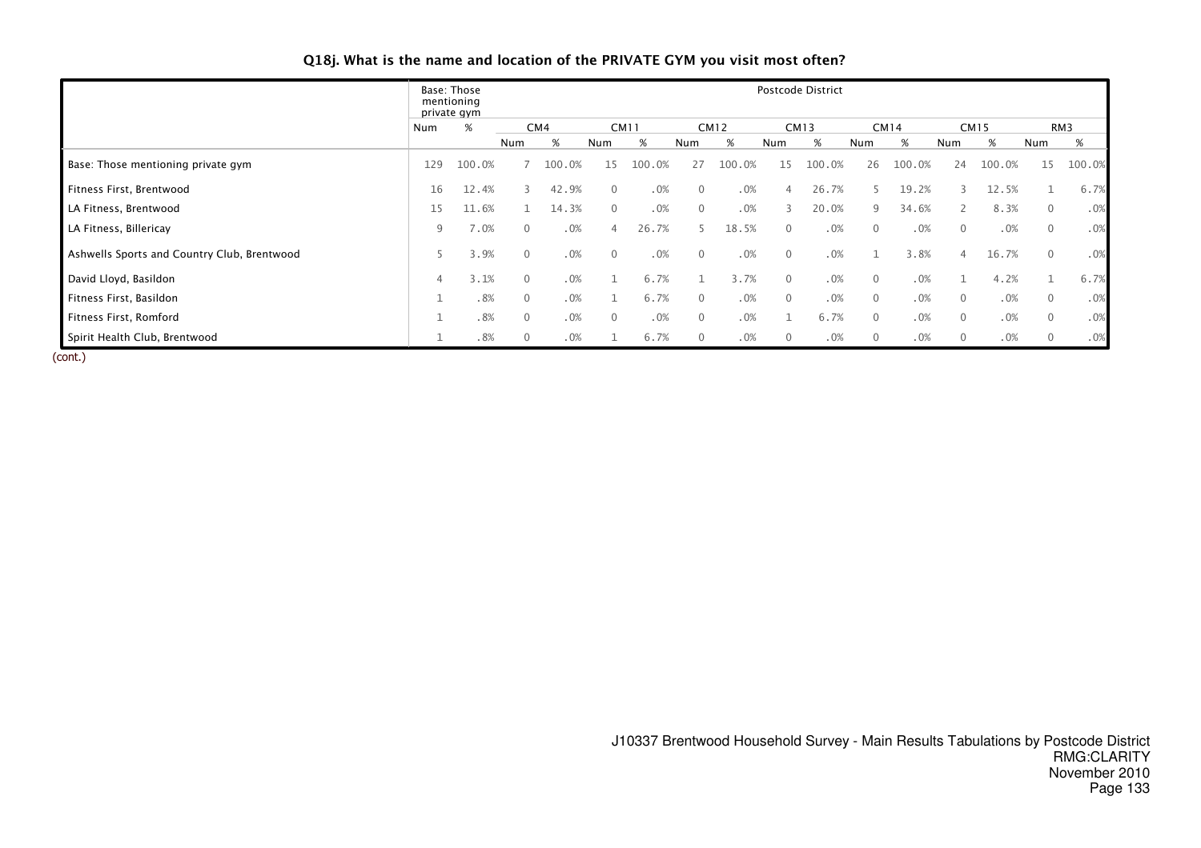# Q18j. What is the name and location of the PRIVATE GYM you visit most often?

| | Base: Those mentioning private gym | | Postcode District | | | | | | | | | | | | | |
|---|---|---|---|---|---|---|---|---|---|---|---|---|---|---|---|---|
| | | | CM4 | | CM11 | | CM12 | | CM13 | | CM14 | | CM15 | | RM3 | |
| | Num | % | Num | % | Num | % | Num | % | Num | % | Num | % | Num | % | Num | % |
| Base: Those mentioning private gym | 129 | 100.0% | 7 | 100.0% | 15 | 100.0% | 27 | 100.0% | 15 | 100.0% | 26 | 100.0% | 24 | 100.0% | 15 | 100.0% |
| Fitness First, Brentwood | 16 | 12.4% | 3 | 42.9% | 0 | .0% | 0 | .0% | 4 | 26.7% | 5 | 19.2% | 3 | 12.5% | 1 | 6.7% |
| LA Fitness, Brentwood | 15 | 11.6% | 1 | 14.3% | 0 | .0% | 0 | .0% | 3 | 20.0% | 9 | 34.6% | 2 | 8.3% | 0 | .0% |
| LA Fitness, Billericay | 9 | 7.0% | 0 | .0% | 4 | 26.7% | 5 | 18.5% | 0 | .0% | 0 | .0% | 0 | .0% | 0 | .0% |
| Ashwells Sports and Country Club, Brentwood | 5 | 3.9% | 0 | .0% | 0 | .0% | 0 | .0% | 0 | .0% | 1 | 3.8% | 4 | 16.7% | 0 | .0% |
| David Lloyd, Basildon | 4 | 3.1% | 0 | .0% | 1 | 6.7% | 1 | 3.7% | 0 | .0% | 0 | .0% | 1 | 4.2% | 1 | 6.7% |
| Fitness First, Basildon | 1 | .8% | 0 | .0% | 1 | 6.7% | 0 | .0% | 0 | .0% | 0 | .0% | 0 | .0% | 0 | .0% |
| Fitness First, Romford | 1 | .8% | 0 | .0% | 0 | .0% | 0 | .0% | 1 | 6.7% | 0 | .0% | 0 | .0% | 0 | .0% |
| Spirit Health Club, Brentwood | 1 | .8% | 0 | .0% | 1 | 6.7% | 0 | .0% | 0 | .0% | 0 | .0% | 0 | .0% | 0 | .0% |

(cont.)

J10337 Brentwood Household Survey - Main Results Tabulations by Postcode District
RMG:CLARITY
November 2010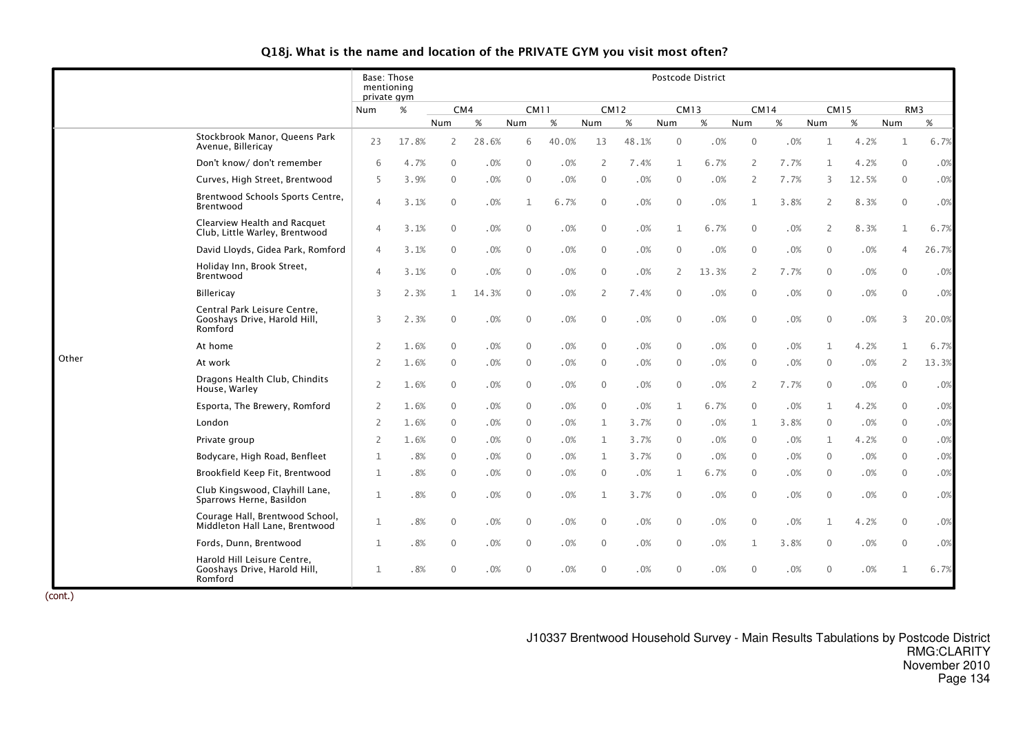## Q18j. What is the name and location of the PRIVATE GYM you visit most often?

| | | Base: Those mentioning private gym | | Postcode District | | | | | | | | | | | | | |
|---|---|---|---|---|---|---|---|---|---|---|---|---|---|---|---|---|---|
| | | | | CM4 | | CM11 | | CM12 | | CM13 | | CM14 | | CM15 | | RM3 | |
| | | Num | % | Num | % | Num | % | Num | % | Num | % | Num | % | Num | % | Num | % |
| Other | Stockbrook Manor, Queens Park Avenue, Billericay | 23 | 17.8% | 2 | 28.6% | 6 | 40.0% | 13 | 48.1% | 0 | .0% | 0 | .0% | 1 | 4.2% | 1 | 6.7% |
| | Don't know/ don't remember | 6 | 4.7% | 0 | .0% | 0 | .0% | 2 | 7.4% | 1 | 6.7% | 2 | 7.7% | 1 | 4.2% | 0 | .0% |
| | Curves, High Street, Brentwood | 5 | 3.9% | 0 | .0% | 0 | .0% | 0 | .0% | 0 | .0% | 2 | 7.7% | 3 | 12.5% | 0 | .0% |
| | Brentwood Schools Sports Centre, Brentwood | 4 | 3.1% | 0 | .0% | 1 | 6.7% | 0 | .0% | 0 | .0% | 1 | 3.8% | 2 | 8.3% | 0 | .0% |
| | Clearview Health and Racquet Club, Little Warley, Brentwood | 4 | 3.1% | 0 | .0% | 0 | .0% | 0 | .0% | 1 | 6.7% | 0 | .0% | 2 | 8.3% | 1 | 6.7% |
| | David Lloyds, Gidea Park, Romford | 4 | 3.1% | 0 | .0% | 0 | .0% | 0 | .0% | 0 | .0% | 0 | .0% | 0 | .0% | 4 | 26.7% |
| | Holiday Inn, Brook Street, Brentwood | 4 | 3.1% | 0 | .0% | 0 | .0% | 0 | .0% | 2 | 13.3% | 2 | 7.7% | 0 | .0% | 0 | .0% |
| | Billericay | 3 | 2.3% | 1 | 14.3% | 0 | .0% | 2 | 7.4% | 0 | .0% | 0 | .0% | 0 | .0% | 0 | .0% |
| | Central Park Leisure Centre, Gooshays Drive, Harold Hill, Romford | 3 | 2.3% | 0 | .0% | 0 | .0% | 0 | .0% | 0 | .0% | 0 | .0% | 0 | .0% | 3 | 20.0% |
| | At home | 2 | 1.6% | 0 | .0% | 0 | .0% | 0 | .0% | 0 | .0% | 0 | .0% | 1 | 4.2% | 1 | 6.7% |
| | At work | 2 | 1.6% | 0 | .0% | 0 | .0% | 0 | .0% | 0 | .0% | 0 | .0% | 0 | .0% | 2 | 13.3% |
| | Dragons Health Club, Chindits House, Warley | 2 | 1.6% | 0 | .0% | 0 | .0% | 0 | .0% | 0 | .0% | 2 | 7.7% | 0 | .0% | 0 | .0% |
| | Esporta, The Brewery, Romford | 2 | 1.6% | 0 | .0% | 0 | .0% | 0 | .0% | 1 | 6.7% | 0 | .0% | 1 | 4.2% | 0 | .0% |
| | London | 2 | 1.6% | 0 | .0% | 0 | .0% | 1 | 3.7% | 0 | .0% | 1 | 3.8% | 0 | .0% | 0 | .0% |
| | Private group | 2 | 1.6% | 0 | .0% | 0 | .0% | 1 | 3.7% | 0 | .0% | 0 | .0% | 1 | 4.2% | 0 | .0% |
| | Bodycare, High Road, Benfleet | 1 | .8% | 0 | .0% | 0 | .0% | 1 | 3.7% | 0 | .0% | 0 | .0% | 0 | .0% | 0 | .0% |
| | Brookfield Keep Fit, Brentwood | 1 | .8% | 0 | .0% | 0 | .0% | 0 | .0% | 1 | 6.7% | 0 | .0% | 0 | .0% | 0 | .0% |
| | Club Kingswood, Clayhill Lane, Sparrows Herne, Basildon | 1 | .8% | 0 | .0% | 0 | .0% | 1 | 3.7% | 0 | .0% | 0 | .0% | 0 | .0% | 0 | .0% |
| | Courage Hall, Brentwood School, Middleton Hall Lane, Brentwood | 1 | .8% | 0 | .0% | 0 | .0% | 0 | .0% | 0 | .0% | 0 | .0% | 1 | 4.2% | 0 | .0% |
| | Fords, Dunn, Brentwood | 1 | .8% | 0 | .0% | 0 | .0% | 0 | .0% | 0 | .0% | 1 | 3.8% | 0 | .0% | 0 | .0% |
| | Harold Hill Leisure Centre, Gooshays Drive, Harold Hill, Romford | 1 | .8% | 0 | .0% | 0 | .0% | 0 | .0% | 0 | .0% | 0 | .0% | 0 | .0% | 1 | 6.7% |

(cont.)

J10337 Brentwood Household Survey - Main Results Tabulations by Postcode District
RMG:CLARITY
November 2010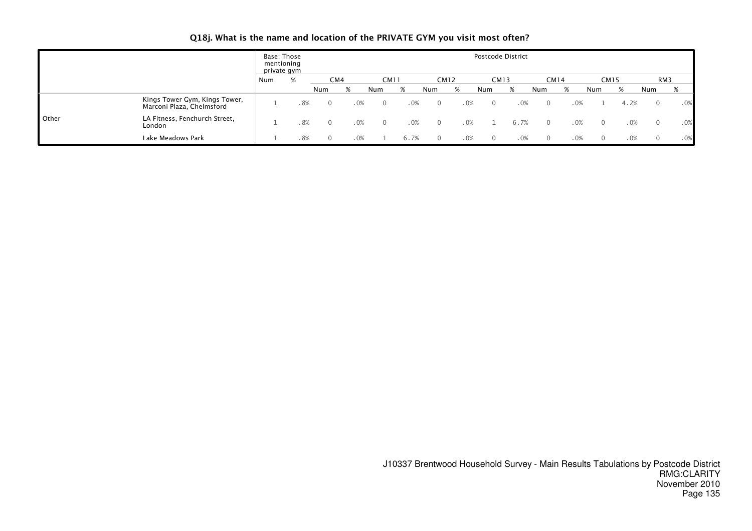### Q18j. What is the name and location of the PRIVATE GYM you visit most often?

| | | Base: Those mentioning private gym | | Postcode District | | | | | | | | | | | | | |
|---|---|---|---|---|---|---|---|---|---|---|---|---|---|---|---|---|---|
| | | | | CM4 | | CM11 | | CM12 | | CM13 | | CM14 | | CM15 | | RM3 | |
| | | Num | % | Num | % | Num | % | Num | % | Num | % | Num | % | Num | % | Num | % |
| Other | Kings Tower Gym, Kings Tower, Marconi Plaza, Chelmsford | 1 | .8% | 0 | .0% | 0 | .0% | 0 | .0% | 0 | .0% | 0 | .0% | 1 | 4.2% | 0 | .0% |
| | LA Fitness, Fenchurch Street, London | 1 | .8% | 0 | .0% | 0 | .0% | 0 | .0% | 1 | 6.7% | 0 | .0% | 0 | .0% | 0 | .0% |
| | Lake Meadows Park | 1 | .8% | 0 | .0% | 1 | 6.7% | 0 | .0% | 0 | .0% | 0 | .0% | 0 | .0% | 0 | .0% |

J10337 Brentwood Household Survey - Main Results Tabulations by Postcode District
RMG:CLARITY
November 2010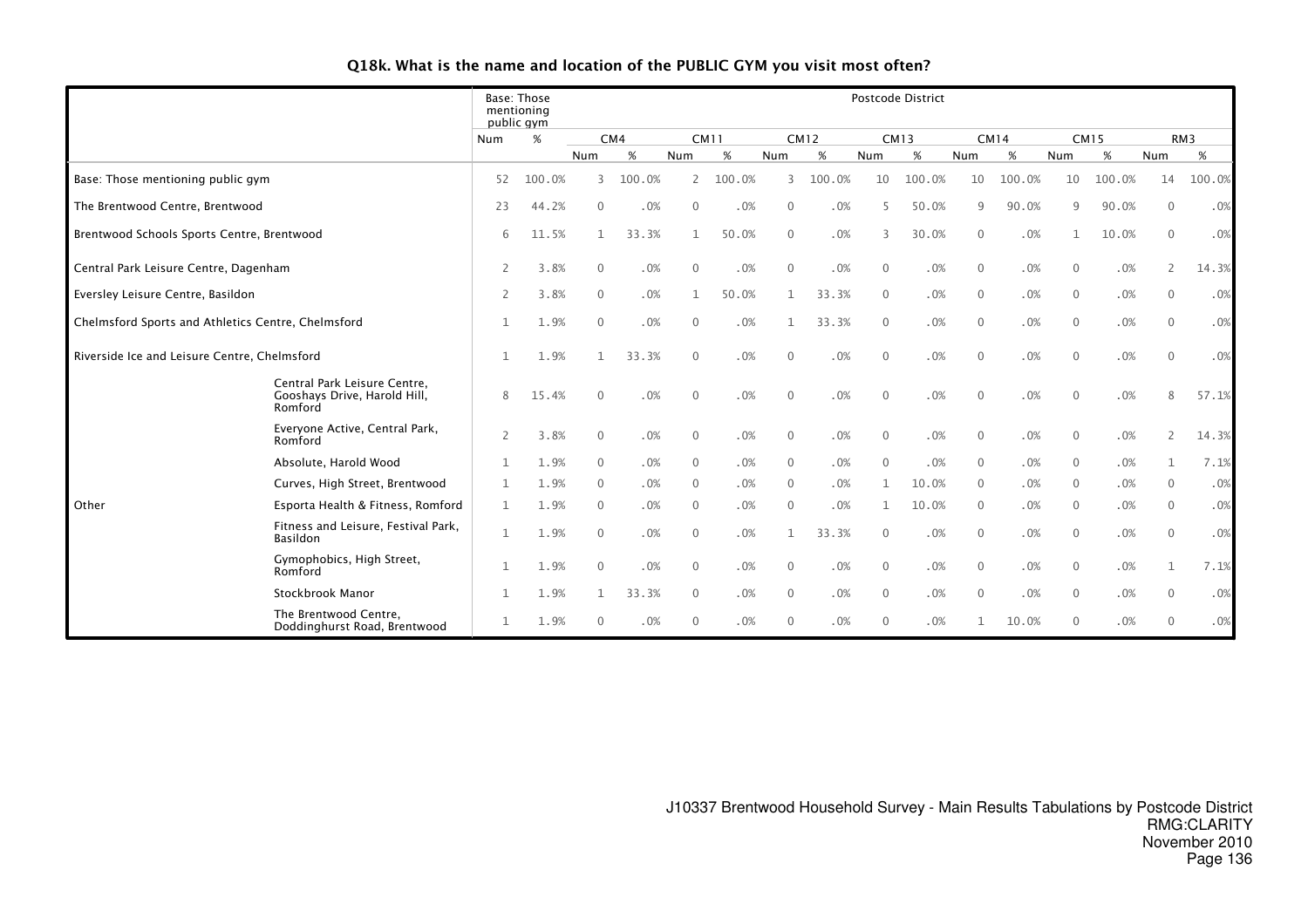## Q18k. What is the name and location of the PUBLIC GYM you visit most often?

| | | Base: Those mentioning public gym | | Postcode District | | | | | | | | | | | | | |
|---|---|---|---|---|---|---|---|---|---|---|---|---|---|---|---|---|---|
| | | | | CM4 | | CM11 | | CM12 | | CM13 | | CM14 | | CM15 | | RM3 | |
| | | Num | % | Num | % | Num | % | Num | % | Num | % | Num | % | Num | % | Num | % |
| Base: Those mentioning public gym | | 52 | 100.0% | 3 | 100.0% | 2 | 100.0% | 3 | 100.0% | 10 | 100.0% | 10 | 100.0% | 10 | 100.0% | 14 | 100.0% |
| The Brentwood Centre, Brentwood | | 23 | 44.2% | 0 | .0% | 0 | .0% | 0 | .0% | 5 | 50.0% | 9 | 90.0% | 9 | 90.0% | 0 | .0% |
| Brentwood Schools Sports Centre, Brentwood | | 6 | 11.5% | 1 | 33.3% | 1 | 50.0% | 0 | .0% | 3 | 30.0% | 0 | .0% | 1 | 10.0% | 0 | .0% |
| Central Park Leisure Centre, Dagenham | | 2 | 3.8% | 0 | .0% | 0 | .0% | 0 | .0% | 0 | .0% | 0 | .0% | 0 | .0% | 2 | 14.3% |
| Eversley Leisure Centre, Basildon | | 2 | 3.8% | 0 | .0% | 1 | 50.0% | 1 | 33.3% | 0 | .0% | 0 | .0% | 0 | .0% | 0 | .0% |
| Chelmsford Sports and Athletics Centre, Chelmsford | | 1 | 1.9% | 0 | .0% | 0 | .0% | 1 | 33.3% | 0 | .0% | 0 | .0% | 0 | .0% | 0 | .0% |
| Riverside Ice and Leisure Centre, Chelmsford | | 1 | 1.9% | 1 | 33.3% | 0 | .0% | 0 | .0% | 0 | .0% | 0 | .0% | 0 | .0% | 0 | .0% |
| Other | Central Park Leisure Centre, Gooshays Drive, Harold Hill, Romford | 8 | 15.4% | 0 | .0% | 0 | .0% | 0 | .0% | 0 | .0% | 0 | .0% | 0 | .0% | 8 | 57.1% |
| | Everyone Active, Central Park, Romford | 2 | 3.8% | 0 | .0% | 0 | .0% | 0 | .0% | 0 | .0% | 0 | .0% | 0 | .0% | 2 | 14.3% |
| | Absolute, Harold Wood | 1 | 1.9% | 0 | .0% | 0 | .0% | 0 | .0% | 0 | .0% | 0 | .0% | 0 | .0% | 1 | 7.1% |
| | Curves, High Street, Brentwood | 1 | 1.9% | 0 | .0% | 0 | .0% | 0 | .0% | 1 | 10.0% | 0 | .0% | 0 | .0% | 0 | .0% |
| | Esporta Health & Fitness, Romford | 1 | 1.9% | 0 | .0% | 0 | .0% | 0 | .0% | 1 | 10.0% | 0 | .0% | 0 | .0% | 0 | .0% |
| | Fitness and Leisure, Festival Park, Basildon | 1 | 1.9% | 0 | .0% | 0 | .0% | 1 | 33.3% | 0 | .0% | 0 | .0% | 0 | .0% | 0 | .0% |
| | Gymophobics, High Street, Romford | 1 | 1.9% | 0 | .0% | 0 | .0% | 0 | .0% | 0 | .0% | 0 | .0% | 0 | .0% | 1 | 7.1% |
| | Stockbrook Manor | 1 | 1.9% | 1 | 33.3% | 0 | .0% | 0 | .0% | 0 | .0% | 0 | .0% | 0 | .0% | 0 | .0% |
| | The Brentwood Centre, Doddinghurst Road, Brentwood | 1 | 1.9% | 0 | .0% | 0 | .0% | 0 | .0% | 0 | .0% | 1 | 10.0% | 0 | .0% | 0 | .0% |

J10337 Brentwood Household Survey - Main Results Tabulations by Postcode District
RMG:CLARITY
November 2010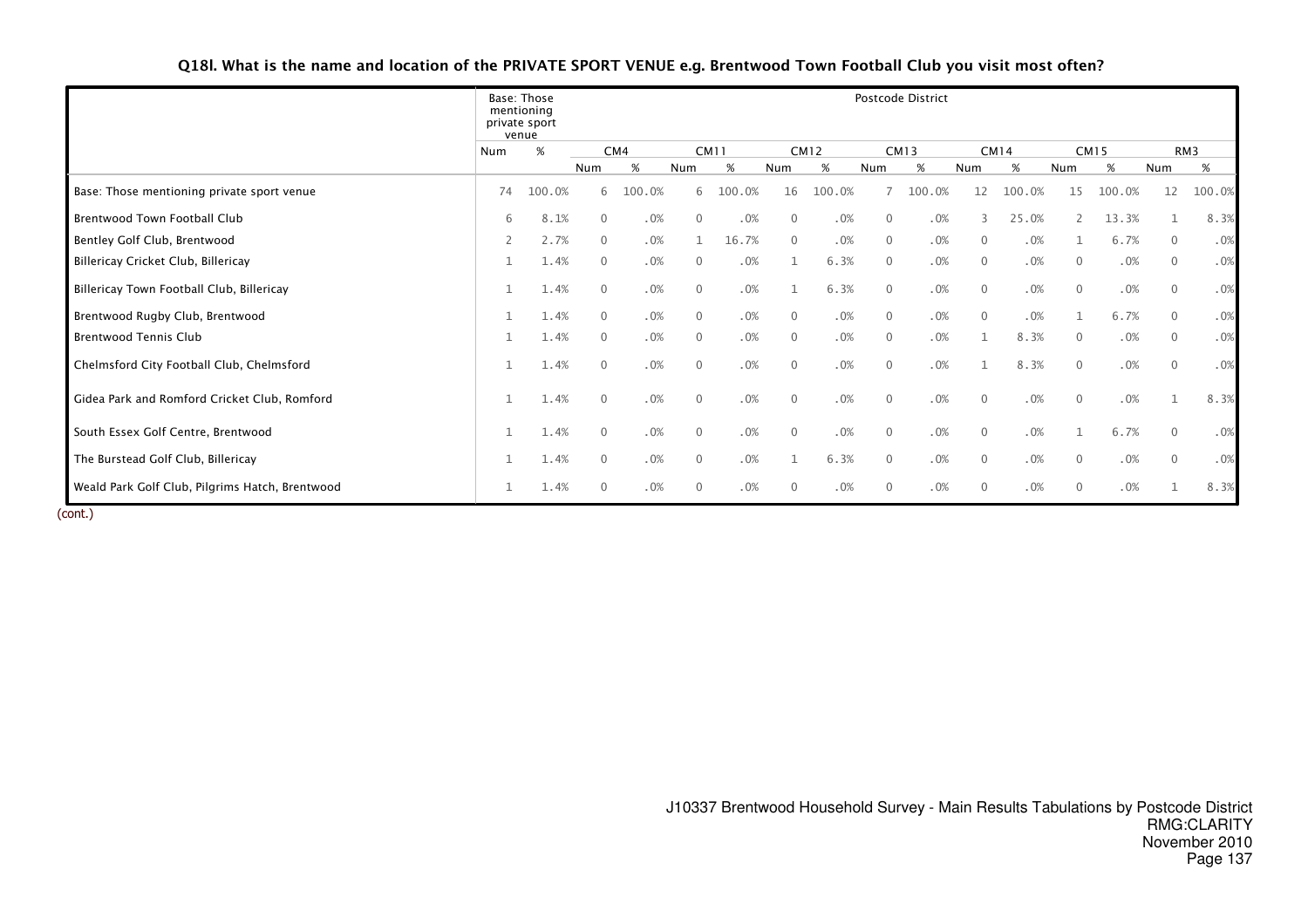## Q18l. What is the name and location of the PRIVATE SPORT VENUE e.g. Brentwood Town Football Club you visit most often?

| | Base: Those mentioning private sport venue | | Postcode District | | | | | | | | | | | | | |
|---|---|---|---|---|---|---|---|---|---|---|---|---|---|---|---|---|
| | | | CM4 | | CM11 | | CM12 | | CM13 | | CM14 | | CM15 | | RM3 | |
| | Num | % | Num | % | Num | % | Num | % | Num | % | Num | % | Num | % | Num | % |
| Base: Those mentioning private sport venue | 74 | 100.0% | 6 | 100.0% | 6 | 100.0% | 16 | 100.0% | 7 | 100.0% | 12 | 100.0% | 15 | 100.0% | 12 | 100.0% |
| Brentwood Town Football Club | 6 | 8.1% | 0 | .0% | 0 | .0% | 0 | .0% | 0 | .0% | 3 | 25.0% | 2 | 13.3% | 1 | 8.3% |
| Bentley Golf Club, Brentwood | 2 | 2.7% | 0 | .0% | 1 | 16.7% | 0 | .0% | 0 | .0% | 0 | .0% | 1 | 6.7% | 0 | .0% |
| Billericay Cricket Club, Billericay | 1 | 1.4% | 0 | .0% | 0 | .0% | 1 | 6.3% | 0 | .0% | 0 | .0% | 0 | .0% | 0 | .0% |
| Billericay Town Football Club, Billericay | 1 | 1.4% | 0 | .0% | 0 | .0% | 1 | 6.3% | 0 | .0% | 0 | .0% | 0 | .0% | 0 | .0% |
| Brentwood Rugby Club, Brentwood | 1 | 1.4% | 0 | .0% | 0 | .0% | 0 | .0% | 0 | .0% | 0 | .0% | 1 | 6.7% | 0 | .0% |
| Brentwood Tennis Club | 1 | 1.4% | 0 | .0% | 0 | .0% | 0 | .0% | 0 | .0% | 1 | 8.3% | 0 | .0% | 0 | .0% |
| Chelmsford City Football Club, Chelmsford | 1 | 1.4% | 0 | .0% | 0 | .0% | 0 | .0% | 0 | .0% | 1 | 8.3% | 0 | .0% | 0 | .0% |
| Gidea Park and Romford Cricket Club, Romford | 1 | 1.4% | 0 | .0% | 0 | .0% | 0 | .0% | 0 | .0% | 0 | .0% | 0 | .0% | 1 | 8.3% |
| South Essex Golf Centre, Brentwood | 1 | 1.4% | 0 | .0% | 0 | .0% | 0 | .0% | 0 | .0% | 0 | .0% | 1 | 6.7% | 0 | .0% |
| The Burstead Golf Club, Billericay | 1 | 1.4% | 0 | .0% | 0 | .0% | 1 | 6.3% | 0 | .0% | 0 | .0% | 0 | .0% | 0 | .0% |
| Weald Park Golf Club, Pilgrims Hatch, Brentwood | 1 | 1.4% | 0 | .0% | 0 | .0% | 0 | .0% | 0 | .0% | 0 | .0% | 0 | .0% | 1 | 8.3% |

(cont.)

J10337 Brentwood Household Survey - Main Results Tabulations by Postcode District
RMG:CLARITY
November 2010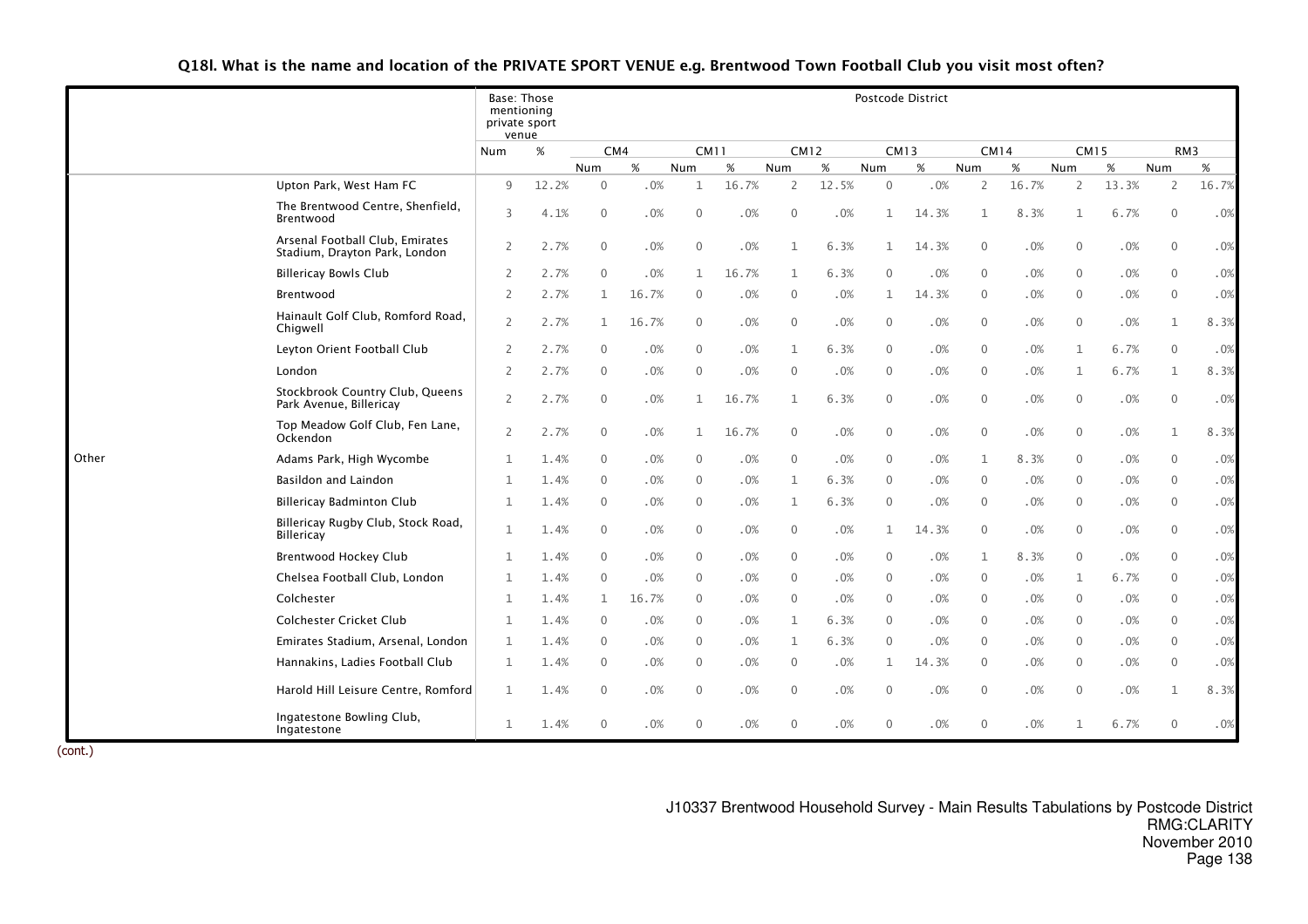## Q18l. What is the name and location of the PRIVATE SPORT VENUE e.g. Brentwood Town Football Club you visit most often?

| | | Base: Those mentioning private sport venue | | Postcode District | | | | | | | | | | | | | |
|---|---|---|---|---|---|---|---|---|---|---|---|---|---|---|---|---|---|
| | | | | CM4 | | CM11 | | CM12 | | CM13 | | CM14 | | CM15 | | RM3 | |
| | | Num | % | Num | % | Num | % | Num | % | Num | % | Num | % | Num | % | Num | % |
| | Upton Park, West Ham FC | 9 | 12.2% | 0 | .0% | 1 | 16.7% | 2 | 12.5% | 0 | .0% | 2 | 16.7% | 2 | 13.3% | 2 | 16.7% |
| | The Brentwood Centre, Shenfield, Brentwood | 3 | 4.1% | 0 | .0% | 0 | .0% | 0 | .0% | 1 | 14.3% | 1 | 8.3% | 1 | 6.7% | 0 | .0% |
| | Arsenal Football Club, Emirates Stadium, Drayton Park, London | 2 | 2.7% | 0 | .0% | 0 | .0% | 1 | 6.3% | 1 | 14.3% | 0 | .0% | 0 | .0% | 0 | .0% |
| | Billericay Bowls Club | 2 | 2.7% | 0 | .0% | 1 | 16.7% | 1 | 6.3% | 0 | .0% | 0 | .0% | 0 | .0% | 0 | .0% |
| | Brentwood | 2 | 2.7% | 1 | 16.7% | 0 | .0% | 0 | .0% | 1 | 14.3% | 0 | .0% | 0 | .0% | 0 | .0% |
| | Hainault Golf Club, Romford Road, Chigwell | 2 | 2.7% | 1 | 16.7% | 0 | .0% | 0 | .0% | 0 | .0% | 0 | .0% | 0 | .0% | 1 | 8.3% |
| | Leyton Orient Football Club | 2 | 2.7% | 0 | .0% | 0 | .0% | 1 | 6.3% | 0 | .0% | 0 | .0% | 1 | 6.7% | 0 | .0% |
| | London | 2 | 2.7% | 0 | .0% | 0 | .0% | 0 | .0% | 0 | .0% | 0 | .0% | 1 | 6.7% | 1 | 8.3% |
| | Stockbrook Country Club, Queens Park Avenue, Billericay | 2 | 2.7% | 0 | .0% | 1 | 16.7% | 1 | 6.3% | 0 | .0% | 0 | .0% | 0 | .0% | 0 | .0% |
| | Top Meadow Golf Club, Fen Lane, Ockendon | 2 | 2.7% | 0 | .0% | 1 | 16.7% | 0 | .0% | 0 | .0% | 0 | .0% | 0 | .0% | 1 | 8.3% |
| Other | Adams Park, High Wycombe | 1 | 1.4% | 0 | .0% | 0 | .0% | 0 | .0% | 0 | .0% | 1 | 8.3% | 0 | .0% | 0 | .0% |
| | Basildon and Laindon | 1 | 1.4% | 0 | .0% | 0 | .0% | 1 | 6.3% | 0 | .0% | 0 | .0% | 0 | .0% | 0 | .0% |
| | Billericay Badminton Club | 1 | 1.4% | 0 | .0% | 0 | .0% | 1 | 6.3% | 0 | .0% | 0 | .0% | 0 | .0% | 0 | .0% |
| | Billericay Rugby Club, Stock Road, Billericay | 1 | 1.4% | 0 | .0% | 0 | .0% | 0 | .0% | 1 | 14.3% | 0 | .0% | 0 | .0% | 0 | .0% |
| | Brentwood Hockey Club | 1 | 1.4% | 0 | .0% | 0 | .0% | 0 | .0% | 0 | .0% | 1 | 8.3% | 0 | .0% | 0 | .0% |
| | Chelsea Football Club, London | 1 | 1.4% | 0 | .0% | 0 | .0% | 0 | .0% | 0 | .0% | 0 | .0% | 1 | 6.7% | 0 | .0% |
| | Colchester | 1 | 1.4% | 1 | 16.7% | 0 | .0% | 0 | .0% | 0 | .0% | 0 | .0% | 0 | .0% | 0 | .0% |
| | Colchester Cricket Club | 1 | 1.4% | 0 | .0% | 0 | .0% | 1 | 6.3% | 0 | .0% | 0 | .0% | 0 | .0% | 0 | .0% |
| | Emirates Stadium, Arsenal, London | 1 | 1.4% | 0 | .0% | 0 | .0% | 1 | 6.3% | 0 | .0% | 0 | .0% | 0 | .0% | 0 | .0% |
| | Hannakins, Ladies Football Club | 1 | 1.4% | 0 | .0% | 0 | .0% | 0 | .0% | 1 | 14.3% | 0 | .0% | 0 | .0% | 0 | .0% |
| | Harold Hill Leisure Centre, Romford | 1 | 1.4% | 0 | .0% | 0 | .0% | 0 | .0% | 0 | .0% | 0 | .0% | 0 | .0% | 1 | 8.3% |
| | Ingatestone Bowling Club, Ingatestone | 1 | 1.4% | 0 | .0% | 0 | .0% | 0 | .0% | 0 | .0% | 0 | .0% | 1 | 6.7% | 0 | .0% |

(cont.)

J10337 Brentwood Household Survey - Main Results Tabulations by Postcode District
RMG:CLARITY
November 2010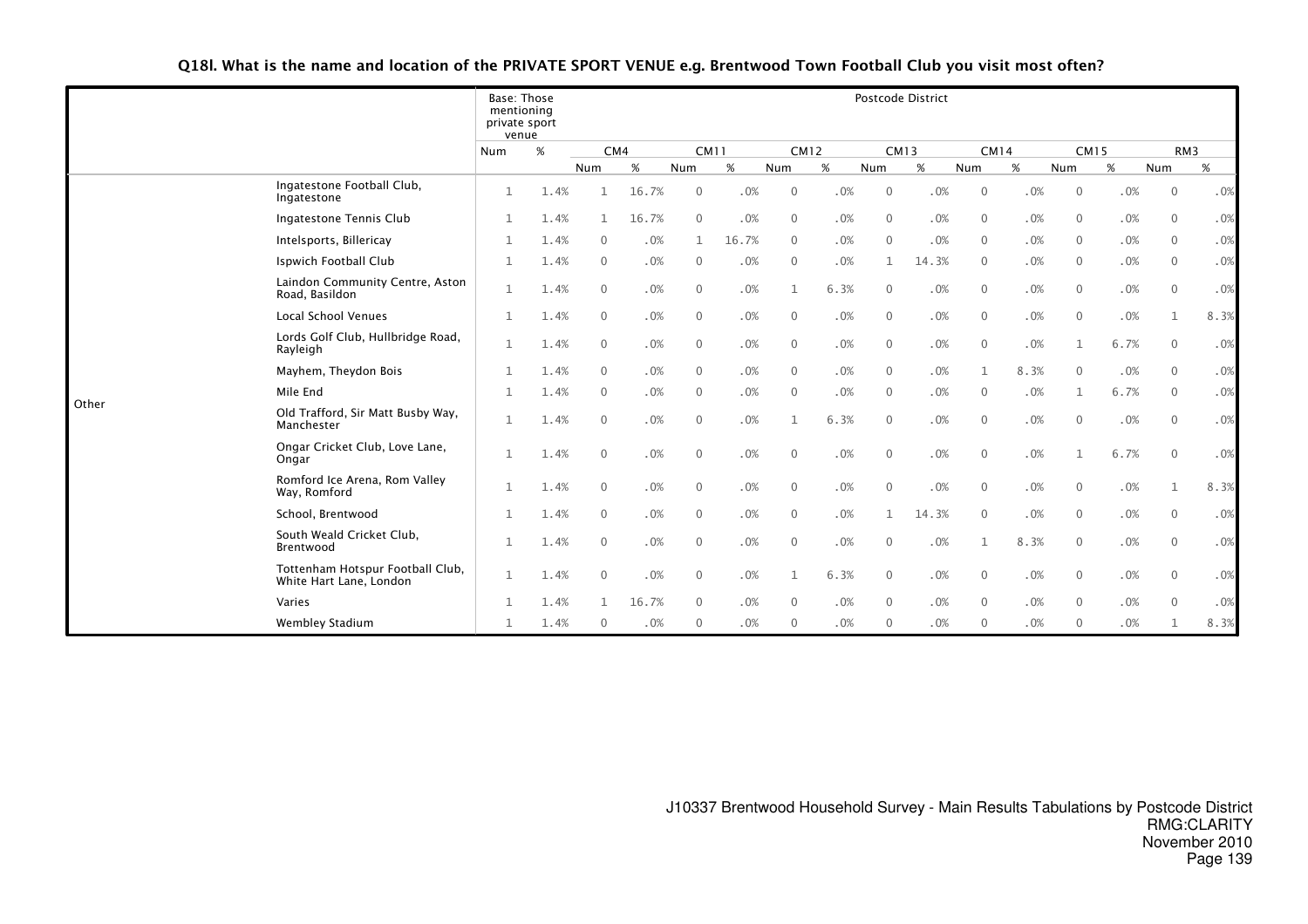## Q18l. What is the name and location of the PRIVATE SPORT VENUE e.g. Brentwood Town Football Club you visit most often?

| | | Base: Those mentioning private sport venue | | Postcode District | | | | | | | | | | | | | |
|---|---|---|---|---|---|---|---|---|---|---|---|---|---|---|---|---|---|
| | | | | CM4 | | CM11 | | CM12 | | CM13 | | CM14 | | CM15 | | RM3 | |
| | | Num | % | Num | % | Num | % | Num | % | Num | % | Num | % | Num | % | Num | % |
| Other | Ingatestone Football Club, Ingatestone | 1 | 1.4% | 1 | 16.7% | 0 | .0% | 0 | .0% | 0 | .0% | 0 | .0% | 0 | .0% | 0 | .0% |
| | Ingatestone Tennis Club | 1 | 1.4% | 1 | 16.7% | 0 | .0% | 0 | .0% | 0 | .0% | 0 | .0% | 0 | .0% | 0 | .0% |
| | Intelsports, Billericay | 1 | 1.4% | 0 | .0% | 1 | 16.7% | 0 | .0% | 0 | .0% | 0 | .0% | 0 | .0% | 0 | .0% |
| | Ispwich Football Club | 1 | 1.4% | 0 | .0% | 0 | .0% | 0 | .0% | 1 | 14.3% | 0 | .0% | 0 | .0% | 0 | .0% |
| | Laindon Community Centre, Aston Road, Basildon | 1 | 1.4% | 0 | .0% | 0 | .0% | 1 | 6.3% | 0 | .0% | 0 | .0% | 0 | .0% | 0 | .0% |
| | Local School Venues | 1 | 1.4% | 0 | .0% | 0 | .0% | 0 | .0% | 0 | .0% | 0 | .0% | 0 | .0% | 1 | 8.3% |
| | Lords Golf Club, Hullbridge Road, Rayleigh | 1 | 1.4% | 0 | .0% | 0 | .0% | 0 | .0% | 0 | .0% | 0 | .0% | 1 | 6.7% | 0 | .0% |
| | Mayhem, Theydon Bois | 1 | 1.4% | 0 | .0% | 0 | .0% | 0 | .0% | 0 | .0% | 1 | 8.3% | 0 | .0% | 0 | .0% |
| | Mile End | 1 | 1.4% | 0 | .0% | 0 | .0% | 0 | .0% | 0 | .0% | 0 | .0% | 1 | 6.7% | 0 | .0% |
| | Old Trafford, Sir Matt Busby Way, Manchester | 1 | 1.4% | 0 | .0% | 0 | .0% | 1 | 6.3% | 0 | .0% | 0 | .0% | 0 | .0% | 0 | .0% |
| | Ongar Cricket Club, Love Lane, Ongar | 1 | 1.4% | 0 | .0% | 0 | .0% | 0 | .0% | 0 | .0% | 0 | .0% | 1 | 6.7% | 0 | .0% |
| | Romford Ice Arena, Rom Valley Way, Romford | 1 | 1.4% | 0 | .0% | 0 | .0% | 0 | .0% | 0 | .0% | 0 | .0% | 0 | .0% | 1 | 8.3% |
| | School, Brentwood | 1 | 1.4% | 0 | .0% | 0 | .0% | 0 | .0% | 1 | 14.3% | 0 | .0% | 0 | .0% | 0 | .0% |
| | South Weald Cricket Club, Brentwood | 1 | 1.4% | 0 | .0% | 0 | .0% | 0 | .0% | 0 | .0% | 1 | 8.3% | 0 | .0% | 0 | .0% |
| | Tottenham Hotspur Football Club, White Hart Lane, London | 1 | 1.4% | 0 | .0% | 0 | .0% | 1 | 6.3% | 0 | .0% | 0 | .0% | 0 | .0% | 0 | .0% |
| | Varies | 1 | 1.4% | 1 | 16.7% | 0 | .0% | 0 | .0% | 0 | .0% | 0 | .0% | 0 | .0% | 0 | .0% |
| | Wembley Stadium | 1 | 1.4% | 0 | .0% | 0 | .0% | 0 | .0% | 0 | .0% | 0 | .0% | 0 | .0% | 1 | 8.3% |

J10337 Brentwood Household Survey - Main Results Tabulations by Postcode District
RMG:CLARITY
November 2010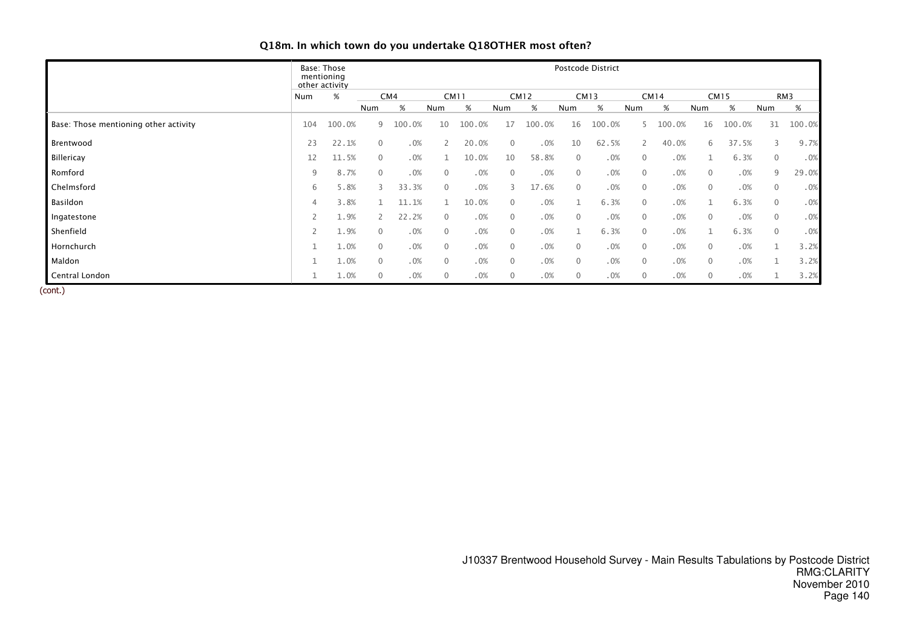## Q18m. In which town do you undertake Q18OTHER most often?

| | Base: Those mentioning other activity | | Postcode District | | | | | | | | | | | | | |
|---|---|---|---|---|---|---|---|---|---|---|---|---|---|---|---|---|
| | | | CM4 | | CM11 | | CM12 | | CM13 | | CM14 | | CM15 | | RM3 | |
| | Num | % | Num | % | Num | % | Num | % | Num | % | Num | % | Num | % | Num | % |
| Base: Those mentioning other activity | 104 | 100.0% | 9 | 100.0% | 10 | 100.0% | 17 | 100.0% | 16 | 100.0% | 5 | 100.0% | 16 | 100.0% | 31 | 100.0% |
| Brentwood | 23 | 22.1% | 0 | .0% | 2 | 20.0% | 0 | .0% | 10 | 62.5% | 2 | 40.0% | 6 | 37.5% | 3 | 9.7% |
| Billericay | 12 | 11.5% | 0 | .0% | 1 | 10.0% | 10 | 58.8% | 0 | .0% | 0 | .0% | 1 | 6.3% | 0 | .0% |
| Romford | 9 | 8.7% | 0 | .0% | 0 | .0% | 0 | .0% | 0 | .0% | 0 | .0% | 0 | .0% | 9 | 29.0% |
| Chelmsford | 6 | 5.8% | 3 | 33.3% | 0 | .0% | 3 | 17.6% | 0 | .0% | 0 | .0% | 0 | .0% | 0 | .0% |
| Basildon | 4 | 3.8% | 1 | 11.1% | 1 | 10.0% | 0 | .0% | 1 | 6.3% | 0 | .0% | 1 | 6.3% | 0 | .0% |
| Ingatestone | 2 | 1.9% | 2 | 22.2% | 0 | .0% | 0 | .0% | 0 | .0% | 0 | .0% | 0 | .0% | 0 | .0% |
| Shenfield | 2 | 1.9% | 0 | .0% | 0 | .0% | 0 | .0% | 1 | 6.3% | 0 | .0% | 1 | 6.3% | 0 | .0% |
| Hornchurch | 1 | 1.0% | 0 | .0% | 0 | .0% | 0 | .0% | 0 | .0% | 0 | .0% | 0 | .0% | 1 | 3.2% |
| Maldon | 1 | 1.0% | 0 | .0% | 0 | .0% | 0 | .0% | 0 | .0% | 0 | .0% | 0 | .0% | 1 | 3.2% |
| Central London | 1 | 1.0% | 0 | .0% | 0 | .0% | 0 | .0% | 0 | .0% | 0 | .0% | 0 | .0% | 1 | 3.2% |

(cont.)

J10337 Brentwood Household Survey - Main Results Tabulations by Postcode District
RMG:CLARITY
November 2010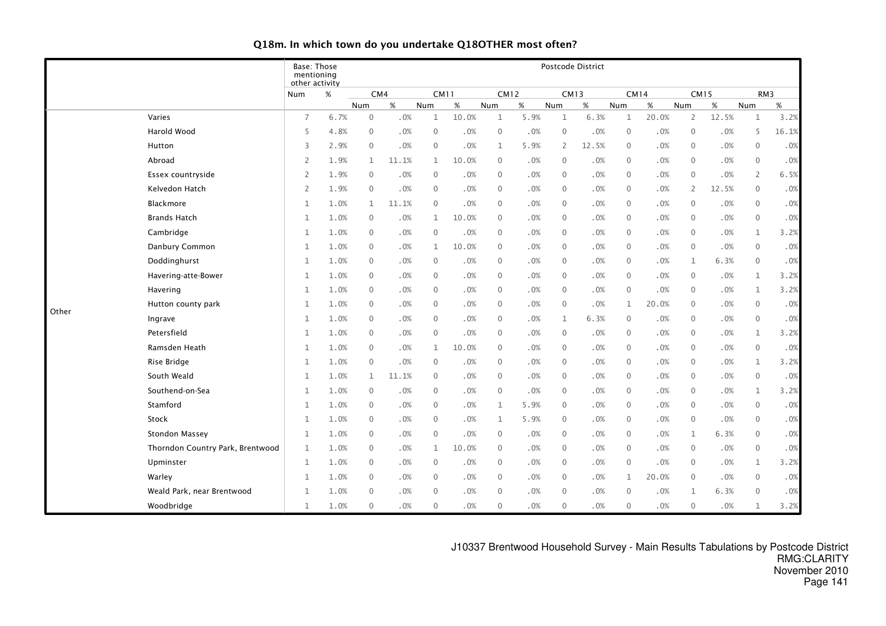## Q18m. In which town do you undertake Q18OTHER most often?

| | | Base: Those mentioning other activity | | Postcode District | | | | | | | | | | | | | |
|---|---|---|---|---|---|---|---|---|---|---|---|---|---|---|---|---|---|
| | | | | CM4 | | CM11 | | CM12 | | CM13 | | CM14 | | CM15 | | RM3 | |
| | | Num | % | Num | % | Num | % | Num | % | Num | % | Num | % | Num | % | Num | % |
| Other | Varies | 7 | 6.7% | 0 | .0% | 1 | 10.0% | 1 | 5.9% | 1 | 6.3% | 1 | 20.0% | 2 | 12.5% | 1 | 3.2% |
| | Harold Wood | 5 | 4.8% | 0 | .0% | 0 | .0% | 0 | .0% | 0 | .0% | 0 | .0% | 0 | .0% | 5 | 16.1% |
| | Hutton | 3 | 2.9% | 0 | .0% | 0 | .0% | 1 | 5.9% | 2 | 12.5% | 0 | .0% | 0 | .0% | 0 | .0% |
| | Abroad | 2 | 1.9% | 1 | 11.1% | 1 | 10.0% | 0 | .0% | 0 | .0% | 0 | .0% | 0 | .0% | 0 | .0% |
| | Essex countryside | 2 | 1.9% | 0 | .0% | 0 | .0% | 0 | .0% | 0 | .0% | 0 | .0% | 0 | .0% | 2 | 6.5% |
| | Kelvedon Hatch | 2 | 1.9% | 0 | .0% | 0 | .0% | 0 | .0% | 0 | .0% | 0 | .0% | 2 | 12.5% | 0 | .0% |
| | Blackmore | 1 | 1.0% | 1 | 11.1% | 0 | .0% | 0 | .0% | 0 | .0% | 0 | .0% | 0 | .0% | 0 | .0% |
| | Brands Hatch | 1 | 1.0% | 0 | .0% | 1 | 10.0% | 0 | .0% | 0 | .0% | 0 | .0% | 0 | .0% | 0 | .0% |
| | Cambridge | 1 | 1.0% | 0 | .0% | 0 | .0% | 0 | .0% | 0 | .0% | 0 | .0% | 0 | .0% | 1 | 3.2% |
| | Danbury Common | 1 | 1.0% | 0 | .0% | 1 | 10.0% | 0 | .0% | 0 | .0% | 0 | .0% | 0 | .0% | 0 | .0% |
| | Doddinghurst | 1 | 1.0% | 0 | .0% | 0 | .0% | 0 | .0% | 0 | .0% | 0 | .0% | 1 | 6.3% | 0 | .0% |
| | Havering-atte-Bower | 1 | 1.0% | 0 | .0% | 0 | .0% | 0 | .0% | 0 | .0% | 0 | .0% | 0 | .0% | 1 | 3.2% |
| | Havering | 1 | 1.0% | 0 | .0% | 0 | .0% | 0 | .0% | 0 | .0% | 0 | .0% | 0 | .0% | 1 | 3.2% |
| | Hutton county park | 1 | 1.0% | 0 | .0% | 0 | .0% | 0 | .0% | 0 | .0% | 1 | 20.0% | 0 | .0% | 0 | .0% |
| | Ingrave | 1 | 1.0% | 0 | .0% | 0 | .0% | 0 | .0% | 1 | 6.3% | 0 | .0% | 0 | .0% | 0 | .0% |
| | Petersfield | 1 | 1.0% | 0 | .0% | 0 | .0% | 0 | .0% | 0 | .0% | 0 | .0% | 0 | .0% | 1 | 3.2% |
| | Ramsden Heath | 1 | 1.0% | 0 | .0% | 1 | 10.0% | 0 | .0% | 0 | .0% | 0 | .0% | 0 | .0% | 0 | .0% |
| | Rise Bridge | 1 | 1.0% | 0 | .0% | 0 | .0% | 0 | .0% | 0 | .0% | 0 | .0% | 0 | .0% | 1 | 3.2% |
| | South Weald | 1 | 1.0% | 1 | 11.1% | 0 | .0% | 0 | .0% | 0 | .0% | 0 | .0% | 0 | .0% | 0 | .0% |
| | Southend-on-Sea | 1 | 1.0% | 0 | .0% | 0 | .0% | 0 | .0% | 0 | .0% | 0 | .0% | 0 | .0% | 1 | 3.2% |
| | Stamford | 1 | 1.0% | 0 | .0% | 0 | .0% | 1 | 5.9% | 0 | .0% | 0 | .0% | 0 | .0% | 0 | .0% |
| | Stock | 1 | 1.0% | 0 | .0% | 0 | .0% | 1 | 5.9% | 0 | .0% | 0 | .0% | 0 | .0% | 0 | .0% |
| | Stondon Massey | 1 | 1.0% | 0 | .0% | 0 | .0% | 0 | .0% | 0 | .0% | 0 | .0% | 1 | 6.3% | 0 | .0% |
| | Thorndon Country Park, Brentwood | 1 | 1.0% | 0 | .0% | 1 | 10.0% | 0 | .0% | 0 | .0% | 0 | .0% | 0 | .0% | 0 | .0% |
| | Upminster | 1 | 1.0% | 0 | .0% | 0 | .0% | 0 | .0% | 0 | .0% | 0 | .0% | 0 | .0% | 1 | 3.2% |
| | Warley | 1 | 1.0% | 0 | .0% | 0 | .0% | 0 | .0% | 0 | .0% | 1 | 20.0% | 0 | .0% | 0 | .0% |
| | Weald Park, near Brentwood | 1 | 1.0% | 0 | .0% | 0 | .0% | 0 | .0% | 0 | .0% | 0 | .0% | 1 | 6.3% | 0 | .0% |
| | Woodbridge | 1 | 1.0% | 0 | .0% | 0 | .0% | 0 | .0% | 0 | .0% | 0 | .0% | 0 | .0% | 1 | 3.2% |

J10337 Brentwood Household Survey - Main Results Tabulations by Postcode District
RMG:CLARITY
November 2010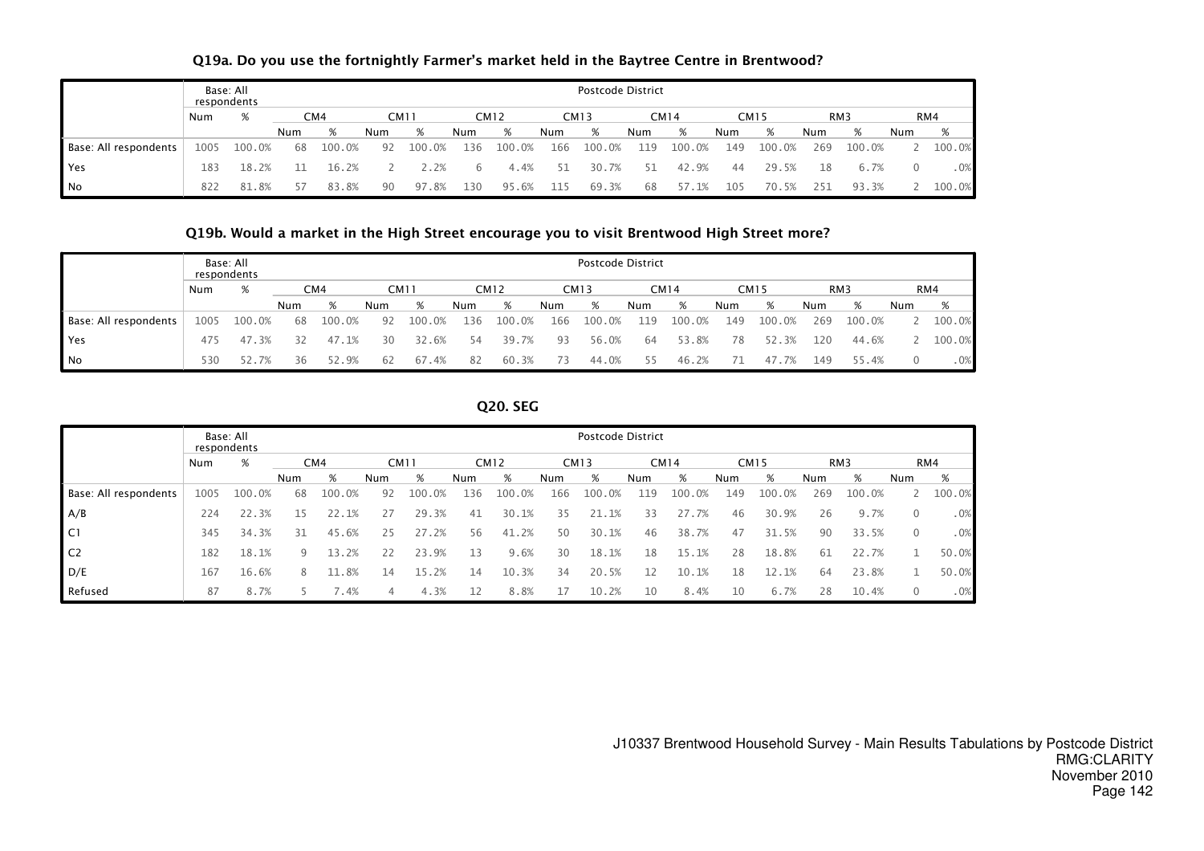### Q19a. Do you use the fortnightly Farmer's market held in the Baytree Centre in Brentwood?

| | Base: All respondents | | Postcode District | | | | | | | | | | | | | | | |
|---|---|---|---|---|---|---|---|---|---|---|---|---|---|---|---|---|---|---|
| | Num | % | CM4 | | CM11 | | CM12 | | CM13 | | CM14 | | CM15 | | RM3 | | RM4 | |
| | | | Num | % | Num | % | Num | % | Num | % | Num | % | Num | % | Num | % | Num | % |
| Base: All respondents | 1005 | 100.0% | 68 | 100.0% | 92 | 100.0% | 136 | 100.0% | 166 | 100.0% | 119 | 100.0% | 149 | 100.0% | 269 | 100.0% | 2 | 100.0% |
| Yes | 183 | 18.2% | 11 | 16.2% | 2 | 2.2% | 6 | 4.4% | 51 | 30.7% | 51 | 42.9% | 44 | 29.5% | 18 | 6.7% | 0 | .0% |
| No | 822 | 81.8% | 57 | 83.8% | 90 | 97.8% | 130 | 95.6% | 115 | 69.3% | 68 | 57.1% | 105 | 70.5% | 251 | 93.3% | 2 | 100.0% |

### Q19b. Would a market in the High Street encourage you to visit Brentwood High Street more?

| | Base: All respondents | | Postcode District | | | | | | | | | | | | | | | |
|---|---|---|---|---|---|---|---|---|---|---|---|---|---|---|---|---|---|---|
| | Num | % | CM4 | | CM11 | | CM12 | | CM13 | | CM14 | | CM15 | | RM3 | | RM4 | |
| | | | Num | % | Num | % | Num | % | Num | % | Num | % | Num | % | Num | % | Num | % |
| Base: All respondents | 1005 | 100.0% | 68 | 100.0% | 92 | 100.0% | 136 | 100.0% | 166 | 100.0% | 119 | 100.0% | 149 | 100.0% | 269 | 100.0% | 2 | 100.0% |
| Yes | 475 | 47.3% | 32 | 47.1% | 30 | 32.6% | 54 | 39.7% | 93 | 56.0% | 64 | 53.8% | 78 | 52.3% | 120 | 44.6% | 2 | 100.0% |
| No | 530 | 52.7% | 36 | 52.9% | 62 | 67.4% | 82 | 60.3% | 73 | 44.0% | 55 | 46.2% | 71 | 47.7% | 149 | 55.4% | 0 | .0% |

### Q20. SEG

| | Base: All respondents | | Postcode District | | | | | | | | | | | | | | | |
|---|---|---|---|---|---|---|---|---|---|---|---|---|---|---|---|---|---|---|
| | Num | % | CM4 | | CM11 | | CM12 | | CM13 | | CM14 | | CM15 | | RM3 | | RM4 | |
| | | | Num | % | Num | % | Num | % | Num | % | Num | % | Num | % | Num | % | Num | % |
| Base: All respondents | 1005 | 100.0% | 68 | 100.0% | 92 | 100.0% | 136 | 100.0% | 166 | 100.0% | 119 | 100.0% | 149 | 100.0% | 269 | 100.0% | 2 | 100.0% |
| A/B | 224 | 22.3% | 15 | 22.1% | 27 | 29.3% | 41 | 30.1% | 35 | 21.1% | 33 | 27.7% | 46 | 30.9% | 26 | 9.7% | 0 | .0% |
| C1 | 345 | 34.3% | 31 | 45.6% | 25 | 27.2% | 56 | 41.2% | 50 | 30.1% | 46 | 38.7% | 47 | 31.5% | 90 | 33.5% | 0 | .0% |
| C2 | 182 | 18.1% | 9 | 13.2% | 22 | 23.9% | 13 | 9.6% | 30 | 18.1% | 18 | 15.1% | 28 | 18.8% | 61 | 22.7% | 1 | 50.0% |
| D/E | 167 | 16.6% | 8 | 11.8% | 14 | 15.2% | 14 | 10.3% | 34 | 20.5% | 12 | 10.1% | 18 | 12.1% | 64 | 23.8% | 1 | 50.0% |
| Refused | 87 | 8.7% | 5 | 7.4% | 4 | 4.3% | 12 | 8.8% | 17 | 10.2% | 10 | 8.4% | 10 | 6.7% | 28 | 10.4% | 0 | .0% |

J10337 Brentwood Household Survey - Main Results Tabulations by Postcode District
RMG:CLARITY
November 2010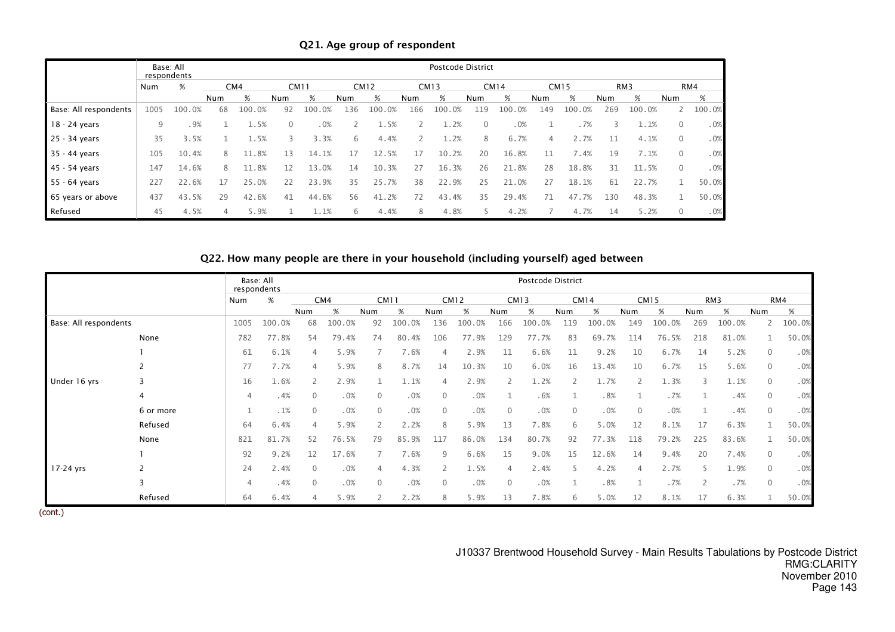## Q21. Age group of respondent

| | Base: All respondents | | Postcode District | | | | | | | | | | | | | | | |
|---|---|---|---|---|---|---|---|---|---|---|---|---|---|---|---|---|---|---|
| | Num | % | CM4 | | CM11 | | CM12 | | CM13 | | CM14 | | CM15 | | RM3 | | RM4 | |
| | | | Num | % | Num | % | Num | % | Num | % | Num | % | Num | % | Num | % | Num | % |
| Base: All respondents | 1005 | 100.0% | 68 | 100.0% | 92 | 100.0% | 136 | 100.0% | 166 | 100.0% | 119 | 100.0% | 149 | 100.0% | 269 | 100.0% | 2 | 100.0% |
| 18 - 24 years | 9 | .9% | 1 | 1.5% | 0 | .0% | 2 | 1.5% | 2 | 1.2% | 0 | .0% | 1 | .7% | 3 | 1.1% | 0 | .0% |
| 25 - 34 years | 35 | 3.5% | 1 | 1.5% | 3 | 3.3% | 6 | 4.4% | 2 | 1.2% | 8 | 6.7% | 4 | 2.7% | 11 | 4.1% | 0 | .0% |
| 35 - 44 years | 105 | 10.4% | 8 | 11.8% | 13 | 14.1% | 17 | 12.5% | 17 | 10.2% | 20 | 16.8% | 11 | 7.4% | 19 | 7.1% | 0 | .0% |
| 45 - 54 years | 147 | 14.6% | 8 | 11.8% | 12 | 13.0% | 14 | 10.3% | 27 | 16.3% | 26 | 21.8% | 28 | 18.8% | 31 | 11.5% | 0 | .0% |
| 55 - 64 years | 227 | 22.6% | 17 | 25.0% | 22 | 23.9% | 35 | 25.7% | 38 | 22.9% | 25 | 21.0% | 27 | 18.1% | 61 | 22.7% | 1 | 50.0% |
| 65 years or above | 437 | 43.5% | 29 | 42.6% | 41 | 44.6% | 56 | 41.2% | 72 | 43.4% | 35 | 29.4% | 71 | 47.7% | 130 | 48.3% | 1 | 50.0% |
| Refused | 45 | 4.5% | 4 | 5.9% | 1 | 1.1% | 6 | 4.4% | 8 | 4.8% | 5 | 4.2% | 7 | 4.7% | 14 | 5.2% | 0 | .0% |

## Q22. How many people are there in your household (including yourself) aged between

| | | Base: All respondents | | Postcode District | | | | | | | | | | | | | | | |
|---|---|---|---|---|---|---|---|---|---|---|---|---|---|---|---|---|---|---|---|
| | | Num | % | CM4 | | CM11 | | CM12 | | CM13 | | CM14 | | CM15 | | RM3 | | RM4 | |
| | | | | Num | % | Num | % | Num | % | Num | % | Num | % | Num | % | Num | % | Num | % |
| Base: All respondents | | 1005 | 100.0% | 68 | 100.0% | 92 | 100.0% | 136 | 100.0% | 166 | 100.0% | 119 | 100.0% | 149 | 100.0% | 269 | 100.0% | 2 | 100.0% |
| Under 16 yrs | None | 782 | 77.8% | 54 | 79.4% | 74 | 80.4% | 106 | 77.9% | 129 | 77.7% | 83 | 69.7% | 114 | 76.5% | 218 | 81.0% | 1 | 50.0% |
| | 1 | 61 | 6.1% | 4 | 5.9% | 7 | 7.6% | 4 | 2.9% | 11 | 6.6% | 11 | 9.2% | 10 | 6.7% | 14 | 5.2% | 0 | .0% |
| | 2 | 77 | 7.7% | 4 | 5.9% | 8 | 8.7% | 14 | 10.3% | 10 | 6.0% | 16 | 13.4% | 10 | 6.7% | 15 | 5.6% | 0 | .0% |
| | 3 | 16 | 1.6% | 2 | 2.9% | 1 | 1.1% | 4 | 2.9% | 2 | 1.2% | 2 | 1.7% | 2 | 1.3% | 3 | 1.1% | 0 | .0% |
| | 4 | 4 | .4% | 0 | .0% | 0 | .0% | 0 | .0% | 1 | .6% | 1 | .8% | 1 | .7% | 1 | .4% | 0 | .0% |
| | 6 or more | 1 | .1% | 0 | .0% | 0 | .0% | 0 | .0% | 0 | .0% | 0 | .0% | 0 | .0% | 1 | .4% | 0 | .0% |
| | Refused | 64 | 6.4% | 4 | 5.9% | 2 | 2.2% | 8 | 5.9% | 13 | 7.8% | 6 | 5.0% | 12 | 8.1% | 17 | 6.3% | 1 | 50.0% |
| 17-24 yrs | None | 821 | 81.7% | 52 | 76.5% | 79 | 85.9% | 117 | 86.0% | 134 | 80.7% | 92 | 77.3% | 118 | 79.2% | 225 | 83.6% | 1 | 50.0% |
| | 1 | 92 | 9.2% | 12 | 17.6% | 7 | 7.6% | 9 | 6.6% | 15 | 9.0% | 15 | 12.6% | 14 | 9.4% | 20 | 7.4% | 0 | .0% |
| | 2 | 24 | 2.4% | 0 | .0% | 4 | 4.3% | 2 | 1.5% | 4 | 2.4% | 5 | 4.2% | 4 | 2.7% | 5 | 1.9% | 0 | .0% |
| | 3 | 4 | .4% | 0 | .0% | 0 | .0% | 0 | .0% | 0 | .0% | 1 | .8% | 1 | .7% | 2 | .7% | 0 | .0% |
| | Refused | 64 | 6.4% | 4 | 5.9% | 2 | 2.2% | 8 | 5.9% | 13 | 7.8% | 6 | 5.0% | 12 | 8.1% | 17 | 6.3% | 1 | 50.0% |

(cont.)

J10337 Brentwood Household Survey - Main Results Tabulations by Postcode District
RMG:CLARITY
November 2010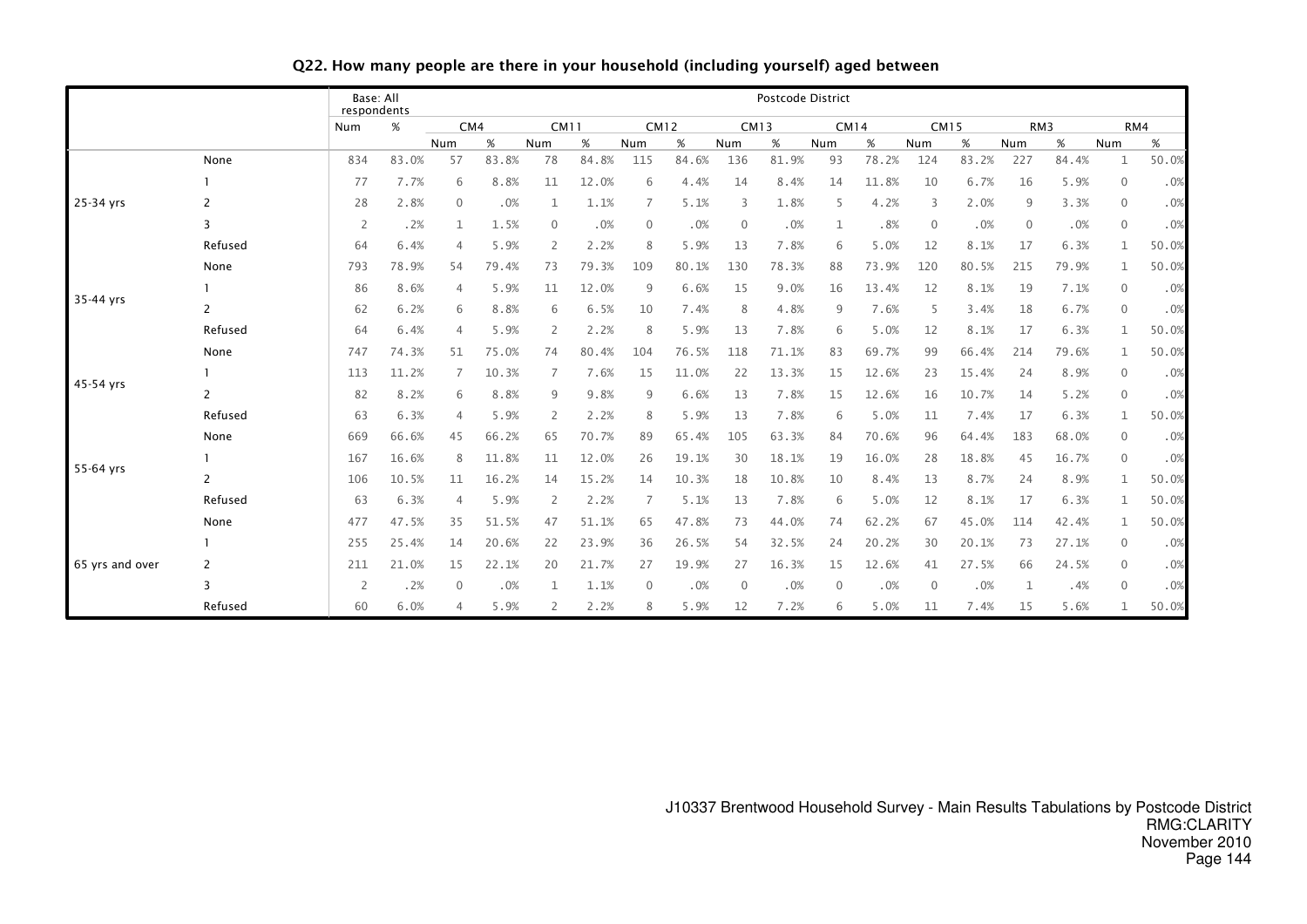### Q22. How many people are there in your household (including yourself) aged between

| | | Base: All respondents | | Postcode District | | | | | | | | | | | | | | | |
|---|---|---|---|---|---|---|---|---|---|---|---|---|---|---|---|---|---|---|---|
| | | | | CM4 | | CM11 | | CM12 | | CM13 | | CM14 | | CM15 | | RM3 | | RM4 | |
| | | Num | % | Num | % | Num | % | Num | % | Num | % | Num | % | Num | % | Num | % | Num | % |
| 25-34 yrs | None | 834 | 83.0% | 57 | 83.8% | 78 | 84.8% | 115 | 84.6% | 136 | 81.9% | 93 | 78.2% | 124 | 83.2% | 227 | 84.4% | 1 | 50.0% |
| | 1 | 77 | 7.7% | 6 | 8.8% | 11 | 12.0% | 6 | 4.4% | 14 | 8.4% | 14 | 11.8% | 10 | 6.7% | 16 | 5.9% | 0 | .0% |
| | 2 | 28 | 2.8% | 0 | .0% | 1 | 1.1% | 7 | 5.1% | 3 | 1.8% | 5 | 4.2% | 3 | 2.0% | 9 | 3.3% | 0 | .0% |
| | 3 | 2 | .2% | 1 | 1.5% | 0 | .0% | 0 | .0% | 0 | .0% | 1 | .8% | 0 | .0% | 0 | .0% | 0 | .0% |
| | Refused | 64 | 6.4% | 4 | 5.9% | 2 | 2.2% | 8 | 5.9% | 13 | 7.8% | 6 | 5.0% | 12 | 8.1% | 17 | 6.3% | 1 | 50.0% |
| 35-44 yrs | None | 793 | 78.9% | 54 | 79.4% | 73 | 79.3% | 109 | 80.1% | 130 | 78.3% | 88 | 73.9% | 120 | 80.5% | 215 | 79.9% | 1 | 50.0% |
| | 1 | 86 | 8.6% | 4 | 5.9% | 11 | 12.0% | 9 | 6.6% | 15 | 9.0% | 16 | 13.4% | 12 | 8.1% | 19 | 7.1% | 0 | .0% |
| | 2 | 62 | 6.2% | 6 | 8.8% | 6 | 6.5% | 10 | 7.4% | 8 | 4.8% | 9 | 7.6% | 5 | 3.4% | 18 | 6.7% | 0 | .0% |
| | Refused | 64 | 6.4% | 4 | 5.9% | 2 | 2.2% | 8 | 5.9% | 13 | 7.8% | 6 | 5.0% | 12 | 8.1% | 17 | 6.3% | 1 | 50.0% |
| 45-54 yrs | None | 747 | 74.3% | 51 | 75.0% | 74 | 80.4% | 104 | 76.5% | 118 | 71.1% | 83 | 69.7% | 99 | 66.4% | 214 | 79.6% | 1 | 50.0% |
| | 1 | 113 | 11.2% | 7 | 10.3% | 7 | 7.6% | 15 | 11.0% | 22 | 13.3% | 15 | 12.6% | 23 | 15.4% | 24 | 8.9% | 0 | .0% |
| | 2 | 82 | 8.2% | 6 | 8.8% | 9 | 9.8% | 9 | 6.6% | 13 | 7.8% | 15 | 12.6% | 16 | 10.7% | 14 | 5.2% | 0 | .0% |
| | Refused | 63 | 6.3% | 4 | 5.9% | 2 | 2.2% | 8 | 5.9% | 13 | 7.8% | 6 | 5.0% | 11 | 7.4% | 17 | 6.3% | 1 | 50.0% |
| 55-64 yrs | None | 669 | 66.6% | 45 | 66.2% | 65 | 70.7% | 89 | 65.4% | 105 | 63.3% | 84 | 70.6% | 96 | 64.4% | 183 | 68.0% | 0 | .0% |
| | 1 | 167 | 16.6% | 8 | 11.8% | 11 | 12.0% | 26 | 19.1% | 30 | 18.1% | 19 | 16.0% | 28 | 18.8% | 45 | 16.7% | 0 | .0% |
| | 2 | 106 | 10.5% | 11 | 16.2% | 14 | 15.2% | 14 | 10.3% | 18 | 10.8% | 10 | 8.4% | 13 | 8.7% | 24 | 8.9% | 1 | 50.0% |
| | Refused | 63 | 6.3% | 4 | 5.9% | 2 | 2.2% | 7 | 5.1% | 13 | 7.8% | 6 | 5.0% | 12 | 8.1% | 17 | 6.3% | 1 | 50.0% |
| 65 yrs and over | None | 477 | 47.5% | 35 | 51.5% | 47 | 51.1% | 65 | 47.8% | 73 | 44.0% | 74 | 62.2% | 67 | 45.0% | 114 | 42.4% | 1 | 50.0% |
| | 1 | 255 | 25.4% | 14 | 20.6% | 22 | 23.9% | 36 | 26.5% | 54 | 32.5% | 24 | 20.2% | 30 | 20.1% | 73 | 27.1% | 0 | .0% |
| | 2 | 211 | 21.0% | 15 | 22.1% | 20 | 21.7% | 27 | 19.9% | 27 | 16.3% | 15 | 12.6% | 41 | 27.5% | 66 | 24.5% | 0 | .0% |
| | 3 | 2 | .2% | 0 | .0% | 1 | 1.1% | 0 | .0% | 0 | .0% | 0 | .0% | 0 | .0% | 1 | .4% | 0 | .0% |
| | Refused | 60 | 6.0% | 4 | 5.9% | 2 | 2.2% | 8 | 5.9% | 12 | 7.2% | 6 | 5.0% | 11 | 7.4% | 15 | 5.6% | 1 | 50.0% |

J10337 Brentwood Household Survey - Main Results Tabulations by Postcode District
RMG:CLARITY
November 2010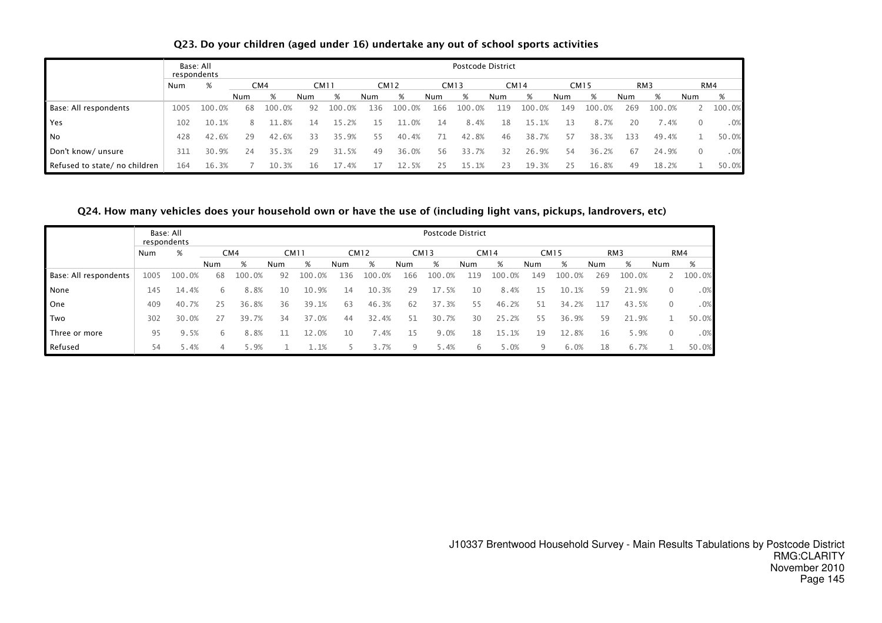### Q23. Do your children (aged under 16) undertake any out of school sports activities

| | Base: All respondents | | Postcode District | | | | | | | | | | | | | | | |
|---|---|---|---|---|---|---|---|---|---|---|---|---|---|---|---|---|---|---|
| | | | CM4 | | CM11 | | CM12 | | CM13 | | CM14 | | CM15 | | RM3 | | RM4 | |
| | Num | % | Num | % | Num | % | Num | % | Num | % | Num | % | Num | % | Num | % | Num | % |
| Base: All respondents | 1005 | 100.0% | 68 | 100.0% | 92 | 100.0% | 136 | 100.0% | 166 | 100.0% | 119 | 100.0% | 149 | 100.0% | 269 | 100.0% | 2 | 100.0% |
| Yes | 102 | 10.1% | 8 | 11.8% | 14 | 15.2% | 15 | 11.0% | 14 | 8.4% | 18 | 15.1% | 13 | 8.7% | 20 | 7.4% | 0 | .0% |
| No | 428 | 42.6% | 29 | 42.6% | 33 | 35.9% | 55 | 40.4% | 71 | 42.8% | 46 | 38.7% | 57 | 38.3% | 133 | 49.4% | 1 | 50.0% |
| Don't know/ unsure | 311 | 30.9% | 24 | 35.3% | 29 | 31.5% | 49 | 36.0% | 56 | 33.7% | 32 | 26.9% | 54 | 36.2% | 67 | 24.9% | 0 | .0% |
| Refused to state/ no children | 164 | 16.3% | 7 | 10.3% | 16 | 17.4% | 17 | 12.5% | 25 | 15.1% | 23 | 19.3% | 25 | 16.8% | 49 | 18.2% | 1 | 50.0% |

### Q24. How many vehicles does your household own or have the use of (including light vans, pickups, landrovers, etc)

| | Base: All respondents | | Postcode District | | | | | | | | | | | | | | | |
|---|---|---|---|---|---|---|---|---|---|---|---|---|---|---|---|---|---|---|
| | | | CM4 | | CM11 | | CM12 | | CM13 | | CM14 | | CM15 | | RM3 | | RM4 | |
| | Num | % | Num | % | Num | % | Num | % | Num | % | Num | % | Num | % | Num | % | Num | % |
| Base: All respondents | 1005 | 100.0% | 68 | 100.0% | 92 | 100.0% | 136 | 100.0% | 166 | 100.0% | 119 | 100.0% | 149 | 100.0% | 269 | 100.0% | 2 | 100.0% |
| None | 145 | 14.4% | 6 | 8.8% | 10 | 10.9% | 14 | 10.3% | 29 | 17.5% | 10 | 8.4% | 15 | 10.1% | 59 | 21.9% | 0 | .0% |
| One | 409 | 40.7% | 25 | 36.8% | 36 | 39.1% | 63 | 46.3% | 62 | 37.3% | 55 | 46.2% | 51 | 34.2% | 117 | 43.5% | 0 | .0% |
| Two | 302 | 30.0% | 27 | 39.7% | 34 | 37.0% | 44 | 32.4% | 51 | 30.7% | 30 | 25.2% | 55 | 36.9% | 59 | 21.9% | 1 | 50.0% |
| Three or more | 95 | 9.5% | 6 | 8.8% | 11 | 12.0% | 10 | 7.4% | 15 | 9.0% | 18 | 15.1% | 19 | 12.8% | 16 | 5.9% | 0 | .0% |
| Refused | 54 | 5.4% | 4 | 5.9% | 1 | 1.1% | 5 | 3.7% | 9 | 5.4% | 6 | 5.0% | 9 | 6.0% | 18 | 6.7% | 1 | 50.0% |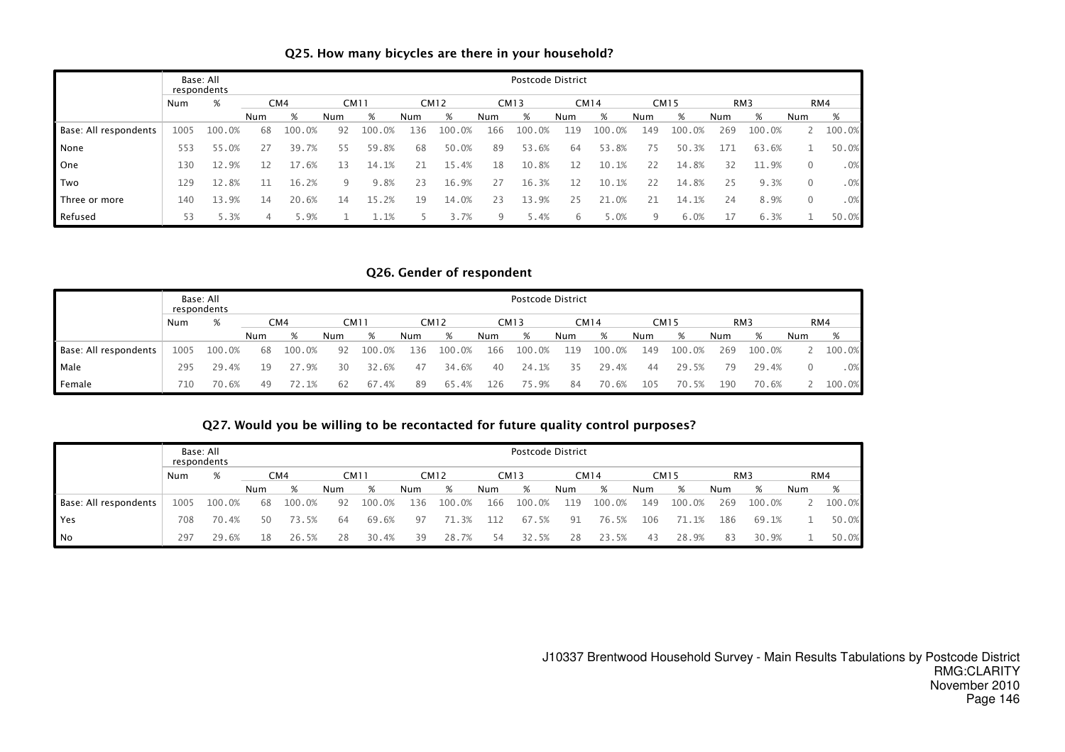### Q25. How many bicycles are there in your household?

| | Base: All respondents | | Postcode District | | | | | | | | | | | | | | | |
|---|---|---|---|---|---|---|---|---|---|---|---|---|---|---|---|---|---|---|
| | Num | % | CM4 | | CM11 | | CM12 | | CM13 | | CM14 | | CM15 | | RM3 | | RM4 | |
| | | | Num | % | Num | % | Num | % | Num | % | Num | % | Num | % | Num | % | Num | % |
| Base: All respondents | 1005 | 100.0% | 68 | 100.0% | 92 | 100.0% | 136 | 100.0% | 166 | 100.0% | 119 | 100.0% | 149 | 100.0% | 269 | 100.0% | 2 | 100.0% |
| None | 553 | 55.0% | 27 | 39.7% | 55 | 59.8% | 68 | 50.0% | 89 | 53.6% | 64 | 53.8% | 75 | 50.3% | 171 | 63.6% | 1 | 50.0% |
| One | 130 | 12.9% | 12 | 17.6% | 13 | 14.1% | 21 | 15.4% | 18 | 10.8% | 12 | 10.1% | 22 | 14.8% | 32 | 11.9% | 0 | .0% |
| Two | 129 | 12.8% | 11 | 16.2% | 9 | 9.8% | 23 | 16.9% | 27 | 16.3% | 12 | 10.1% | 22 | 14.8% | 25 | 9.3% | 0 | .0% |
| Three or more | 140 | 13.9% | 14 | 20.6% | 14 | 15.2% | 19 | 14.0% | 23 | 13.9% | 25 | 21.0% | 21 | 14.1% | 24 | 8.9% | 0 | .0% |
| Refused | 53 | 5.3% | 4 | 5.9% | 1 | 1.1% | 5 | 3.7% | 9 | 5.4% | 6 | 5.0% | 9 | 6.0% | 17 | 6.3% | 1 | 50.0% |

### Q26. Gender of respondent

| | Base: All respondents | | Postcode District | | | | | | | | | | | | | | | |
|---|---|---|---|---|---|---|---|---|---|---|---|---|---|---|---|---|---|---|
| | Num | % | CM4 | | CM11 | | CM12 | | CM13 | | CM14 | | CM15 | | RM3 | | RM4 | |
| | | | Num | % | Num | % | Num | % | Num | % | Num | % | Num | % | Num | % | Num | % |
| Base: All respondents | 1005 | 100.0% | 68 | 100.0% | 92 | 100.0% | 136 | 100.0% | 166 | 100.0% | 119 | 100.0% | 149 | 100.0% | 269 | 100.0% | 2 | 100.0% |
| Male | 295 | 29.4% | 19 | 27.9% | 30 | 32.6% | 47 | 34.6% | 40 | 24.1% | 35 | 29.4% | 44 | 29.5% | 79 | 29.4% | 0 | .0% |
| Female | 710 | 70.6% | 49 | 72.1% | 62 | 67.4% | 89 | 65.4% | 126 | 75.9% | 84 | 70.6% | 105 | 70.5% | 190 | 70.6% | 2 | 100.0% |

### Q27. Would you be willing to be recontacted for future quality control purposes?

| | Base: All respondents | | Postcode District | | | | | | | | | | | | | | | |
|---|---|---|---|---|---|---|---|---|---|---|---|---|---|---|---|---|---|---|
| | Num | % | CM4 | | CM11 | | CM12 | | CM13 | | CM14 | | CM15 | | RM3 | | RM4 | |
| | | | Num | % | Num | % | Num | % | Num | % | Num | % | Num | % | Num | % | Num | % |
| Base: All respondents | 1005 | 100.0% | 68 | 100.0% | 92 | 100.0% | 136 | 100.0% | 166 | 100.0% | 119 | 100.0% | 149 | 100.0% | 269 | 100.0% | 2 | 100.0% |
| Yes | 708 | 70.4% | 50 | 73.5% | 64 | 69.6% | 97 | 71.3% | 112 | 67.5% | 91 | 76.5% | 106 | 71.1% | 186 | 69.1% | 1 | 50.0% |
| No | 297 | 29.6% | 18 | 26.5% | 28 | 30.4% | 39 | 28.7% | 54 | 32.5% | 28 | 23.5% | 43 | 28.9% | 83 | 30.9% | 1 | 50.0% |

J10337 Brentwood Household Survey - Main Results Tabulations by Postcode District
RMG:CLARITY
November 2010